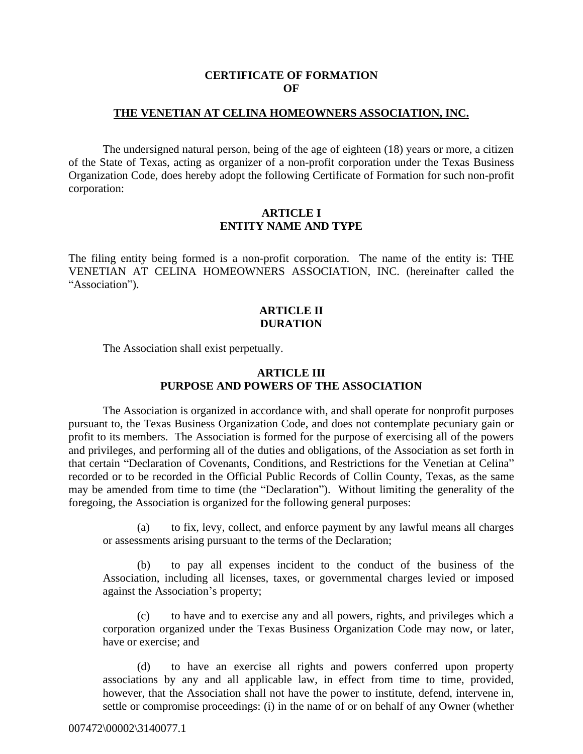# CERTIFICATE OF FORMATION OF

## THE VENETIAN AT CELINA HOMEOWNERS ASSOCIATION, INC.

The undersigned natural person, being of the age of eighteen (18) years or more, a citizen of the State of Texas, acting as organizer of a non-profit corporation under the Texas Business Organization Code, does hereby adopt the following Certificate of Formation for such non-profit corporation:

### ARTICLE I
### ENTITY NAME AND TYPE

The filing entity being formed is a non-profit corporation. The name of the entity is: THE VENETIAN AT CELINA HOMEOWNERS ASSOCIATION, INC. (hereinafter called the "Association").

### ARTICLE II
### DURATION

The Association shall exist perpetually.

### ARTICLE III
### PURPOSE AND POWERS OF THE ASSOCIATION

The Association is organized in accordance with, and shall operate for nonprofit purposes pursuant to, the Texas Business Organization Code, and does not contemplate pecuniary gain or profit to its members. The Association is formed for the purpose of exercising all of the powers and privileges, and performing all of the duties and obligations, of the Association as set forth in that certain "Declaration of Covenants, Conditions, and Restrictions for the Venetian at Celina" recorded or to be recorded in the Official Public Records of Collin County, Texas, as the same may be amended from time to time (the "Declaration"). Without limiting the generality of the foregoing, the Association is organized for the following general purposes:

(a) to fix, levy, collect, and enforce payment by any lawful means all charges or assessments arising pursuant to the terms of the Declaration;

(b) to pay all expenses incident to the conduct of the business of the Association, including all licenses, taxes, or governmental charges levied or imposed against the Association's property;

(c) to have and to exercise any and all powers, rights, and privileges which a corporation organized under the Texas Business Organization Code may now, or later, have or exercise; and

(d) to have an exercise all rights and powers conferred upon property associations by any and all applicable law, in effect from time to time, provided, however, that the Association shall not have the power to institute, defend, intervene in, settle or compromise proceedings: (i) in the name of or on behalf of any Owner (whether

007472\00002\3140077.1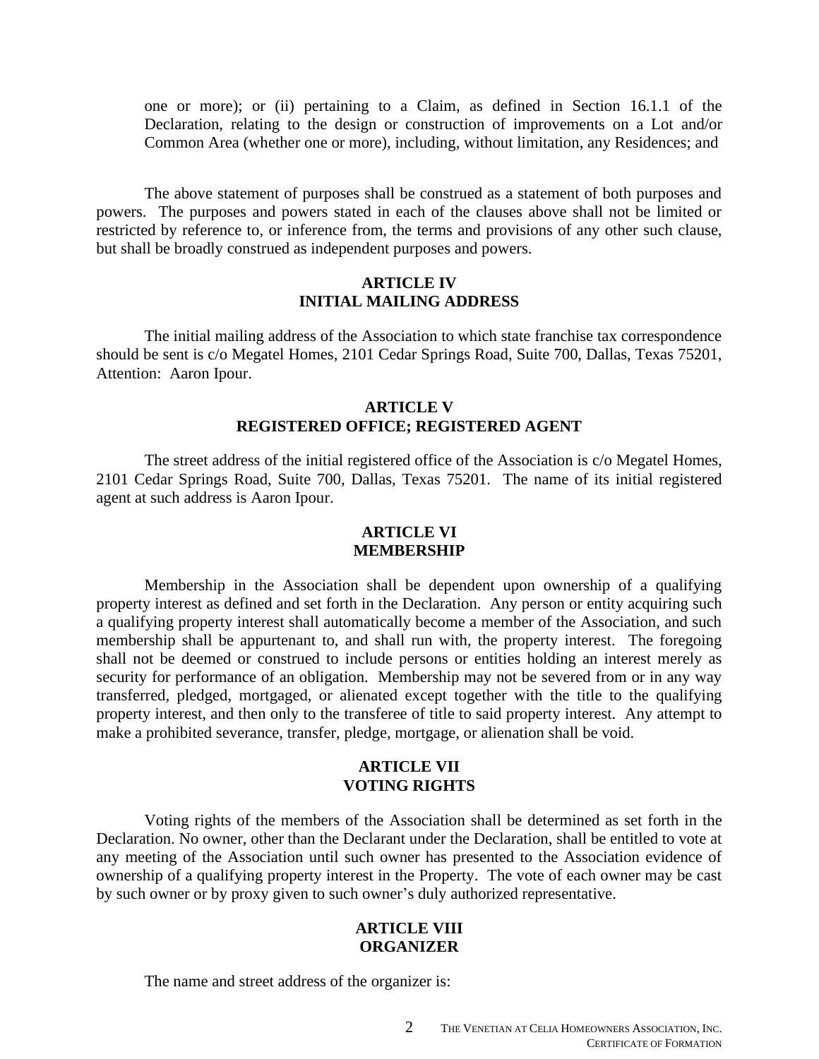one or more); or (ii) pertaining to a Claim, as defined in Section 16.1.1 of the Declaration, relating to the design or construction of improvements on a Lot and/or Common Area (whether one or more), including, without limitation, any Residences; and

The above statement of purposes shall be construed as a statement of both purposes and powers. The purposes and powers stated in each of the clauses above shall not be limited or restricted by reference to, or inference from, the terms and provisions of any other such clause, but shall be broadly construed as independent purposes and powers.

## ARTICLE IV
## INITIAL MAILING ADDRESS

The initial mailing address of the Association to which state franchise tax correspondence should be sent is c/o Megatel Homes, 2101 Cedar Springs Road, Suite 700, Dallas, Texas 75201, Attention: Aaron Ipour.

## ARTICLE V
## REGISTERED OFFICE; REGISTERED AGENT

The street address of the initial registered office of the Association is c/o Megatel Homes, 2101 Cedar Springs Road, Suite 700, Dallas, Texas 75201. The name of its initial registered agent at such address is Aaron Ipour.

## ARTICLE VI
## MEMBERSHIP

Membership in the Association shall be dependent upon ownership of a qualifying property interest as defined and set forth in the Declaration. Any person or entity acquiring such a qualifying property interest shall automatically become a member of the Association, and such membership shall be appurtenant to, and shall run with, the property interest. The foregoing shall not be deemed or construed to include persons or entities holding an interest merely as security for performance of an obligation. Membership may not be severed from or in any way transferred, pledged, mortgaged, or alienated except together with the title to the qualifying property interest, and then only to the transferee of title to said property interest. Any attempt to make a prohibited severance, transfer, pledge, mortgage, or alienation shall be void.

## ARTICLE VII
## VOTING RIGHTS

Voting rights of the members of the Association shall be determined as set forth in the Declaration. No owner, other than the Declarant under the Declaration, shall be entitled to vote at any meeting of the Association until such owner has presented to the Association evidence of ownership of a qualifying property interest in the Property. The vote of each owner may be cast by such owner or by proxy given to such owner's duly authorized representative.

## ARTICLE VIII
## ORGANIZER

The name and street address of the organizer is: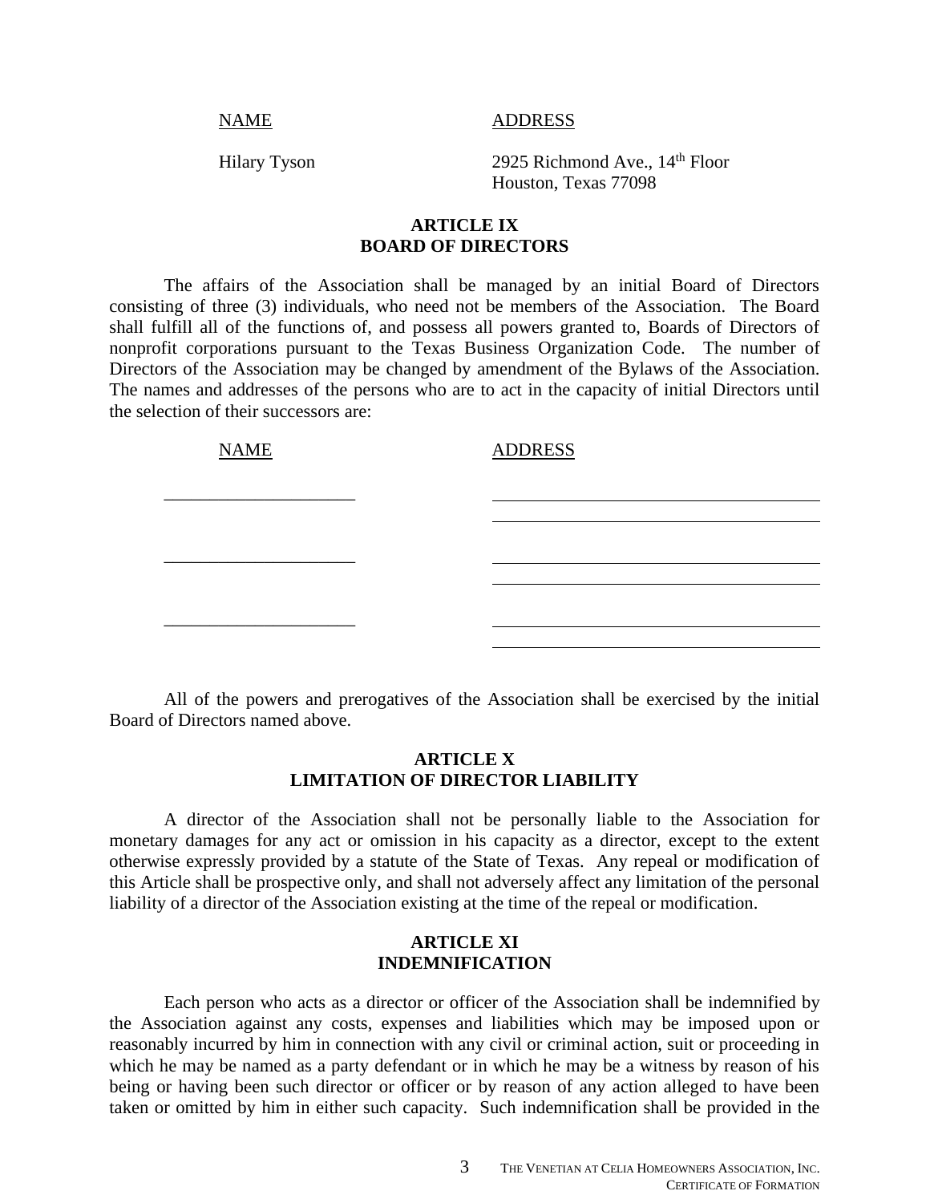| NAME | ADDRESS |
| --- | --- |
| Hilary Tyson | 2925 Richmond Ave., 14th Floor<br>Houston, Texas 77098 |

## ARTICLE IX
## BOARD OF DIRECTORS

The affairs of the Association shall be managed by an initial Board of Directors consisting of three (3) individuals, who need not be members of the Association. The Board shall fulfill all of the functions of, and possess all powers granted to, Boards of Directors of nonprofit corporations pursuant to the Texas Business Organization Code. The number of Directors of the Association may be changed by amendment of the Bylaws of the Association. The names and addresses of the persons who are to act in the capacity of initial Directors until the selection of their successors are:

| NAME | ADDRESS |
| --- | --- |
| ____________________ | ________________________________<br>________________________________ |
| ____________________ | ________________________________<br>________________________________ |
| ____________________ | ________________________________<br>________________________________ |

All of the powers and prerogatives of the Association shall be exercised by the initial Board of Directors named above.

## ARTICLE X
## LIMITATION OF DIRECTOR LIABILITY

A director of the Association shall not be personally liable to the Association for monetary damages for any act or omission in his capacity as a director, except to the extent otherwise expressly provided by a statute of the State of Texas. Any repeal or modification of this Article shall be prospective only, and shall not adversely affect any limitation of the personal liability of a director of the Association existing at the time of the repeal or modification.

## ARTICLE XI
## INDEMNIFICATION

Each person who acts as a director or officer of the Association shall be indemnified by the Association against any costs, expenses and liabilities which may be imposed upon or reasonably incurred by him in connection with any civil or criminal action, suit or proceeding in which he may be named as a party defendant or in which he may be a witness by reason of his being or having been such director or officer or by reason of any action alleged to have been taken or omitted by him in either such capacity. Such indemnification shall be provided in the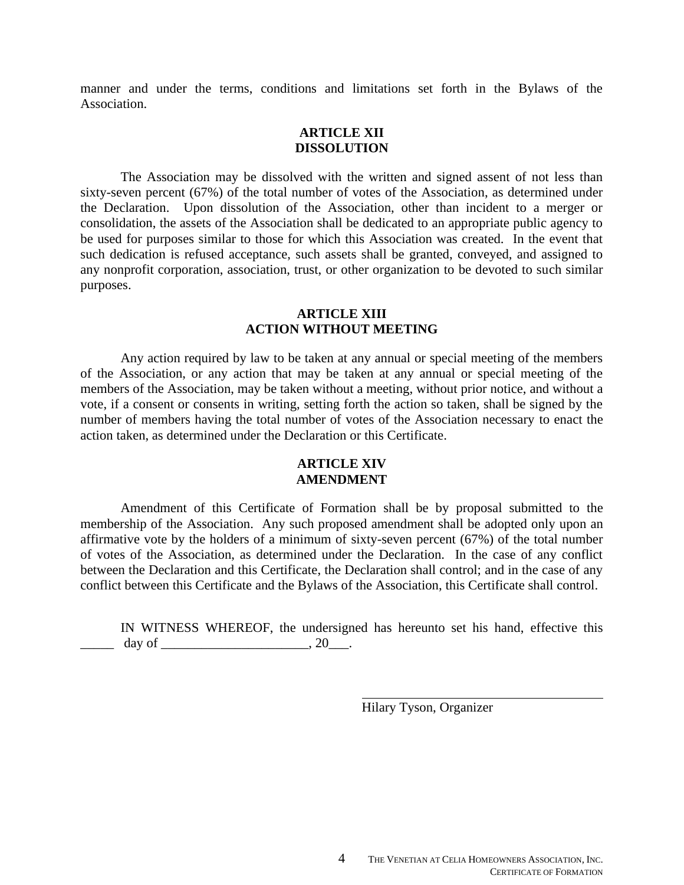manner and under the terms, conditions and limitations set forth in the Bylaws of the Association.

## ARTICLE XII
## DISSOLUTION

The Association may be dissolved with the written and signed assent of not less than sixty-seven percent (67%) of the total number of votes of the Association, as determined under the Declaration. Upon dissolution of the Association, other than incident to a merger or consolidation, the assets of the Association shall be dedicated to an appropriate public agency to be used for purposes similar to those for which this Association was created. In the event that such dedication is refused acceptance, such assets shall be granted, conveyed, and assigned to any nonprofit corporation, association, trust, or other organization to be devoted to such similar purposes.

## ARTICLE XIII
## ACTION WITHOUT MEETING

Any action required by law to be taken at any annual or special meeting of the members of the Association, or any action that may be taken at any annual or special meeting of the members of the Association, may be taken without a meeting, without prior notice, and without a vote, if a consent or consents in writing, setting forth the action so taken, shall be signed by the number of members having the total number of votes of the Association necessary to enact the action taken, as determined under the Declaration or this Certificate.

## ARTICLE XIV
## AMENDMENT

Amendment of this Certificate of Formation shall be by proposal submitted to the membership of the Association. Any such proposed amendment shall be adopted only upon an affirmative vote by the holders of a minimum of sixty-seven percent (67%) of the total number of votes of the Association, as determined under the Declaration. In the case of any conflict between the Declaration and this Certificate, the Declaration shall control; and in the case of any conflict between this Certificate and the Bylaws of the Association, this Certificate shall control.

IN WITNESS WHEREOF, the undersigned has hereunto set his hand, effective this _____ day of ______________________, 20___.

______________________________________
Hilary Tyson, Organizer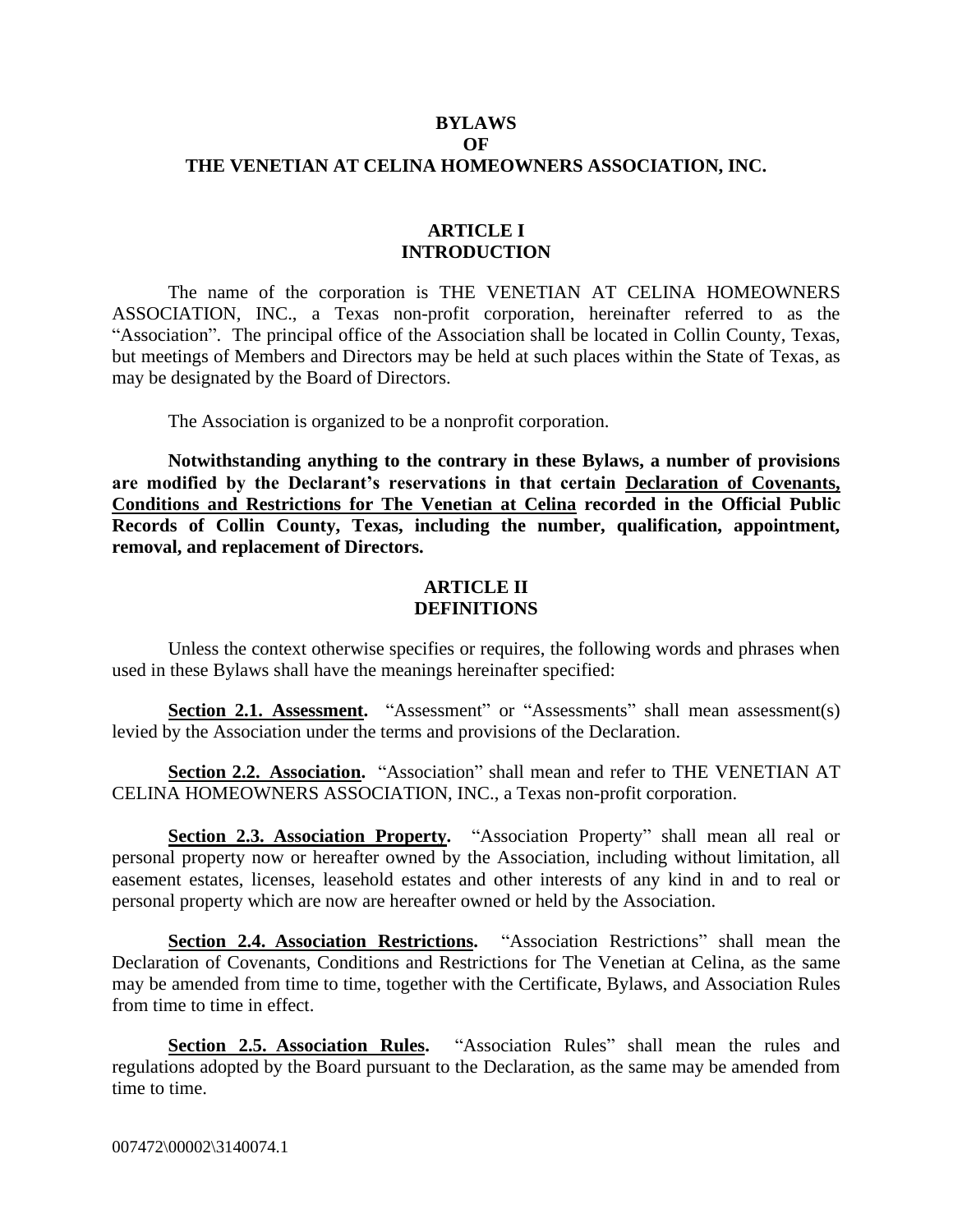# BYLAWS
# OF
# THE VENETIAN AT CELINA HOMEOWNERS ASSOCIATION, INC.

## ARTICLE I
## INTRODUCTION

The name of the corporation is THE VENETIAN AT CELINA HOMEOWNERS ASSOCIATION, INC., a Texas non-profit corporation, hereinafter referred to as the "Association". The principal office of the Association shall be located in Collin County, Texas, but meetings of Members and Directors may be held at such places within the State of Texas, as may be designated by the Board of Directors.

The Association is organized to be a nonprofit corporation.

**Notwithstanding anything to the contrary in these Bylaws, a number of provisions are modified by the Declarant's reservations in that certain <u>Declaration of Covenants, Conditions and Restrictions for The Venetian at Celina</u> recorded in the Official Public Records of Collin County, Texas, including the number, qualification, appointment, removal, and replacement of Directors.**

## ARTICLE II
## DEFINITIONS

Unless the context otherwise specifies or requires, the following words and phrases when used in these Bylaws shall have the meanings hereinafter specified:

**<u>Section 2.1. Assessment</u>.** "Assessment" or "Assessments" shall mean assessment(s) levied by the Association under the terms and provisions of the Declaration.

**<u>Section 2.2. Association</u>.** "Association" shall mean and refer to THE VENETIAN AT CELINA HOMEOWNERS ASSOCIATION, INC., a Texas non-profit corporation.

**<u>Section 2.3. Association Property</u>.** "Association Property" shall mean all real or personal property now or hereafter owned by the Association, including without limitation, all easement estates, licenses, leasehold estates and other interests of any kind in and to real or personal property which are now are hereafter owned or held by the Association.

**<u>Section 2.4. Association Restrictions</u>.** "Association Restrictions" shall mean the Declaration of Covenants, Conditions and Restrictions for The Venetian at Celina, as the same may be amended from time to time, together with the Certificate, Bylaws, and Association Rules from time to time in effect.

**<u>Section 2.5. Association Rules</u>.** "Association Rules" shall mean the rules and regulations adopted by the Board pursuant to the Declaration, as the same may be amended from time to time.

007472\00002\3140074.1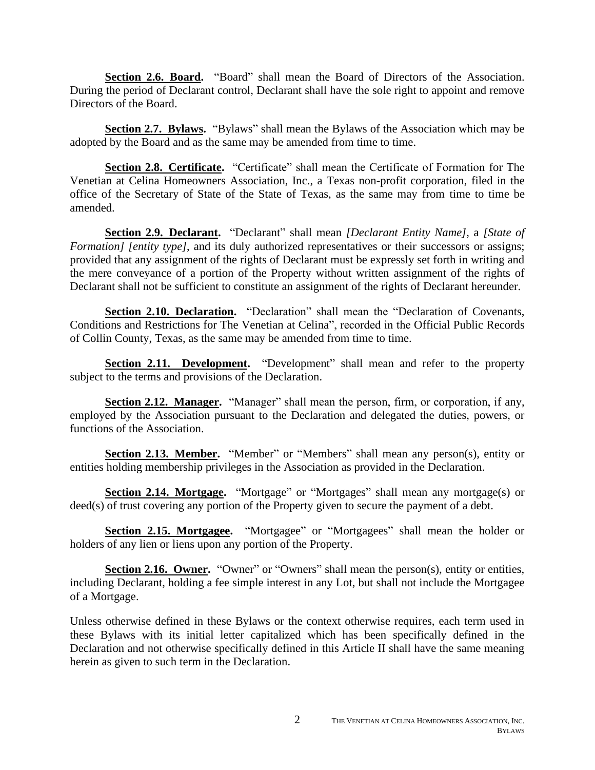**<u>Section 2.6. Board</u>.** "Board" shall mean the Board of Directors of the Association. During the period of Declarant control, Declarant shall have the sole right to appoint and remove Directors of the Board.

**<u>Section 2.7. Bylaws</u>.** "Bylaws" shall mean the Bylaws of the Association which may be adopted by the Board and as the same may be amended from time to time.

**<u>Section 2.8. Certificate</u>.** "Certificate" shall mean the Certificate of Formation for The Venetian at Celina Homeowners Association, Inc., a Texas non-profit corporation, filed in the office of the Secretary of State of the State of Texas, as the same may from time to time be amended.

**<u>Section 2.9. Declarant</u>.** "Declarant" shall mean *[Declarant Entity Name]*, a *[State of Formation] [entity type]*, and its duly authorized representatives or their successors or assigns; provided that any assignment of the rights of Declarant must be expressly set forth in writing and the mere conveyance of a portion of the Property without written assignment of the rights of Declarant shall not be sufficient to constitute an assignment of the rights of Declarant hereunder.

**<u>Section 2.10. Declaration</u>.** "Declaration" shall mean the "Declaration of Covenants, Conditions and Restrictions for The Venetian at Celina", recorded in the Official Public Records of Collin County, Texas, as the same may be amended from time to time.

**<u>Section 2.11. Development</u>.** "Development" shall mean and refer to the property subject to the terms and provisions of the Declaration.

**<u>Section 2.12. Manager</u>.** "Manager" shall mean the person, firm, or corporation, if any, employed by the Association pursuant to the Declaration and delegated the duties, powers, or functions of the Association.

**<u>Section 2.13. Member</u>.** "Member" or "Members" shall mean any person(s), entity or entities holding membership privileges in the Association as provided in the Declaration.

**<u>Section 2.14. Mortgage</u>.** "Mortgage" or "Mortgages" shall mean any mortgage(s) or deed(s) of trust covering any portion of the Property given to secure the payment of a debt.

**<u>Section 2.15. Mortgagee</u>.** "Mortgagee" or "Mortgagees" shall mean the holder or holders of any lien or liens upon any portion of the Property.

**<u>Section 2.16. Owner</u>.** "Owner" or "Owners" shall mean the person(s), entity or entities, including Declarant, holding a fee simple interest in any Lot, but shall not include the Mortgagee of a Mortgage.

Unless otherwise defined in these Bylaws or the context otherwise requires, each term used in these Bylaws with its initial letter capitalized which has been specifically defined in the Declaration and not otherwise specifically defined in this Article II shall have the same meaning herein as given to such term in the Declaration.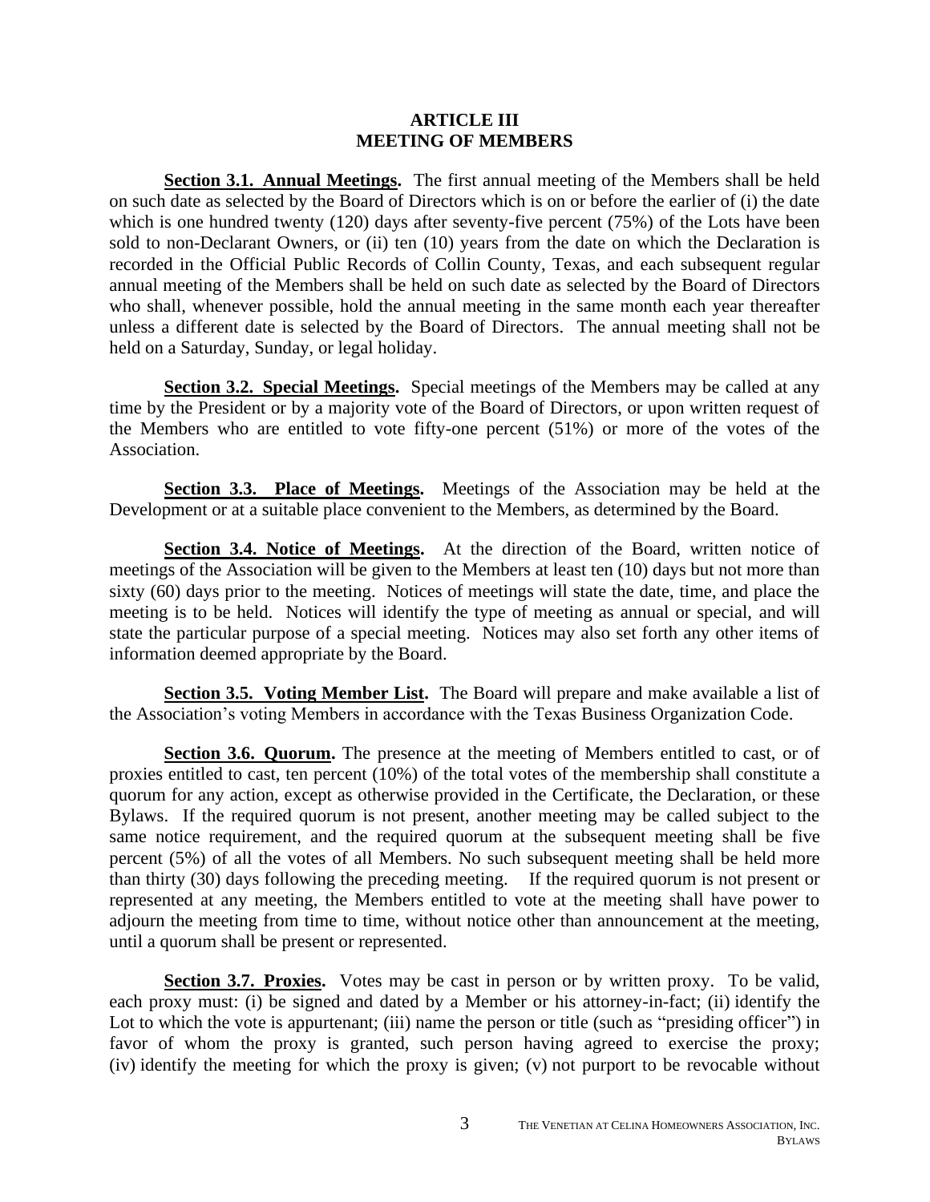## ARTICLE III
## MEETING OF MEMBERS

**Section 3.1. Annual Meetings.** The first annual meeting of the Members shall be held on such date as selected by the Board of Directors which is on or before the earlier of (i) the date which is one hundred twenty (120) days after seventy-five percent (75%) of the Lots have been sold to non-Declarant Owners, or (ii) ten (10) years from the date on which the Declaration is recorded in the Official Public Records of Collin County, Texas, and each subsequent regular annual meeting of the Members shall be held on such date as selected by the Board of Directors who shall, whenever possible, hold the annual meeting in the same month each year thereafter unless a different date is selected by the Board of Directors. The annual meeting shall not be held on a Saturday, Sunday, or legal holiday.

**Section 3.2. Special Meetings.** Special meetings of the Members may be called at any time by the President or by a majority vote of the Board of Directors, or upon written request of the Members who are entitled to vote fifty-one percent (51%) or more of the votes of the Association.

**Section 3.3. Place of Meetings.** Meetings of the Association may be held at the Development or at a suitable place convenient to the Members, as determined by the Board.

**Section 3.4. Notice of Meetings.** At the direction of the Board, written notice of meetings of the Association will be given to the Members at least ten (10) days but not more than sixty (60) days prior to the meeting. Notices of meetings will state the date, time, and place the meeting is to be held. Notices will identify the type of meeting as annual or special, and will state the particular purpose of a special meeting. Notices may also set forth any other items of information deemed appropriate by the Board.

**Section 3.5. Voting Member List.** The Board will prepare and make available a list of the Association's voting Members in accordance with the Texas Business Organization Code.

**Section 3.6. Quorum.** The presence at the meeting of Members entitled to cast, or of proxies entitled to cast, ten percent (10%) of the total votes of the membership shall constitute a quorum for any action, except as otherwise provided in the Certificate, the Declaration, or these Bylaws. If the required quorum is not present, another meeting may be called subject to the same notice requirement, and the required quorum at the subsequent meeting shall be five percent (5%) of all the votes of all Members. No such subsequent meeting shall be held more than thirty (30) days following the preceding meeting. If the required quorum is not present or represented at any meeting, the Members entitled to vote at the meeting shall have power to adjourn the meeting from time to time, without notice other than announcement at the meeting, until a quorum shall be present or represented.

**Section 3.7. Proxies.** Votes may be cast in person or by written proxy. To be valid, each proxy must: (i) be signed and dated by a Member or his attorney-in-fact; (ii) identify the Lot to which the vote is appurtenant; (iii) name the person or title (such as "presiding officer") in favor of whom the proxy is granted, such person having agreed to exercise the proxy; (iv) identify the meeting for which the proxy is given; (v) not purport to be revocable without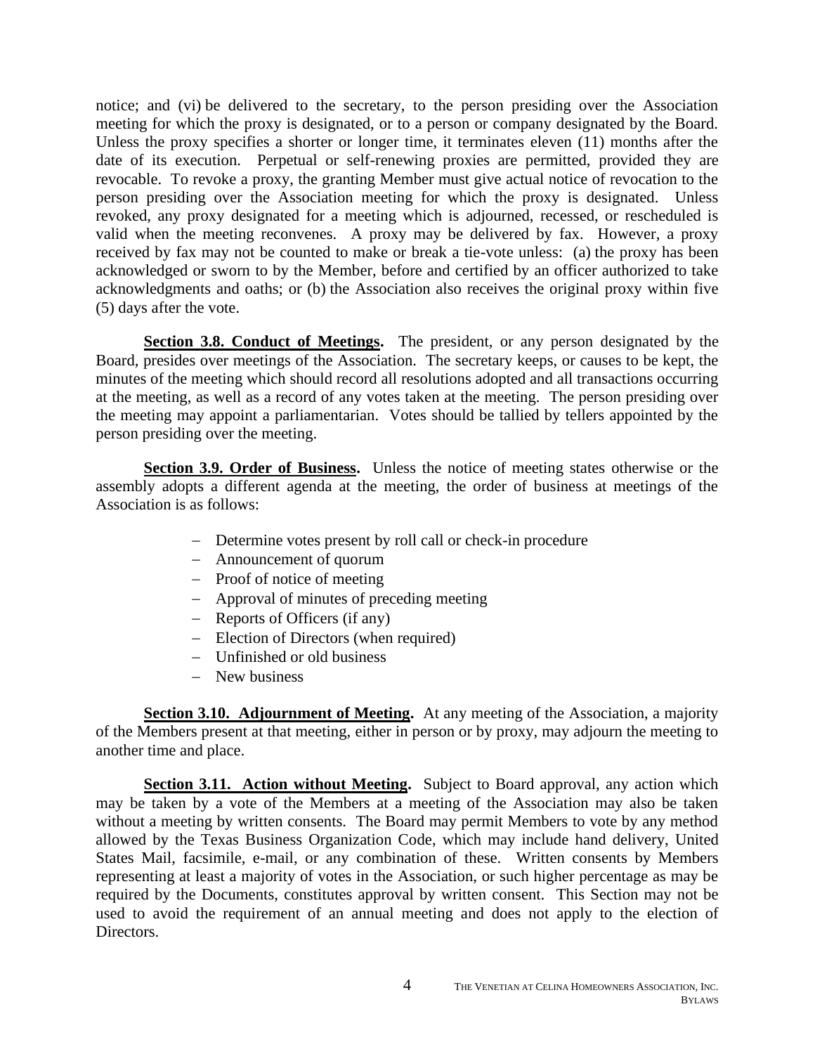notice; and (vi) be delivered to the secretary, to the person presiding over the Association meeting for which the proxy is designated, or to a person or company designated by the Board. Unless the proxy specifies a shorter or longer time, it terminates eleven (11) months after the date of its execution. Perpetual or self-renewing proxies are permitted, provided they are revocable. To revoke a proxy, the granting Member must give actual notice of revocation to the person presiding over the Association meeting for which the proxy is designated. Unless revoked, any proxy designated for a meeting which is adjourned, recessed, or rescheduled is valid when the meeting reconvenes. A proxy may be delivered by fax. However, a proxy received by fax may not be counted to make or break a tie-vote unless: (a) the proxy has been acknowledged or sworn to by the Member, before and certified by an officer authorized to take acknowledgments and oaths; or (b) the Association also receives the original proxy within five (5) days after the vote.

**Section 3.8. Conduct of Meetings.** The president, or any person designated by the Board, presides over meetings of the Association. The secretary keeps, or causes to be kept, the minutes of the meeting which should record all resolutions adopted and all transactions occurring at the meeting, as well as a record of any votes taken at the meeting. The person presiding over the meeting may appoint a parliamentarian. Votes should be tallied by tellers appointed by the person presiding over the meeting.

**Section 3.9. Order of Business.** Unless the notice of meeting states otherwise or the assembly adopts a different agenda at the meeting, the order of business at meetings of the Association is as follows:

- Determine votes present by roll call or check-in procedure
- Announcement of quorum
- Proof of notice of meeting
- Approval of minutes of preceding meeting
- Reports of Officers (if any)
- Election of Directors (when required)
- Unfinished or old business
- New business

**Section 3.10. Adjournment of Meeting.** At any meeting of the Association, a majority of the Members present at that meeting, either in person or by proxy, may adjourn the meeting to another time and place.

**Section 3.11. Action without Meeting.** Subject to Board approval, any action which may be taken by a vote of the Members at a meeting of the Association may also be taken without a meeting by written consents. The Board may permit Members to vote by any method allowed by the Texas Business Organization Code, which may include hand delivery, United States Mail, facsimile, e-mail, or any combination of these. Written consents by Members representing at least a majority of votes in the Association, or such higher percentage as may be required by the Documents, constitutes approval by written consent. This Section may not be used to avoid the requirement of an annual meeting and does not apply to the election of Directors.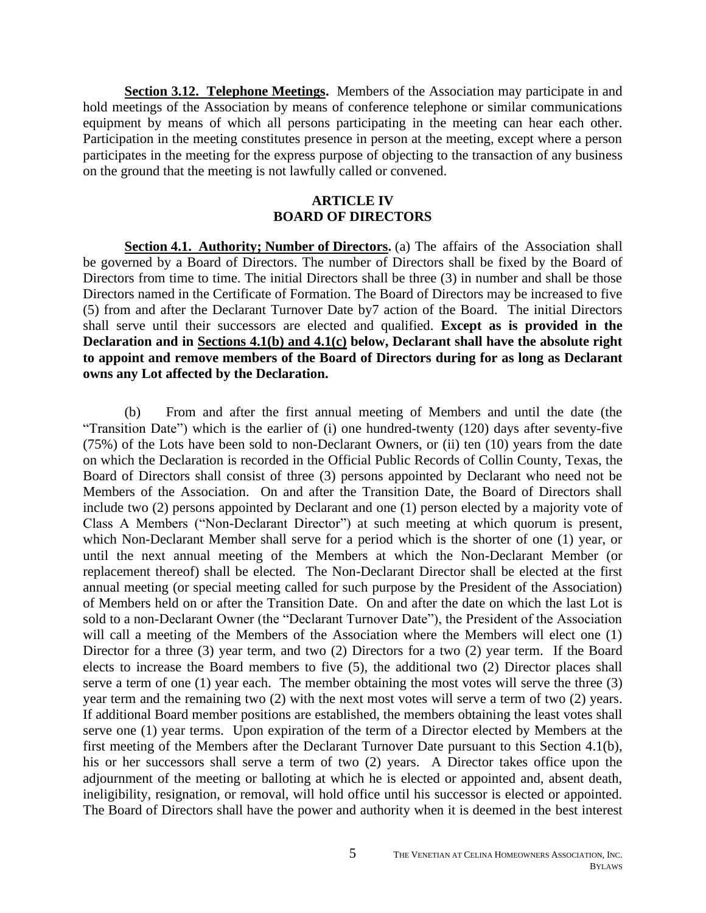**Section 3.12. Telephone Meetings.** Members of the Association may participate in and hold meetings of the Association by means of conference telephone or similar communications equipment by means of which all persons participating in the meeting can hear each other. Participation in the meeting constitutes presence in person at the meeting, except where a person participates in the meeting for the express purpose of objecting to the transaction of any business on the ground that the meeting is not lawfully called or convened.

## ARTICLE IV
## BOARD OF DIRECTORS

**Section 4.1. Authority; Number of Directors.** (a) The affairs of the Association shall be governed by a Board of Directors. The number of Directors shall be fixed by the Board of Directors from time to time. The initial Directors shall be three (3) in number and shall be those Directors named in the Certificate of Formation. The Board of Directors may be increased to five (5) from and after the Declarant Turnover Date by7 action of the Board. The initial Directors shall serve until their successors are elected and qualified. **Except as is provided in the Declaration and in Sections 4.1(b) and 4.1(c) below, Declarant shall have the absolute right to appoint and remove members of the Board of Directors during for as long as Declarant owns any Lot affected by the Declaration.**

(b) From and after the first annual meeting of Members and until the date (the "Transition Date") which is the earlier of (i) one hundred-twenty (120) days after seventy-five (75%) of the Lots have been sold to non-Declarant Owners, or (ii) ten (10) years from the date on which the Declaration is recorded in the Official Public Records of Collin County, Texas, the Board of Directors shall consist of three (3) persons appointed by Declarant who need not be Members of the Association. On and after the Transition Date, the Board of Directors shall include two (2) persons appointed by Declarant and one (1) person elected by a majority vote of Class A Members ("Non-Declarant Director") at such meeting at which quorum is present, which Non-Declarant Member shall serve for a period which is the shorter of one (1) year, or until the next annual meeting of the Members at which the Non-Declarant Member (or replacement thereof) shall be elected. The Non-Declarant Director shall be elected at the first annual meeting (or special meeting called for such purpose by the President of the Association) of Members held on or after the Transition Date. On and after the date on which the last Lot is sold to a non-Declarant Owner (the "Declarant Turnover Date"), the President of the Association will call a meeting of the Members of the Association where the Members will elect one (1) Director for a three (3) year term, and two (2) Directors for a two (2) year term. If the Board elects to increase the Board members to five (5), the additional two (2) Director places shall serve a term of one (1) year each. The member obtaining the most votes will serve the three (3) year term and the remaining two (2) with the next most votes will serve a term of two (2) years. If additional Board member positions are established, the members obtaining the least votes shall serve one (1) year terms. Upon expiration of the term of a Director elected by Members at the first meeting of the Members after the Declarant Turnover Date pursuant to this Section 4.1(b), his or her successors shall serve a term of two (2) years. A Director takes office upon the adjournment of the meeting or balloting at which he is elected or appointed and, absent death, ineligibility, resignation, or removal, will hold office until his successor is elected or appointed. The Board of Directors shall have the power and authority when it is deemed in the best interest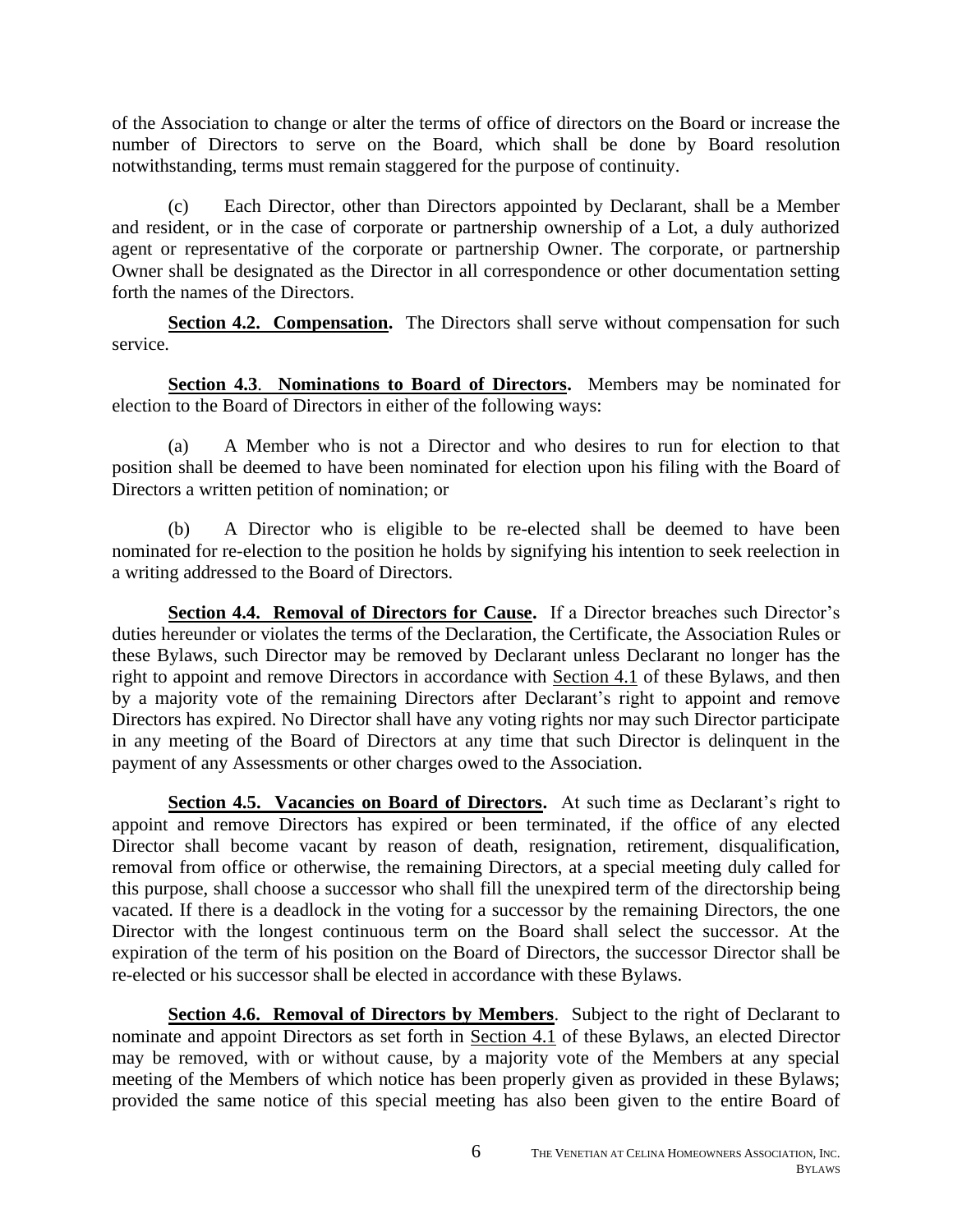of the Association to change or alter the terms of office of directors on the Board or increase the number of Directors to serve on the Board, which shall be done by Board resolution notwithstanding, terms must remain staggered for the purpose of continuity.

(c) Each Director, other than Directors appointed by Declarant, shall be a Member and resident, or in the case of corporate or partnership ownership of a Lot, a duly authorized agent or representative of the corporate or partnership Owner. The corporate, or partnership Owner shall be designated as the Director in all correspondence or other documentation setting forth the names of the Directors.

**Section 4.2. Compensation.** The Directors shall serve without compensation for such service.

**Section 4.3. Nominations to Board of Directors.** Members may be nominated for election to the Board of Directors in either of the following ways:

(a) A Member who is not a Director and who desires to run for election to that position shall be deemed to have been nominated for election upon his filing with the Board of Directors a written petition of nomination; or

(b) A Director who is eligible to be re-elected shall be deemed to have been nominated for re-election to the position he holds by signifying his intention to seek reelection in a writing addressed to the Board of Directors.

**Section 4.4. Removal of Directors for Cause.** If a Director breaches such Director's duties hereunder or violates the terms of the Declaration, the Certificate, the Association Rules or these Bylaws, such Director may be removed by Declarant unless Declarant no longer has the right to appoint and remove Directors in accordance with Section 4.1 of these Bylaws, and then by a majority vote of the remaining Directors after Declarant's right to appoint and remove Directors has expired. No Director shall have any voting rights nor may such Director participate in any meeting of the Board of Directors at any time that such Director is delinquent in the payment of any Assessments or other charges owed to the Association.

**Section 4.5. Vacancies on Board of Directors.** At such time as Declarant's right to appoint and remove Directors has expired or been terminated, if the office of any elected Director shall become vacant by reason of death, resignation, retirement, disqualification, removal from office or otherwise, the remaining Directors, at a special meeting duly called for this purpose, shall choose a successor who shall fill the unexpired term of the directorship being vacated. If there is a deadlock in the voting for a successor by the remaining Directors, the one Director with the longest continuous term on the Board shall select the successor. At the expiration of the term of his position on the Board of Directors, the successor Director shall be re-elected or his successor shall be elected in accordance with these Bylaws.

**Section 4.6. Removal of Directors by Members.** Subject to the right of Declarant to nominate and appoint Directors as set forth in Section 4.1 of these Bylaws, an elected Director may be removed, with or without cause, by a majority vote of the Members at any special meeting of the Members of which notice has been properly given as provided in these Bylaws; provided the same notice of this special meeting has also been given to the entire Board of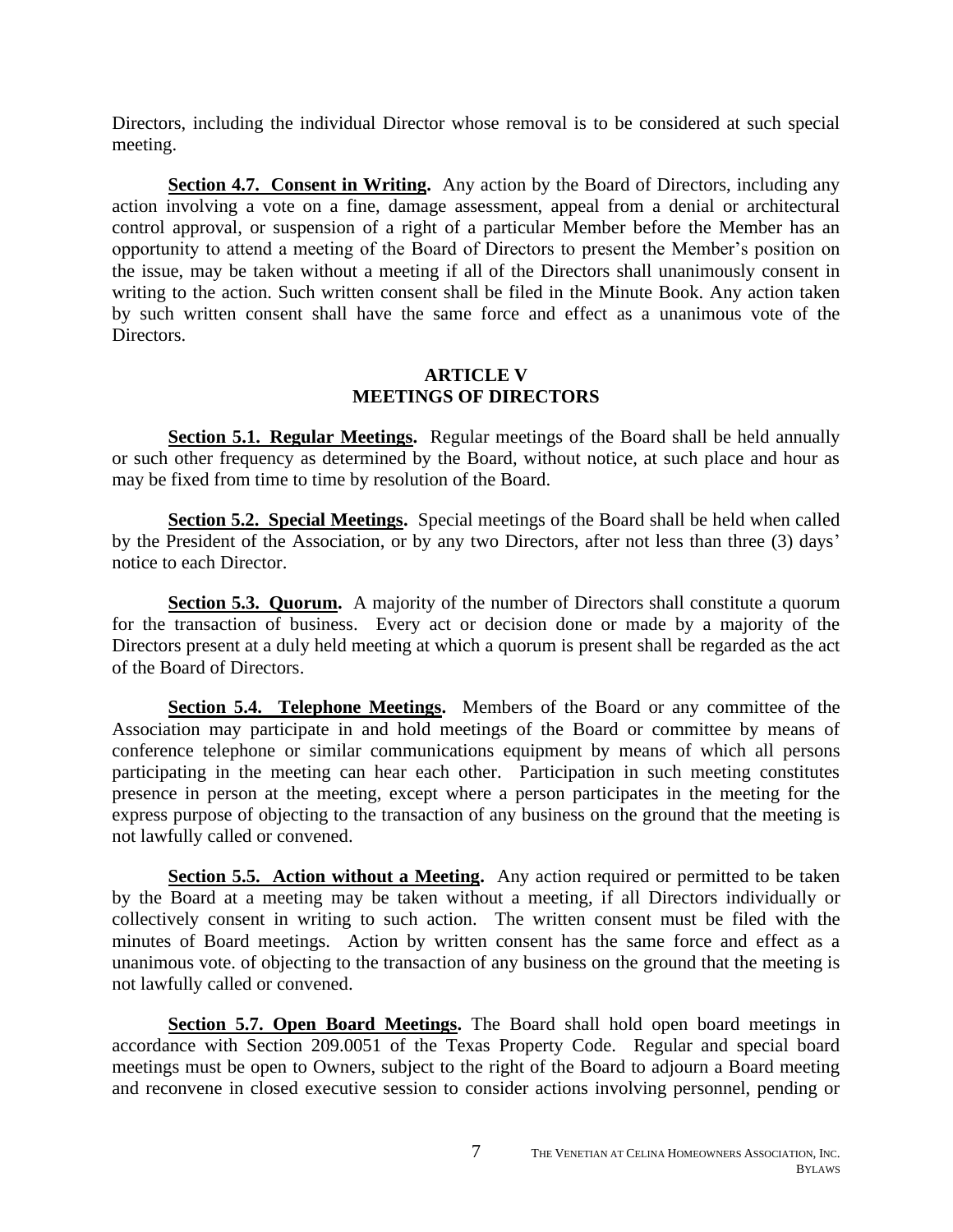Directors, including the individual Director whose removal is to be considered at such special meeting.

**Section 4.7. Consent in Writing.** Any action by the Board of Directors, including any action involving a vote on a fine, damage assessment, appeal from a denial or architectural control approval, or suspension of a right of a particular Member before the Member has an opportunity to attend a meeting of the Board of Directors to present the Member's position on the issue, may be taken without a meeting if all of the Directors shall unanimously consent in writing to the action. Such written consent shall be filed in the Minute Book. Any action taken by such written consent shall have the same force and effect as a unanimous vote of the Directors.

## ARTICLE V
## MEETINGS OF DIRECTORS

**Section 5.1. Regular Meetings.** Regular meetings of the Board shall be held annually or such other frequency as determined by the Board, without notice, at such place and hour as may be fixed from time to time by resolution of the Board.

**Section 5.2. Special Meetings.** Special meetings of the Board shall be held when called by the President of the Association, or by any two Directors, after not less than three (3) days' notice to each Director.

**Section 5.3. Quorum.** A majority of the number of Directors shall constitute a quorum for the transaction of business. Every act or decision done or made by a majority of the Directors present at a duly held meeting at which a quorum is present shall be regarded as the act of the Board of Directors.

**Section 5.4. Telephone Meetings.** Members of the Board or any committee of the Association may participate in and hold meetings of the Board or committee by means of conference telephone or similar communications equipment by means of which all persons participating in the meeting can hear each other. Participation in such meeting constitutes presence in person at the meeting, except where a person participates in the meeting for the express purpose of objecting to the transaction of any business on the ground that the meeting is not lawfully called or convened.

**Section 5.5. Action without a Meeting.** Any action required or permitted to be taken by the Board at a meeting may be taken without a meeting, if all Directors individually or collectively consent in writing to such action. The written consent must be filed with the minutes of Board meetings. Action by written consent has the same force and effect as a unanimous vote. of objecting to the transaction of any business on the ground that the meeting is not lawfully called or convened.

**Section 5.7. Open Board Meetings.** The Board shall hold open board meetings in accordance with Section 209.0051 of the Texas Property Code. Regular and special board meetings must be open to Owners, subject to the right of the Board to adjourn a Board meeting and reconvene in closed executive session to consider actions involving personnel, pending or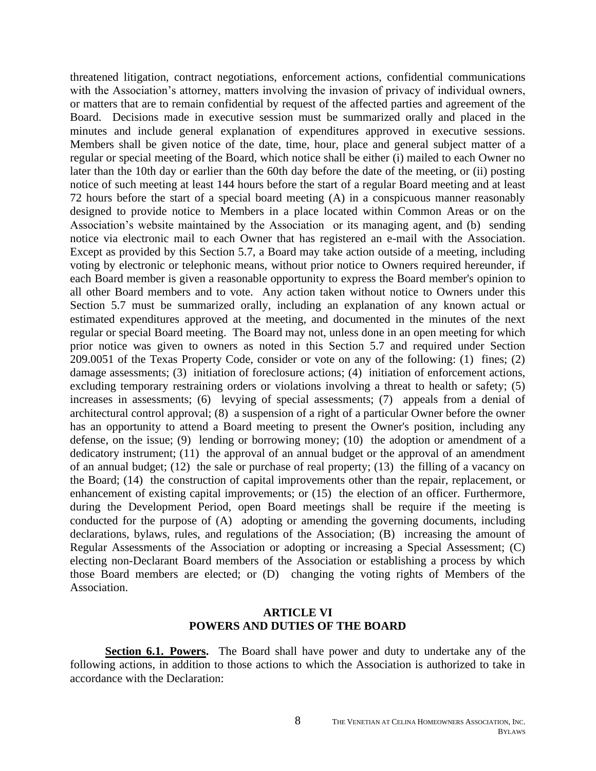threatened litigation, contract negotiations, enforcement actions, confidential communications with the Association's attorney, matters involving the invasion of privacy of individual owners, or matters that are to remain confidential by request of the affected parties and agreement of the Board. Decisions made in executive session must be summarized orally and placed in the minutes and include general explanation of expenditures approved in executive sessions. Members shall be given notice of the date, time, hour, place and general subject matter of a regular or special meeting of the Board, which notice shall be either (i) mailed to each Owner no later than the 10th day or earlier than the 60th day before the date of the meeting, or (ii) posting notice of such meeting at least 144 hours before the start of a regular Board meeting and at least 72 hours before the start of a special board meeting (A) in a conspicuous manner reasonably designed to provide notice to Members in a place located within Common Areas or on the Association's website maintained by the Association or its managing agent, and (b) sending notice via electronic mail to each Owner that has registered an e-mail with the Association. Except as provided by this Section 5.7, a Board may take action outside of a meeting, including voting by electronic or telephonic means, without prior notice to Owners required hereunder, if each Board member is given a reasonable opportunity to express the Board member's opinion to all other Board members and to vote. Any action taken without notice to Owners under this Section 5.7 must be summarized orally, including an explanation of any known actual or estimated expenditures approved at the meeting, and documented in the minutes of the next regular or special Board meeting. The Board may not, unless done in an open meeting for which prior notice was given to owners as noted in this Section 5.7 and required under Section 209.0051 of the Texas Property Code, consider or vote on any of the following: (1) fines; (2) damage assessments; (3) initiation of foreclosure actions; (4) initiation of enforcement actions, excluding temporary restraining orders or violations involving a threat to health or safety; (5) increases in assessments; (6) levying of special assessments; (7) appeals from a denial of architectural control approval; (8) a suspension of a right of a particular Owner before the owner has an opportunity to attend a Board meeting to present the Owner's position, including any defense, on the issue; (9) lending or borrowing money; (10) the adoption or amendment of a dedicatory instrument; (11) the approval of an annual budget or the approval of an amendment of an annual budget; (12) the sale or purchase of real property; (13) the filling of a vacancy on the Board; (14) the construction of capital improvements other than the repair, replacement, or enhancement of existing capital improvements; or (15) the election of an officer. Furthermore, during the Development Period, open Board meetings shall be require if the meeting is conducted for the purpose of (A) adopting or amending the governing documents, including declarations, bylaws, rules, and regulations of the Association; (B) increasing the amount of Regular Assessments of the Association or adopting or increasing a Special Assessment; (C) electing non-Declarant Board members of the Association or establishing a process by which those Board members are elected; or (D) changing the voting rights of Members of the Association.

## ARTICLE VI
## POWERS AND DUTIES OF THE BOARD

**Section 6.1. Powers.** The Board shall have power and duty to undertake any of the following actions, in addition to those actions to which the Association is authorized to take in accordance with the Declaration: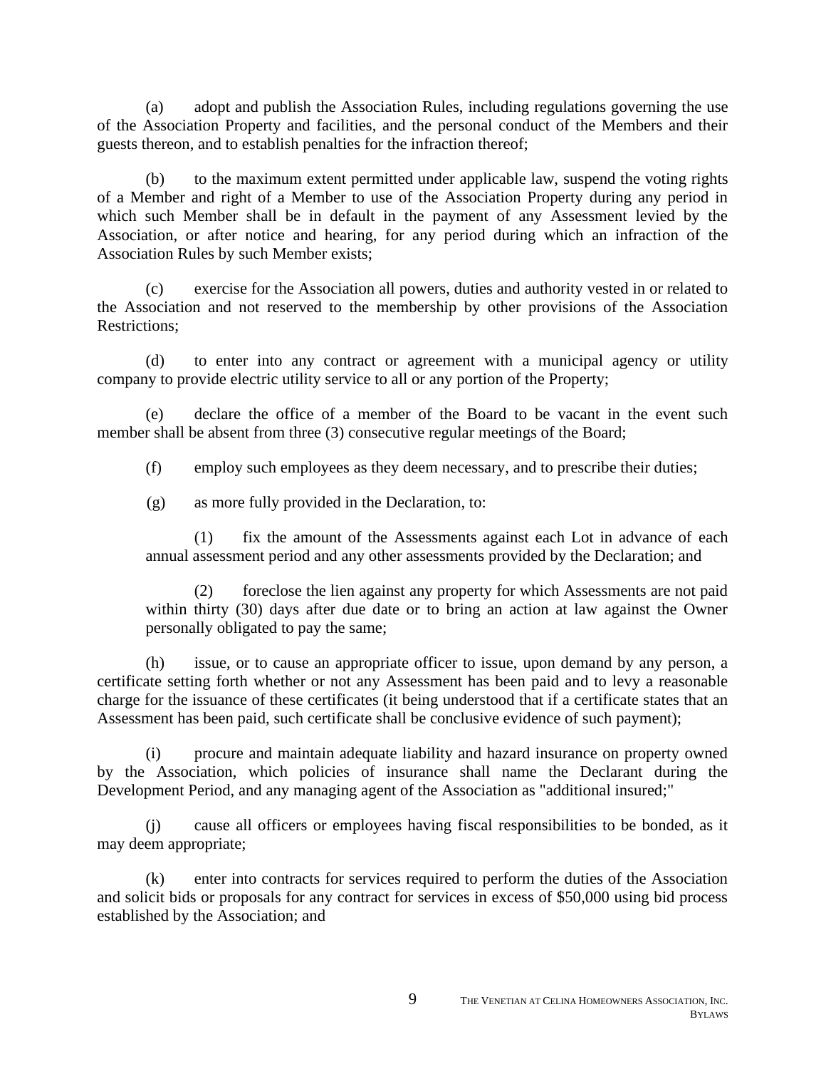(a) adopt and publish the Association Rules, including regulations governing the use of the Association Property and facilities, and the personal conduct of the Members and their guests thereon, and to establish penalties for the infraction thereof;

(b) to the maximum extent permitted under applicable law, suspend the voting rights of a Member and right of a Member to use of the Association Property during any period in which such Member shall be in default in the payment of any Assessment levied by the Association, or after notice and hearing, for any period during which an infraction of the Association Rules by such Member exists;

(c) exercise for the Association all powers, duties and authority vested in or related to the Association and not reserved to the membership by other provisions of the Association Restrictions;

(d) to enter into any contract or agreement with a municipal agency or utility company to provide electric utility service to all or any portion of the Property;

(e) declare the office of a member of the Board to be vacant in the event such member shall be absent from three (3) consecutive regular meetings of the Board;

(f) employ such employees as they deem necessary, and to prescribe their duties;

(g) as more fully provided in the Declaration, to:

> (1) fix the amount of the Assessments against each Lot in advance of each annual assessment period and any other assessments provided by the Declaration; and
>
> (2) foreclose the lien against any property for which Assessments are not paid within thirty (30) days after due date or to bring an action at law against the Owner personally obligated to pay the same;

(h) issue, or to cause an appropriate officer to issue, upon demand by any person, a certificate setting forth whether or not any Assessment has been paid and to levy a reasonable charge for the issuance of these certificates (it being understood that if a certificate states that an Assessment has been paid, such certificate shall be conclusive evidence of such payment);

(i) procure and maintain adequate liability and hazard insurance on property owned by the Association, which policies of insurance shall name the Declarant during the Development Period, and any managing agent of the Association as "additional insured;"

(j) cause all officers or employees having fiscal responsibilities to be bonded, as it may deem appropriate;

(k) enter into contracts for services required to perform the duties of the Association and solicit bids or proposals for any contract for services in excess of $50,000 using bid process established by the Association; and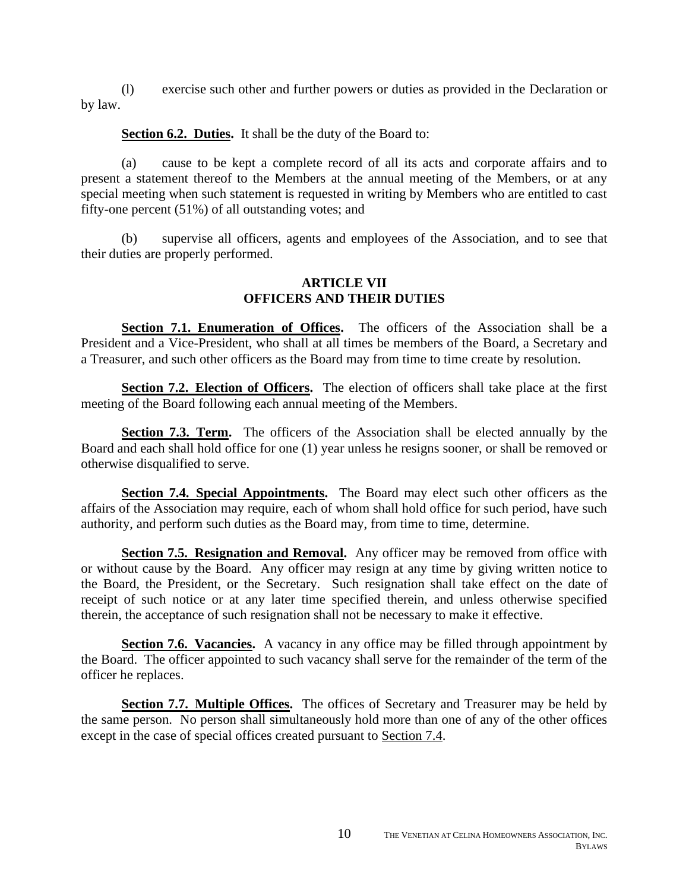(l) exercise such other and further powers or duties as provided in the Declaration or by law.

**Section 6.2. Duties.** It shall be the duty of the Board to:

(a) cause to be kept a complete record of all its acts and corporate affairs and to present a statement thereof to the Members at the annual meeting of the Members, or at any special meeting when such statement is requested in writing by Members who are entitled to cast fifty-one percent (51%) of all outstanding votes; and

(b) supervise all officers, agents and employees of the Association, and to see that their duties are properly performed.

## ARTICLE VII
## OFFICERS AND THEIR DUTIES

**Section 7.1. Enumeration of Offices.** The officers of the Association shall be a President and a Vice-President, who shall at all times be members of the Board, a Secretary and a Treasurer, and such other officers as the Board may from time to time create by resolution.

**Section 7.2. Election of Officers.** The election of officers shall take place at the first meeting of the Board following each annual meeting of the Members.

**Section 7.3. Term.** The officers of the Association shall be elected annually by the Board and each shall hold office for one (1) year unless he resigns sooner, or shall be removed or otherwise disqualified to serve.

**Section 7.4. Special Appointments.** The Board may elect such other officers as the affairs of the Association may require, each of whom shall hold office for such period, have such authority, and perform such duties as the Board may, from time to time, determine.

**Section 7.5. Resignation and Removal.** Any officer may be removed from office with or without cause by the Board. Any officer may resign at any time by giving written notice to the Board, the President, or the Secretary. Such resignation shall take effect on the date of receipt of such notice or at any later time specified therein, and unless otherwise specified therein, the acceptance of such resignation shall not be necessary to make it effective.

**Section 7.6. Vacancies.** A vacancy in any office may be filled through appointment by the Board. The officer appointed to such vacancy shall serve for the remainder of the term of the officer he replaces.

**Section 7.7. Multiple Offices.** The offices of Secretary and Treasurer may be held by the same person. No person shall simultaneously hold more than one of any of the other offices except in the case of special offices created pursuant to Section 7.4.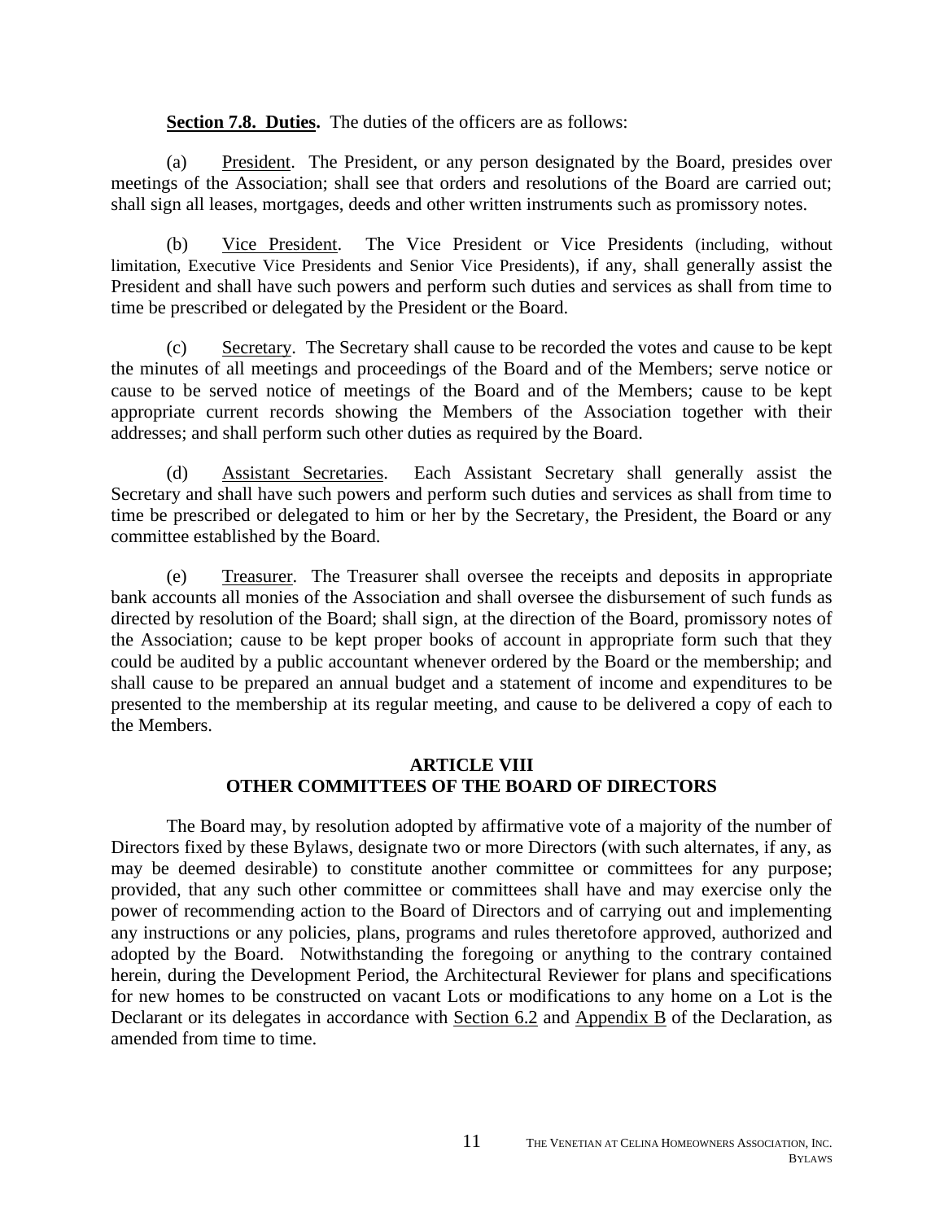**Section 7.8. Duties.** The duties of the officers are as follows:

(a) President. The President, or any person designated by the Board, presides over meetings of the Association; shall see that orders and resolutions of the Board are carried out; shall sign all leases, mortgages, deeds and other written instruments such as promissory notes.

(b) Vice President. The Vice President or Vice Presidents (including, without limitation, Executive Vice Presidents and Senior Vice Presidents), if any, shall generally assist the President and shall have such powers and perform such duties and services as shall from time to time be prescribed or delegated by the President or the Board.

(c) Secretary. The Secretary shall cause to be recorded the votes and cause to be kept the minutes of all meetings and proceedings of the Board and of the Members; serve notice or cause to be served notice of meetings of the Board and of the Members; cause to be kept appropriate current records showing the Members of the Association together with their addresses; and shall perform such other duties as required by the Board.

(d) Assistant Secretaries. Each Assistant Secretary shall generally assist the Secretary and shall have such powers and perform such duties and services as shall from time to time be prescribed or delegated to him or her by the Secretary, the President, the Board or any committee established by the Board.

(e) Treasurer. The Treasurer shall oversee the receipts and deposits in appropriate bank accounts all monies of the Association and shall oversee the disbursement of such funds as directed by resolution of the Board; shall sign, at the direction of the Board, promissory notes of the Association; cause to be kept proper books of account in appropriate form such that they could be audited by a public accountant whenever ordered by the Board or the membership; and shall cause to be prepared an annual budget and a statement of income and expenditures to be presented to the membership at its regular meeting, and cause to be delivered a copy of each to the Members.

## ARTICLE VIII
## OTHER COMMITTEES OF THE BOARD OF DIRECTORS

The Board may, by resolution adopted by affirmative vote of a majority of the number of Directors fixed by these Bylaws, designate two or more Directors (with such alternates, if any, as may be deemed desirable) to constitute another committee or committees for any purpose; provided, that any such other committee or committees shall have and may exercise only the power of recommending action to the Board of Directors and of carrying out and implementing any instructions or any policies, plans, programs and rules theretofore approved, authorized and adopted by the Board. Notwithstanding the foregoing or anything to the contrary contained herein, during the Development Period, the Architectural Reviewer for plans and specifications for new homes to be constructed on vacant Lots or modifications to any home on a Lot is the Declarant or its delegates in accordance with Section 6.2 and Appendix B of the Declaration, as amended from time to time.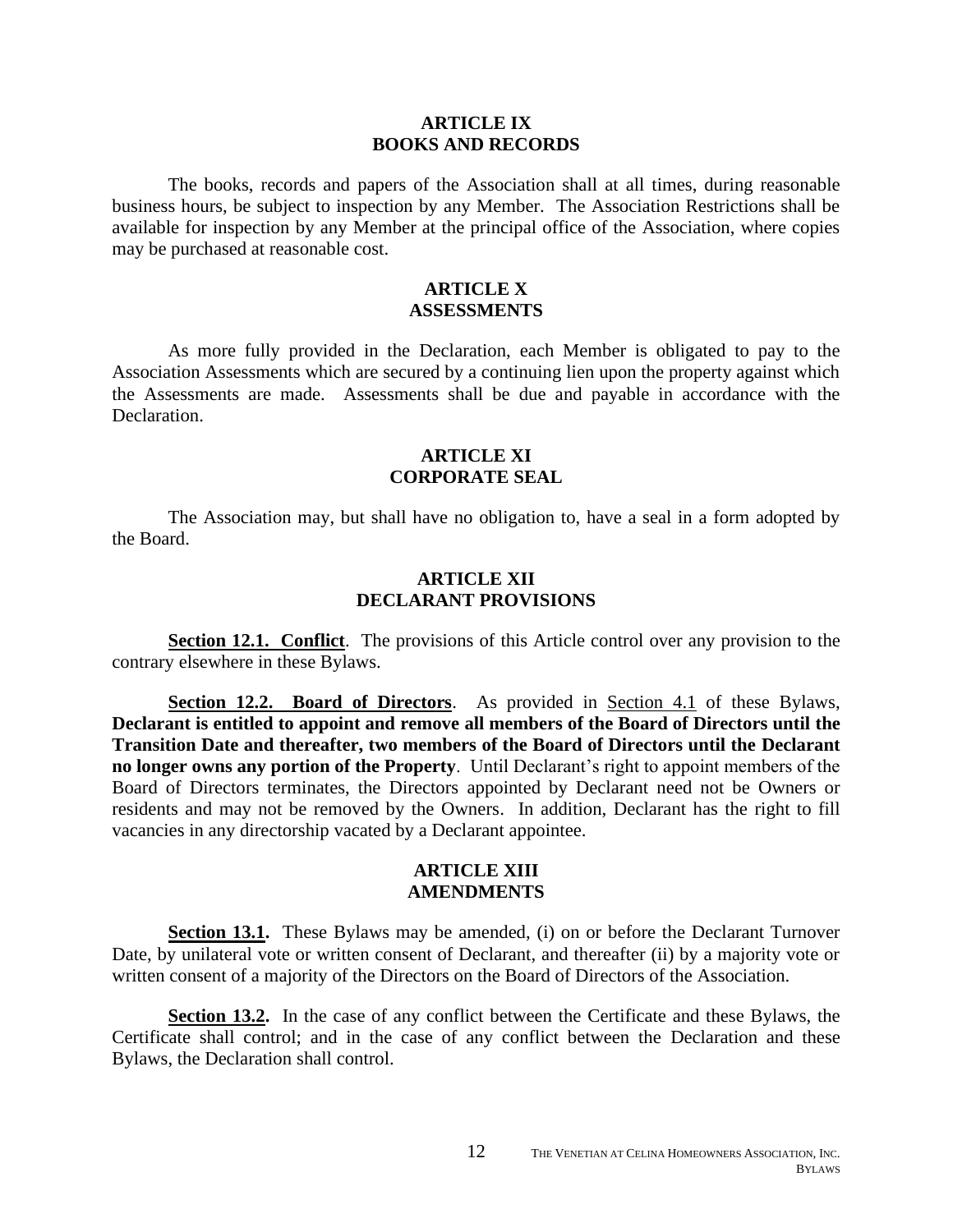## ARTICLE IX
## BOOKS AND RECORDS

The books, records and papers of the Association shall at all times, during reasonable business hours, be subject to inspection by any Member. The Association Restrictions shall be available for inspection by any Member at the principal office of the Association, where copies may be purchased at reasonable cost.

## ARTICLE X
## ASSESSMENTS

As more fully provided in the Declaration, each Member is obligated to pay to the Association Assessments which are secured by a continuing lien upon the property against which the Assessments are made. Assessments shall be due and payable in accordance with the Declaration.

## ARTICLE XI
## CORPORATE SEAL

The Association may, but shall have no obligation to, have a seal in a form adopted by the Board.

## ARTICLE XII
## DECLARANT PROVISIONS

**Section 12.1. Conflict**. The provisions of this Article control over any provision to the contrary elsewhere in these Bylaws.

**Section 12.2. Board of Directors**. As provided in Section 4.1 of these Bylaws, **Declarant is entitled to appoint and remove all members of the Board of Directors until the Transition Date and thereafter, two members of the Board of Directors until the Declarant no longer owns any portion of the Property**. Until Declarant's right to appoint members of the Board of Directors terminates, the Directors appointed by Declarant need not be Owners or residents and may not be removed by the Owners. In addition, Declarant has the right to fill vacancies in any directorship vacated by a Declarant appointee.

## ARTICLE XIII
## AMENDMENTS

**Section 13.1.** These Bylaws may be amended, (i) on or before the Declarant Turnover Date, by unilateral vote or written consent of Declarant, and thereafter (ii) by a majority vote or written consent of a majority of the Directors on the Board of Directors of the Association.

**Section 13.2.** In the case of any conflict between the Certificate and these Bylaws, the Certificate shall control; and in the case of any conflict between the Declaration and these Bylaws, the Declaration shall control.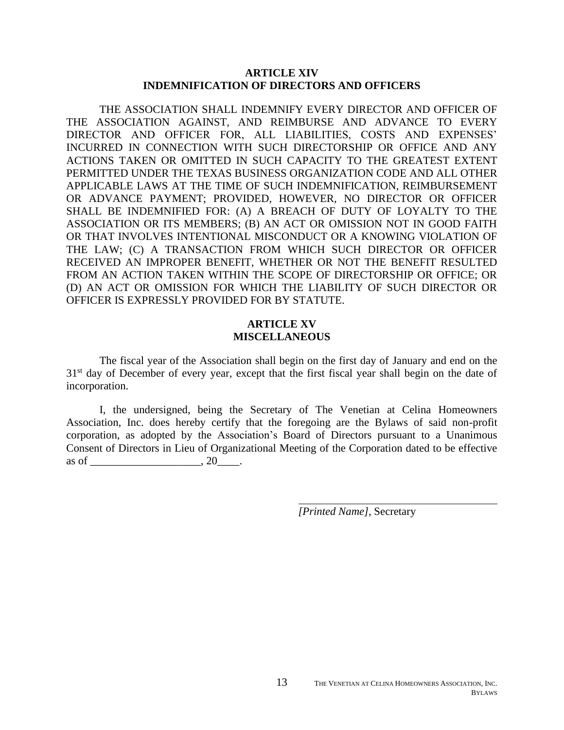## ARTICLE XIV
## INDEMNIFICATION OF DIRECTORS AND OFFICERS

THE ASSOCIATION SHALL INDEMNIFY EVERY DIRECTOR AND OFFICER OF THE ASSOCIATION AGAINST, AND REIMBURSE AND ADVANCE TO EVERY DIRECTOR AND OFFICER FOR, ALL LIABILITIES, COSTS AND EXPENSES' INCURRED IN CONNECTION WITH SUCH DIRECTORSHIP OR OFFICE AND ANY ACTIONS TAKEN OR OMITTED IN SUCH CAPACITY TO THE GREATEST EXTENT PERMITTED UNDER THE TEXAS BUSINESS ORGANIZATION CODE AND ALL OTHER APPLICABLE LAWS AT THE TIME OF SUCH INDEMNIFICATION, REIMBURSEMENT OR ADVANCE PAYMENT; PROVIDED, HOWEVER, NO DIRECTOR OR OFFICER SHALL BE INDEMNIFIED FOR: (A) A BREACH OF DUTY OF LOYALTY TO THE ASSOCIATION OR ITS MEMBERS; (B) AN ACT OR OMISSION NOT IN GOOD FAITH OR THAT INVOLVES INTENTIONAL MISCONDUCT OR A KNOWING VIOLATION OF THE LAW; (C) A TRANSACTION FROM WHICH SUCH DIRECTOR OR OFFICER RECEIVED AN IMPROPER BENEFIT, WHETHER OR NOT THE BENEFIT RESULTED FROM AN ACTION TAKEN WITHIN THE SCOPE OF DIRECTORSHIP OR OFFICE; OR (D) AN ACT OR OMISSION FOR WHICH THE LIABILITY OF SUCH DIRECTOR OR OFFICER IS EXPRESSLY PROVIDED FOR BY STATUTE.

## ARTICLE XV
## MISCELLANEOUS

The fiscal year of the Association shall begin on the first day of January and end on the 31st day of December of every year, except that the first fiscal year shall begin on the date of incorporation.

I, the undersigned, being the Secretary of The Venetian at Celina Homeowners Association, Inc. does hereby certify that the foregoing are the Bylaws of said non-profit corporation, as adopted by the Association's Board of Directors pursuant to a Unanimous Consent of Directors in Lieu of Organizational Meeting of the Corporation dated to be effective as of ____________________, 20____.

_____________________________________
*[Printed Name]*, Secretary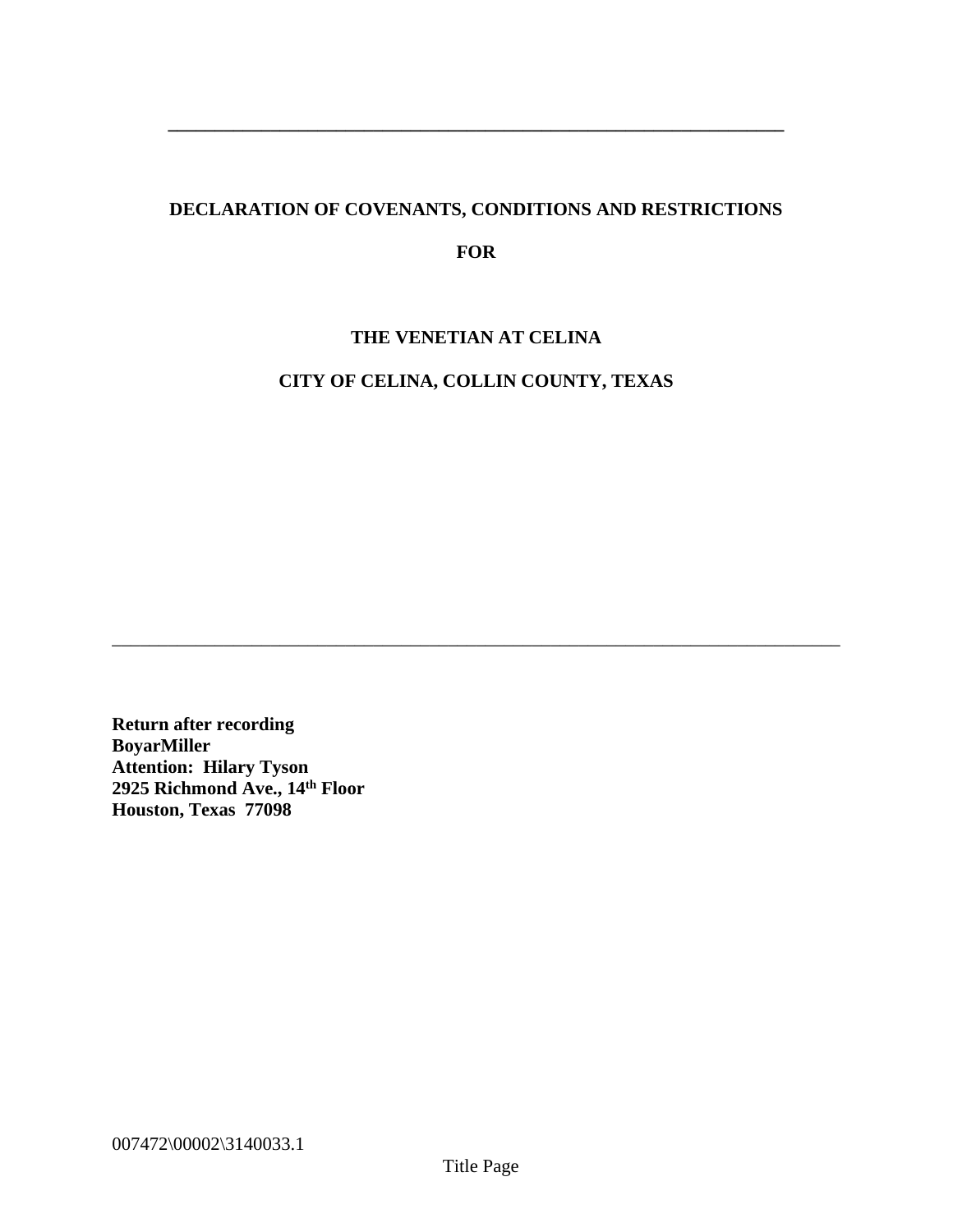---

# DECLARATION OF COVENANTS, CONDITIONS AND RESTRICTIONS

## FOR

## THE VENETIAN AT CELINA

## CITY OF CELINA, COLLIN COUNTY, TEXAS

---

**Return after recording**
**BoyarMiller**
**Attention: Hilary Tyson**
**2925 Richmond Ave., 14th Floor**
**Houston, Texas 77098**

007472\00002\3140033.1

Title Page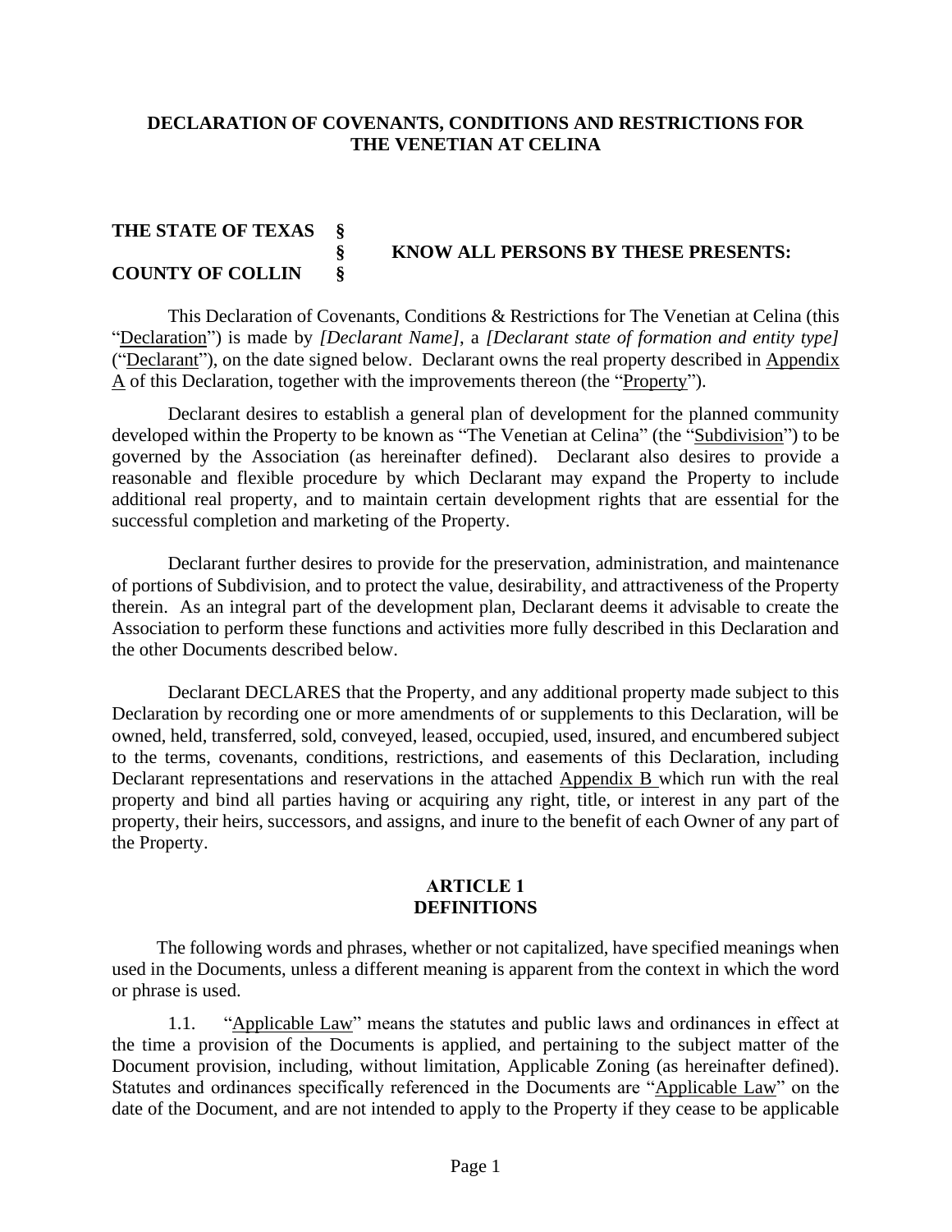**DECLARATION OF COVENANTS, CONDITIONS AND RESTRICTIONS FOR THE VENETIAN AT CELINA**

**THE STATE OF TEXAS §**
**§ KNOW ALL PERSONS BY THESE PRESENTS:**
**COUNTY OF COLLIN §**

This Declaration of Covenants, Conditions & Restrictions for The Venetian at Celina (this "Declaration") is made by *[Declarant Name]*, a *[Declarant state of formation and entity type]* ("Declarant"), on the date signed below. Declarant owns the real property described in Appendix A of this Declaration, together with the improvements thereon (the "Property").

Declarant desires to establish a general plan of development for the planned community developed within the Property to be known as "The Venetian at Celina" (the "Subdivision") to be governed by the Association (as hereinafter defined). Declarant also desires to provide a reasonable and flexible procedure by which Declarant may expand the Property to include additional real property, and to maintain certain development rights that are essential for the successful completion and marketing of the Property.

Declarant further desires to provide for the preservation, administration, and maintenance of portions of Subdivision, and to protect the value, desirability, and attractiveness of the Property therein. As an integral part of the development plan, Declarant deems it advisable to create the Association to perform these functions and activities more fully described in this Declaration and the other Documents described below.

Declarant DECLARES that the Property, and any additional property made subject to this Declaration by recording one or more amendments of or supplements to this Declaration, will be owned, held, transferred, sold, conveyed, leased, occupied, used, insured, and encumbered subject to the terms, covenants, conditions, restrictions, and easements of this Declaration, including Declarant representations and reservations in the attached Appendix B which run with the real property and bind all parties having or acquiring any right, title, or interest in any part of the property, their heirs, successors, and assigns, and inure to the benefit of each Owner of any part of the Property.

## ARTICLE 1
## DEFINITIONS

The following words and phrases, whether or not capitalized, have specified meanings when used in the Documents, unless a different meaning is apparent from the context in which the word or phrase is used.

1.1. "Applicable Law" means the statutes and public laws and ordinances in effect at the time a provision of the Documents is applied, and pertaining to the subject matter of the Document provision, including, without limitation, Applicable Zoning (as hereinafter defined). Statutes and ordinances specifically referenced in the Documents are "Applicable Law" on the date of the Document, and are not intended to apply to the Property if they cease to be applicable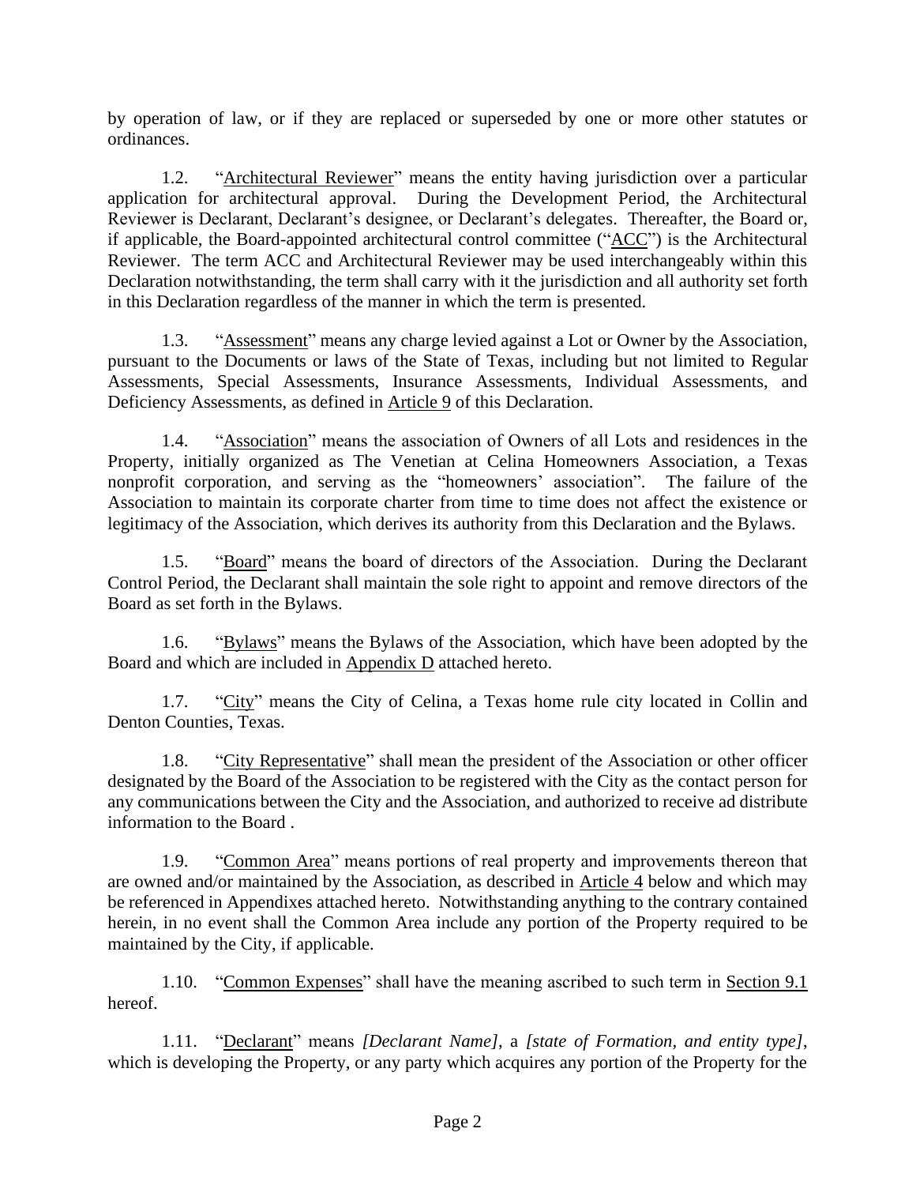by operation of law, or if they are replaced or superseded by one or more other statutes or ordinances.

1.2. "Architectural Reviewer" means the entity having jurisdiction over a particular application for architectural approval. During the Development Period, the Architectural Reviewer is Declarant, Declarant's designee, or Declarant's delegates. Thereafter, the Board or, if applicable, the Board-appointed architectural control committee ("ACC") is the Architectural Reviewer. The term ACC and Architectural Reviewer may be used interchangeably within this Declaration notwithstanding, the term shall carry with it the jurisdiction and all authority set forth in this Declaration regardless of the manner in which the term is presented.

1.3. "Assessment" means any charge levied against a Lot or Owner by the Association, pursuant to the Documents or laws of the State of Texas, including but not limited to Regular Assessments, Special Assessments, Insurance Assessments, Individual Assessments, and Deficiency Assessments, as defined in Article 9 of this Declaration.

1.4. "Association" means the association of Owners of all Lots and residences in the Property, initially organized as The Venetian at Celina Homeowners Association, a Texas nonprofit corporation, and serving as the "homeowners' association". The failure of the Association to maintain its corporate charter from time to time does not affect the existence or legitimacy of the Association, which derives its authority from this Declaration and the Bylaws.

1.5. "Board" means the board of directors of the Association. During the Declarant Control Period, the Declarant shall maintain the sole right to appoint and remove directors of the Board as set forth in the Bylaws.

1.6. "Bylaws" means the Bylaws of the Association, which have been adopted by the Board and which are included in Appendix D attached hereto.

1.7. "City" means the City of Celina, a Texas home rule city located in Collin and Denton Counties, Texas.

1.8. "City Representative" shall mean the president of the Association or other officer designated by the Board of the Association to be registered with the City as the contact person for any communications between the City and the Association, and authorized to receive ad distribute information to the Board .

1.9. "Common Area" means portions of real property and improvements thereon that are owned and/or maintained by the Association, as described in Article 4 below and which may be referenced in Appendixes attached hereto. Notwithstanding anything to the contrary contained herein, in no event shall the Common Area include any portion of the Property required to be maintained by the City, if applicable.

1.10. "Common Expenses" shall have the meaning ascribed to such term in Section 9.1 hereof.

1.11. "Declarant" means *[Declarant Name]*, a *[state of Formation, and entity type]*, which is developing the Property, or any party which acquires any portion of the Property for the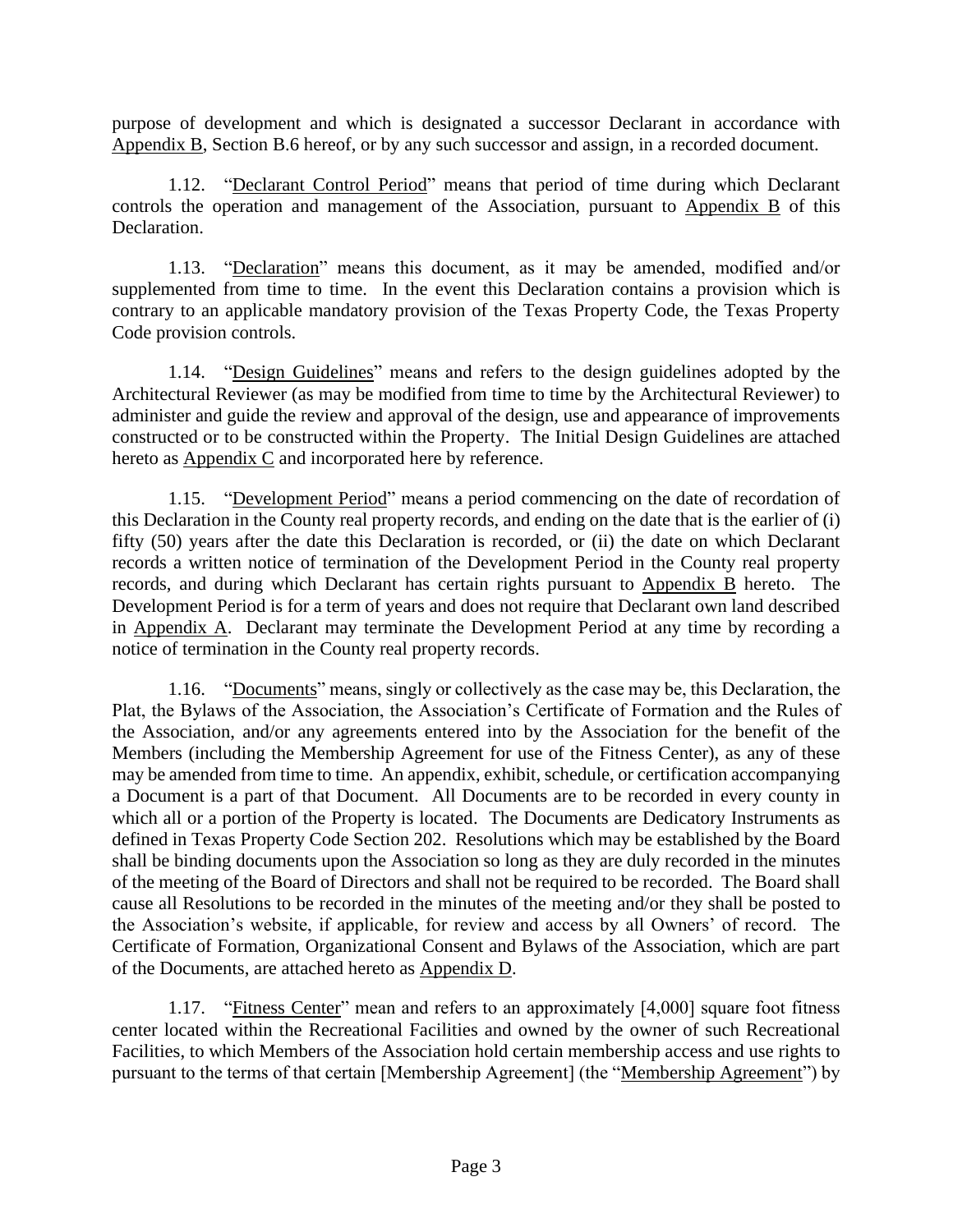purpose of development and which is designated a successor Declarant in accordance with Appendix B, Section B.6 hereof, or by any such successor and assign, in a recorded document.

1.12. "Declarant Control Period" means that period of time during which Declarant controls the operation and management of the Association, pursuant to Appendix B of this Declaration.

1.13. "Declaration" means this document, as it may be amended, modified and/or supplemented from time to time. In the event this Declaration contains a provision which is contrary to an applicable mandatory provision of the Texas Property Code, the Texas Property Code provision controls.

1.14. "Design Guidelines" means and refers to the design guidelines adopted by the Architectural Reviewer (as may be modified from time to time by the Architectural Reviewer) to administer and guide the review and approval of the design, use and appearance of improvements constructed or to be constructed within the Property. The Initial Design Guidelines are attached hereto as Appendix C and incorporated here by reference.

1.15. "Development Period" means a period commencing on the date of recordation of this Declaration in the County real property records, and ending on the date that is the earlier of (i) fifty (50) years after the date this Declaration is recorded, or (ii) the date on which Declarant records a written notice of termination of the Development Period in the County real property records, and during which Declarant has certain rights pursuant to Appendix B hereto. The Development Period is for a term of years and does not require that Declarant own land described in Appendix A. Declarant may terminate the Development Period at any time by recording a notice of termination in the County real property records.

1.16. "Documents" means, singly or collectively as the case may be, this Declaration, the Plat, the Bylaws of the Association, the Association's Certificate of Formation and the Rules of the Association, and/or any agreements entered into by the Association for the benefit of the Members (including the Membership Agreement for use of the Fitness Center), as any of these may be amended from time to time. An appendix, exhibit, schedule, or certification accompanying a Document is a part of that Document. All Documents are to be recorded in every county in which all or a portion of the Property is located. The Documents are Dedicatory Instruments as defined in Texas Property Code Section 202. Resolutions which may be established by the Board shall be binding documents upon the Association so long as they are duly recorded in the minutes of the meeting of the Board of Directors and shall not be required to be recorded. The Board shall cause all Resolutions to be recorded in the minutes of the meeting and/or they shall be posted to the Association's website, if applicable, for review and access by all Owners' of record. The Certificate of Formation, Organizational Consent and Bylaws of the Association, which are part of the Documents, are attached hereto as Appendix D.

1.17. "Fitness Center" mean and refers to an approximately [4,000] square foot fitness center located within the Recreational Facilities and owned by the owner of such Recreational Facilities, to which Members of the Association hold certain membership access and use rights to pursuant to the terms of that certain [Membership Agreement] (the "Membership Agreement") by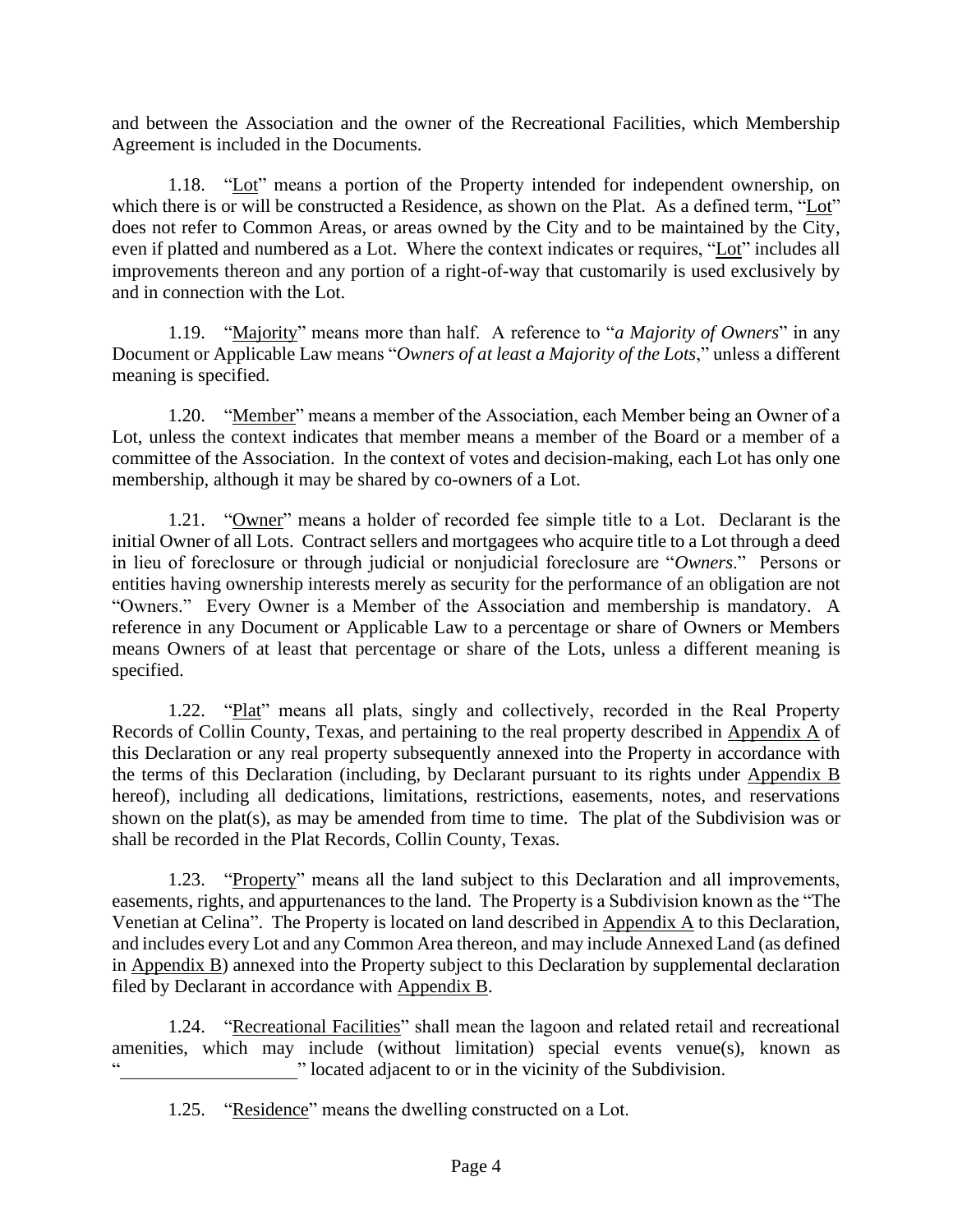and between the Association and the owner of the Recreational Facilities, which Membership Agreement is included in the Documents.

1.18. "Lot" means a portion of the Property intended for independent ownership, on which there is or will be constructed a Residence, as shown on the Plat. As a defined term, "Lot" does not refer to Common Areas, or areas owned by the City and to be maintained by the City, even if platted and numbered as a Lot. Where the context indicates or requires, "Lot" includes all improvements thereon and any portion of a right-of-way that customarily is used exclusively by and in connection with the Lot.

1.19. "Majority" means more than half. A reference to "*a Majority of Owners*" in any Document or Applicable Law means "*Owners of at least a Majority of the Lots*," unless a different meaning is specified.

1.20. "Member" means a member of the Association, each Member being an Owner of a Lot, unless the context indicates that member means a member of the Board or a member of a committee of the Association. In the context of votes and decision-making, each Lot has only one membership, although it may be shared by co-owners of a Lot.

1.21. "Owner" means a holder of recorded fee simple title to a Lot. Declarant is the initial Owner of all Lots. Contract sellers and mortgagees who acquire title to a Lot through a deed in lieu of foreclosure or through judicial or nonjudicial foreclosure are "*Owners*." Persons or entities having ownership interests merely as security for the performance of an obligation are not "Owners." Every Owner is a Member of the Association and membership is mandatory. A reference in any Document or Applicable Law to a percentage or share of Owners or Members means Owners of at least that percentage or share of the Lots, unless a different meaning is specified.

1.22. "Plat" means all plats, singly and collectively, recorded in the Real Property Records of Collin County, Texas, and pertaining to the real property described in Appendix A of this Declaration or any real property subsequently annexed into the Property in accordance with the terms of this Declaration (including, by Declarant pursuant to its rights under Appendix B hereof), including all dedications, limitations, restrictions, easements, notes, and reservations shown on the plat(s), as may be amended from time to time. The plat of the Subdivision was or shall be recorded in the Plat Records, Collin County, Texas.

1.23. "Property" means all the land subject to this Declaration and all improvements, easements, rights, and appurtenances to the land. The Property is a Subdivision known as the "The Venetian at Celina". The Property is located on land described in Appendix A to this Declaration, and includes every Lot and any Common Area thereon, and may include Annexed Land (as defined in Appendix B) annexed into the Property subject to this Declaration by supplemental declaration filed by Declarant in accordance with Appendix B.

1.24. "Recreational Facilities" shall mean the lagoon and related retail and recreational amenities, which may include (without limitation) special events venue(s), known as "\_\_\_\_\_\_\_\_\_\_\_\_\_\_\_\_\_\_\_" located adjacent to or in the vicinity of the Subdivision.

1.25. "Residence" means the dwelling constructed on a Lot.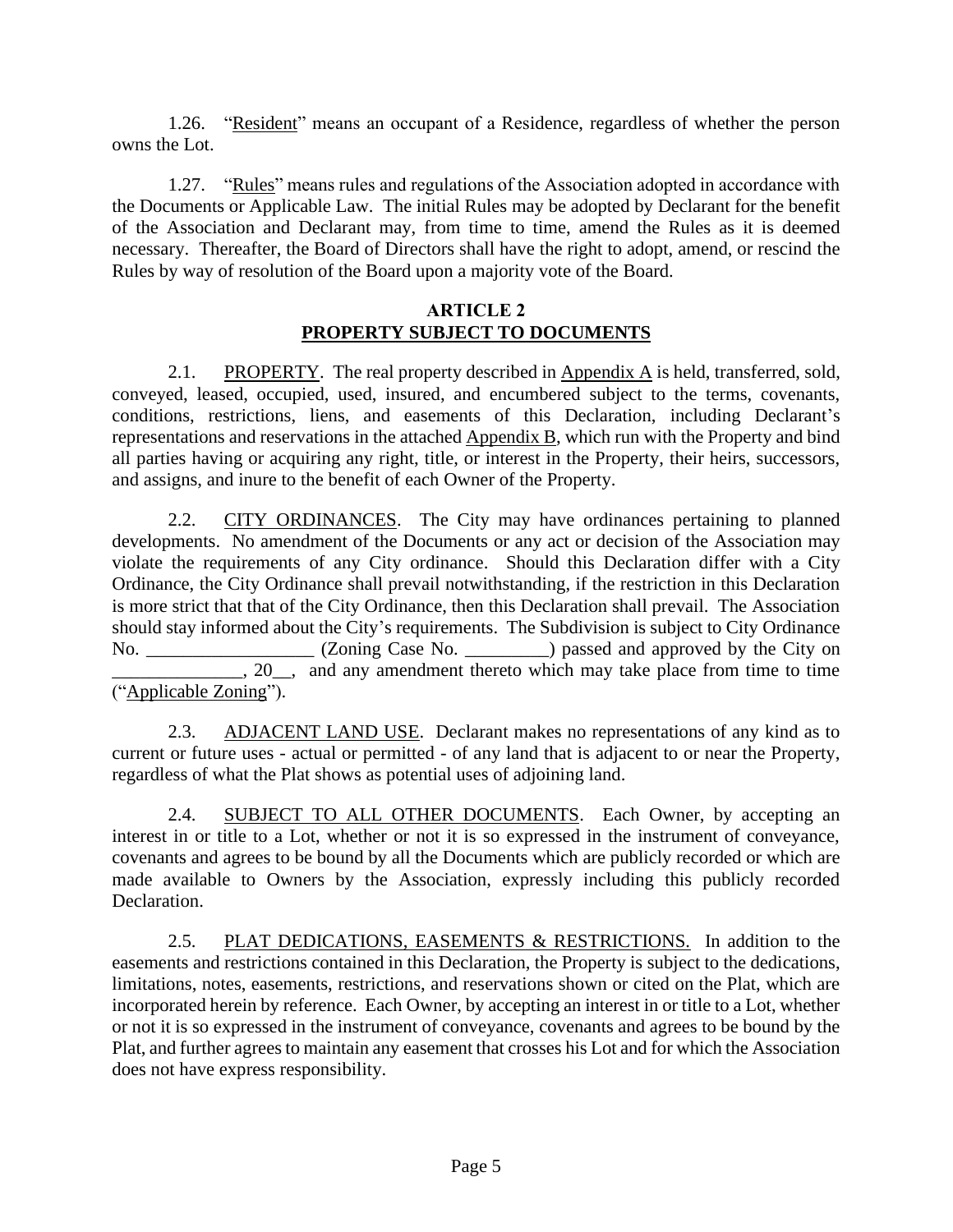1.26. "Resident" means an occupant of a Residence, regardless of whether the person owns the Lot.

1.27. "Rules" means rules and regulations of the Association adopted in accordance with the Documents or Applicable Law. The initial Rules may be adopted by Declarant for the benefit of the Association and Declarant may, from time to time, amend the Rules as it is deemed necessary. Thereafter, the Board of Directors shall have the right to adopt, amend, or rescind the Rules by way of resolution of the Board upon a majority vote of the Board.

## ARTICLE 2
## PROPERTY SUBJECT TO DOCUMENTS

2.1. PROPERTY. The real property described in Appendix A is held, transferred, sold, conveyed, leased, occupied, used, insured, and encumbered subject to the terms, covenants, conditions, restrictions, liens, and easements of this Declaration, including Declarant's representations and reservations in the attached Appendix B, which run with the Property and bind all parties having or acquiring any right, title, or interest in the Property, their heirs, successors, and assigns, and inure to the benefit of each Owner of the Property.

2.2. CITY ORDINANCES. The City may have ordinances pertaining to planned developments. No amendment of the Documents or any act or decision of the Association may violate the requirements of any City ordinance. Should this Declaration differ with a City Ordinance, the City Ordinance shall prevail notwithstanding, if the restriction in this Declaration is more strict that that of the City Ordinance, then this Declaration shall prevail. The Association should stay informed about the City's requirements. The Subdivision is subject to City Ordinance No. __________________ (Zoning Case No. _________) passed and approved by the City on ______________, 20__, and any amendment thereto which may take place from time to time ("Applicable Zoning").

2.3. ADJACENT LAND USE. Declarant makes no representations of any kind as to current or future uses - actual or permitted - of any land that is adjacent to or near the Property, regardless of what the Plat shows as potential uses of adjoining land.

2.4. SUBJECT TO ALL OTHER DOCUMENTS. Each Owner, by accepting an interest in or title to a Lot, whether or not it is so expressed in the instrument of conveyance, covenants and agrees to be bound by all the Documents which are publicly recorded or which are made available to Owners by the Association, expressly including this publicly recorded Declaration.

2.5. PLAT DEDICATIONS, EASEMENTS & RESTRICTIONS. In addition to the easements and restrictions contained in this Declaration, the Property is subject to the dedications, limitations, notes, easements, restrictions, and reservations shown or cited on the Plat, which are incorporated herein by reference. Each Owner, by accepting an interest in or title to a Lot, whether or not it is so expressed in the instrument of conveyance, covenants and agrees to be bound by the Plat, and further agrees to maintain any easement that crosses his Lot and for which the Association does not have express responsibility.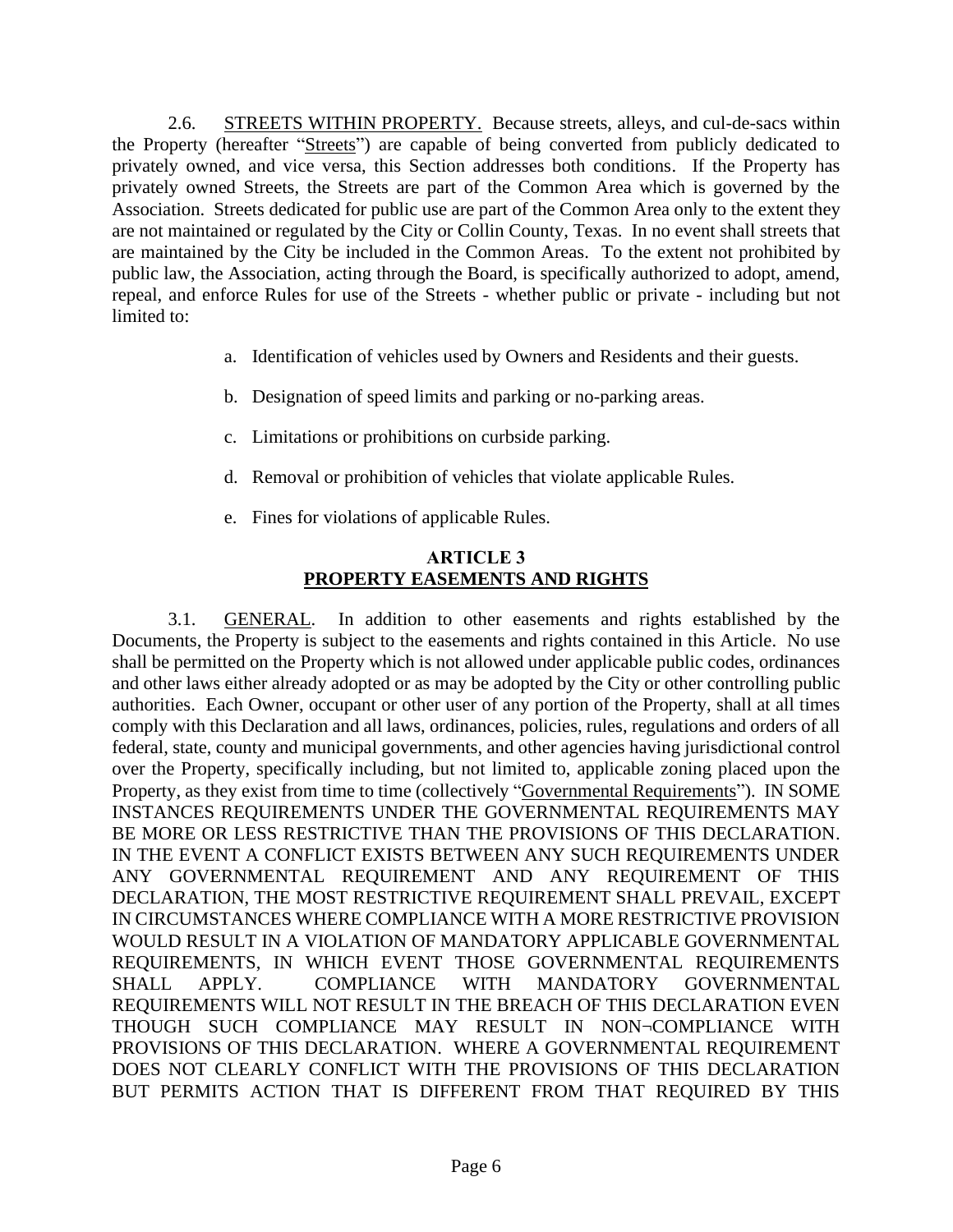2.6. <u>STREETS WITHIN PROPERTY</u>. Because streets, alleys, and cul-de-sacs within the Property (hereafter "<u>Streets</u>") are capable of being converted from publicly dedicated to privately owned, and vice versa, this Section addresses both conditions. If the Property has privately owned Streets, the Streets are part of the Common Area which is governed by the Association. Streets dedicated for public use are part of the Common Area only to the extent they are not maintained or regulated by the City or Collin County, Texas. In no event shall streets that are maintained by the City be included in the Common Areas. To the extent not prohibited by public law, the Association, acting through the Board, is specifically authorized to adopt, amend, repeal, and enforce Rules for use of the Streets - whether public or private - including but not limited to:

a. Identification of vehicles used by Owners and Residents and their guests.

b. Designation of speed limits and parking or no-parking areas.

c. Limitations or prohibitions on curbside parking.

d. Removal or prohibition of vehicles that violate applicable Rules.

e. Fines for violations of applicable Rules.

## ARTICLE 3
## <u>PROPERTY EASEMENTS AND RIGHTS</u>

3.1. <u>GENERAL</u>. In addition to other easements and rights established by the Documents, the Property is subject to the easements and rights contained in this Article. No use shall be permitted on the Property which is not allowed under applicable public codes, ordinances and other laws either already adopted or as may be adopted by the City or other controlling public authorities. Each Owner, occupant or other user of any portion of the Property, shall at all times comply with this Declaration and all laws, ordinances, policies, rules, regulations and orders of all federal, state, county and municipal governments, and other agencies having jurisdictional control over the Property, specifically including, but not limited to, applicable zoning placed upon the Property, as they exist from time to time (collectively "<u>Governmental Requirements</u>"). IN SOME INSTANCES REQUIREMENTS UNDER THE GOVERNMENTAL REQUIREMENTS MAY BE MORE OR LESS RESTRICTIVE THAN THE PROVISIONS OF THIS DECLARATION. IN THE EVENT A CONFLICT EXISTS BETWEEN ANY SUCH REQUIREMENTS UNDER ANY GOVERNMENTAL REQUIREMENT AND ANY REQUIREMENT OF THIS DECLARATION, THE MOST RESTRICTIVE REQUIREMENT SHALL PREVAIL, EXCEPT IN CIRCUMSTANCES WHERE COMPLIANCE WITH A MORE RESTRICTIVE PROVISION WOULD RESULT IN A VIOLATION OF MANDATORY APPLICABLE GOVERNMENTAL REQUIREMENTS, IN WHICH EVENT THOSE GOVERNMENTAL REQUIREMENTS SHALL APPLY. COMPLIANCE WITH MANDATORY GOVERNMENTAL REQUIREMENTS WILL NOT RESULT IN THE BREACH OF THIS DECLARATION EVEN THOUGH SUCH COMPLIANCE MAY RESULT IN NON¬COMPLIANCE WITH PROVISIONS OF THIS DECLARATION. WHERE A GOVERNMENTAL REQUIREMENT DOES NOT CLEARLY CONFLICT WITH THE PROVISIONS OF THIS DECLARATION BUT PERMITS ACTION THAT IS DIFFERENT FROM THAT REQUIRED BY THIS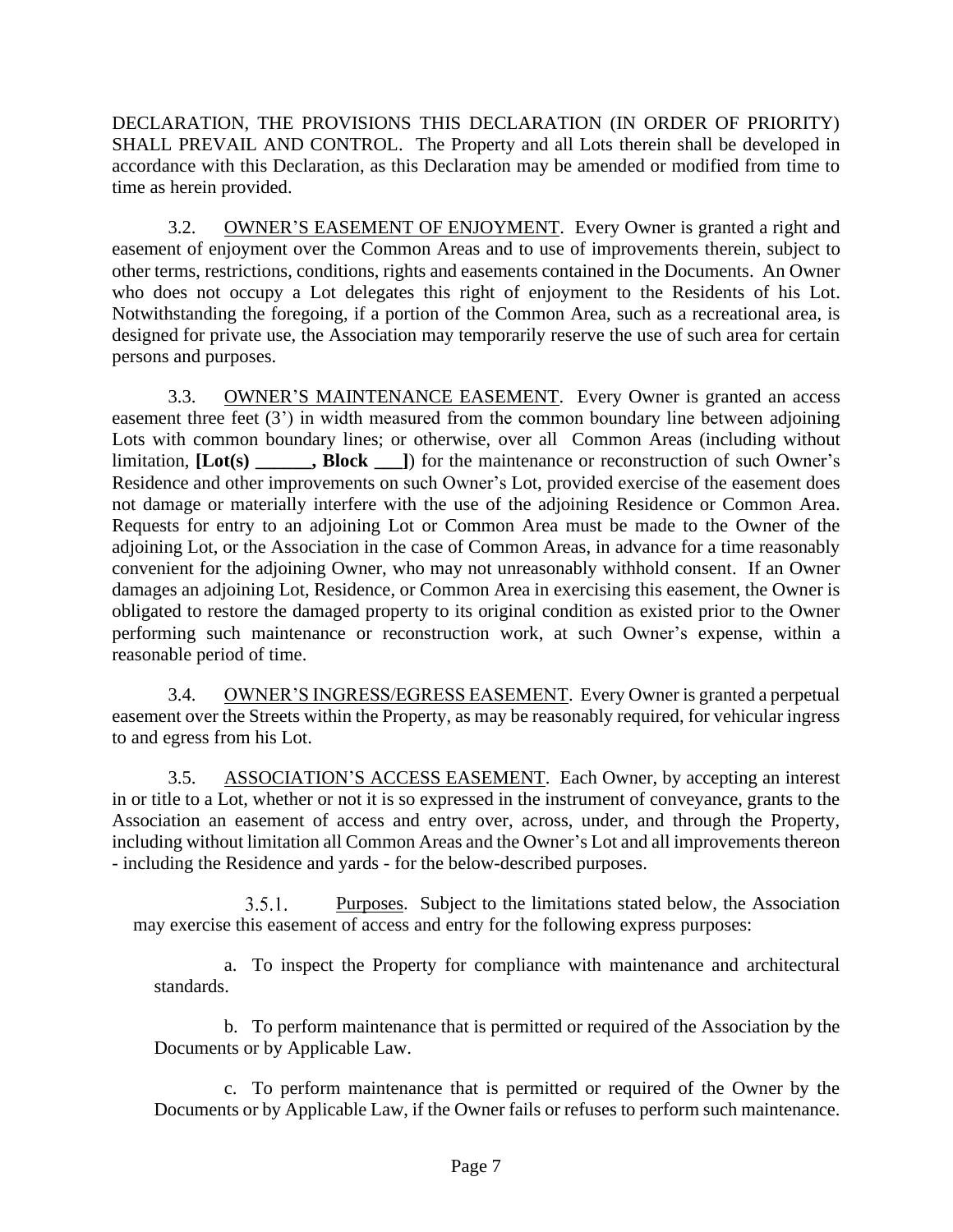DECLARATION, THE PROVISIONS THIS DECLARATION (IN ORDER OF PRIORITY) SHALL PREVAIL AND CONTROL. The Property and all Lots therein shall be developed in accordance with this Declaration, as this Declaration may be amended or modified from time to time as herein provided.

3.2. OWNER'S EASEMENT OF ENJOYMENT. Every Owner is granted a right and easement of enjoyment over the Common Areas and to use of improvements therein, subject to other terms, restrictions, conditions, rights and easements contained in the Documents. An Owner who does not occupy a Lot delegates this right of enjoyment to the Residents of his Lot. Notwithstanding the foregoing, if a portion of the Common Area, such as a recreational area, is designed for private use, the Association may temporarily reserve the use of such area for certain persons and purposes.

3.3. OWNER'S MAINTENANCE EASEMENT. Every Owner is granted an access easement three feet (3') in width measured from the common boundary line between adjoining Lots with common boundary lines; or otherwise, over all Common Areas (including without limitation, **[Lot(s) ______, Block ___]**) for the maintenance or reconstruction of such Owner's Residence and other improvements on such Owner's Lot, provided exercise of the easement does not damage or materially interfere with the use of the adjoining Residence or Common Area. Requests for entry to an adjoining Lot or Common Area must be made to the Owner of the adjoining Lot, or the Association in the case of Common Areas, in advance for a time reasonably convenient for the adjoining Owner, who may not unreasonably withhold consent. If an Owner damages an adjoining Lot, Residence, or Common Area in exercising this easement, the Owner is obligated to restore the damaged property to its original condition as existed prior to the Owner performing such maintenance or reconstruction work, at such Owner's expense, within a reasonable period of time.

3.4. OWNER'S INGRESS/EGRESS EASEMENT. Every Owner is granted a perpetual easement over the Streets within the Property, as may be reasonably required, for vehicular ingress to and egress from his Lot.

3.5. ASSOCIATION'S ACCESS EASEMENT. Each Owner, by accepting an interest in or title to a Lot, whether or not it is so expressed in the instrument of conveyance, grants to the Association an easement of access and entry over, across, under, and through the Property, including without limitation all Common Areas and the Owner's Lot and all improvements thereon - including the Residence and yards - for the below-described purposes.

3.5.1. Purposes. Subject to the limitations stated below, the Association may exercise this easement of access and entry for the following express purposes:

a. To inspect the Property for compliance with maintenance and architectural standards.

b. To perform maintenance that is permitted or required of the Association by the Documents or by Applicable Law.

c. To perform maintenance that is permitted or required of the Owner by the Documents or by Applicable Law, if the Owner fails or refuses to perform such maintenance.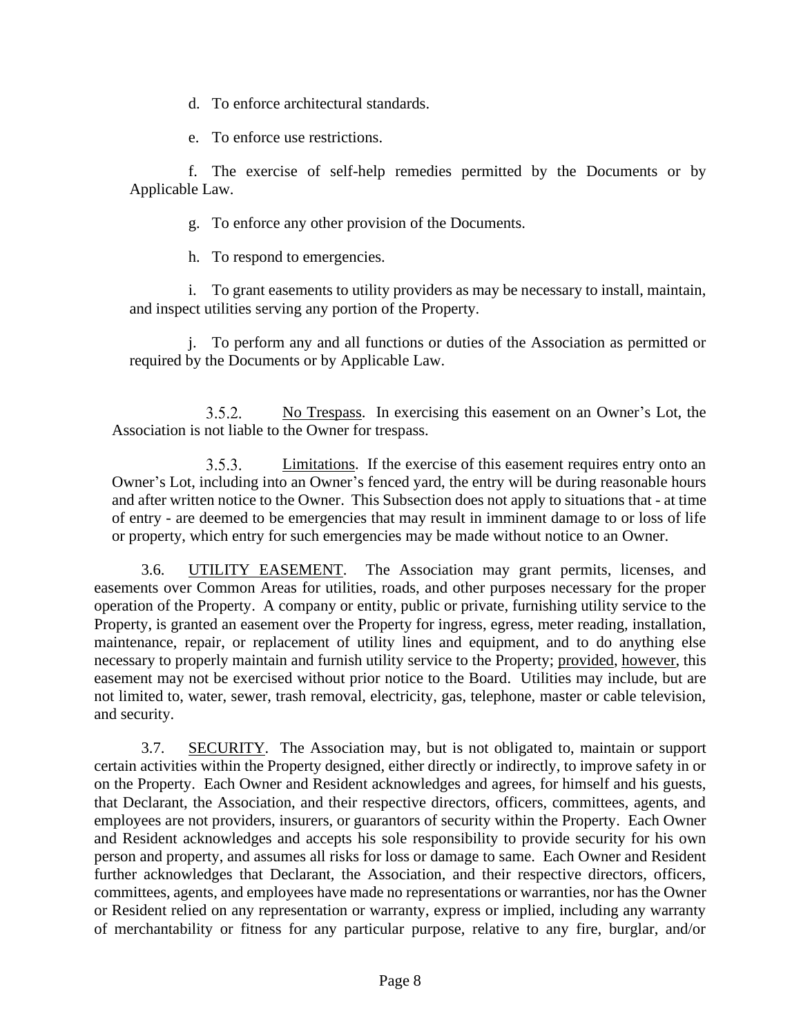d. To enforce architectural standards.

e. To enforce use restrictions.

f. The exercise of self-help remedies permitted by the Documents or by Applicable Law.

g. To enforce any other provision of the Documents.

h. To respond to emergencies.

i. To grant easements to utility providers as may be necessary to install, maintain, and inspect utilities serving any portion of the Property.

j. To perform any and all functions or duties of the Association as permitted or required by the Documents or by Applicable Law.

3.5.2. No Trespass. In exercising this easement on an Owner's Lot, the Association is not liable to the Owner for trespass.

3.5.3. Limitations. If the exercise of this easement requires entry onto an Owner's Lot, including into an Owner's fenced yard, the entry will be during reasonable hours and after written notice to the Owner. This Subsection does not apply to situations that - at time of entry - are deemed to be emergencies that may result in imminent damage to or loss of life or property, which entry for such emergencies may be made without notice to an Owner.

3.6. UTILITY EASEMENT. The Association may grant permits, licenses, and easements over Common Areas for utilities, roads, and other purposes necessary for the proper operation of the Property. A company or entity, public or private, furnishing utility service to the Property, is granted an easement over the Property for ingress, egress, meter reading, installation, maintenance, repair, or replacement of utility lines and equipment, and to do anything else necessary to properly maintain and furnish utility service to the Property; provided, however, this easement may not be exercised without prior notice to the Board. Utilities may include, but are not limited to, water, sewer, trash removal, electricity, gas, telephone, master or cable television, and security.

3.7. SECURITY. The Association may, but is not obligated to, maintain or support certain activities within the Property designed, either directly or indirectly, to improve safety in or on the Property. Each Owner and Resident acknowledges and agrees, for himself and his guests, that Declarant, the Association, and their respective directors, officers, committees, agents, and employees are not providers, insurers, or guarantors of security within the Property. Each Owner and Resident acknowledges and accepts his sole responsibility to provide security for his own person and property, and assumes all risks for loss or damage to same. Each Owner and Resident further acknowledges that Declarant, the Association, and their respective directors, officers, committees, agents, and employees have made no representations or warranties, nor has the Owner or Resident relied on any representation or warranty, express or implied, including any warranty of merchantability or fitness for any particular purpose, relative to any fire, burglar, and/or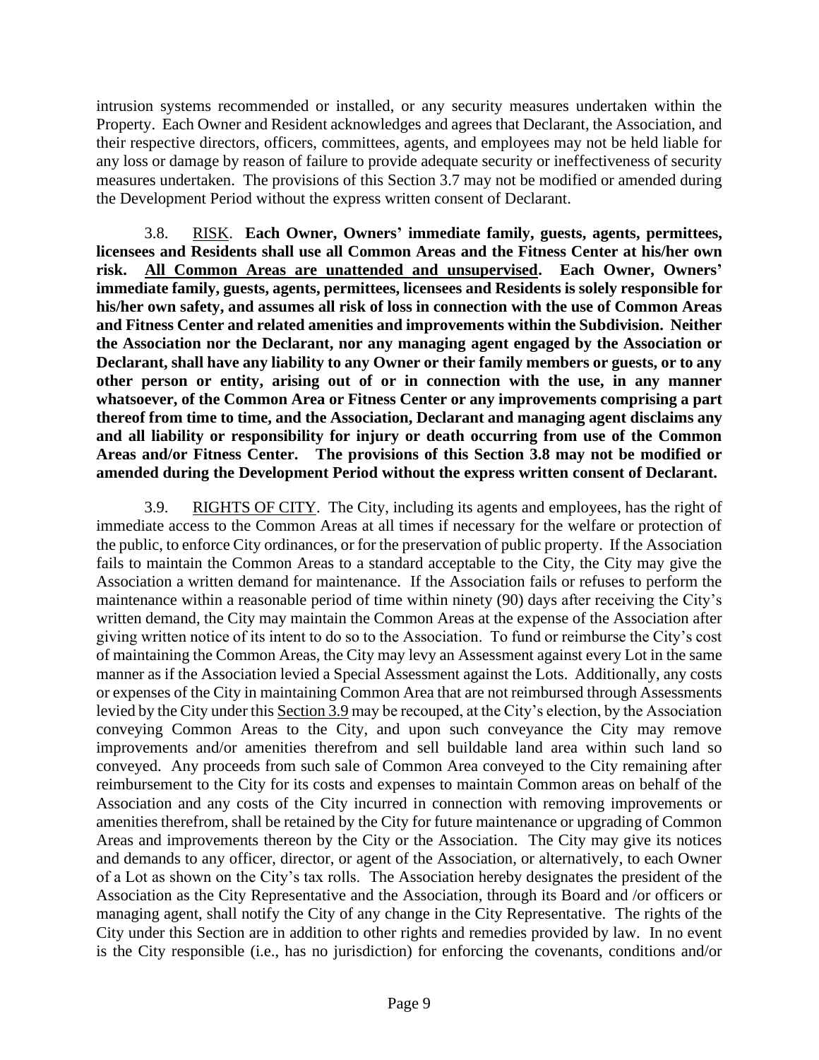intrusion systems recommended or installed, or any security measures undertaken within the Property. Each Owner and Resident acknowledges and agrees that Declarant, the Association, and their respective directors, officers, committees, agents, and employees may not be held liable for any loss or damage by reason of failure to provide adequate security or ineffectiveness of security measures undertaken. The provisions of this Section 3.7 may not be modified or amended during the Development Period without the express written consent of Declarant.

3.8. RISK. **Each Owner, Owners' immediate family, guests, agents, permittees, licensees and Residents shall use all Common Areas and the Fitness Center at his/her own risk. <u>All Common Areas are unattended and unsupervised</u>. Each Owner, Owners' immediate family, guests, agents, permittees, licensees and Residents is solely responsible for his/her own safety, and assumes all risk of loss in connection with the use of Common Areas and Fitness Center and related amenities and improvements within the Subdivision. Neither the Association nor the Declarant, nor any managing agent engaged by the Association or Declarant, shall have any liability to any Owner or their family members or guests, or to any other person or entity, arising out of or in connection with the use, in any manner whatsoever, of the Common Area or Fitness Center or any improvements comprising a part thereof from time to time, and the Association, Declarant and managing agent disclaims any and all liability or responsibility for injury or death occurring from use of the Common Areas and/or Fitness Center. The provisions of this Section 3.8 may not be modified or amended during the Development Period without the express written consent of Declarant.**

3.9. RIGHTS OF CITY. The City, including its agents and employees, has the right of immediate access to the Common Areas at all times if necessary for the welfare or protection of the public, to enforce City ordinances, or for the preservation of public property. If the Association fails to maintain the Common Areas to a standard acceptable to the City, the City may give the Association a written demand for maintenance. If the Association fails or refuses to perform the maintenance within a reasonable period of time within ninety (90) days after receiving the City's written demand, the City may maintain the Common Areas at the expense of the Association after giving written notice of its intent to do so to the Association. To fund or reimburse the City's cost of maintaining the Common Areas, the City may levy an Assessment against every Lot in the same manner as if the Association levied a Special Assessment against the Lots. Additionally, any costs or expenses of the City in maintaining Common Area that are not reimbursed through Assessments levied by the City under this Section 3.9 may be recouped, at the City's election, by the Association conveying Common Areas to the City, and upon such conveyance the City may remove improvements and/or amenities therefrom and sell buildable land area within such land so conveyed. Any proceeds from such sale of Common Area conveyed to the City remaining after reimbursement to the City for its costs and expenses to maintain Common areas on behalf of the Association and any costs of the City incurred in connection with removing improvements or amenities therefrom, shall be retained by the City for future maintenance or upgrading of Common Areas and improvements thereon by the City or the Association. The City may give its notices and demands to any officer, director, or agent of the Association, or alternatively, to each Owner of a Lot as shown on the City's tax rolls. The Association hereby designates the president of the Association as the City Representative and the Association, through its Board and /or officers or managing agent, shall notify the City of any change in the City Representative. The rights of the City under this Section are in addition to other rights and remedies provided by law. In no event is the City responsible (i.e., has no jurisdiction) for enforcing the covenants, conditions and/or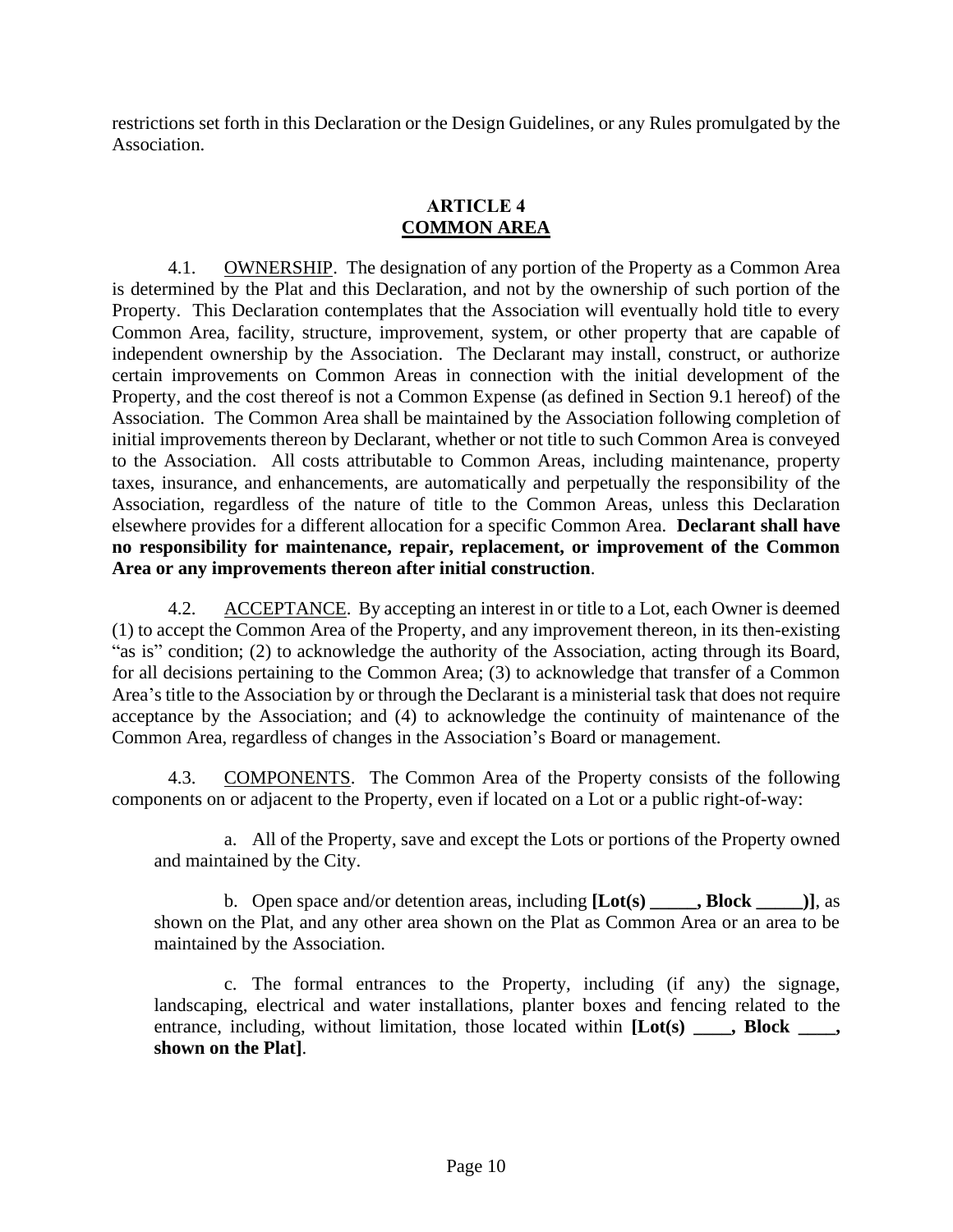restrictions set forth in this Declaration or the Design Guidelines, or any Rules promulgated by the Association.

## ARTICLE 4
## COMMON AREA

4.1. OWNERSHIP. The designation of any portion of the Property as a Common Area is determined by the Plat and this Declaration, and not by the ownership of such portion of the Property. This Declaration contemplates that the Association will eventually hold title to every Common Area, facility, structure, improvement, system, or other property that are capable of independent ownership by the Association. The Declarant may install, construct, or authorize certain improvements on Common Areas in connection with the initial development of the Property, and the cost thereof is not a Common Expense (as defined in Section 9.1 hereof) of the Association. The Common Area shall be maintained by the Association following completion of initial improvements thereon by Declarant, whether or not title to such Common Area is conveyed to the Association. All costs attributable to Common Areas, including maintenance, property taxes, insurance, and enhancements, are automatically and perpetually the responsibility of the Association, regardless of the nature of title to the Common Areas, unless this Declaration elsewhere provides for a different allocation for a specific Common Area. **Declarant shall have no responsibility for maintenance, repair, replacement, or improvement of the Common Area or any improvements thereon after initial construction**.

4.2. ACCEPTANCE. By accepting an interest in or title to a Lot, each Owner is deemed (1) to accept the Common Area of the Property, and any improvement thereon, in its then-existing "as is" condition; (2) to acknowledge the authority of the Association, acting through its Board, for all decisions pertaining to the Common Area; (3) to acknowledge that transfer of a Common Area's title to the Association by or through the Declarant is a ministerial task that does not require acceptance by the Association; and (4) to acknowledge the continuity of maintenance of the Common Area, regardless of changes in the Association's Board or management.

4.3. COMPONENTS. The Common Area of the Property consists of the following components on or adjacent to the Property, even if located on a Lot or a public right-of-way:

a. All of the Property, save and except the Lots or portions of the Property owned and maintained by the City.

b. Open space and/or detention areas, including **[Lot(s) _____, Block _____)]**, as shown on the Plat, and any other area shown on the Plat as Common Area or an area to be maintained by the Association.

c. The formal entrances to the Property, including (if any) the signage, landscaping, electrical and water installations, planter boxes and fencing related to the entrance, including, without limitation, those located within **[Lot(s) ____, Block ____, shown on the Plat]**.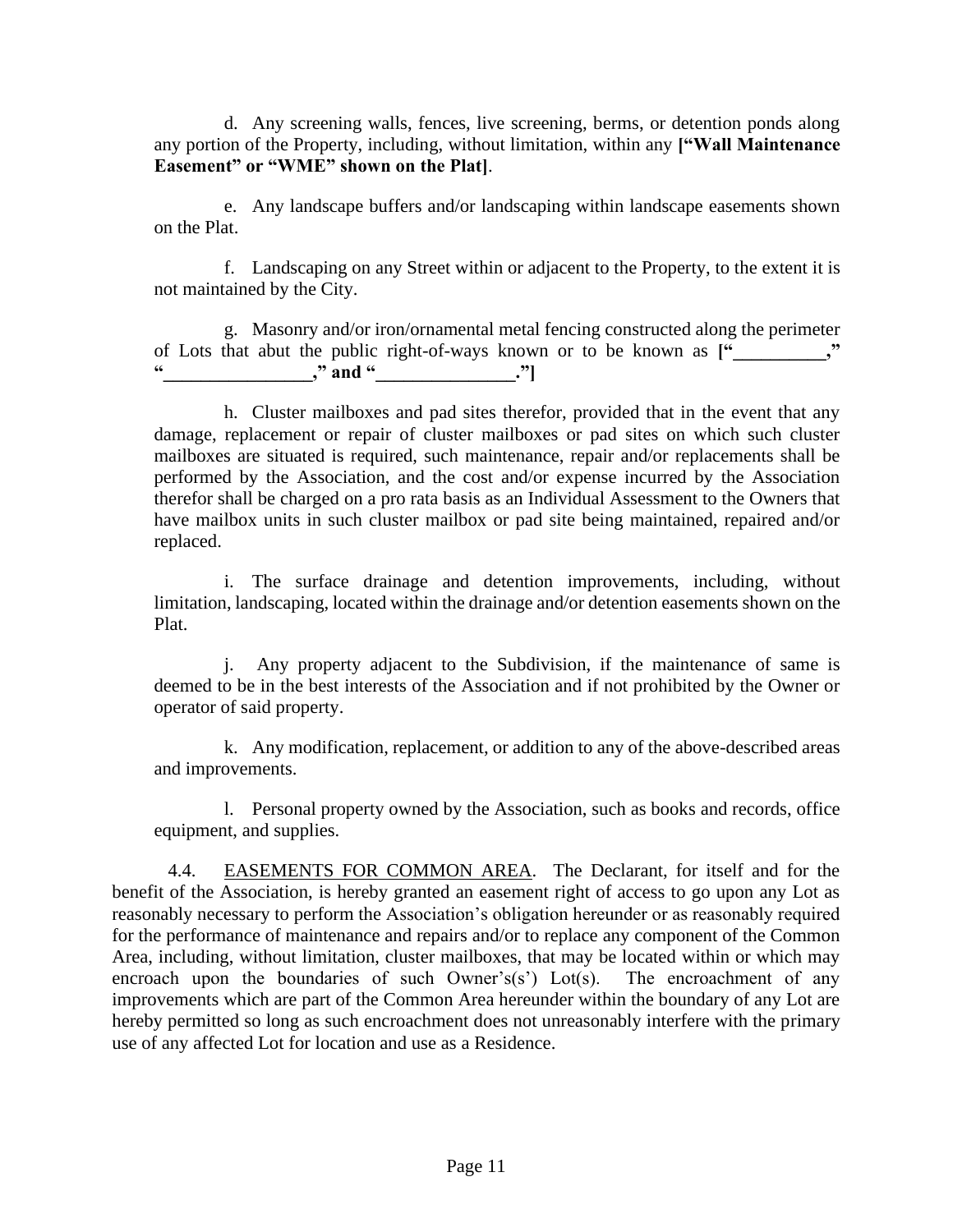d. Any screening walls, fences, live screening, berms, or detention ponds along any portion of the Property, including, without limitation, within any **["Wall Maintenance Easement" or "WME" shown on the Plat]**.

e. Any landscape buffers and/or landscaping within landscape easements shown on the Plat.

f. Landscaping on any Street within or adjacent to the Property, to the extent it is not maintained by the City.

g. Masonry and/or iron/ornamental metal fencing constructed along the perimeter of Lots that abut the public right-of-ways known or to be known as **["__________," "________________," and "_______________."]**

h. Cluster mailboxes and pad sites therefor, provided that in the event that any damage, replacement or repair of cluster mailboxes or pad sites on which such cluster mailboxes are situated is required, such maintenance, repair and/or replacements shall be performed by the Association, and the cost and/or expense incurred by the Association therefor shall be charged on a pro rata basis as an Individual Assessment to the Owners that have mailbox units in such cluster mailbox or pad site being maintained, repaired and/or replaced.

i. The surface drainage and detention improvements, including, without limitation, landscaping, located within the drainage and/or detention easements shown on the Plat.

j. Any property adjacent to the Subdivision, if the maintenance of same is deemed to be in the best interests of the Association and if not prohibited by the Owner or operator of said property.

k. Any modification, replacement, or addition to any of the above-described areas and improvements.

l. Personal property owned by the Association, such as books and records, office equipment, and supplies.

4.4. EASEMENTS FOR COMMON AREA. The Declarant, for itself and for the benefit of the Association, is hereby granted an easement right of access to go upon any Lot as reasonably necessary to perform the Association's obligation hereunder or as reasonably required for the performance of maintenance and repairs and/or to replace any component of the Common Area, including, without limitation, cluster mailboxes, that may be located within or which may encroach upon the boundaries of such Owner's(s') Lot(s). The encroachment of any improvements which are part of the Common Area hereunder within the boundary of any Lot are hereby permitted so long as such encroachment does not unreasonably interfere with the primary use of any affected Lot for location and use as a Residence.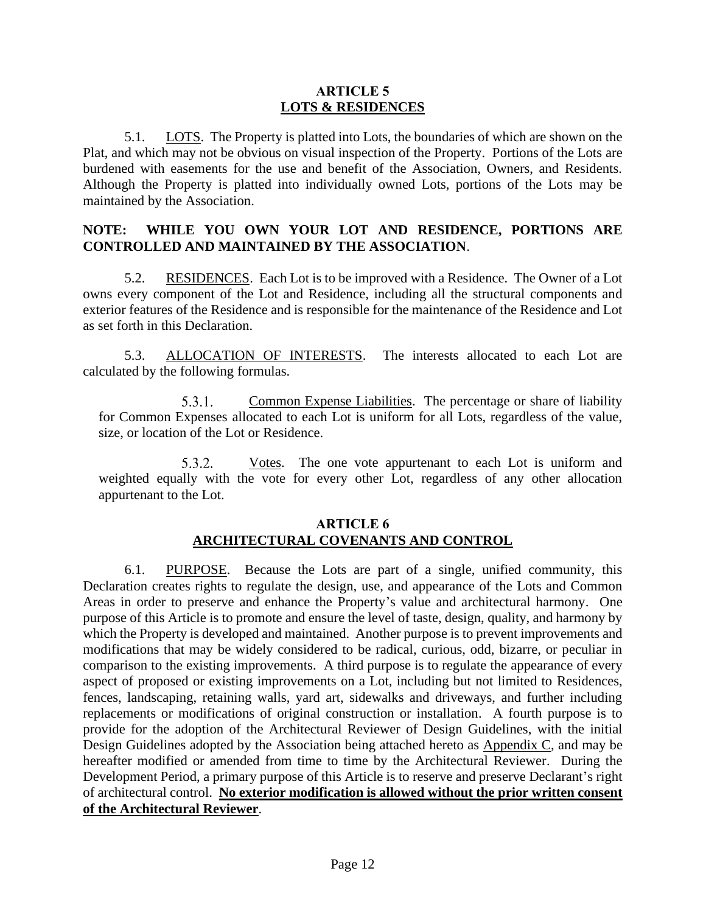## ARTICLE 5
## LOTS & RESIDENCES

5.1. <u>LOTS</u>. The Property is platted into Lots, the boundaries of which are shown on the Plat, and which may not be obvious on visual inspection of the Property. Portions of the Lots are burdened with easements for the use and benefit of the Association, Owners, and Residents. Although the Property is platted into individually owned Lots, portions of the Lots may be maintained by the Association.

**NOTE: WHILE YOU OWN YOUR LOT AND RESIDENCE, PORTIONS ARE CONTROLLED AND MAINTAINED BY THE ASSOCIATION**.

5.2. <u>RESIDENCES</u>. Each Lot is to be improved with a Residence. The Owner of a Lot owns every component of the Lot and Residence, including all the structural components and exterior features of the Residence and is responsible for the maintenance of the Residence and Lot as set forth in this Declaration.

5.3. <u>ALLOCATION OF INTERESTS</u>. The interests allocated to each Lot are calculated by the following formulas.

5.3.1. <u>Common Expense Liabilities</u>. The percentage or share of liability for Common Expenses allocated to each Lot is uniform for all Lots, regardless of the value, size, or location of the Lot or Residence.

5.3.2. <u>Votes</u>. The one vote appurtenant to each Lot is uniform and weighted equally with the vote for every other Lot, regardless of any other allocation appurtenant to the Lot.

## ARTICLE 6
## ARCHITECTURAL COVENANTS AND CONTROL

6.1. <u>PURPOSE</u>. Because the Lots are part of a single, unified community, this Declaration creates rights to regulate the design, use, and appearance of the Lots and Common Areas in order to preserve and enhance the Property's value and architectural harmony. One purpose of this Article is to promote and ensure the level of taste, design, quality, and harmony by which the Property is developed and maintained. Another purpose is to prevent improvements and modifications that may be widely considered to be radical, curious, odd, bizarre, or peculiar in comparison to the existing improvements. A third purpose is to regulate the appearance of every aspect of proposed or existing improvements on a Lot, including but not limited to Residences, fences, landscaping, retaining walls, yard art, sidewalks and driveways, and further including replacements or modifications of original construction or installation. A fourth purpose is to provide for the adoption of the Architectural Reviewer of Design Guidelines, with the initial Design Guidelines adopted by the Association being attached hereto as <u>Appendix C</u>, and may be hereafter modified or amended from time to time by the Architectural Reviewer. During the Development Period, a primary purpose of this Article is to reserve and preserve Declarant's right of architectural control. **<u>No exterior modification is allowed without the prior written consent of the Architectural Reviewer</u>**.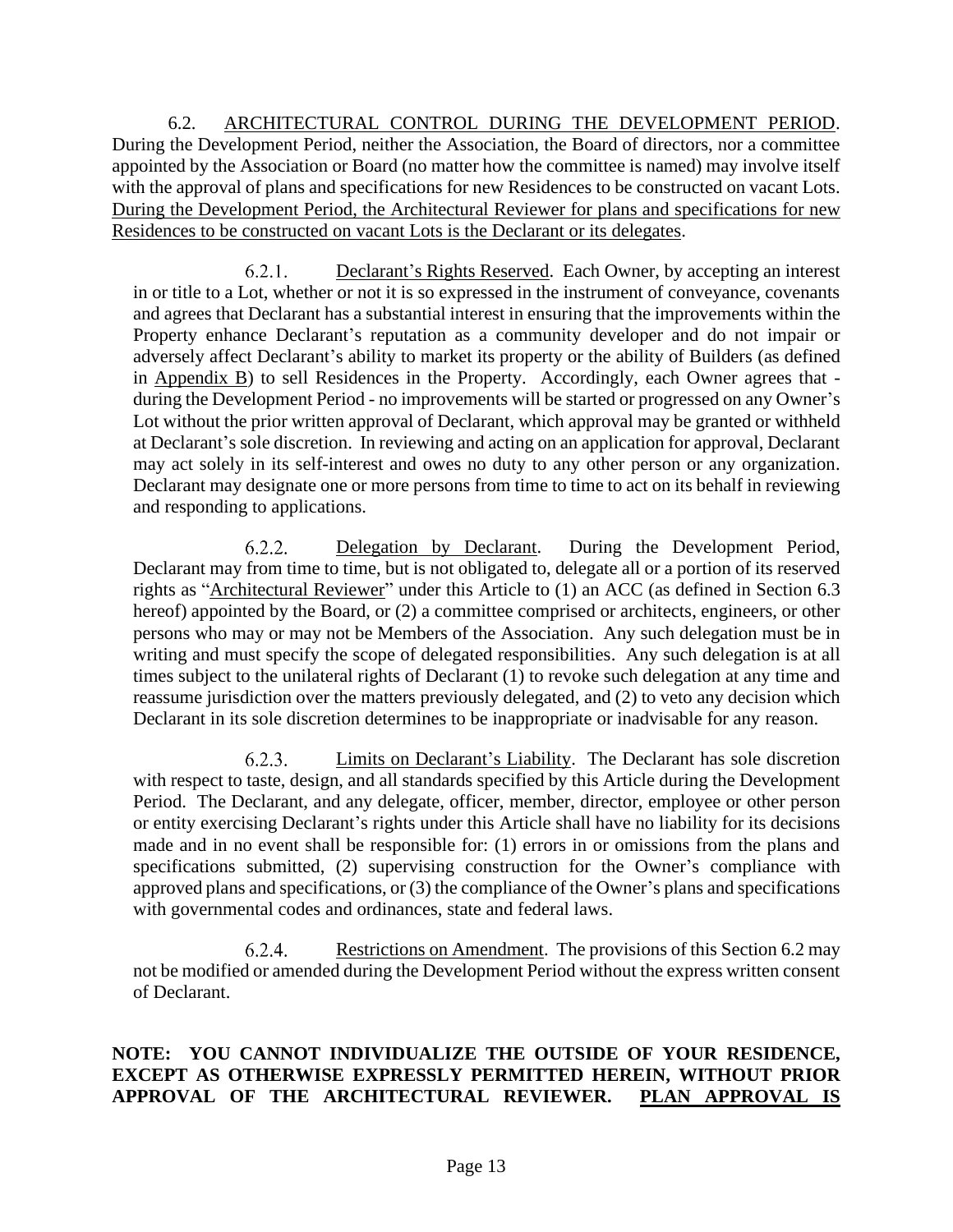6.2. ARCHITECTURAL CONTROL DURING THE DEVELOPMENT PERIOD. During the Development Period, neither the Association, the Board of directors, nor a committee appointed by the Association or Board (no matter how the committee is named) may involve itself with the approval of plans and specifications for new Residences to be constructed on vacant Lots. During the Development Period, the Architectural Reviewer for plans and specifications for new Residences to be constructed on vacant Lots is the Declarant or its delegates.

6.2.1. Declarant's Rights Reserved. Each Owner, by accepting an interest in or title to a Lot, whether or not it is so expressed in the instrument of conveyance, covenants and agrees that Declarant has a substantial interest in ensuring that the improvements within the Property enhance Declarant's reputation as a community developer and do not impair or adversely affect Declarant's ability to market its property or the ability of Builders (as defined in Appendix B) to sell Residences in the Property. Accordingly, each Owner agrees that - during the Development Period - no improvements will be started or progressed on any Owner's Lot without the prior written approval of Declarant, which approval may be granted or withheld at Declarant's sole discretion. In reviewing and acting on an application for approval, Declarant may act solely in its self-interest and owes no duty to any other person or any organization. Declarant may designate one or more persons from time to time to act on its behalf in reviewing and responding to applications.

6.2.2. Delegation by Declarant. During the Development Period, Declarant may from time to time, but is not obligated to, delegate all or a portion of its reserved rights as "Architectural Reviewer" under this Article to (1) an ACC (as defined in Section 6.3 hereof) appointed by the Board, or (2) a committee comprised or architects, engineers, or other persons who may or may not be Members of the Association. Any such delegation must be in writing and must specify the scope of delegated responsibilities. Any such delegation is at all times subject to the unilateral rights of Declarant (1) to revoke such delegation at any time and reassume jurisdiction over the matters previously delegated, and (2) to veto any decision which Declarant in its sole discretion determines to be inappropriate or inadvisable for any reason.

6.2.3. Limits on Declarant's Liability. The Declarant has sole discretion with respect to taste, design, and all standards specified by this Article during the Development Period. The Declarant, and any delegate, officer, member, director, employee or other person or entity exercising Declarant's rights under this Article shall have no liability for its decisions made and in no event shall be responsible for: (1) errors in or omissions from the plans and specifications submitted, (2) supervising construction for the Owner's compliance with approved plans and specifications, or (3) the compliance of the Owner's plans and specifications with governmental codes and ordinances, state and federal laws.

6.2.4. Restrictions on Amendment. The provisions of this Section 6.2 may not be modified or amended during the Development Period without the express written consent of Declarant.

**NOTE: YOU CANNOT INDIVIDUALIZE THE OUTSIDE OF YOUR RESIDENCE, EXCEPT AS OTHERWISE EXPRESSLY PERMITTED HEREIN, WITHOUT PRIOR APPROVAL OF THE ARCHITECTURAL REVIEWER. PLAN APPROVAL IS**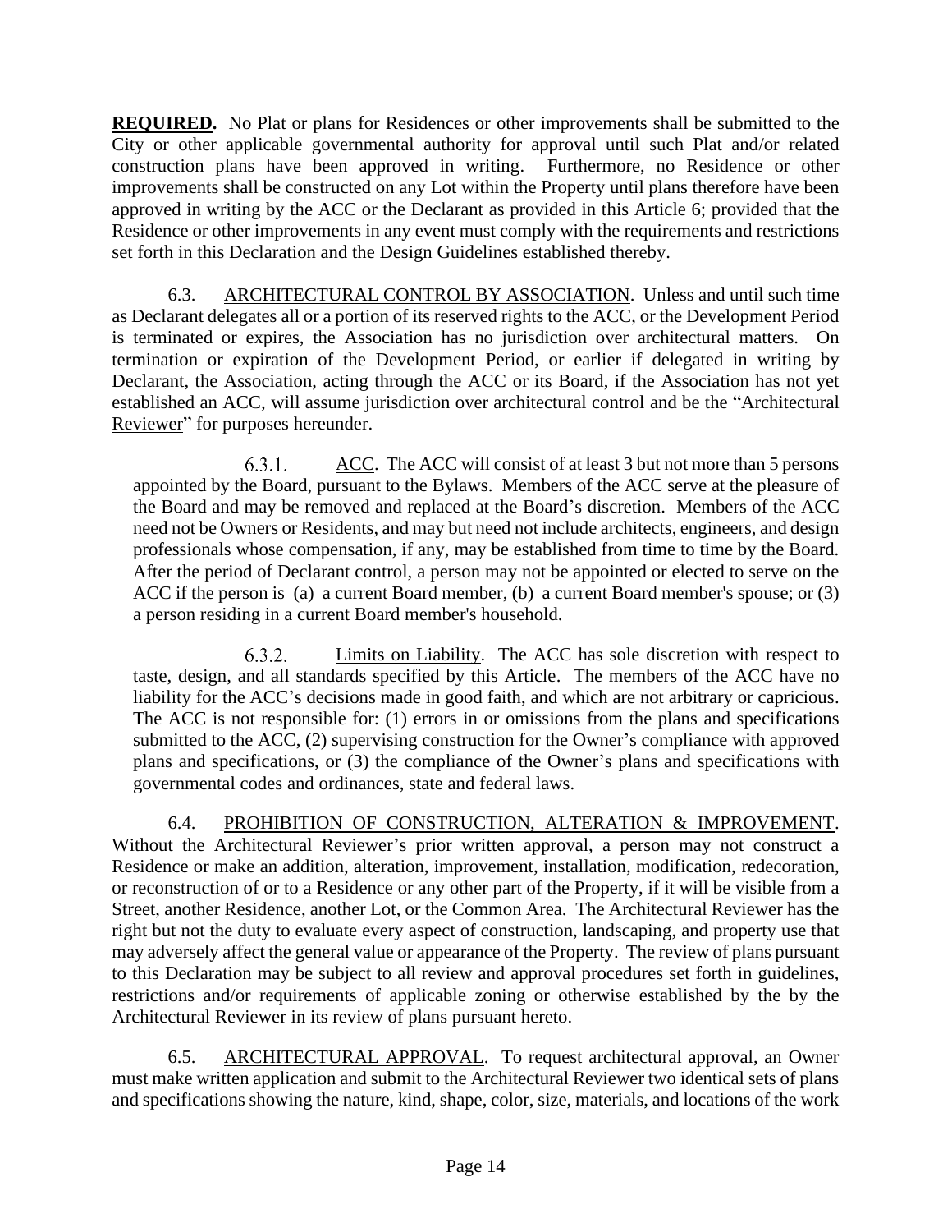**REQUIRED.** No Plat or plans for Residences or other improvements shall be submitted to the City or other applicable governmental authority for approval until such Plat and/or related construction plans have been approved in writing. Furthermore, no Residence or other improvements shall be constructed on any Lot within the Property until plans therefore have been approved in writing by the ACC or the Declarant as provided in this Article 6; provided that the Residence or other improvements in any event must comply with the requirements and restrictions set forth in this Declaration and the Design Guidelines established thereby.

6.3. ARCHITECTURAL CONTROL BY ASSOCIATION. Unless and until such time as Declarant delegates all or a portion of its reserved rights to the ACC, or the Development Period is terminated or expires, the Association has no jurisdiction over architectural matters. On termination or expiration of the Development Period, or earlier if delegated in writing by Declarant, the Association, acting through the ACC or its Board, if the Association has not yet established an ACC, will assume jurisdiction over architectural control and be the "Architectural Reviewer" for purposes hereunder.

6.3.1. ACC. The ACC will consist of at least 3 but not more than 5 persons appointed by the Board, pursuant to the Bylaws. Members of the ACC serve at the pleasure of the Board and may be removed and replaced at the Board's discretion. Members of the ACC need not be Owners or Residents, and may but need not include architects, engineers, and design professionals whose compensation, if any, may be established from time to time by the Board. After the period of Declarant control, a person may not be appointed or elected to serve on the ACC if the person is (a) a current Board member, (b) a current Board member's spouse; or (3) a person residing in a current Board member's household.

6.3.2. Limits on Liability. The ACC has sole discretion with respect to taste, design, and all standards specified by this Article. The members of the ACC have no liability for the ACC's decisions made in good faith, and which are not arbitrary or capricious. The ACC is not responsible for: (1) errors in or omissions from the plans and specifications submitted to the ACC, (2) supervising construction for the Owner's compliance with approved plans and specifications, or (3) the compliance of the Owner's plans and specifications with governmental codes and ordinances, state and federal laws.

6.4. PROHIBITION OF CONSTRUCTION, ALTERATION & IMPROVEMENT. Without the Architectural Reviewer's prior written approval, a person may not construct a Residence or make an addition, alteration, improvement, installation, modification, redecoration, or reconstruction of or to a Residence or any other part of the Property, if it will be visible from a Street, another Residence, another Lot, or the Common Area. The Architectural Reviewer has the right but not the duty to evaluate every aspect of construction, landscaping, and property use that may adversely affect the general value or appearance of the Property. The review of plans pursuant to this Declaration may be subject to all review and approval procedures set forth in guidelines, restrictions and/or requirements of applicable zoning or otherwise established by the by the Architectural Reviewer in its review of plans pursuant hereto.

6.5. ARCHITECTURAL APPROVAL. To request architectural approval, an Owner must make written application and submit to the Architectural Reviewer two identical sets of plans and specifications showing the nature, kind, shape, color, size, materials, and locations of the work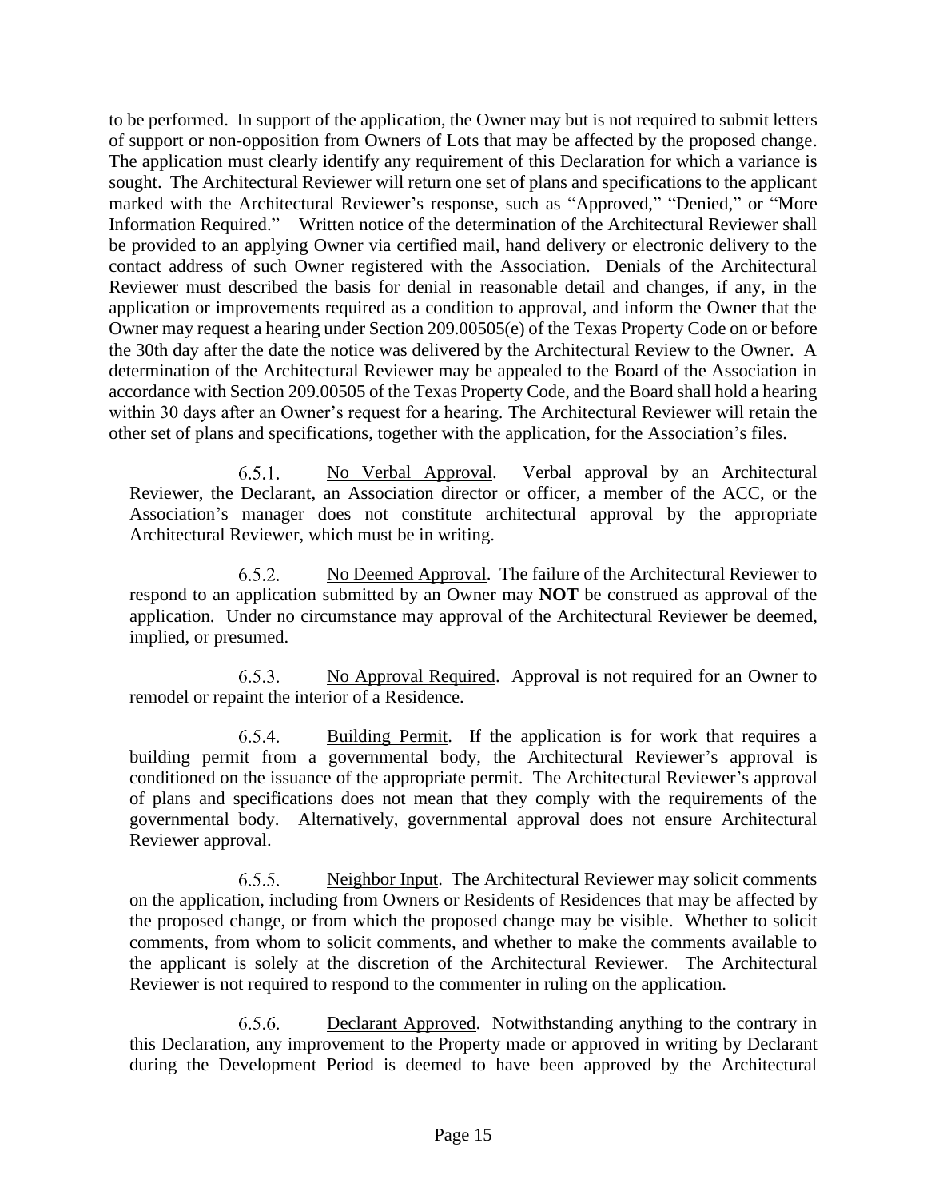to be performed. In support of the application, the Owner may but is not required to submit letters of support or non-opposition from Owners of Lots that may be affected by the proposed change. The application must clearly identify any requirement of this Declaration for which a variance is sought. The Architectural Reviewer will return one set of plans and specifications to the applicant marked with the Architectural Reviewer's response, such as "Approved," "Denied," or "More Information Required." Written notice of the determination of the Architectural Reviewer shall be provided to an applying Owner via certified mail, hand delivery or electronic delivery to the contact address of such Owner registered with the Association. Denials of the Architectural Reviewer must described the basis for denial in reasonable detail and changes, if any, in the application or improvements required as a condition to approval, and inform the Owner that the Owner may request a hearing under Section 209.00505(e) of the Texas Property Code on or before the 30th day after the date the notice was delivered by the Architectural Review to the Owner. A determination of the Architectural Reviewer may be appealed to the Board of the Association in accordance with Section 209.00505 of the Texas Property Code, and the Board shall hold a hearing within 30 days after an Owner's request for a hearing. The Architectural Reviewer will retain the other set of plans and specifications, together with the application, for the Association's files.

6.5.1. No Verbal Approval. Verbal approval by an Architectural Reviewer, the Declarant, an Association director or officer, a member of the ACC, or the Association's manager does not constitute architectural approval by the appropriate Architectural Reviewer, which must be in writing.

6.5.2. No Deemed Approval. The failure of the Architectural Reviewer to respond to an application submitted by an Owner may **NOT** be construed as approval of the application. Under no circumstance may approval of the Architectural Reviewer be deemed, implied, or presumed.

6.5.3. No Approval Required. Approval is not required for an Owner to remodel or repaint the interior of a Residence.

6.5.4. Building Permit. If the application is for work that requires a building permit from a governmental body, the Architectural Reviewer's approval is conditioned on the issuance of the appropriate permit. The Architectural Reviewer's approval of plans and specifications does not mean that they comply with the requirements of the governmental body. Alternatively, governmental approval does not ensure Architectural Reviewer approval.

6.5.5. Neighbor Input. The Architectural Reviewer may solicit comments on the application, including from Owners or Residents of Residences that may be affected by the proposed change, or from which the proposed change may be visible. Whether to solicit comments, from whom to solicit comments, and whether to make the comments available to the applicant is solely at the discretion of the Architectural Reviewer. The Architectural Reviewer is not required to respond to the commenter in ruling on the application.

6.5.6. Declarant Approved. Notwithstanding anything to the contrary in this Declaration, any improvement to the Property made or approved in writing by Declarant during the Development Period is deemed to have been approved by the Architectural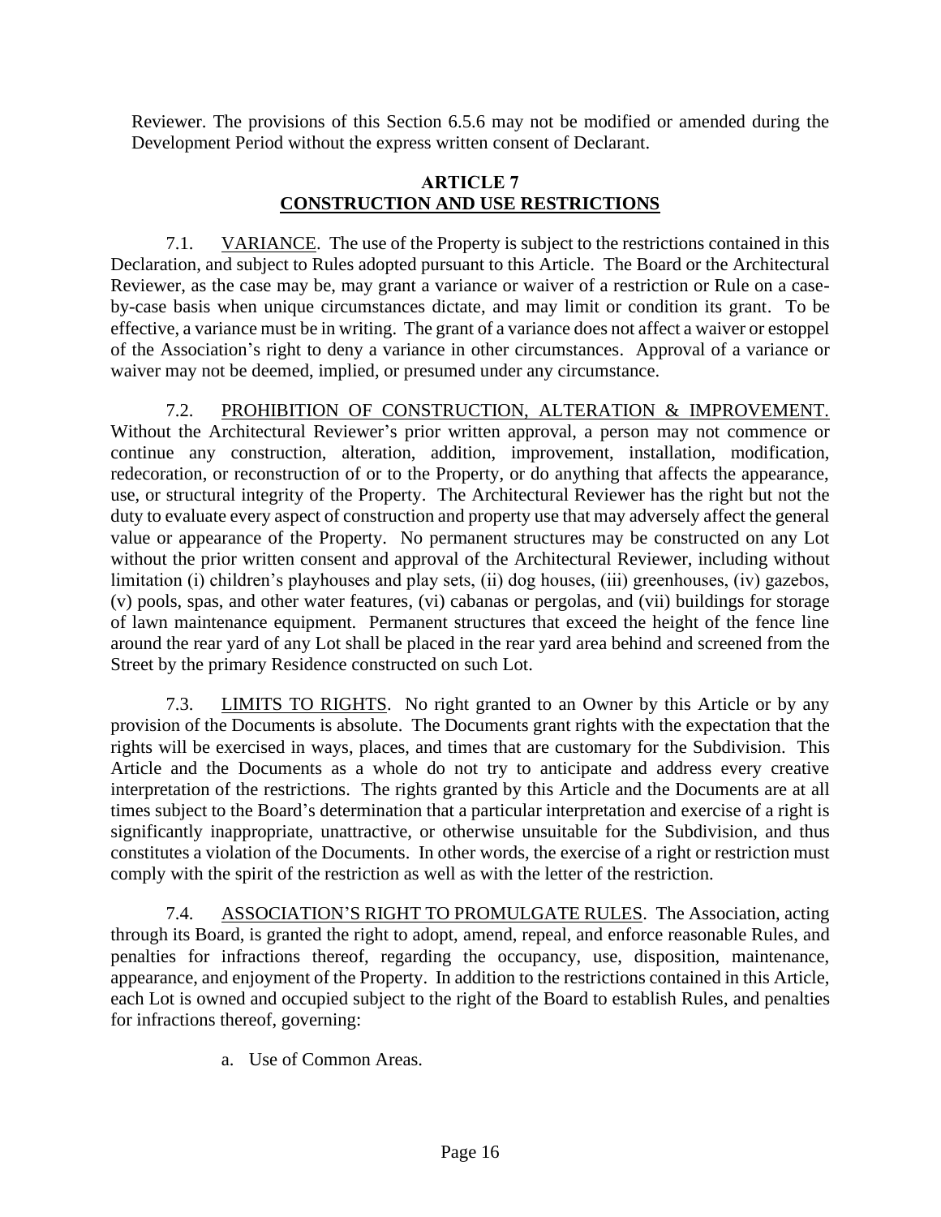Reviewer. The provisions of this Section 6.5.6 may not be modified or amended during the Development Period without the express written consent of Declarant.

## ARTICLE 7
## CONSTRUCTION AND USE RESTRICTIONS

7.1. VARIANCE. The use of the Property is subject to the restrictions contained in this Declaration, and subject to Rules adopted pursuant to this Article. The Board or the Architectural Reviewer, as the case may be, may grant a variance or waiver of a restriction or Rule on a case-by-case basis when unique circumstances dictate, and may limit or condition its grant. To be effective, a variance must be in writing. The grant of a variance does not affect a waiver or estoppel of the Association's right to deny a variance in other circumstances. Approval of a variance or waiver may not be deemed, implied, or presumed under any circumstance.

7.2. PROHIBITION OF CONSTRUCTION, ALTERATION & IMPROVEMENT. Without the Architectural Reviewer's prior written approval, a person may not commence or continue any construction, alteration, addition, improvement, installation, modification, redecoration, or reconstruction of or to the Property, or do anything that affects the appearance, use, or structural integrity of the Property. The Architectural Reviewer has the right but not the duty to evaluate every aspect of construction and property use that may adversely affect the general value or appearance of the Property. No permanent structures may be constructed on any Lot without the prior written consent and approval of the Architectural Reviewer, including without limitation (i) children's playhouses and play sets, (ii) dog houses, (iii) greenhouses, (iv) gazebos, (v) pools, spas, and other water features, (vi) cabanas or pergolas, and (vii) buildings for storage of lawn maintenance equipment. Permanent structures that exceed the height of the fence line around the rear yard of any Lot shall be placed in the rear yard area behind and screened from the Street by the primary Residence constructed on such Lot.

7.3. LIMITS TO RIGHTS. No right granted to an Owner by this Article or by any provision of the Documents is absolute. The Documents grant rights with the expectation that the rights will be exercised in ways, places, and times that are customary for the Subdivision. This Article and the Documents as a whole do not try to anticipate and address every creative interpretation of the restrictions. The rights granted by this Article and the Documents are at all times subject to the Board's determination that a particular interpretation and exercise of a right is significantly inappropriate, unattractive, or otherwise unsuitable for the Subdivision, and thus constitutes a violation of the Documents. In other words, the exercise of a right or restriction must comply with the spirit of the restriction as well as with the letter of the restriction.

7.4. ASSOCIATION'S RIGHT TO PROMULGATE RULES. The Association, acting through its Board, is granted the right to adopt, amend, repeal, and enforce reasonable Rules, and penalties for infractions thereof, regarding the occupancy, use, disposition, maintenance, appearance, and enjoyment of the Property. In addition to the restrictions contained in this Article, each Lot is owned and occupied subject to the right of the Board to establish Rules, and penalties for infractions thereof, governing:

a. Use of Common Areas.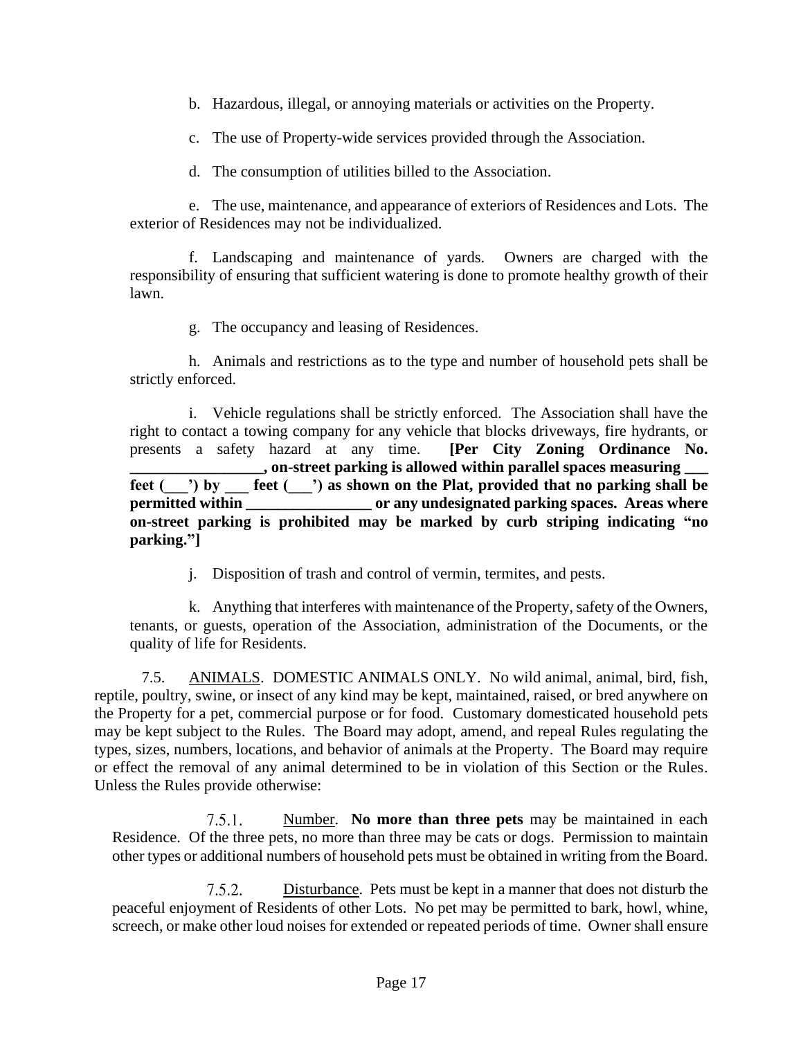b. Hazardous, illegal, or annoying materials or activities on the Property.

c. The use of Property-wide services provided through the Association.

d. The consumption of utilities billed to the Association.

e. The use, maintenance, and appearance of exteriors of Residences and Lots. The exterior of Residences may not be individualized.

f. Landscaping and maintenance of yards. Owners are charged with the responsibility of ensuring that sufficient watering is done to promote healthy growth of their lawn.

g. The occupancy and leasing of Residences.

h. Animals and restrictions as to the type and number of household pets shall be strictly enforced.

i. Vehicle regulations shall be strictly enforced. The Association shall have the right to contact a towing company for any vehicle that blocks driveways, fire hydrants, or presents a safety hazard at any time. **[Per City Zoning Ordinance No. _________________, on-street parking is allowed within parallel spaces measuring ___ feet (___') by ___ feet (___') as shown on the Plat, provided that no parking shall be permitted within ________________ or any undesignated parking spaces. Areas where on-street parking is prohibited may be marked by curb striping indicating "no parking."]**

j. Disposition of trash and control of vermin, termites, and pests.

k. Anything that interferes with maintenance of the Property, safety of the Owners, tenants, or guests, operation of the Association, administration of the Documents, or the quality of life for Residents.

7.5. ANIMALS. DOMESTIC ANIMALS ONLY. No wild animal, animal, bird, fish, reptile, poultry, swine, or insect of any kind may be kept, maintained, raised, or bred anywhere on the Property for a pet, commercial purpose or for food. Customary domesticated household pets may be kept subject to the Rules. The Board may adopt, amend, and repeal Rules regulating the types, sizes, numbers, locations, and behavior of animals at the Property. The Board may require or effect the removal of any animal determined to be in violation of this Section or the Rules. Unless the Rules provide otherwise:

7.5.1. Number. **No more than three pets** may be maintained in each Residence. Of the three pets, no more than three may be cats or dogs. Permission to maintain other types or additional numbers of household pets must be obtained in writing from the Board.

7.5.2. Disturbance. Pets must be kept in a manner that does not disturb the peaceful enjoyment of Residents of other Lots. No pet may be permitted to bark, howl, whine, screech, or make other loud noises for extended or repeated periods of time. Owner shall ensure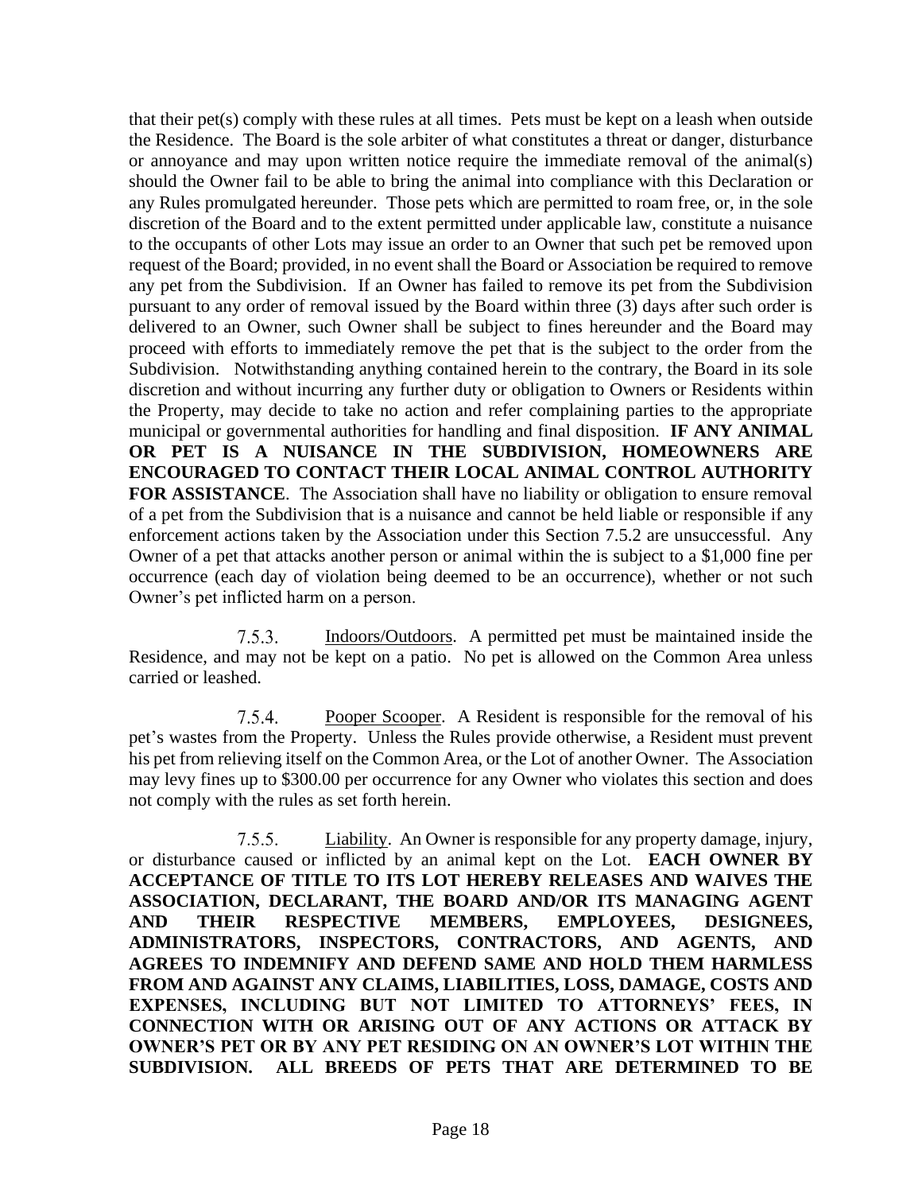that their pet(s) comply with these rules at all times. Pets must be kept on a leash when outside the Residence. The Board is the sole arbiter of what constitutes a threat or danger, disturbance or annoyance and may upon written notice require the immediate removal of the animal(s) should the Owner fail to be able to bring the animal into compliance with this Declaration or any Rules promulgated hereunder. Those pets which are permitted to roam free, or, in the sole discretion of the Board and to the extent permitted under applicable law, constitute a nuisance to the occupants of other Lots may issue an order to an Owner that such pet be removed upon request of the Board; provided, in no event shall the Board or Association be required to remove any pet from the Subdivision. If an Owner has failed to remove its pet from the Subdivision pursuant to any order of removal issued by the Board within three (3) days after such order is delivered to an Owner, such Owner shall be subject to fines hereunder and the Board may proceed with efforts to immediately remove the pet that is the subject to the order from the Subdivision. Notwithstanding anything contained herein to the contrary, the Board in its sole discretion and without incurring any further duty or obligation to Owners or Residents within the Property, may decide to take no action and refer complaining parties to the appropriate municipal or governmental authorities for handling and final disposition. **IF ANY ANIMAL OR PET IS A NUISANCE IN THE SUBDIVISION, HOMEOWNERS ARE ENCOURAGED TO CONTACT THEIR LOCAL ANIMAL CONTROL AUTHORITY FOR ASSISTANCE**. The Association shall have no liability or obligation to ensure removal of a pet from the Subdivision that is a nuisance and cannot be held liable or responsible if any enforcement actions taken by the Association under this Section 7.5.2 are unsuccessful. Any Owner of a pet that attacks another person or animal within the is subject to a $1,000 fine per occurrence (each day of violation being deemed to be an occurrence), whether or not such Owner's pet inflicted harm on a person.

7.5.3. Indoors/Outdoors. A permitted pet must be maintained inside the Residence, and may not be kept on a patio. No pet is allowed on the Common Area unless carried or leashed.

7.5.4. Pooper Scooper. A Resident is responsible for the removal of his pet's wastes from the Property. Unless the Rules provide otherwise, a Resident must prevent his pet from relieving itself on the Common Area, or the Lot of another Owner. The Association may levy fines up to $300.00 per occurrence for any Owner who violates this section and does not comply with the rules as set forth herein.

7.5.5. Liability. An Owner is responsible for any property damage, injury, or disturbance caused or inflicted by an animal kept on the Lot. **EACH OWNER BY ACCEPTANCE OF TITLE TO ITS LOT HEREBY RELEASES AND WAIVES THE ASSOCIATION, DECLARANT, THE BOARD AND/OR ITS MANAGING AGENT AND THEIR RESPECTIVE MEMBERS, EMPLOYEES, DESIGNEES, ADMINISTRATORS, INSPECTORS, CONTRACTORS, AND AGENTS, AND AGREES TO INDEMNIFY AND DEFEND SAME AND HOLD THEM HARMLESS FROM AND AGAINST ANY CLAIMS, LIABILITIES, LOSS, DAMAGE, COSTS AND EXPENSES, INCLUDING BUT NOT LIMITED TO ATTORNEYS' FEES, IN CONNECTION WITH OR ARISING OUT OF ANY ACTIONS OR ATTACK BY OWNER'S PET OR BY ANY PET RESIDING ON AN OWNER'S LOT WITHIN THE SUBDIVISION. ALL BREEDS OF PETS THAT ARE DETERMINED TO BE**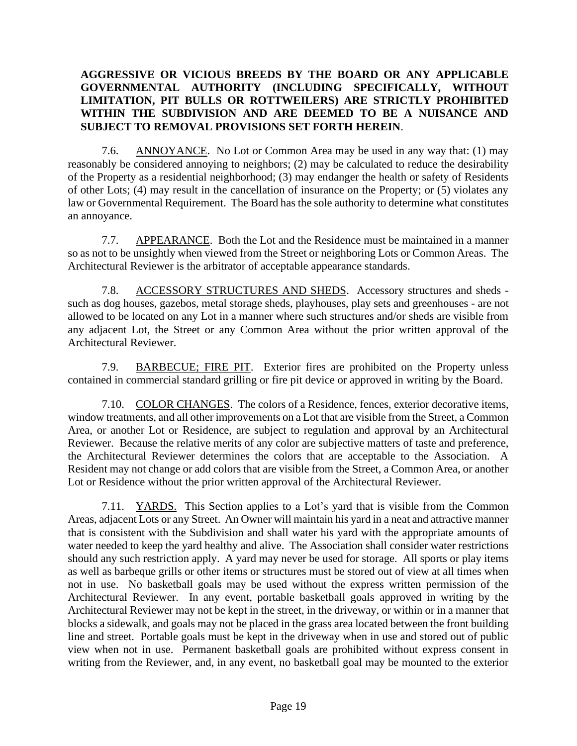**AGGRESSIVE OR VICIOUS BREEDS BY THE BOARD OR ANY APPLICABLE GOVERNMENTAL AUTHORITY (INCLUDING SPECIFICALLY, WITHOUT LIMITATION, PIT BULLS OR ROTTWEILERS) ARE STRICTLY PROHIBITED WITHIN THE SUBDIVISION AND ARE DEEMED TO BE A NUISANCE AND SUBJECT TO REMOVAL PROVISIONS SET FORTH HEREIN**.

7.6. ANNOYANCE. No Lot or Common Area may be used in any way that: (1) may reasonably be considered annoying to neighbors; (2) may be calculated to reduce the desirability of the Property as a residential neighborhood; (3) may endanger the health or safety of Residents of other Lots; (4) may result in the cancellation of insurance on the Property; or (5) violates any law or Governmental Requirement. The Board has the sole authority to determine what constitutes an annoyance.

7.7. APPEARANCE. Both the Lot and the Residence must be maintained in a manner so as not to be unsightly when viewed from the Street or neighboring Lots or Common Areas. The Architectural Reviewer is the arbitrator of acceptable appearance standards.

7.8. ACCESSORY STRUCTURES AND SHEDS. Accessory structures and sheds - such as dog houses, gazebos, metal storage sheds, playhouses, play sets and greenhouses - are not allowed to be located on any Lot in a manner where such structures and/or sheds are visible from any adjacent Lot, the Street or any Common Area without the prior written approval of the Architectural Reviewer.

7.9. BARBECUE; FIRE PIT. Exterior fires are prohibited on the Property unless contained in commercial standard grilling or fire pit device or approved in writing by the Board.

7.10. COLOR CHANGES. The colors of a Residence, fences, exterior decorative items, window treatments, and all other improvements on a Lot that are visible from the Street, a Common Area, or another Lot or Residence, are subject to regulation and approval by an Architectural Reviewer. Because the relative merits of any color are subjective matters of taste and preference, the Architectural Reviewer determines the colors that are acceptable to the Association. A Resident may not change or add colors that are visible from the Street, a Common Area, or another Lot or Residence without the prior written approval of the Architectural Reviewer.

7.11. YARDS. This Section applies to a Lot's yard that is visible from the Common Areas, adjacent Lots or any Street. An Owner will maintain his yard in a neat and attractive manner that is consistent with the Subdivision and shall water his yard with the appropriate amounts of water needed to keep the yard healthy and alive. The Association shall consider water restrictions should any such restriction apply. A yard may never be used for storage. All sports or play items as well as barbeque grills or other items or structures must be stored out of view at all times when not in use. No basketball goals may be used without the express written permission of the Architectural Reviewer. In any event, portable basketball goals approved in writing by the Architectural Reviewer may not be kept in the street, in the driveway, or within or in a manner that blocks a sidewalk, and goals may not be placed in the grass area located between the front building line and street. Portable goals must be kept in the driveway when in use and stored out of public view when not in use. Permanent basketball goals are prohibited without express consent in writing from the Reviewer, and, in any event, no basketball goal may be mounted to the exterior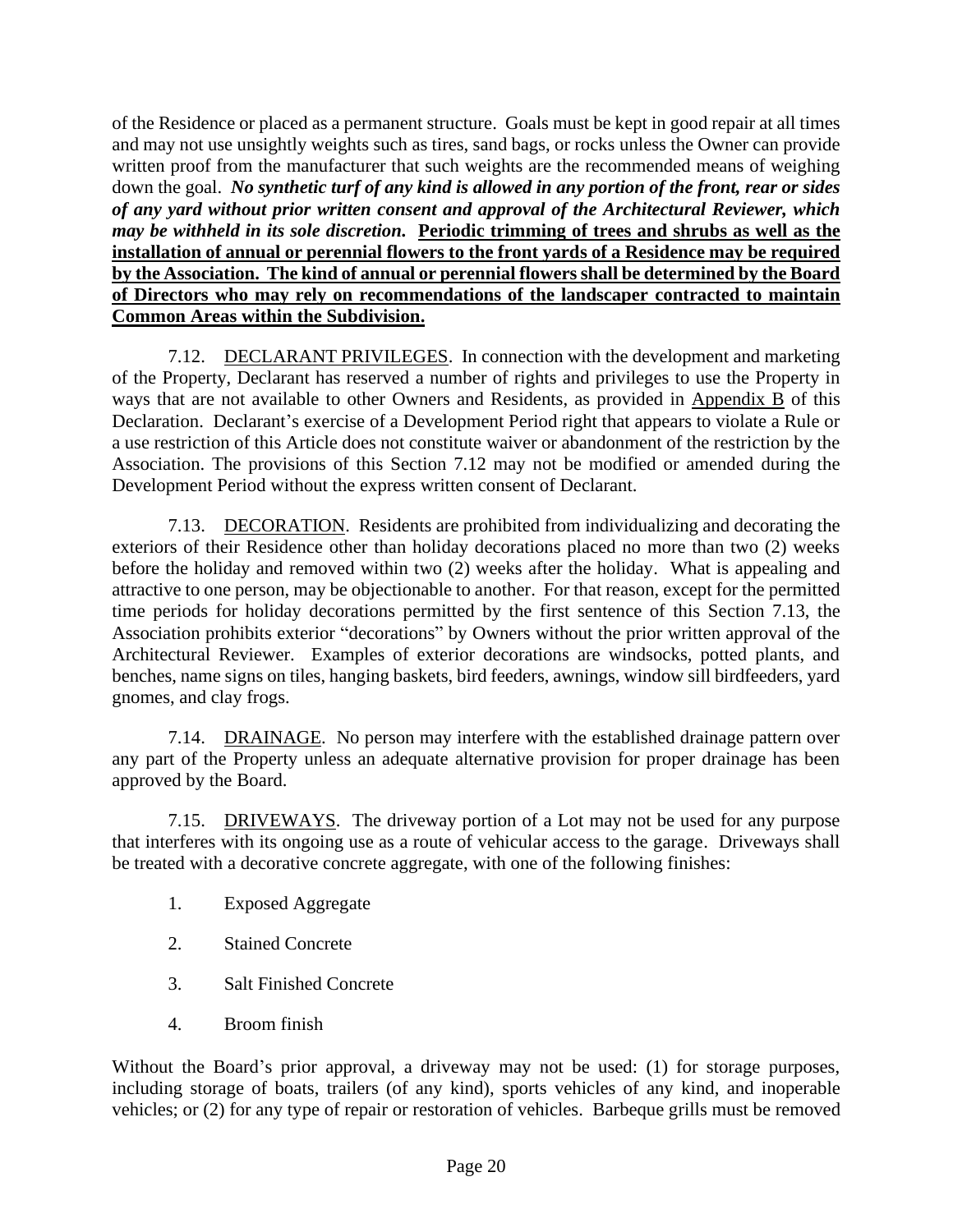of the Residence or placed as a permanent structure. Goals must be kept in good repair at all times and may not use unsightly weights such as tires, sand bags, or rocks unless the Owner can provide written proof from the manufacturer that such weights are the recommended means of weighing down the goal. ***No synthetic turf of any kind is allowed in any portion of the front, rear or sides of any yard without prior written consent and approval of the Architectural Reviewer, which may be withheld in its sole discretion.*** **<u>Periodic trimming of trees and shrubs as well as the installation of annual or perennial flowers to the front yards of a Residence may be required by the Association. The kind of annual or perennial flowers shall be determined by the Board of Directors who may rely on recommendations of the landscaper contracted to maintain Common Areas within the Subdivision.</u>**

7.12. <u>DECLARANT PRIVILEGES</u>. In connection with the development and marketing of the Property, Declarant has reserved a number of rights and privileges to use the Property in ways that are not available to other Owners and Residents, as provided in <u>Appendix B</u> of this Declaration. Declarant's exercise of a Development Period right that appears to violate a Rule or a use restriction of this Article does not constitute waiver or abandonment of the restriction by the Association. The provisions of this Section 7.12 may not be modified or amended during the Development Period without the express written consent of Declarant.

7.13. <u>DECORATION</u>. Residents are prohibited from individualizing and decorating the exteriors of their Residence other than holiday decorations placed no more than two (2) weeks before the holiday and removed within two (2) weeks after the holiday. What is appealing and attractive to one person, may be objectionable to another. For that reason, except for the permitted time periods for holiday decorations permitted by the first sentence of this Section 7.13, the Association prohibits exterior "decorations" by Owners without the prior written approval of the Architectural Reviewer. Examples of exterior decorations are windsocks, potted plants, and benches, name signs on tiles, hanging baskets, bird feeders, awnings, window sill birdfeeders, yard gnomes, and clay frogs.

7.14. <u>DRAINAGE</u>. No person may interfere with the established drainage pattern over any part of the Property unless an adequate alternative provision for proper drainage has been approved by the Board.

7.15. <u>DRIVEWAYS</u>. The driveway portion of a Lot may not be used for any purpose that interferes with its ongoing use as a route of vehicular access to the garage. Driveways shall be treated with a decorative concrete aggregate, with one of the following finishes:

1. Exposed Aggregate
2. Stained Concrete
3. Salt Finished Concrete
4. Broom finish

Without the Board's prior approval, a driveway may not be used: (1) for storage purposes, including storage of boats, trailers (of any kind), sports vehicles of any kind, and inoperable vehicles; or (2) for any type of repair or restoration of vehicles. Barbeque grills must be removed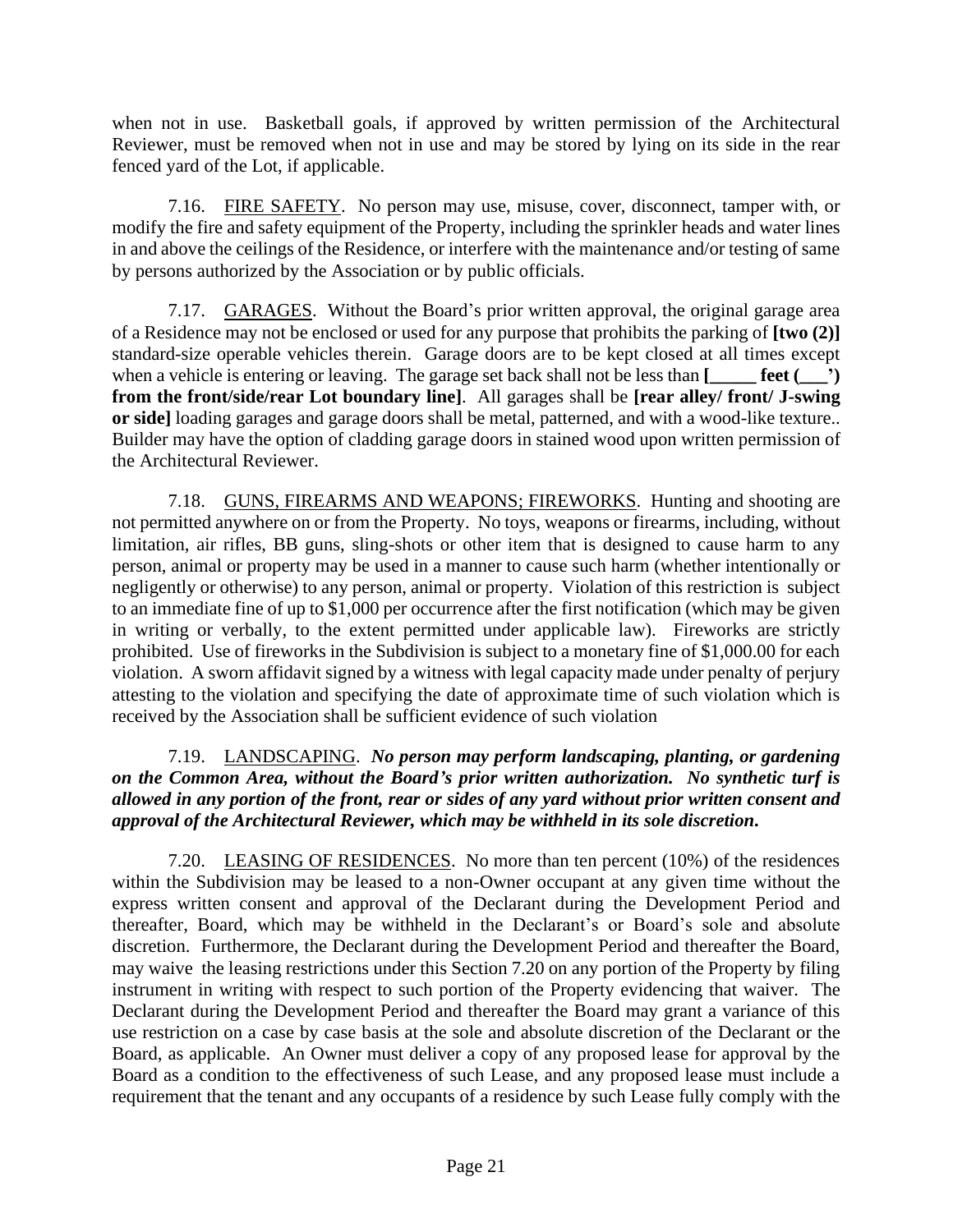when not in use. Basketball goals, if approved by written permission of the Architectural Reviewer, must be removed when not in use and may be stored by lying on its side in the rear fenced yard of the Lot, if applicable.

7.16. FIRE SAFETY. No person may use, misuse, cover, disconnect, tamper with, or modify the fire and safety equipment of the Property, including the sprinkler heads and water lines in and above the ceilings of the Residence, or interfere with the maintenance and/or testing of same by persons authorized by the Association or by public officials.

7.17. GARAGES. Without the Board's prior written approval, the original garage area of a Residence may not be enclosed or used for any purpose that prohibits the parking of **[two (2)]** standard-size operable vehicles therein. Garage doors are to be kept closed at all times except when a vehicle is entering or leaving. The garage set back shall not be less than **[_____ feet (___') from the front/side/rear Lot boundary line]**. All garages shall be **[rear alley/ front/ J-swing or side]** loading garages and garage doors shall be metal, patterned, and with a wood-like texture.. Builder may have the option of cladding garage doors in stained wood upon written permission of the Architectural Reviewer.

7.18. GUNS, FIREARMS AND WEAPONS; FIREWORKS. Hunting and shooting are not permitted anywhere on or from the Property. No toys, weapons or firearms, including, without limitation, air rifles, BB guns, sling-shots or other item that is designed to cause harm to any person, animal or property may be used in a manner to cause such harm (whether intentionally or negligently or otherwise) to any person, animal or property. Violation of this restriction is subject to an immediate fine of up to $1,000 per occurrence after the first notification (which may be given in writing or verbally, to the extent permitted under applicable law). Fireworks are strictly prohibited. Use of fireworks in the Subdivision is subject to a monetary fine of $1,000.00 for each violation. A sworn affidavit signed by a witness with legal capacity made under penalty of perjury attesting to the violation and specifying the date of approximate time of such violation which is received by the Association shall be sufficient evidence of such violation

7.19. LANDSCAPING. ***No person may perform landscaping, planting, or gardening on the Common Area, without the Board's prior written authorization. No synthetic turf is allowed in any portion of the front, rear or sides of any yard without prior written consent and approval of the Architectural Reviewer, which may be withheld in its sole discretion.***

7.20. LEASING OF RESIDENCES. No more than ten percent (10%) of the residences within the Subdivision may be leased to a non-Owner occupant at any given time without the express written consent and approval of the Declarant during the Development Period and thereafter, Board, which may be withheld in the Declarant's or Board's sole and absolute discretion. Furthermore, the Declarant during the Development Period and thereafter the Board, may waive the leasing restrictions under this Section 7.20 on any portion of the Property by filing instrument in writing with respect to such portion of the Property evidencing that waiver. The Declarant during the Development Period and thereafter the Board may grant a variance of this use restriction on a case by case basis at the sole and absolute discretion of the Declarant or the Board, as applicable. An Owner must deliver a copy of any proposed lease for approval by the Board as a condition to the effectiveness of such Lease, and any proposed lease must include a requirement that the tenant and any occupants of a residence by such Lease fully comply with the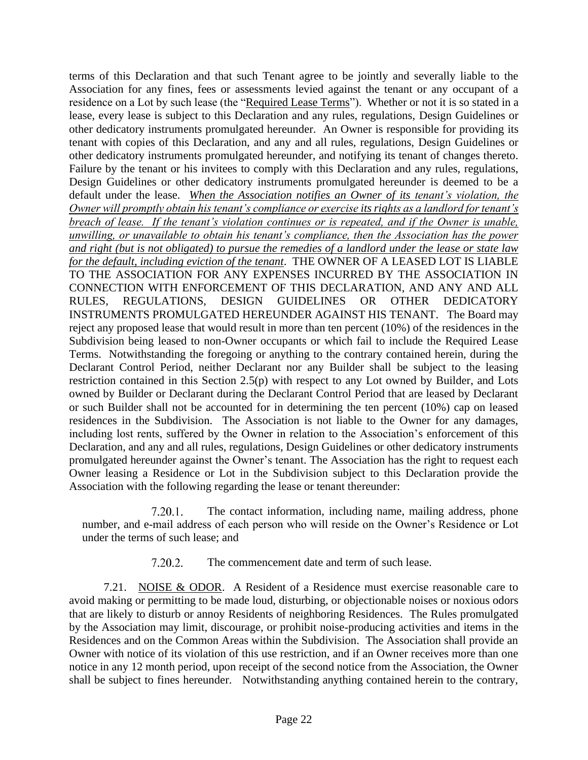terms of this Declaration and that such Tenant agree to be jointly and severally liable to the Association for any fines, fees or assessments levied against the tenant or any occupant of a residence on a Lot by such lease (the "Required Lease Terms"). Whether or not it is so stated in a lease, every lease is subject to this Declaration and any rules, regulations, Design Guidelines or other dedicatory instruments promulgated hereunder. An Owner is responsible for providing its tenant with copies of this Declaration, and any and all rules, regulations, Design Guidelines or other dedicatory instruments promulgated hereunder, and notifying its tenant of changes thereto. Failure by the tenant or his invitees to comply with this Declaration and any rules, regulations, Design Guidelines or other dedicatory instruments promulgated hereunder is deemed to be a default under the lease. *When the Association notifies an Owner of its tenant's violation, the Owner will promptly obtain his tenant's compliance or exercise its rights as a landlord for tenant's breach of lease. If the tenant's violation continues or is repeated, and if the Owner is unable, unwilling, or unavailable to obtain his tenant's compliance, then the Association has the power and right (but is not obligated) to pursue the remedies of a landlord under the lease or state law for the default, including eviction of the tenant*. THE OWNER OF A LEASED LOT IS LIABLE TO THE ASSOCIATION FOR ANY EXPENSES INCURRED BY THE ASSOCIATION IN CONNECTION WITH ENFORCEMENT OF THIS DECLARATION, AND ANY AND ALL RULES, REGULATIONS, DESIGN GUIDELINES OR OTHER DEDICATORY INSTRUMENTS PROMULGATED HEREUNDER AGAINST HIS TENANT. The Board may reject any proposed lease that would result in more than ten percent (10%) of the residences in the Subdivision being leased to non-Owner occupants or which fail to include the Required Lease Terms. Notwithstanding the foregoing or anything to the contrary contained herein, during the Declarant Control Period, neither Declarant nor any Builder shall be subject to the leasing restriction contained in this Section 2.5(p) with respect to any Lot owned by Builder, and Lots owned by Builder or Declarant during the Declarant Control Period that are leased by Declarant or such Builder shall not be accounted for in determining the ten percent (10%) cap on leased residences in the Subdivision. The Association is not liable to the Owner for any damages, including lost rents, suffered by the Owner in relation to the Association's enforcement of this Declaration, and any and all rules, regulations, Design Guidelines or other dedicatory instruments promulgated hereunder against the Owner's tenant. The Association has the right to request each Owner leasing a Residence or Lot in the Subdivision subject to this Declaration provide the Association with the following regarding the lease or tenant thereunder:

7.20.1. The contact information, including name, mailing address, phone number, and e-mail address of each person who will reside on the Owner's Residence or Lot under the terms of such lease; and

7.20.2. The commencement date and term of such lease.

7.21. NOISE & ODOR. A Resident of a Residence must exercise reasonable care to avoid making or permitting to be made loud, disturbing, or objectionable noises or noxious odors that are likely to disturb or annoy Residents of neighboring Residences. The Rules promulgated by the Association may limit, discourage, or prohibit noise-producing activities and items in the Residences and on the Common Areas within the Subdivision. The Association shall provide an Owner with notice of its violation of this use restriction, and if an Owner receives more than one notice in any 12 month period, upon receipt of the second notice from the Association, the Owner shall be subject to fines hereunder. Notwithstanding anything contained herein to the contrary,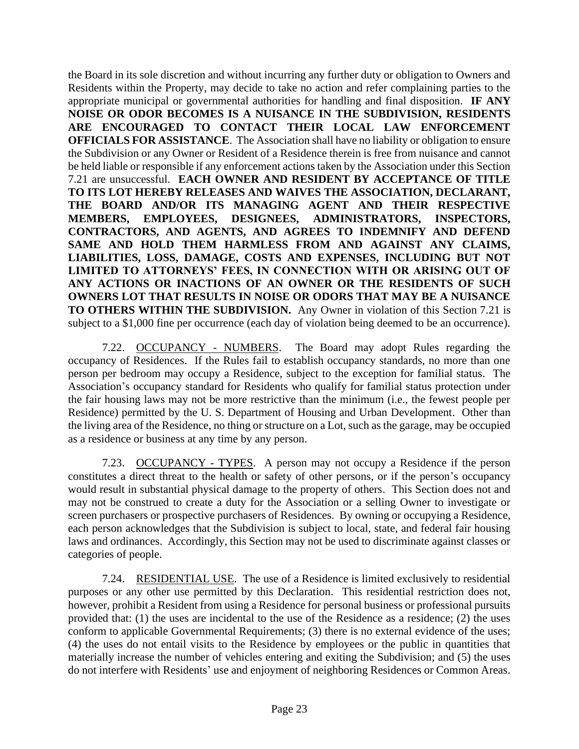the Board in its sole discretion and without incurring any further duty or obligation to Owners and Residents within the Property, may decide to take no action and refer complaining parties to the appropriate municipal or governmental authorities for handling and final disposition. **IF ANY NOISE OR ODOR BECOMES IS A NUISANCE IN THE SUBDIVISION, RESIDENTS ARE ENCOURAGED TO CONTACT THEIR LOCAL LAW ENFORCEMENT OFFICIALS FOR ASSISTANCE**. The Association shall have no liability or obligation to ensure the Subdivision or any Owner or Resident of a Residence therein is free from nuisance and cannot be held liable or responsible if any enforcement actions taken by the Association under this Section 7.21 are unsuccessful. **EACH OWNER AND RESIDENT BY ACCEPTANCE OF TITLE TO ITS LOT HEREBY RELEASES AND WAIVES THE ASSOCIATION, DECLARANT, THE BOARD AND/OR ITS MANAGING AGENT AND THEIR RESPECTIVE MEMBERS, EMPLOYEES, DESIGNEES, ADMINISTRATORS, INSPECTORS, CONTRACTORS, AND AGENTS, AND AGREES TO INDEMNIFY AND DEFEND SAME AND HOLD THEM HARMLESS FROM AND AGAINST ANY CLAIMS, LIABILITIES, LOSS, DAMAGE, COSTS AND EXPENSES, INCLUDING BUT NOT LIMITED TO ATTORNEYS' FEES, IN CONNECTION WITH OR ARISING OUT OF ANY ACTIONS OR INACTIONS OF AN OWNER OR THE RESIDENTS OF SUCH OWNERS LOT THAT RESULTS IN NOISE OR ODORS THAT MAY BE A NUISANCE TO OTHERS WITHIN THE SUBDIVISION.** Any Owner in violation of this Section 7.21 is subject to a $1,000 fine per occurrence (each day of violation being deemed to be an occurrence).

7.22. OCCUPANCY - NUMBERS. The Board may adopt Rules regarding the occupancy of Residences. If the Rules fail to establish occupancy standards, no more than one person per bedroom may occupy a Residence, subject to the exception for familial status. The Association's occupancy standard for Residents who qualify for familial status protection under the fair housing laws may not be more restrictive than the minimum (i.e., the fewest people per Residence) permitted by the U. S. Department of Housing and Urban Development. Other than the living area of the Residence, no thing or structure on a Lot, such as the garage, may be occupied as a residence or business at any time by any person.

7.23. OCCUPANCY - TYPES. A person may not occupy a Residence if the person constitutes a direct threat to the health or safety of other persons, or if the person's occupancy would result in substantial physical damage to the property of others. This Section does not and may not be construed to create a duty for the Association or a selling Owner to investigate or screen purchasers or prospective purchasers of Residences. By owning or occupying a Residence, each person acknowledges that the Subdivision is subject to local, state, and federal fair housing laws and ordinances. Accordingly, this Section may not be used to discriminate against classes or categories of people.

7.24. RESIDENTIAL USE. The use of a Residence is limited exclusively to residential purposes or any other use permitted by this Declaration. This residential restriction does not, however, prohibit a Resident from using a Residence for personal business or professional pursuits provided that: (1) the uses are incidental to the use of the Residence as a residence; (2) the uses conform to applicable Governmental Requirements; (3) there is no external evidence of the uses; (4) the uses do not entail visits to the Residence by employees or the public in quantities that materially increase the number of vehicles entering and exiting the Subdivision; and (5) the uses do not interfere with Residents' use and enjoyment of neighboring Residences or Common Areas.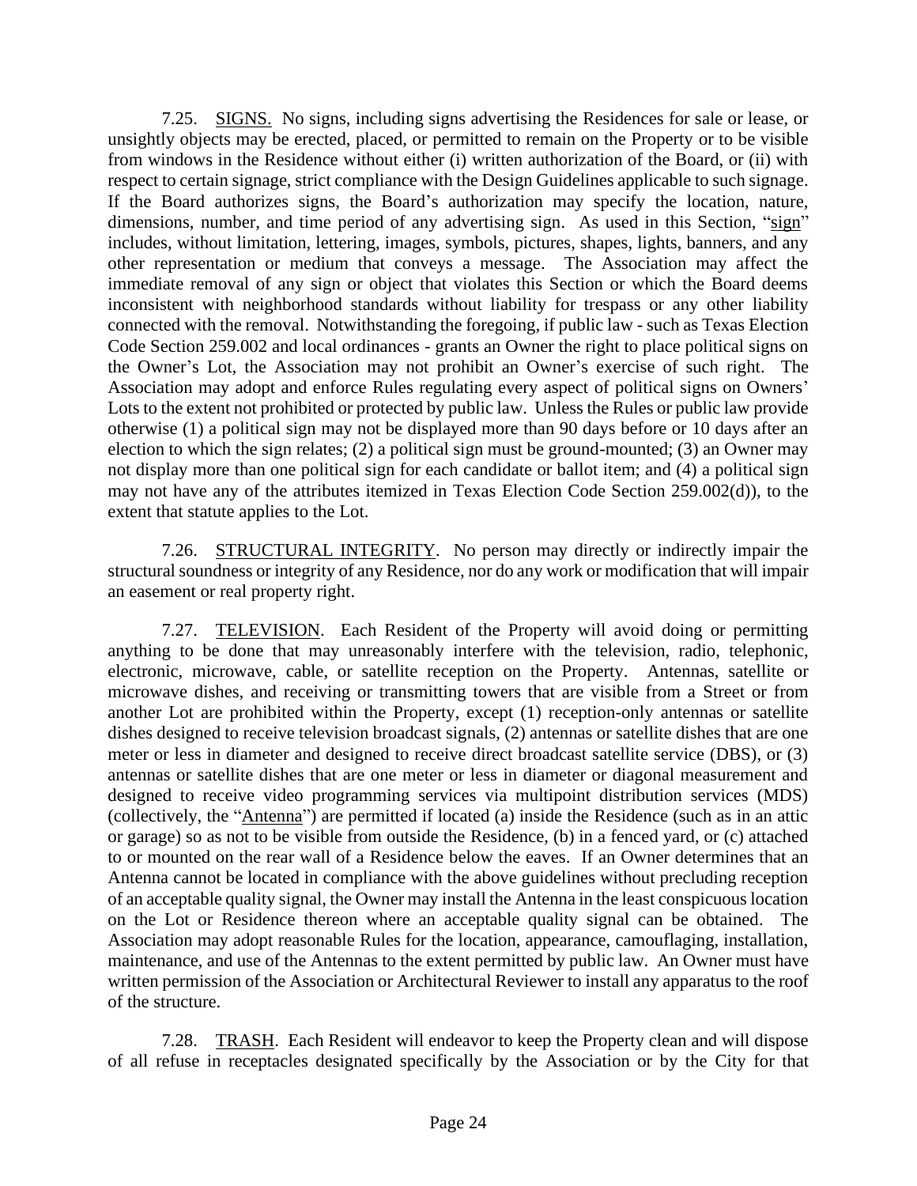7.25. SIGNS. No signs, including signs advertising the Residences for sale or lease, or unsightly objects may be erected, placed, or permitted to remain on the Property or to be visible from windows in the Residence without either (i) written authorization of the Board, or (ii) with respect to certain signage, strict compliance with the Design Guidelines applicable to such signage. If the Board authorizes signs, the Board's authorization may specify the location, nature, dimensions, number, and time period of any advertising sign. As used in this Section, "sign" includes, without limitation, lettering, images, symbols, pictures, shapes, lights, banners, and any other representation or medium that conveys a message. The Association may affect the immediate removal of any sign or object that violates this Section or which the Board deems inconsistent with neighborhood standards without liability for trespass or any other liability connected with the removal. Notwithstanding the foregoing, if public law - such as Texas Election Code Section 259.002 and local ordinances - grants an Owner the right to place political signs on the Owner's Lot, the Association may not prohibit an Owner's exercise of such right. The Association may adopt and enforce Rules regulating every aspect of political signs on Owners' Lots to the extent not prohibited or protected by public law. Unless the Rules or public law provide otherwise (1) a political sign may not be displayed more than 90 days before or 10 days after an election to which the sign relates; (2) a political sign must be ground-mounted; (3) an Owner may not display more than one political sign for each candidate or ballot item; and (4) a political sign may not have any of the attributes itemized in Texas Election Code Section 259.002(d)), to the extent that statute applies to the Lot.

7.26. STRUCTURAL INTEGRITY. No person may directly or indirectly impair the structural soundness or integrity of any Residence, nor do any work or modification that will impair an easement or real property right.

7.27. TELEVISION. Each Resident of the Property will avoid doing or permitting anything to be done that may unreasonably interfere with the television, radio, telephonic, electronic, microwave, cable, or satellite reception on the Property. Antennas, satellite or microwave dishes, and receiving or transmitting towers that are visible from a Street or from another Lot are prohibited within the Property, except (1) reception-only antennas or satellite dishes designed to receive television broadcast signals, (2) antennas or satellite dishes that are one meter or less in diameter and designed to receive direct broadcast satellite service (DBS), or (3) antennas or satellite dishes that are one meter or less in diameter or diagonal measurement and designed to receive video programming services via multipoint distribution services (MDS) (collectively, the "Antenna") are permitted if located (a) inside the Residence (such as in an attic or garage) so as not to be visible from outside the Residence, (b) in a fenced yard, or (c) attached to or mounted on the rear wall of a Residence below the eaves. If an Owner determines that an Antenna cannot be located in compliance with the above guidelines without precluding reception of an acceptable quality signal, the Owner may install the Antenna in the least conspicuous location on the Lot or Residence thereon where an acceptable quality signal can be obtained. The Association may adopt reasonable Rules for the location, appearance, camouflaging, installation, maintenance, and use of the Antennas to the extent permitted by public law. An Owner must have written permission of the Association or Architectural Reviewer to install any apparatus to the roof of the structure.

7.28. TRASH. Each Resident will endeavor to keep the Property clean and will dispose of all refuse in receptacles designated specifically by the Association or by the City for that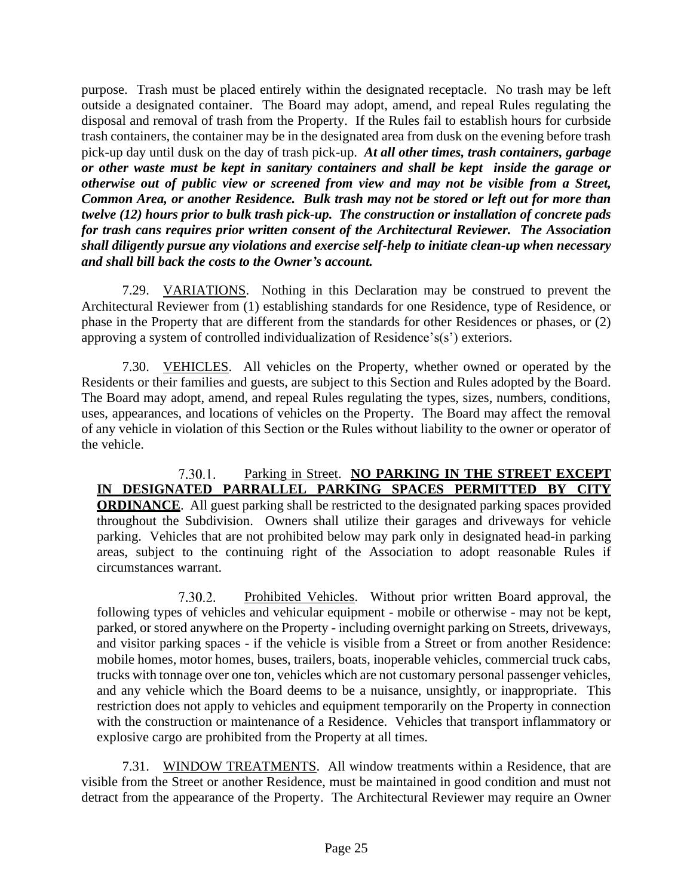purpose. Trash must be placed entirely within the designated receptacle. No trash may be left outside a designated container. The Board may adopt, amend, and repeal Rules regulating the disposal and removal of trash from the Property. If the Rules fail to establish hours for curbside trash containers, the container may be in the designated area from dusk on the evening before trash pick-up day until dusk on the day of trash pick-up. ***At all other times, trash containers, garbage or other waste must be kept in sanitary containers and shall be kept inside the garage or otherwise out of public view or screened from view and may not be visible from a Street, Common Area, or another Residence. Bulk trash may not be stored or left out for more than twelve (12) hours prior to bulk trash pick-up. The construction or installation of concrete pads for trash cans requires prior written consent of the Architectural Reviewer. The Association shall diligently pursue any violations and exercise self-help to initiate clean-up when necessary and shall bill back the costs to the Owner's account.***

7.29. <u>VARIATIONS</u>. Nothing in this Declaration may be construed to prevent the Architectural Reviewer from (1) establishing standards for one Residence, type of Residence, or phase in the Property that are different from the standards for other Residences or phases, or (2) approving a system of controlled individualization of Residence's(s') exteriors.

7.30. <u>VEHICLES</u>. All vehicles on the Property, whether owned or operated by the Residents or their families and guests, are subject to this Section and Rules adopted by the Board. The Board may adopt, amend, and repeal Rules regulating the types, sizes, numbers, conditions, uses, appearances, and locations of vehicles on the Property. The Board may affect the removal of any vehicle in violation of this Section or the Rules without liability to the owner or operator of the vehicle.

7.30.1. <u>Parking in Street</u>. <u>**NO PARKING IN THE STREET EXCEPT IN DESIGNATED PARRALLEL PARKING SPACES PERMITTED BY CITY ORDINANCE**</u>. All guest parking shall be restricted to the designated parking spaces provided throughout the Subdivision. Owners shall utilize their garages and driveways for vehicle parking. Vehicles that are not prohibited below may park only in designated head-in parking areas, subject to the continuing right of the Association to adopt reasonable Rules if circumstances warrant.

7.30.2. <u>Prohibited Vehicles</u>. Without prior written Board approval, the following types of vehicles and vehicular equipment - mobile or otherwise - may not be kept, parked, or stored anywhere on the Property - including overnight parking on Streets, driveways, and visitor parking spaces - if the vehicle is visible from a Street or from another Residence: mobile homes, motor homes, buses, trailers, boats, inoperable vehicles, commercial truck cabs, trucks with tonnage over one ton, vehicles which are not customary personal passenger vehicles, and any vehicle which the Board deems to be a nuisance, unsightly, or inappropriate. This restriction does not apply to vehicles and equipment temporarily on the Property in connection with the construction or maintenance of a Residence. Vehicles that transport inflammatory or explosive cargo are prohibited from the Property at all times.

7.31. <u>WINDOW TREATMENTS</u>. All window treatments within a Residence, that are visible from the Street or another Residence, must be maintained in good condition and must not detract from the appearance of the Property. The Architectural Reviewer may require an Owner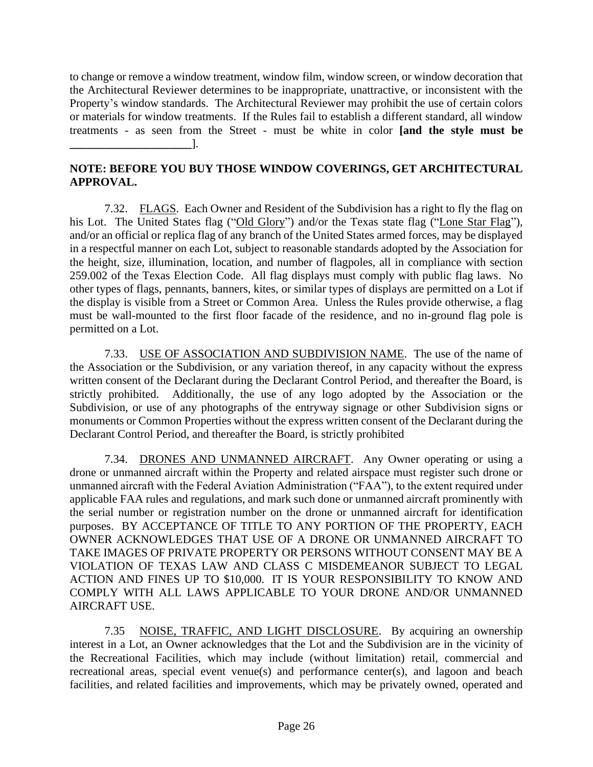to change or remove a window treatment, window film, window screen, or window decoration that the Architectural Reviewer determines to be inappropriate, unattractive, or inconsistent with the Property's window standards. The Architectural Reviewer may prohibit the use of certain colors or materials for window treatments. If the Rules fail to establish a different standard, all window treatments - as seen from the Street - must be white in color **[and the style must be \_\_\_\_\_\_\_\_\_\_\_\_\_\_\_\_\_\_\_\_\_**].

**NOTE: BEFORE YOU BUY THOSE WINDOW COVERINGS, GET ARCHITECTURAL APPROVAL.**

7.32. <u>FLAGS</u>. Each Owner and Resident of the Subdivision has a right to fly the flag on his Lot. The United States flag ("<u>Old Glory</u>") and/or the Texas state flag ("<u>Lone Star Flag</u>"), and/or an official or replica flag of any branch of the United States armed forces, may be displayed in a respectful manner on each Lot, subject to reasonable standards adopted by the Association for the height, size, illumination, location, and number of flagpoles, all in compliance with section 259.002 of the Texas Election Code. All flag displays must comply with public flag laws. No other types of flags, pennants, banners, kites, or similar types of displays are permitted on a Lot if the display is visible from a Street or Common Area. Unless the Rules provide otherwise, a flag must be wall-mounted to the first floor facade of the residence, and no in-ground flag pole is permitted on a Lot.

7.33. <u>USE OF ASSOCIATION AND SUBDIVISION NAME</u>. The use of the name of the Association or the Subdivision, or any variation thereof, in any capacity without the express written consent of the Declarant during the Declarant Control Period, and thereafter the Board, is strictly prohibited. Additionally, the use of any logo adopted by the Association or the Subdivision, or use of any photographs of the entryway signage or other Subdivision signs or monuments or Common Properties without the express written consent of the Declarant during the Declarant Control Period, and thereafter the Board, is strictly prohibited

7.34. <u>DRONES AND UNMANNED AIRCRAFT</u>. Any Owner operating or using a drone or unmanned aircraft within the Property and related airspace must register such drone or unmanned aircraft with the Federal Aviation Administration ("FAA"), to the extent required under applicable FAA rules and regulations, and mark such done or unmanned aircraft prominently with the serial number or registration number on the drone or unmanned aircraft for identification purposes. BY ACCEPTANCE OF TITLE TO ANY PORTION OF THE PROPERTY, EACH OWNER ACKNOWLEDGES THAT USE OF A DRONE OR UNMANNED AIRCRAFT TO TAKE IMAGES OF PRIVATE PROPERTY OR PERSONS WITHOUT CONSENT MAY BE A VIOLATION OF TEXAS LAW AND CLASS C MISDEMEANOR SUBJECT TO LEGAL ACTION AND FINES UP TO $10,000. IT IS YOUR RESPONSIBILITY TO KNOW AND COMPLY WITH ALL LAWS APPLICABLE TO YOUR DRONE AND/OR UNMANNED AIRCRAFT USE.

7.35 <u>NOISE, TRAFFIC, AND LIGHT DISCLOSURE</u>. By acquiring an ownership interest in a Lot, an Owner acknowledges that the Lot and the Subdivision are in the vicinity of the Recreational Facilities, which may include (without limitation) retail, commercial and recreational areas, special event venue(s) and performance center(s), and lagoon and beach facilities, and related facilities and improvements, which may be privately owned, operated and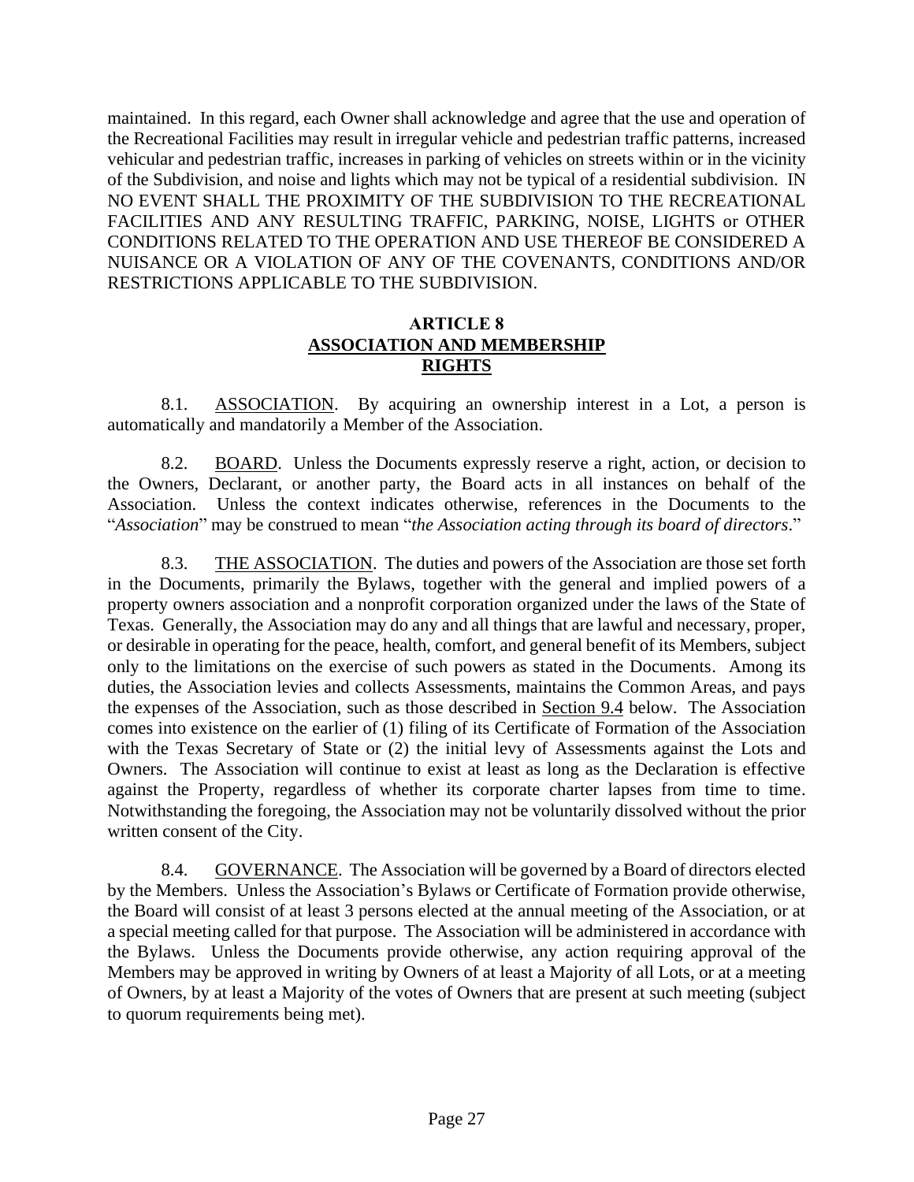maintained. In this regard, each Owner shall acknowledge and agree that the use and operation of the Recreational Facilities may result in irregular vehicle and pedestrian traffic patterns, increased vehicular and pedestrian traffic, increases in parking of vehicles on streets within or in the vicinity of the Subdivision, and noise and lights which may not be typical of a residential subdivision. IN NO EVENT SHALL THE PROXIMITY OF THE SUBDIVISION TO THE RECREATIONAL FACILITIES AND ANY RESULTING TRAFFIC, PARKING, NOISE, LIGHTS or OTHER CONDITIONS RELATED TO THE OPERATION AND USE THEREOF BE CONSIDERED A NUISANCE OR A VIOLATION OF ANY OF THE COVENANTS, CONDITIONS AND/OR RESTRICTIONS APPLICABLE TO THE SUBDIVISION.

## ARTICLE 8
## ASSOCIATION AND MEMBERSHIP RIGHTS

8.1. ASSOCIATION. By acquiring an ownership interest in a Lot, a person is automatically and mandatorily a Member of the Association.

8.2. BOARD. Unless the Documents expressly reserve a right, action, or decision to the Owners, Declarant, or another party, the Board acts in all instances on behalf of the Association. Unless the context indicates otherwise, references in the Documents to the "*Association*" may be construed to mean "*the Association acting through its board of directors*."

8.3. THE ASSOCIATION. The duties and powers of the Association are those set forth in the Documents, primarily the Bylaws, together with the general and implied powers of a property owners association and a nonprofit corporation organized under the laws of the State of Texas. Generally, the Association may do any and all things that are lawful and necessary, proper, or desirable in operating for the peace, health, comfort, and general benefit of its Members, subject only to the limitations on the exercise of such powers as stated in the Documents. Among its duties, the Association levies and collects Assessments, maintains the Common Areas, and pays the expenses of the Association, such as those described in Section 9.4 below. The Association comes into existence on the earlier of (1) filing of its Certificate of Formation of the Association with the Texas Secretary of State or (2) the initial levy of Assessments against the Lots and Owners. The Association will continue to exist at least as long as the Declaration is effective against the Property, regardless of whether its corporate charter lapses from time to time. Notwithstanding the foregoing, the Association may not be voluntarily dissolved without the prior written consent of the City.

8.4. GOVERNANCE. The Association will be governed by a Board of directors elected by the Members. Unless the Association's Bylaws or Certificate of Formation provide otherwise, the Board will consist of at least 3 persons elected at the annual meeting of the Association, or at a special meeting called for that purpose. The Association will be administered in accordance with the Bylaws. Unless the Documents provide otherwise, any action requiring approval of the Members may be approved in writing by Owners of at least a Majority of all Lots, or at a meeting of Owners, by at least a Majority of the votes of Owners that are present at such meeting (subject to quorum requirements being met).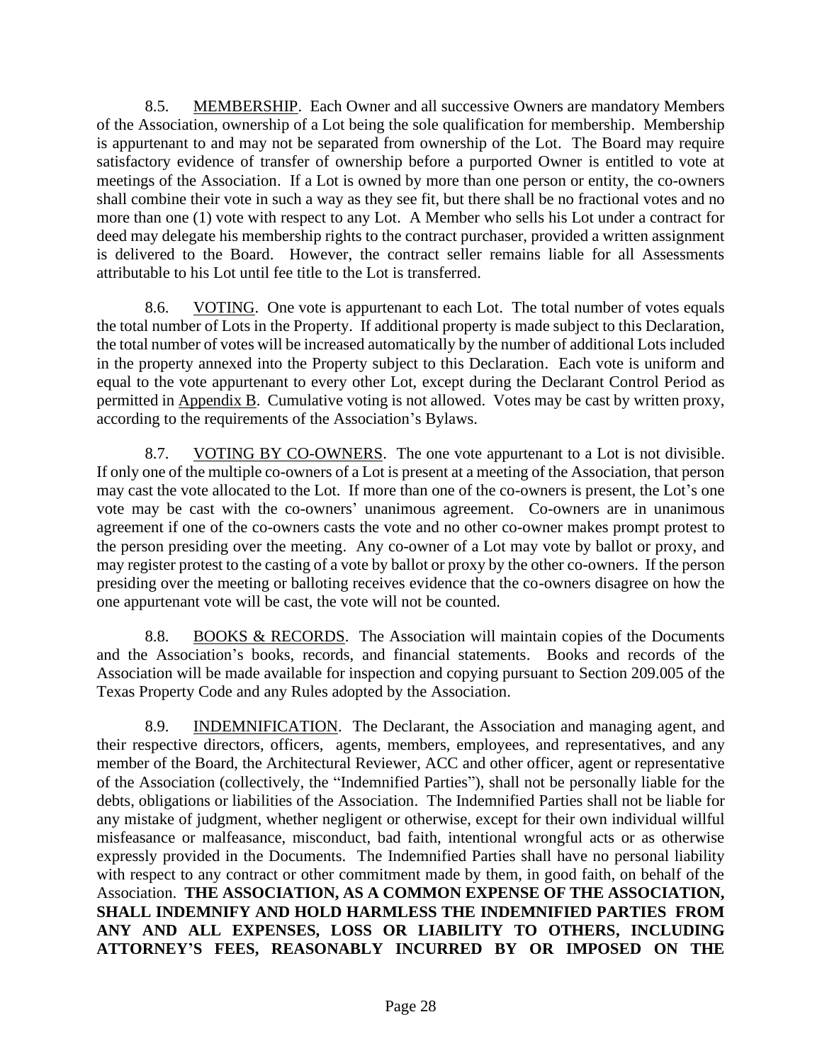8.5. MEMBERSHIP. Each Owner and all successive Owners are mandatory Members of the Association, ownership of a Lot being the sole qualification for membership. Membership is appurtenant to and may not be separated from ownership of the Lot. The Board may require satisfactory evidence of transfer of ownership before a purported Owner is entitled to vote at meetings of the Association. If a Lot is owned by more than one person or entity, the co-owners shall combine their vote in such a way as they see fit, but there shall be no fractional votes and no more than one (1) vote with respect to any Lot. A Member who sells his Lot under a contract for deed may delegate his membership rights to the contract purchaser, provided a written assignment is delivered to the Board. However, the contract seller remains liable for all Assessments attributable to his Lot until fee title to the Lot is transferred.

8.6. VOTING. One vote is appurtenant to each Lot. The total number of votes equals the total number of Lots in the Property. If additional property is made subject to this Declaration, the total number of votes will be increased automatically by the number of additional Lots included in the property annexed into the Property subject to this Declaration. Each vote is uniform and equal to the vote appurtenant to every other Lot, except during the Declarant Control Period as permitted in Appendix B. Cumulative voting is not allowed. Votes may be cast by written proxy, according to the requirements of the Association's Bylaws.

8.7. VOTING BY CO-OWNERS. The one vote appurtenant to a Lot is not divisible. If only one of the multiple co-owners of a Lot is present at a meeting of the Association, that person may cast the vote allocated to the Lot. If more than one of the co-owners is present, the Lot's one vote may be cast with the co-owners' unanimous agreement. Co-owners are in unanimous agreement if one of the co-owners casts the vote and no other co-owner makes prompt protest to the person presiding over the meeting. Any co-owner of a Lot may vote by ballot or proxy, and may register protest to the casting of a vote by ballot or proxy by the other co-owners. If the person presiding over the meeting or balloting receives evidence that the co-owners disagree on how the one appurtenant vote will be cast, the vote will not be counted.

8.8. BOOKS & RECORDS. The Association will maintain copies of the Documents and the Association's books, records, and financial statements. Books and records of the Association will be made available for inspection and copying pursuant to Section 209.005 of the Texas Property Code and any Rules adopted by the Association.

8.9. INDEMNIFICATION. The Declarant, the Association and managing agent, and their respective directors, officers, agents, members, employees, and representatives, and any member of the Board, the Architectural Reviewer, ACC and other officer, agent or representative of the Association (collectively, the "Indemnified Parties"), shall not be personally liable for the debts, obligations or liabilities of the Association. The Indemnified Parties shall not be liable for any mistake of judgment, whether negligent or otherwise, except for their own individual willful misfeasance or malfeasance, misconduct, bad faith, intentional wrongful acts or as otherwise expressly provided in the Documents. The Indemnified Parties shall have no personal liability with respect to any contract or other commitment made by them, in good faith, on behalf of the Association. **THE ASSOCIATION, AS A COMMON EXPENSE OF THE ASSOCIATION, SHALL INDEMNIFY AND HOLD HARMLESS THE INDEMNIFIED PARTIES FROM ANY AND ALL EXPENSES, LOSS OR LIABILITY TO OTHERS, INCLUDING ATTORNEY'S FEES, REASONABLY INCURRED BY OR IMPOSED ON THE**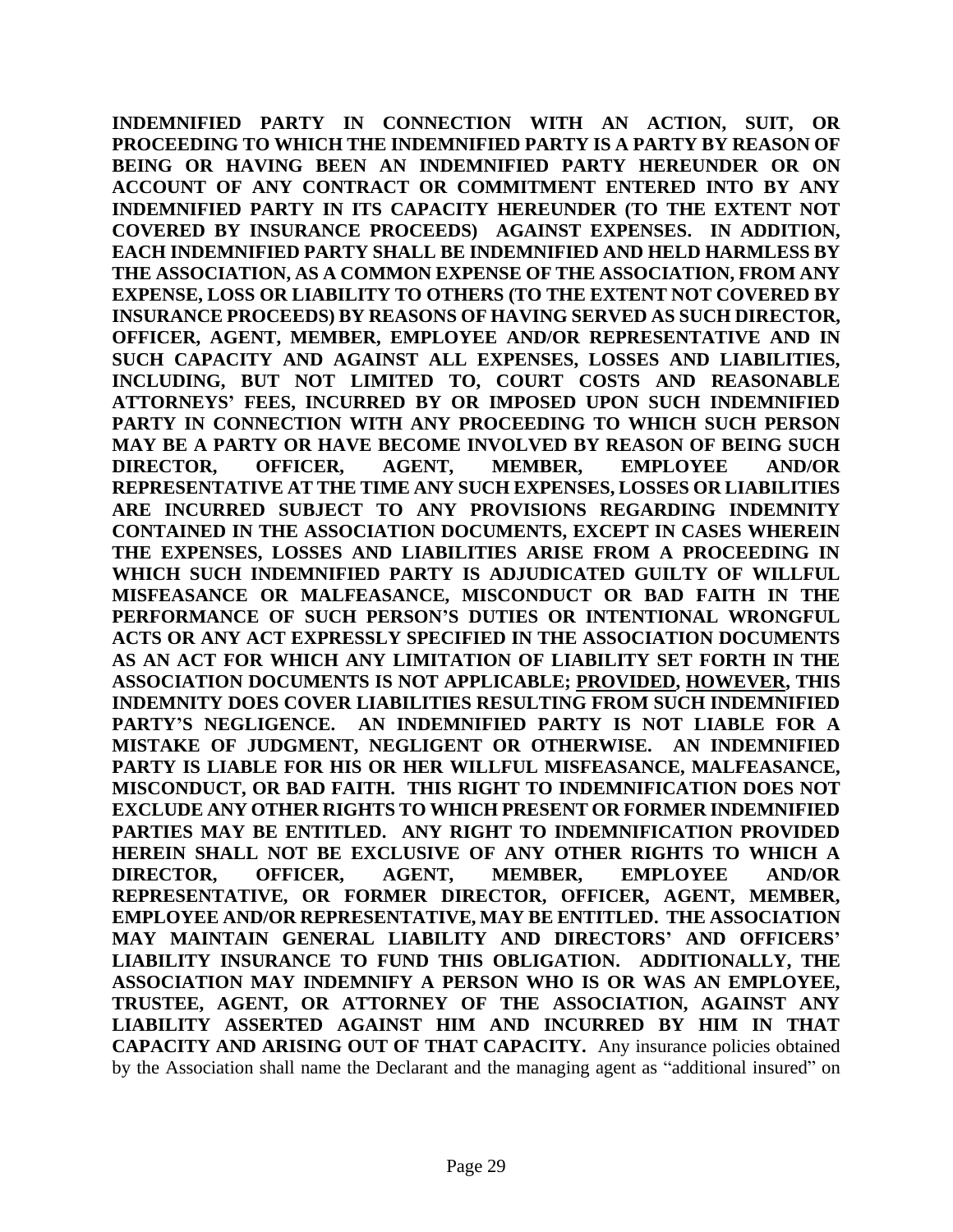**INDEMNIFIED PARTY IN CONNECTION WITH AN ACTION, SUIT, OR PROCEEDING TO WHICH THE INDEMNIFIED PARTY IS A PARTY BY REASON OF BEING OR HAVING BEEN AN INDEMNIFIED PARTY HEREUNDER OR ON ACCOUNT OF ANY CONTRACT OR COMMITMENT ENTERED INTO BY ANY INDEMNIFIED PARTY IN ITS CAPACITY HEREUNDER (TO THE EXTENT NOT COVERED BY INSURANCE PROCEEDS) AGAINST EXPENSES. IN ADDITION, EACH INDEMNIFIED PARTY SHALL BE INDEMNIFIED AND HELD HARMLESS BY THE ASSOCIATION, AS A COMMON EXPENSE OF THE ASSOCIATION, FROM ANY EXPENSE, LOSS OR LIABILITY TO OTHERS (TO THE EXTENT NOT COVERED BY INSURANCE PROCEEDS) BY REASONS OF HAVING SERVED AS SUCH DIRECTOR, OFFICER, AGENT, MEMBER, EMPLOYEE AND/OR REPRESENTATIVE AND IN SUCH CAPACITY AND AGAINST ALL EXPENSES, LOSSES AND LIABILITIES, INCLUDING, BUT NOT LIMITED TO, COURT COSTS AND REASONABLE ATTORNEYS' FEES, INCURRED BY OR IMPOSED UPON SUCH INDEMNIFIED PARTY IN CONNECTION WITH ANY PROCEEDING TO WHICH SUCH PERSON MAY BE A PARTY OR HAVE BECOME INVOLVED BY REASON OF BEING SUCH DIRECTOR, OFFICER, AGENT, MEMBER, EMPLOYEE AND/OR REPRESENTATIVE AT THE TIME ANY SUCH EXPENSES, LOSSES OR LIABILITIES ARE INCURRED SUBJECT TO ANY PROVISIONS REGARDING INDEMNITY CONTAINED IN THE ASSOCIATION DOCUMENTS, EXCEPT IN CASES WHEREIN THE EXPENSES, LOSSES AND LIABILITIES ARISE FROM A PROCEEDING IN WHICH SUCH INDEMNIFIED PARTY IS ADJUDICATED GUILTY OF WILLFUL MISFEASANCE OR MALFEASANCE, MISCONDUCT OR BAD FAITH IN THE PERFORMANCE OF SUCH PERSON'S DUTIES OR INTENTIONAL WRONGFUL ACTS OR ANY ACT EXPRESSLY SPECIFIED IN THE ASSOCIATION DOCUMENTS AS AN ACT FOR WHICH ANY LIMITATION OF LIABILITY SET FORTH IN THE ASSOCIATION DOCUMENTS IS NOT APPLICABLE; <u>PROVIDED</u>, <u>HOWEVER</u>, THIS INDEMNITY DOES COVER LIABILITIES RESULTING FROM SUCH INDEMNIFIED PARTY'S NEGLIGENCE. AN INDEMNIFIED PARTY IS NOT LIABLE FOR A MISTAKE OF JUDGMENT, NEGLIGENT OR OTHERWISE. AN INDEMNIFIED PARTY IS LIABLE FOR HIS OR HER WILLFUL MISFEASANCE, MALFEASANCE, MISCONDUCT, OR BAD FAITH. THIS RIGHT TO INDEMNIFICATION DOES NOT EXCLUDE ANY OTHER RIGHTS TO WHICH PRESENT OR FORMER INDEMNIFIED PARTIES MAY BE ENTITLED. ANY RIGHT TO INDEMNIFICATION PROVIDED HEREIN SHALL NOT BE EXCLUSIVE OF ANY OTHER RIGHTS TO WHICH A DIRECTOR, OFFICER, AGENT, MEMBER, EMPLOYEE AND/OR REPRESENTATIVE, OR FORMER DIRECTOR, OFFICER, AGENT, MEMBER, EMPLOYEE AND/OR REPRESENTATIVE, MAY BE ENTITLED. THE ASSOCIATION MAY MAINTAIN GENERAL LIABILITY AND DIRECTORS' AND OFFICERS' LIABILITY INSURANCE TO FUND THIS OBLIGATION. ADDITIONALLY, THE ASSOCIATION MAY INDEMNIFY A PERSON WHO IS OR WAS AN EMPLOYEE, TRUSTEE, AGENT, OR ATTORNEY OF THE ASSOCIATION, AGAINST ANY LIABILITY ASSERTED AGAINST HIM AND INCURRED BY HIM IN THAT CAPACITY AND ARISING OUT OF THAT CAPACITY.** Any insurance policies obtained by the Association shall name the Declarant and the managing agent as "additional insured" on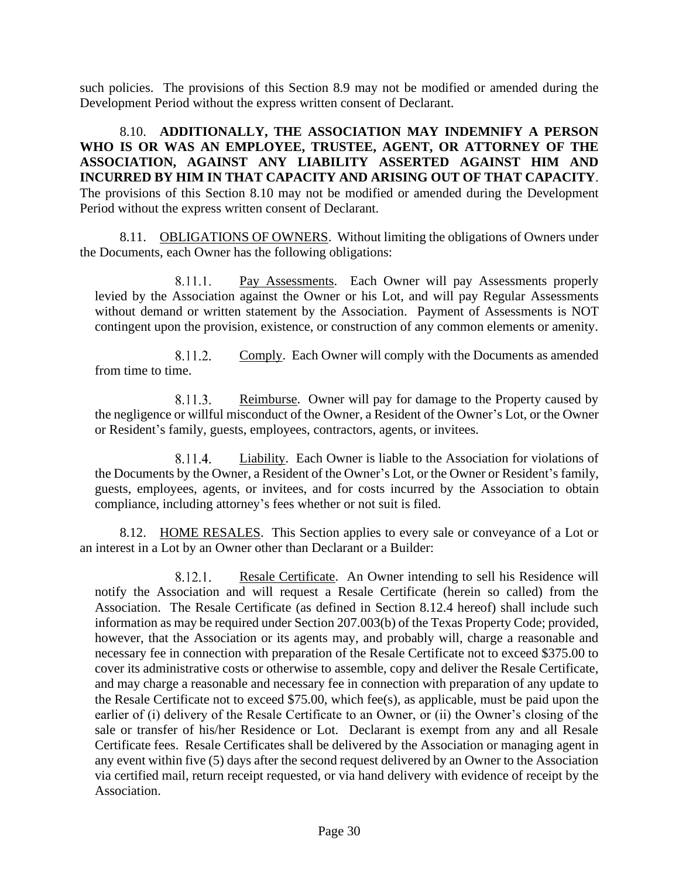such policies. The provisions of this Section 8.9 may not be modified or amended during the Development Period without the express written consent of Declarant.

8.10. **ADDITIONALLY, THE ASSOCIATION MAY INDEMNIFY A PERSON WHO IS OR WAS AN EMPLOYEE, TRUSTEE, AGENT, OR ATTORNEY OF THE ASSOCIATION, AGAINST ANY LIABILITY ASSERTED AGAINST HIM AND INCURRED BY HIM IN THAT CAPACITY AND ARISING OUT OF THAT CAPACITY**. The provisions of this Section 8.10 may not be modified or amended during the Development Period without the express written consent of Declarant.

8.11. <u>OBLIGATIONS OF OWNERS</u>. Without limiting the obligations of Owners under the Documents, each Owner has the following obligations:

8.11.1. <u>Pay Assessments</u>. Each Owner will pay Assessments properly levied by the Association against the Owner or his Lot, and will pay Regular Assessments without demand or written statement by the Association. Payment of Assessments is NOT contingent upon the provision, existence, or construction of any common elements or amenity.

8.11.2. <u>Comply</u>. Each Owner will comply with the Documents as amended from time to time.

8.11.3. <u>Reimburse</u>. Owner will pay for damage to the Property caused by the negligence or willful misconduct of the Owner, a Resident of the Owner's Lot, or the Owner or Resident's family, guests, employees, contractors, agents, or invitees.

8.11.4. <u>Liability</u>. Each Owner is liable to the Association for violations of the Documents by the Owner, a Resident of the Owner's Lot, or the Owner or Resident's family, guests, employees, agents, or invitees, and for costs incurred by the Association to obtain compliance, including attorney's fees whether or not suit is filed.

8.12. <u>HOME RESALES</u>. This Section applies to every sale or conveyance of a Lot or an interest in a Lot by an Owner other than Declarant or a Builder:

8.12.1. <u>Resale Certificate</u>. An Owner intending to sell his Residence will notify the Association and will request a Resale Certificate (herein so called) from the Association. The Resale Certificate (as defined in Section 8.12.4 hereof) shall include such information as may be required under Section 207.003(b) of the Texas Property Code; provided, however, that the Association or its agents may, and probably will, charge a reasonable and necessary fee in connection with preparation of the Resale Certificate not to exceed $375.00 to cover its administrative costs or otherwise to assemble, copy and deliver the Resale Certificate, and may charge a reasonable and necessary fee in connection with preparation of any update to the Resale Certificate not to exceed $75.00, which fee(s), as applicable, must be paid upon the earlier of (i) delivery of the Resale Certificate to an Owner, or (ii) the Owner's closing of the sale or transfer of his/her Residence or Lot. Declarant is exempt from any and all Resale Certificate fees. Resale Certificates shall be delivered by the Association or managing agent in any event within five (5) days after the second request delivered by an Owner to the Association via certified mail, return receipt requested, or via hand delivery with evidence of receipt by the Association.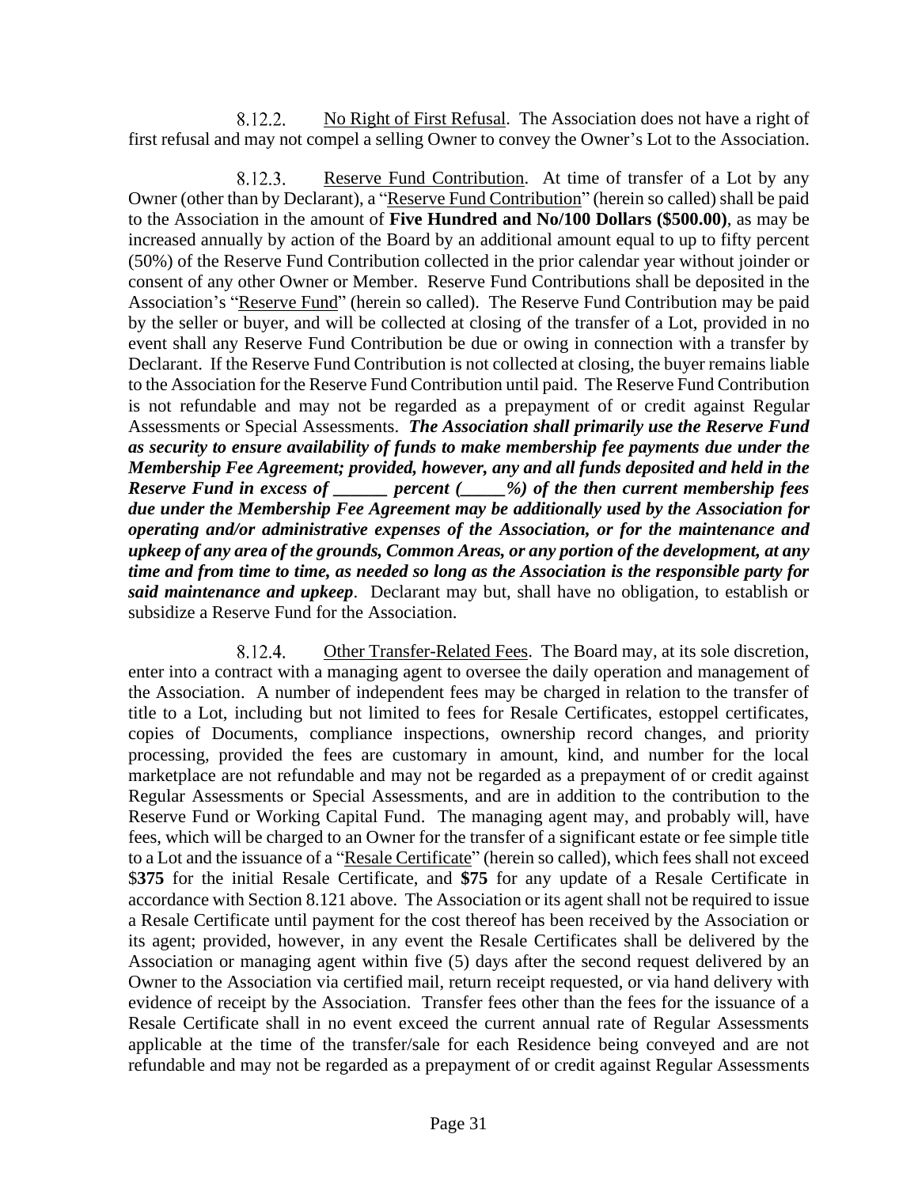8.12.2. <u>No Right of First Refusal</u>. The Association does not have a right of first refusal and may not compel a selling Owner to convey the Owner's Lot to the Association.

8.12.3. <u>Reserve Fund Contribution</u>. At time of transfer of a Lot by any Owner (other than by Declarant), a "<u>Reserve Fund Contribution</u>" (herein so called) shall be paid to the Association in the amount of **Five Hundred and No/100 Dollars ($500.00)**, as may be increased annually by action of the Board by an additional amount equal to up to fifty percent (50%) of the Reserve Fund Contribution collected in the prior calendar year without joinder or consent of any other Owner or Member. Reserve Fund Contributions shall be deposited in the Association's "<u>Reserve Fund</u>" (herein so called). The Reserve Fund Contribution may be paid by the seller or buyer, and will be collected at closing of the transfer of a Lot, provided in no event shall any Reserve Fund Contribution be due or owing in connection with a transfer by Declarant. If the Reserve Fund Contribution is not collected at closing, the buyer remains liable to the Association for the Reserve Fund Contribution until paid. The Reserve Fund Contribution is not refundable and may not be regarded as a prepayment or credit against Regular Assessments or Special Assessments. ***The Association shall primarily use the Reserve Fund as security to ensure availability of funds to make membership fee payments due under the Membership Fee Agreement; provided, however, any and all funds deposited and held in the Reserve Fund in excess of ______ percent (_____%) of the then current membership fees due under the Membership Fee Agreement may be additionally used by the Association for operating and/or administrative expenses of the Association, or for the maintenance and upkeep of any area of the grounds, Common Areas, or any portion of the development, at any time and from time to time, as needed so long as the Association is the responsible party for said maintenance and upkeep***. Declarant may but, shall have no obligation, to establish or subsidize a Reserve Fund for the Association.

8.12.4. <u>Other Transfer-Related Fees</u>. The Board may, at its sole discretion, enter into a contract with a managing agent to oversee the daily operation and management of the Association. A number of independent fees may be charged in relation to the transfer of title to a Lot, including but not limited to fees for Resale Certificates, estoppel certificates, copies of Documents, compliance inspections, ownership record changes, and priority processing, provided the fees are customary in amount, kind, and number for the local marketplace are not refundable and may not be regarded as a prepayment of or credit against Regular Assessments or Special Assessments, and are in addition to the contribution to the Reserve Fund or Working Capital Fund. The managing agent may, and probably will, have fees, which will be charged to an Owner for the transfer of a significant estate or fee simple title to a Lot and the issuance of a "<u>Resale Certificate</u>" (herein so called), which fees shall not exceed $**375** for the initial Resale Certificate, and **$75** for any update of a Resale Certificate in accordance with Section 8.121 above. The Association or its agent shall not be required to issue a Resale Certificate until payment for the cost thereof has been received by the Association or its agent; provided, however, in any event the Resale Certificates shall be delivered by the Association or managing agent within five (5) days after the second request delivered by an Owner to the Association via certified mail, return receipt requested, or via hand delivery with evidence of receipt by the Association. Transfer fees other than the fees for the issuance of a Resale Certificate shall in no event exceed the current annual rate of Regular Assessments applicable at the time of the transfer/sale for each Residence being conveyed and are not refundable and may not be regarded as a prepayment of or credit against Regular Assessments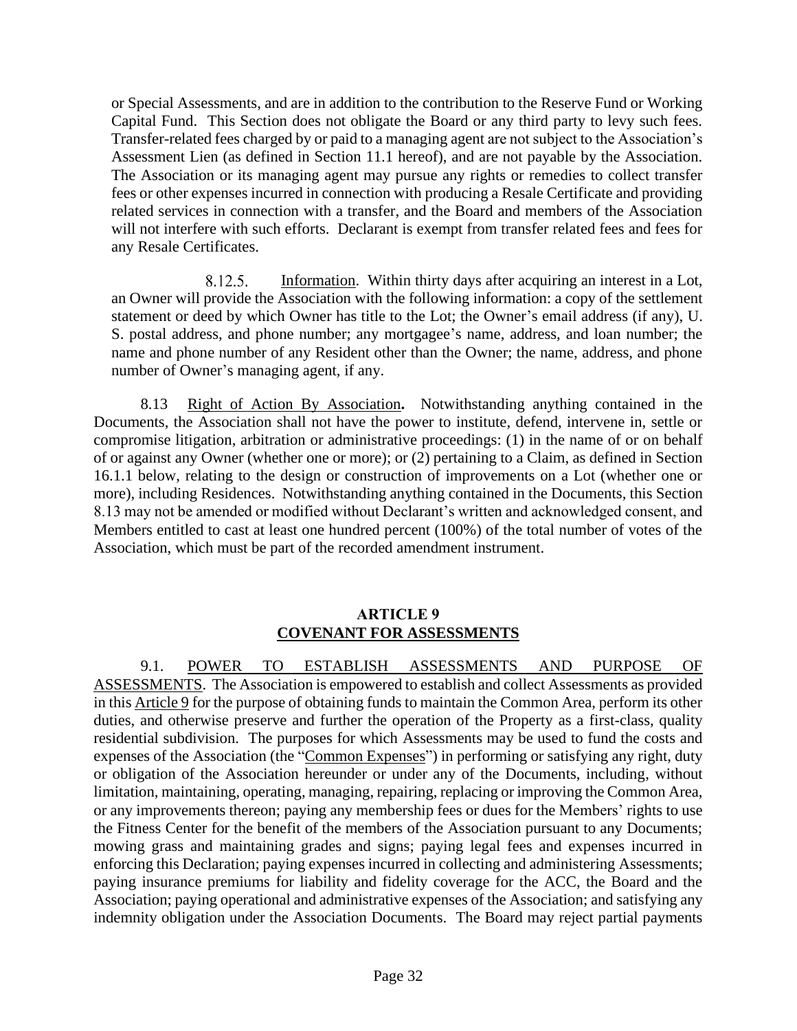or Special Assessments, and are in addition to the contribution to the Reserve Fund or Working Capital Fund. This Section does not obligate the Board or any third party to levy such fees. Transfer-related fees charged by or paid to a managing agent are not subject to the Association's Assessment Lien (as defined in Section 11.1 hereof), and are not payable by the Association. The Association or its managing agent may pursue any rights or remedies to collect transfer fees or other expenses incurred in connection with producing a Resale Certificate and providing related services in connection with a transfer, and the Board and members of the Association will not interfere with such efforts. Declarant is exempt from transfer related fees and fees for any Resale Certificates.

8.12.5. Information. Within thirty days after acquiring an interest in a Lot, an Owner will provide the Association with the following information: a copy of the settlement statement or deed by which Owner has title to the Lot; the Owner's email address (if any), U. S. postal address, and phone number; any mortgagee's name, address, and loan number; the name and phone number of any Resident other than the Owner; the name, address, and phone number of Owner's managing agent, if any.

8.13 Right of Action By Association**.** Notwithstanding anything contained in the Documents, the Association shall not have the power to institute, defend, intervene in, settle or compromise litigation, arbitration or administrative proceedings: (1) in the name of or on behalf of or against any Owner (whether one or more); or (2) pertaining to a Claim, as defined in Section 16.1.1 below, relating to the design or construction of improvements on a Lot (whether one or more), including Residences. Notwithstanding anything contained in the Documents, this Section 8.13 may not be amended or modified without Declarant's written and acknowledged consent, and Members entitled to cast at least one hundred percent (100%) of the total number of votes of the Association, which must be part of the recorded amendment instrument.

## ARTICLE 9
## COVENANT FOR ASSESSMENTS

9.1. POWER TO ESTABLISH ASSESSMENTS AND PURPOSE OF ASSESSMENTS. The Association is empowered to establish and collect Assessments as provided in this Article 9 for the purpose of obtaining funds to maintain the Common Area, perform its other duties, and otherwise preserve and further the operation of the Property as a first-class, quality residential subdivision. The purposes for which Assessments may be used to fund the costs and expenses of the Association (the "Common Expenses") in performing or satisfying any right, duty or obligation of the Association hereunder or under any of the Documents, including, without limitation, maintaining, operating, managing, repairing, replacing or improving the Common Area, or any improvements thereon; paying any membership fees or dues for the Members' rights to use the Fitness Center for the benefit of the members of the Association pursuant to any Documents; mowing grass and maintaining grades and signs; paying legal fees and expenses incurred in enforcing this Declaration; paying expenses incurred in collecting and administering Assessments; paying insurance premiums for liability and fidelity coverage for the ACC, the Board and the Association; paying operational and administrative expenses of the Association; and satisfying any indemnity obligation under the Association Documents. The Board may reject partial payments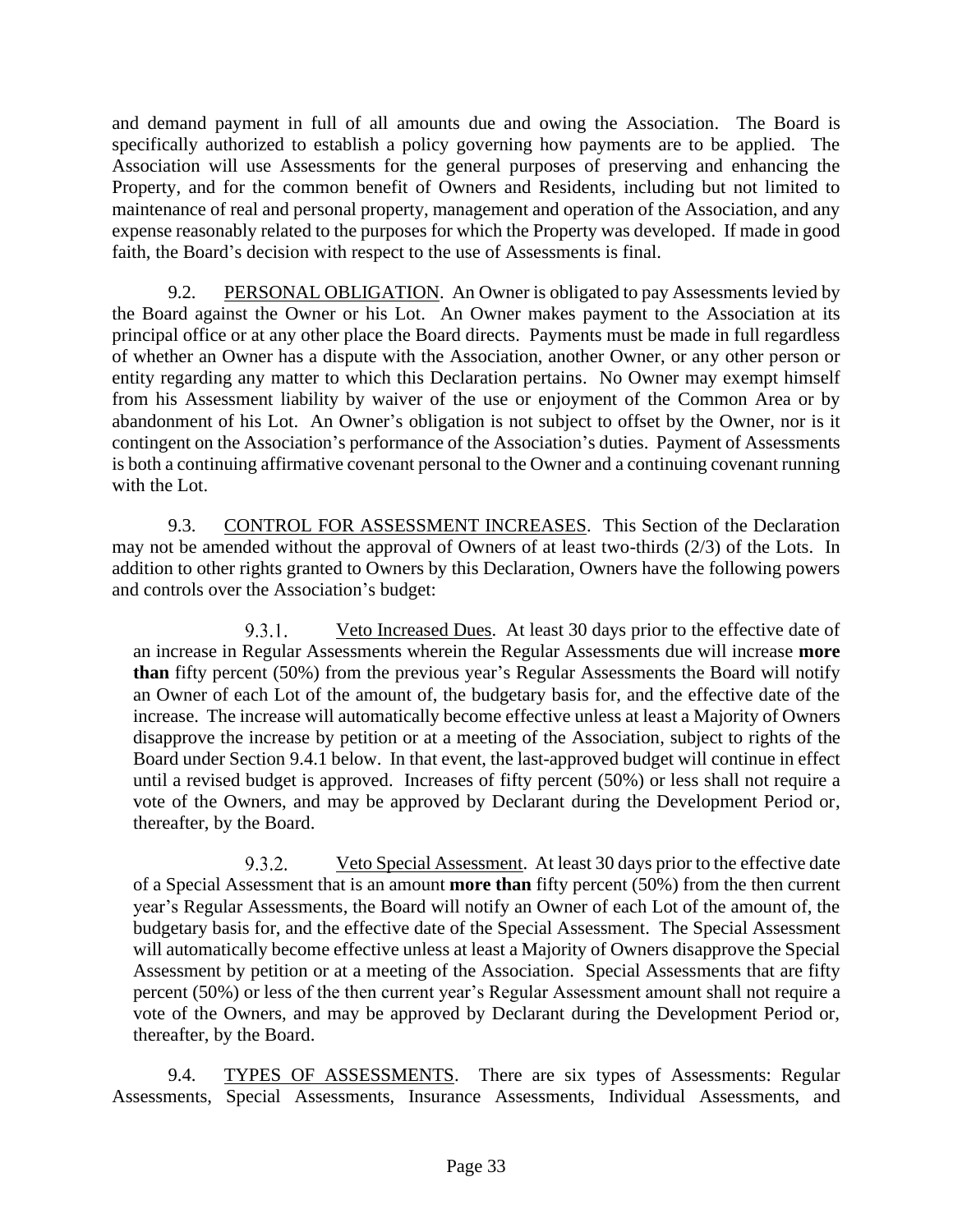and demand payment in full of all amounts due and owing the Association. The Board is specifically authorized to establish a policy governing how payments are to be applied. The Association will use Assessments for the general purposes of preserving and enhancing the Property, and for the common benefit of Owners and Residents, including but not limited to maintenance of real and personal property, management and operation of the Association, and any expense reasonably related to the purposes for which the Property was developed. If made in good faith, the Board's decision with respect to the use of Assessments is final.

9.2. PERSONAL OBLIGATION. An Owner is obligated to pay Assessments levied by the Board against the Owner or his Lot. An Owner makes payment to the Association at its principal office or at any other place the Board directs. Payments must be made in full regardless of whether an Owner has a dispute with the Association, another Owner, or any other person or entity regarding any matter to which this Declaration pertains. No Owner may exempt himself from his Assessment liability by waiver of the use or enjoyment of the Common Area or by abandonment of his Lot. An Owner's obligation is not subject to offset by the Owner, nor is it contingent on the Association's performance of the Association's duties. Payment of Assessments is both a continuing affirmative covenant personal to the Owner and a continuing covenant running with the Lot.

9.3. CONTROL FOR ASSESSMENT INCREASES. This Section of the Declaration may not be amended without the approval of Owners of at least two-thirds (2/3) of the Lots. In addition to other rights granted to Owners by this Declaration, Owners have the following powers and controls over the Association's budget:

9.3.1. Veto Increased Dues. At least 30 days prior to the effective date of an increase in Regular Assessments wherein the Regular Assessments due will increase **more than** fifty percent (50%) from the previous year's Regular Assessments the Board will notify an Owner of each Lot of the amount of, the budgetary basis for, and the effective date of the increase. The increase will automatically become effective unless at least a Majority of Owners disapprove the increase by petition or at a meeting of the Association, subject to rights of the Board under Section 9.4.1 below. In that event, the last-approved budget will continue in effect until a revised budget is approved. Increases of fifty percent (50%) or less shall not require a vote of the Owners, and may be approved by Declarant during the Development Period or, thereafter, by the Board.

9.3.2. Veto Special Assessment. At least 30 days prior to the effective date of a Special Assessment that is an amount **more than** fifty percent (50%) from the then current year's Regular Assessments, the Board will notify an Owner of each Lot of the amount of, the budgetary basis for, and the effective date of the Special Assessment. The Special Assessment will automatically become effective unless at least a Majority of Owners disapprove the Special Assessment by petition or at a meeting of the Association. Special Assessments that are fifty percent (50%) or less of the then current year's Regular Assessment amount shall not require a vote of the Owners, and may be approved by Declarant during the Development Period or, thereafter, by the Board.

9.4. TYPES OF ASSESSMENTS. There are six types of Assessments: Regular Assessments, Special Assessments, Insurance Assessments, Individual Assessments, and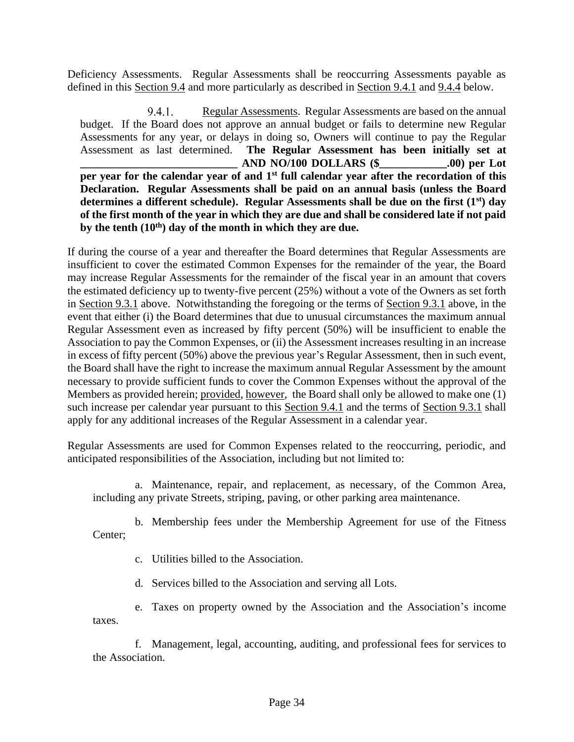Deficiency Assessments. Regular Assessments shall be reoccurring Assessments payable as defined in this Section 9.4 and more particularly as described in Section 9.4.1 and 9.4.4 below.

9.4.1. Regular Assessments. Regular Assessments are based on the annual budget. If the Board does not approve an annual budget or fails to determine new Regular Assessments for any year, or delays in doing so, Owners will continue to pay the Regular Assessment as last determined. **The Regular Assessment has been initially set at \_\_\_\_\_\_\_\_\_\_\_\_\_\_\_\_\_\_\_\_\_\_\_\_\_\_\_\_ AND NO/100 DOLLARS ($\_\_\_\_\_\_\_\_\_\_\_\_.00) per Lot per year for the calendar year of and 1st full calendar year after the recordation of this Declaration. Regular Assessments shall be paid on an annual basis (unless the Board determines a different schedule). Regular Assessments shall be due on the first (1st) day of the first month of the year in which they are due and shall be considered late if not paid by the tenth (10th) day of the month in which they are due.**

If during the course of a year and thereafter the Board determines that Regular Assessments are insufficient to cover the estimated Common Expenses for the remainder of the year, the Board may increase Regular Assessments for the remainder of the fiscal year in an amount that covers the estimated deficiency up to twenty-five percent (25%) without a vote of the Owners as set forth in Section 9.3.1 above. Notwithstanding the foregoing or the terms of Section 9.3.1 above, in the event that either (i) the Board determines that due to unusual circumstances the maximum annual Regular Assessment even as increased by fifty percent (50%) will be insufficient to enable the Association to pay the Common Expenses, or (ii) the Assessment increases resulting in an increase in excess of fifty percent (50%) above the previous year's Regular Assessment, then in such event, the Board shall have the right to increase the maximum annual Regular Assessment by the amount necessary to provide sufficient funds to cover the Common Expenses without the approval of the Members as provided herein; provided, however, the Board shall only be allowed to make one (1) such increase per calendar year pursuant to this Section 9.4.1 and the terms of Section 9.3.1 shall apply for any additional increases of the Regular Assessment in a calendar year.

Regular Assessments are used for Common Expenses related to the reoccurring, periodic, and anticipated responsibilities of the Association, including but not limited to:

a. Maintenance, repair, and replacement, as necessary, of the Common Area, including any private Streets, striping, paving, or other parking area maintenance.

b. Membership fees under the Membership Agreement for use of the Fitness Center;

c. Utilities billed to the Association.

d. Services billed to the Association and serving all Lots.

e. Taxes on property owned by the Association and the Association's income taxes.

f. Management, legal, accounting, auditing, and professional fees for services to the Association.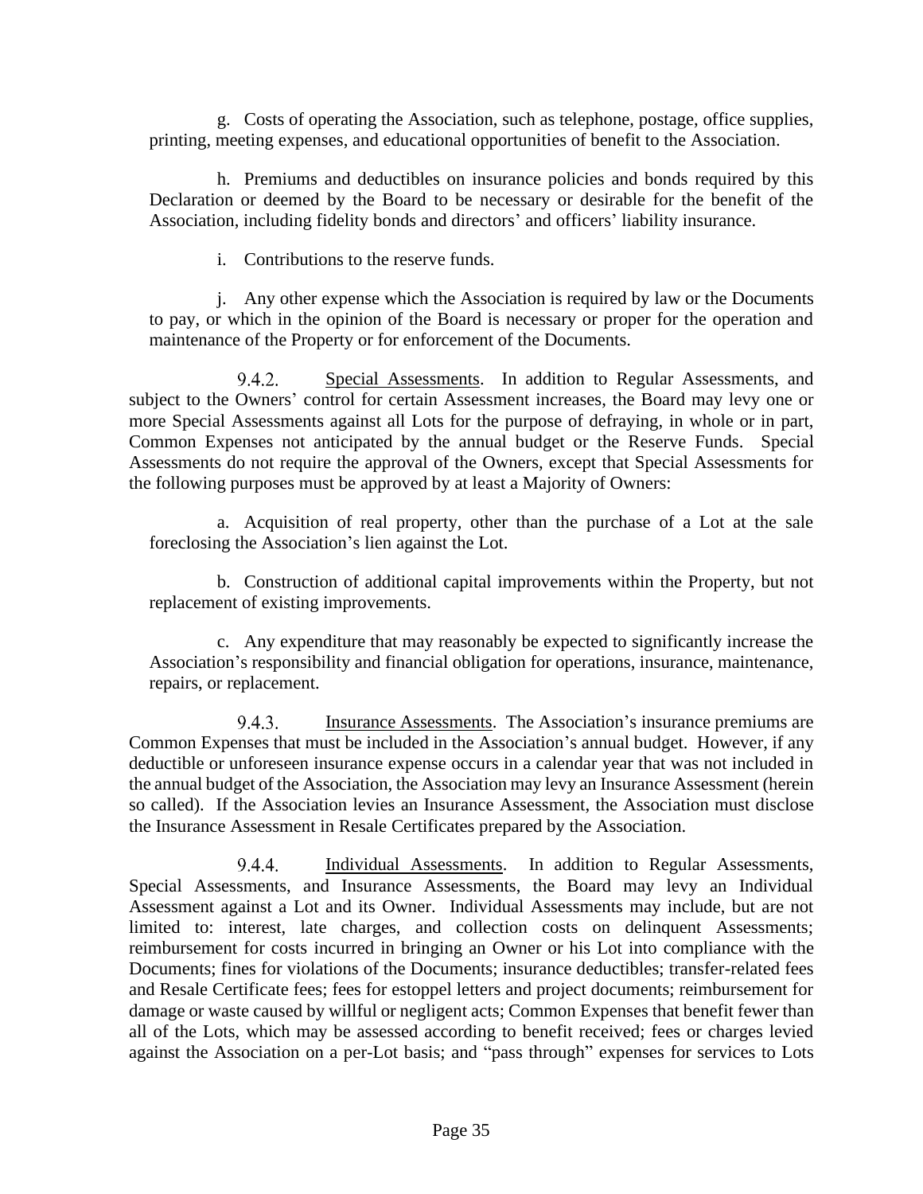g. Costs of operating the Association, such as telephone, postage, office supplies, printing, meeting expenses, and educational opportunities of benefit to the Association.

h. Premiums and deductibles on insurance policies and bonds required by this Declaration or deemed by the Board to be necessary or desirable for the benefit of the Association, including fidelity bonds and directors' and officers' liability insurance.

i. Contributions to the reserve funds.

j. Any other expense which the Association is required by law or the Documents to pay, or which in the opinion of the Board is necessary or proper for the operation and maintenance of the Property or for enforcement of the Documents.

9.4.2. Special Assessments. In addition to Regular Assessments, and subject to the Owners' control for certain Assessment increases, the Board may levy one or more Special Assessments against all Lots for the purpose of defraying, in whole or in part, Common Expenses not anticipated by the annual budget or the Reserve Funds. Special Assessments do not require the approval of the Owners, except that Special Assessments for the following purposes must be approved by at least a Majority of Owners:

a. Acquisition of real property, other than the purchase of a Lot at the sale foreclosing the Association's lien against the Lot.

b. Construction of additional capital improvements within the Property, but not replacement of existing improvements.

c. Any expenditure that may reasonably be expected to significantly increase the Association's responsibility and financial obligation for operations, insurance, maintenance, repairs, or replacement.

9.4.3. Insurance Assessments. The Association's insurance premiums are Common Expenses that must be included in the Association's annual budget. However, if any deductible or unforeseen insurance expense occurs in a calendar year that was not included in the annual budget of the Association, the Association may levy an Insurance Assessment (herein so called). If the Association levies an Insurance Assessment, the Association must disclose the Insurance Assessment in Resale Certificates prepared by the Association.

9.4.4. Individual Assessments. In addition to Regular Assessments, Special Assessments, and Insurance Assessments, the Board may levy an Individual Assessment against a Lot and its Owner. Individual Assessments may include, but are not limited to: interest, late charges, and collection costs on delinquent Assessments; reimbursement for costs incurred in bringing an Owner or his Lot into compliance with the Documents; fines for violations of the Documents; insurance deductibles; transfer-related fees and Resale Certificate fees; fees for estoppel letters and project documents; reimbursement for damage or waste caused by willful or negligent acts; Common Expenses that benefit fewer than all of the Lots, which may be assessed according to benefit received; fees or charges levied against the Association on a per-Lot basis; and "pass through" expenses for services to Lots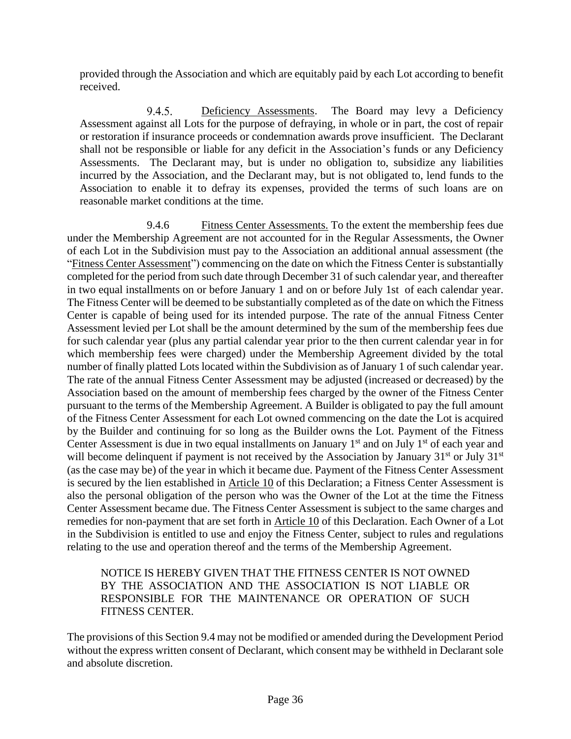provided through the Association and which are equitably paid by each Lot according to benefit received.

9.4.5. Deficiency Assessments. The Board may levy a Deficiency Assessment against all Lots for the purpose of defraying, in whole or in part, the cost of repair or restoration if insurance proceeds or condemnation awards prove insufficient. The Declarant shall not be responsible or liable for any deficit in the Association's funds or any Deficiency Assessments. The Declarant may, but is under no obligation to, subsidize any liabilities incurred by the Association, and the Declarant may, but is not obligated to, lend funds to the Association to enable it to defray its expenses, provided the terms of such loans are on reasonable market conditions at the time.

9.4.6 Fitness Center Assessments. To the extent the membership fees due under the Membership Agreement are not accounted for in the Regular Assessments, the Owner of each Lot in the Subdivision must pay to the Association an additional annual assessment (the "Fitness Center Assessment") commencing on the date on which the Fitness Center is substantially completed for the period from such date through December 31 of such calendar year, and thereafter in two equal installments on or before January 1 and on or before July 1st of each calendar year. The Fitness Center will be deemed to be substantially completed as of the date on which the Fitness Center is capable of being used for its intended purpose. The rate of the annual Fitness Center Assessment levied per Lot shall be the amount determined by the sum of the membership fees due for such calendar year (plus any partial calendar year prior to the then current calendar year in for which membership fees were charged) under the Membership Agreement divided by the total number of finally platted Lots located within the Subdivision as of January 1 of such calendar year. The rate of the annual Fitness Center Assessment may be adjusted (increased or decreased) by the Association based on the amount of membership fees charged by the owner of the Fitness Center pursuant to the terms of the Membership Agreement. A Builder is obligated to pay the full amount of the Fitness Center Assessment for each Lot owned commencing on the date the Lot is acquired by the Builder and continuing for so long as the Builder owns the Lot. Payment of the Fitness Center Assessment is due in two equal installments on January 1st and on July 1st of each year and will become delinquent if payment is not received by the Association by January 31st or July 31st (as the case may be) of the year in which it became due. Payment of the Fitness Center Assessment is secured by the lien established in Article 10 of this Declaration; a Fitness Center Assessment is also the personal obligation of the person who was the Owner of the Lot at the time the Fitness Center Assessment became due. The Fitness Center Assessment is subject to the same charges and remedies for non-payment that are set forth in Article 10 of this Declaration. Each Owner of a Lot in the Subdivision is entitled to use and enjoy the Fitness Center, subject to rules and regulations relating to the use and operation thereof and the terms of the Membership Agreement.

NOTICE IS HEREBY GIVEN THAT THE FITNESS CENTER IS NOT OWNED BY THE ASSOCIATION AND THE ASSOCIATION IS NOT LIABLE OR RESPONSIBLE FOR THE MAINTENANCE OR OPERATION OF SUCH FITNESS CENTER.

The provisions of this Section 9.4 may not be modified or amended during the Development Period without the express written consent of Declarant, which consent may be withheld in Declarant sole and absolute discretion.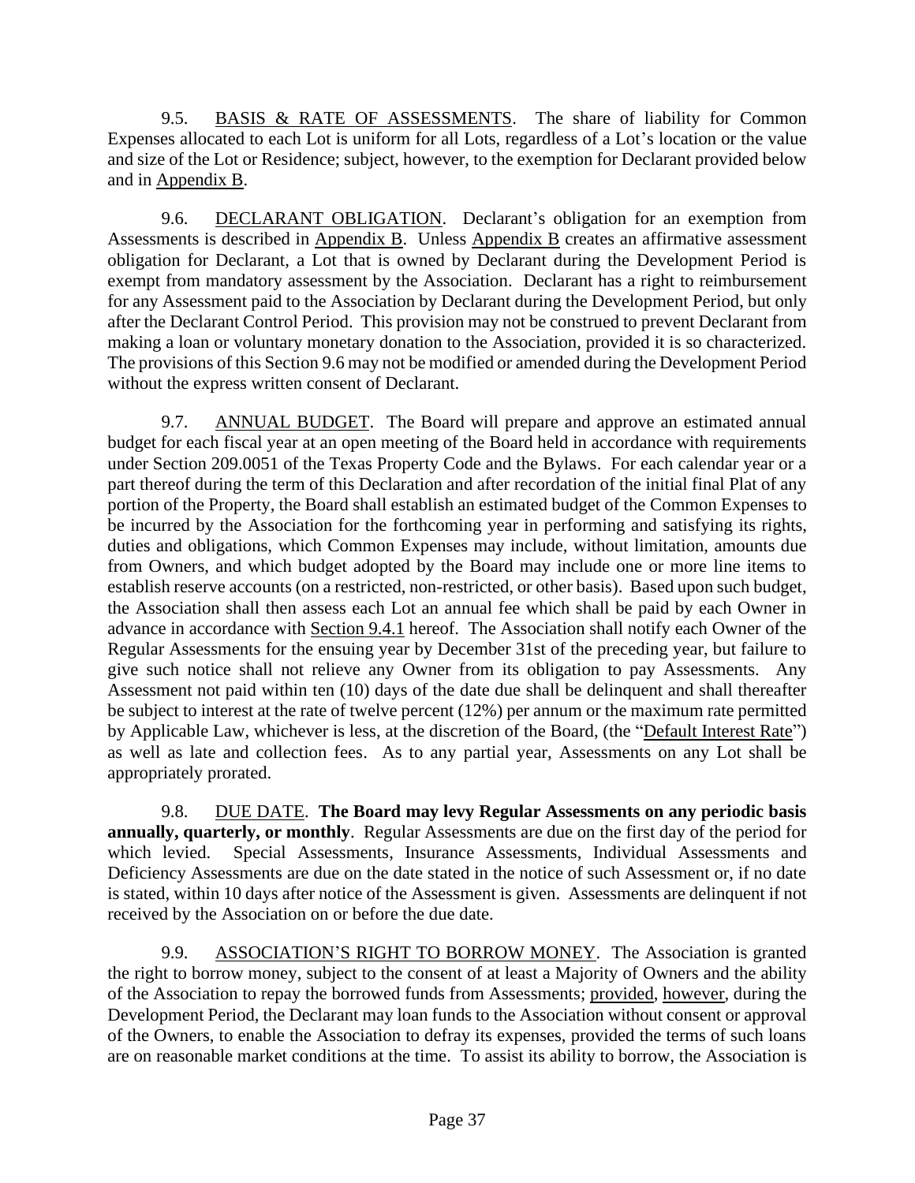9.5. BASIS & RATE OF ASSESSMENTS. The share of liability for Common Expenses allocated to each Lot is uniform for all Lots, regardless of a Lot's location or the value and size of the Lot or Residence; subject, however, to the exemption for Declarant provided below and in Appendix B.

9.6. DECLARANT OBLIGATION. Declarant's obligation for an exemption from Assessments is described in Appendix B. Unless Appendix B creates an affirmative assessment obligation for Declarant, a Lot that is owned by Declarant during the Development Period is exempt from mandatory assessment by the Association. Declarant has a right to reimbursement for any Assessment paid to the Association by Declarant during the Development Period, but only after the Declarant Control Period. This provision may not be construed to prevent Declarant from making a loan or voluntary monetary donation to the Association, provided it is so characterized. The provisions of this Section 9.6 may not be modified or amended during the Development Period without the express written consent of Declarant.

9.7. ANNUAL BUDGET. The Board will prepare and approve an estimated annual budget for each fiscal year at an open meeting of the Board held in accordance with requirements under Section 209.0051 of the Texas Property Code and the Bylaws. For each calendar year or a part thereof during the term of this Declaration and after recordation of the initial final Plat of any portion of the Property, the Board shall establish an estimated budget of the Common Expenses to be incurred by the Association for the forthcoming year in performing and satisfying its rights, duties and obligations, which Common Expenses may include, without limitation, amounts due from Owners, and which budget adopted by the Board may include one or more line items to establish reserve accounts (on a restricted, non-restricted, or other basis). Based upon such budget, the Association shall then assess each Lot an annual fee which shall be paid by each Owner in advance in accordance with Section 9.4.1 hereof. The Association shall notify each Owner of the Regular Assessments for the ensuing year by December 31st of the preceding year, but failure to give such notice shall not relieve any Owner from its obligation to pay Assessments. Any Assessment not paid within ten (10) days of the date due shall be delinquent and shall thereafter be subject to interest at the rate of twelve percent (12%) per annum or the maximum rate permitted by Applicable Law, whichever is less, at the discretion of the Board, (the "Default Interest Rate") as well as late and collection fees. As to any partial year, Assessments on any Lot shall be appropriately prorated.

9.8. DUE DATE. **The Board may levy Regular Assessments on any periodic basis annually, quarterly, or monthly**. Regular Assessments are due on the first day of the period for which levied. Special Assessments, Insurance Assessments, Individual Assessments and Deficiency Assessments are due on the date stated in the notice of such Assessment or, if no date is stated, within 10 days after notice of the Assessment is given. Assessments are delinquent if not received by the Association on or before the due date.

9.9. ASSOCIATION'S RIGHT TO BORROW MONEY. The Association is granted the right to borrow money, subject to the consent of at least a Majority of Owners and the ability of the Association to repay the borrowed funds from Assessments; provided, however, during the Development Period, the Declarant may loan funds to the Association without consent or approval of the Owners, to enable the Association to defray its expenses, provided the terms of such loans are on reasonable market conditions at the time. To assist its ability to borrow, the Association is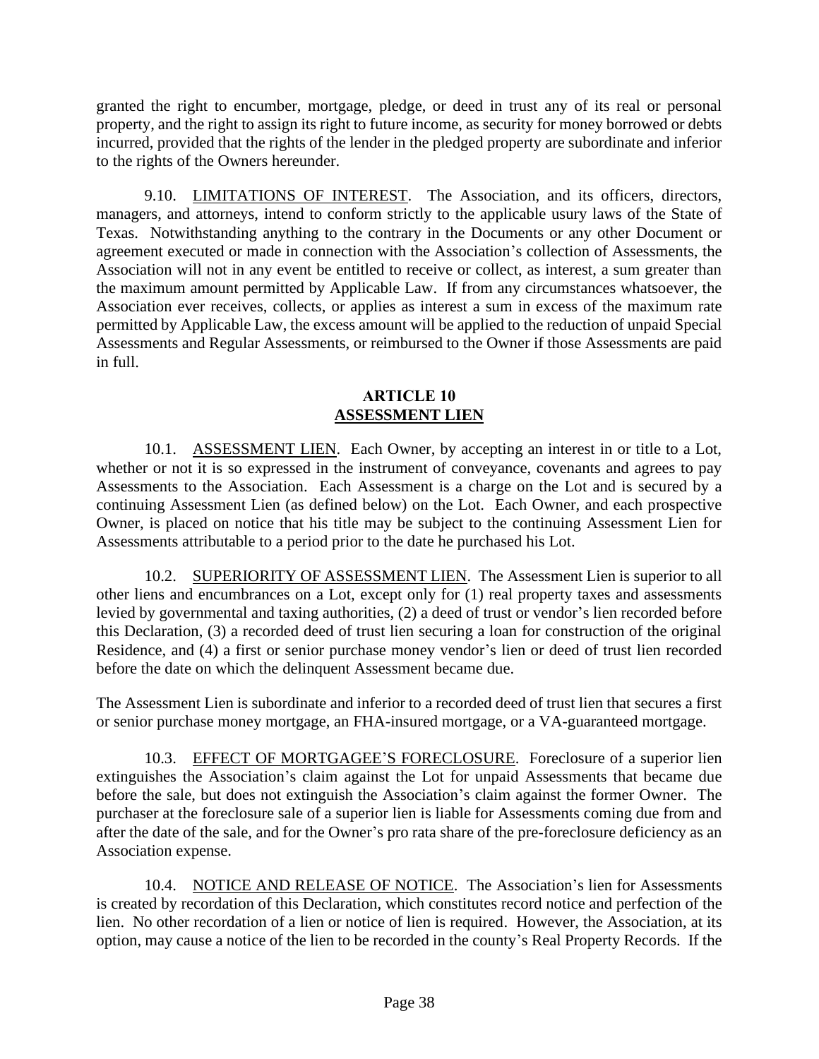granted the right to encumber, mortgage, pledge, or deed in trust any of its real or personal property, and the right to assign its right to future income, as security for money borrowed or debts incurred, provided that the rights of the lender in the pledged property are subordinate and inferior to the rights of the Owners hereunder.

9.10. LIMITATIONS OF INTEREST. The Association, and its officers, directors, managers, and attorneys, intend to conform strictly to the applicable usury laws of the State of Texas. Notwithstanding anything to the contrary in the Documents or any other Document or agreement executed or made in connection with the Association's collection of Assessments, the Association will not in any event be entitled to receive or collect, as interest, a sum greater than the maximum amount permitted by Applicable Law. If from any circumstances whatsoever, the Association ever receives, collects, or applies as interest a sum in excess of the maximum rate permitted by Applicable Law, the excess amount will be applied to the reduction of unpaid Special Assessments and Regular Assessments, or reimbursed to the Owner if those Assessments are paid in full.

## ARTICLE 10
## ASSESSMENT LIEN

10.1. ASSESSMENT LIEN. Each Owner, by accepting an interest in or title to a Lot, whether or not it is so expressed in the instrument of conveyance, covenants and agrees to pay Assessments to the Association. Each Assessment is a charge on the Lot and is secured by a continuing Assessment Lien (as defined below) on the Lot. Each Owner, and each prospective Owner, is placed on notice that his title may be subject to the continuing Assessment Lien for Assessments attributable to a period prior to the date he purchased his Lot.

10.2. SUPERIORITY OF ASSESSMENT LIEN. The Assessment Lien is superior to all other liens and encumbrances on a Lot, except only for (1) real property taxes and assessments levied by governmental and taxing authorities, (2) a deed of trust or vendor's lien recorded before this Declaration, (3) a recorded deed of trust lien securing a loan for construction of the original Residence, and (4) a first or senior purchase money vendor's lien or deed of trust lien recorded before the date on which the delinquent Assessment became due.

The Assessment Lien is subordinate and inferior to a recorded deed of trust lien that secures a first or senior purchase money mortgage, an FHA-insured mortgage, or a VA-guaranteed mortgage.

10.3. EFFECT OF MORTGAGEE'S FORECLOSURE. Foreclosure of a superior lien extinguishes the Association's claim against the Lot for unpaid Assessments that became due before the sale, but does not extinguish the Association's claim against the former Owner. The purchaser at the foreclosure sale of a superior lien is liable for Assessments coming due from and after the date of the sale, and for the Owner's pro rata share of the pre-foreclosure deficiency as an Association expense.

10.4. NOTICE AND RELEASE OF NOTICE. The Association's lien for Assessments is created by recordation of this Declaration, which constitutes record notice and perfection of the lien. No other recordation of a lien or notice of lien is required. However, the Association, at its option, may cause a notice of the lien to be recorded in the county's Real Property Records. If the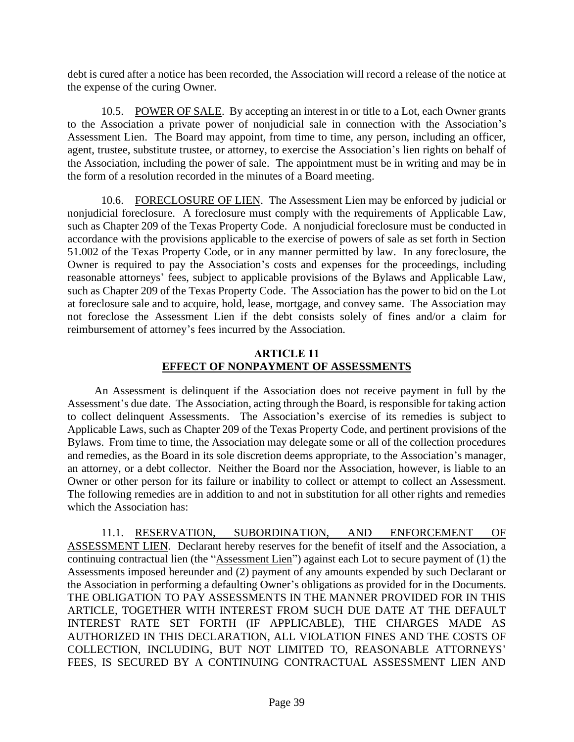debt is cured after a notice has been recorded, the Association will record a release of the notice at the expense of the curing Owner.

10.5. POWER OF SALE. By accepting an interest in or title to a Lot, each Owner grants to the Association a private power of nonjudicial sale in connection with the Association's Assessment Lien. The Board may appoint, from time to time, any person, including an officer, agent, trustee, substitute trustee, or attorney, to exercise the Association's lien rights on behalf of the Association, including the power of sale. The appointment must be in writing and may be in the form of a resolution recorded in the minutes of a Board meeting.

10.6. FORECLOSURE OF LIEN. The Assessment Lien may be enforced by judicial or nonjudicial foreclosure. A foreclosure must comply with the requirements of Applicable Law, such as Chapter 209 of the Texas Property Code. A nonjudicial foreclosure must be conducted in accordance with the provisions applicable to the exercise of powers of sale as set forth in Section 51.002 of the Texas Property Code, or in any manner permitted by law. In any foreclosure, the Owner is required to pay the Association's costs and expenses for the proceedings, including reasonable attorneys' fees, subject to applicable provisions of the Bylaws and Applicable Law, such as Chapter 209 of the Texas Property Code. The Association has the power to bid on the Lot at foreclosure sale and to acquire, hold, lease, mortgage, and convey same. The Association may not foreclose the Assessment Lien if the debt consists solely of fines and/or a claim for reimbursement of attorney's fees incurred by the Association.

## ARTICLE 11
## EFFECT OF NONPAYMENT OF ASSESSMENTS

An Assessment is delinquent if the Association does not receive payment in full by the Assessment's due date. The Association, acting through the Board, is responsible for taking action to collect delinquent Assessments. The Association's exercise of its remedies is subject to Applicable Laws, such as Chapter 209 of the Texas Property Code, and pertinent provisions of the Bylaws. From time to time, the Association may delegate some or all of the collection procedures and remedies, as the Board in its sole discretion deems appropriate, to the Association's manager, an attorney, or a debt collector. Neither the Board nor the Association, however, is liable to an Owner or other person for its failure or inability to collect or attempt to collect an Assessment. The following remedies are in addition to and not in substitution for all other rights and remedies which the Association has:

11.1. RESERVATION, SUBORDINATION, AND ENFORCEMENT OF ASSESSMENT LIEN. Declarant hereby reserves for the benefit of itself and the Association, a continuing contractual lien (the "Assessment Lien") against each Lot to secure payment of (1) the Assessments imposed hereunder and (2) payment of any amounts expended by such Declarant or the Association in performing a defaulting Owner's obligations as provided for in the Documents. THE OBLIGATION TO PAY ASSESSMENTS IN THE MANNER PROVIDED FOR IN THIS ARTICLE, TOGETHER WITH INTEREST FROM SUCH DUE DATE AT THE DEFAULT INTEREST RATE SET FORTH (IF APPLICABLE), THE CHARGES MADE AS AUTHORIZED IN THIS DECLARATION, ALL VIOLATION FINES AND THE COSTS OF COLLECTION, INCLUDING, BUT NOT LIMITED TO, REASONABLE ATTORNEYS' FEES, IS SECURED BY A CONTINUING CONTRACTUAL ASSESSMENT LIEN AND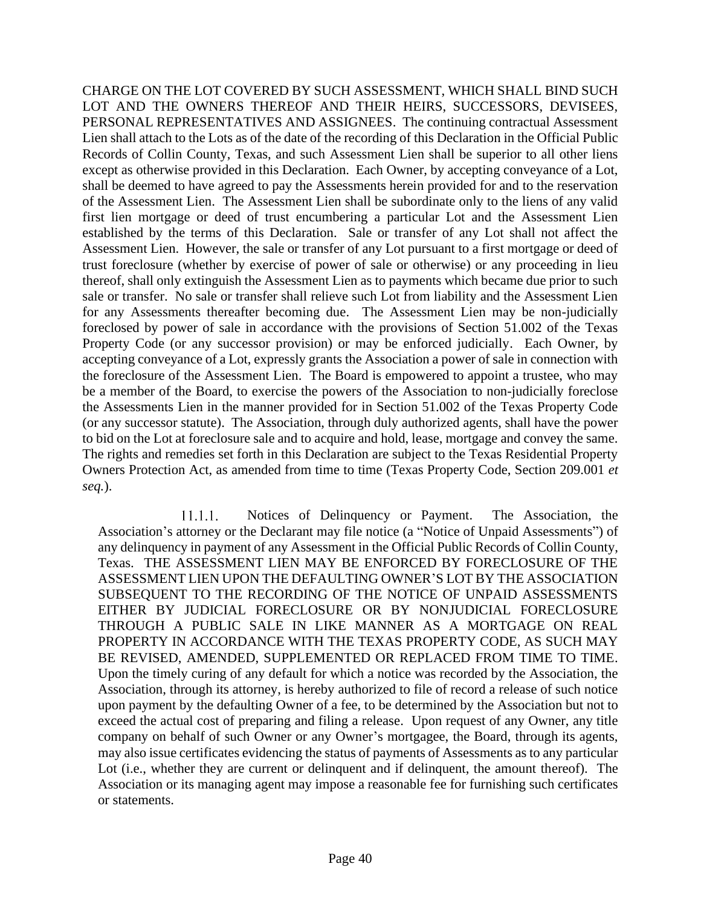CHARGE ON THE LOT COVERED BY SUCH ASSESSMENT, WHICH SHALL BIND SUCH LOT AND THE OWNERS THEREOF AND THEIR HEIRS, SUCCESSORS, DEVISEES, PERSONAL REPRESENTATIVES AND ASSIGNEES. The continuing contractual Assessment Lien shall attach to the Lots as of the date of the recording of this Declaration in the Official Public Records of Collin County, Texas, and such Assessment Lien shall be superior to all other liens except as otherwise provided in this Declaration. Each Owner, by accepting conveyance of a Lot, shall be deemed to have agreed to pay the Assessments herein provided for and to the reservation of the Assessment Lien. The Assessment Lien shall be subordinate only to the liens of any valid first lien mortgage or deed of trust encumbering a particular Lot and the Assessment Lien established by the terms of this Declaration. Sale or transfer of any Lot shall not affect the Assessment Lien. However, the sale or transfer of any Lot pursuant to a first mortgage or deed of trust foreclosure (whether by exercise of power of sale or otherwise) or any proceeding in lieu thereof, shall only extinguish the Assessment Lien as to payments which became due prior to such sale or transfer. No sale or transfer shall relieve such Lot from liability and the Assessment Lien for any Assessments thereafter becoming due. The Assessment Lien may be non-judicially foreclosed by power of sale in accordance with the provisions of Section 51.002 of the Texas Property Code (or any successor provision) or may be enforced judicially. Each Owner, by accepting conveyance of a Lot, expressly grants the Association a power of sale in connection with the foreclosure of the Assessment Lien. The Board is empowered to appoint a trustee, who may be a member of the Board, to exercise the powers of the Association to non-judicially foreclose the Assessments Lien in the manner provided for in Section 51.002 of the Texas Property Code (or any successor statute). The Association, through duly authorized agents, shall have the power to bid on the Lot at foreclosure sale and to acquire and hold, lease, mortgage and convey the same. The rights and remedies set forth in this Declaration are subject to the Texas Residential Property Owners Protection Act, as amended from time to time (Texas Property Code, Section 209.001 *et seq.*).

11.1.1. Notices of Delinquency or Payment. The Association, the Association's attorney or the Declarant may file notice (a "Notice of Unpaid Assessments") of any delinquency in payment of any Assessment in the Official Public Records of Collin County, Texas. THE ASSESSMENT LIEN MAY BE ENFORCED BY FORECLOSURE OF THE ASSESSMENT LIEN UPON THE DEFAULTING OWNER'S LOT BY THE ASSOCIATION SUBSEQUENT TO THE RECORDING OF THE NOTICE OF UNPAID ASSESSMENTS EITHER BY JUDICIAL FORECLOSURE OR BY NONJUDICIAL FORECLOSURE THROUGH A PUBLIC SALE IN LIKE MANNER AS A MORTGAGE ON REAL PROPERTY IN ACCORDANCE WITH THE TEXAS PROPERTY CODE, AS SUCH MAY BE REVISED, AMENDED, SUPPLEMENTED OR REPLACED FROM TIME TO TIME. Upon the timely curing of any default for which a notice was recorded by the Association, the Association, through its attorney, is hereby authorized to file of record a release of such notice upon payment by the defaulting Owner of a fee, to be determined by the Association but not to exceed the actual cost of preparing and filing a release. Upon request of any Owner, any title company on behalf of such Owner or any Owner's mortgagee, the Board, through its agents, may also issue certificates evidencing the status of payments of Assessments as to any particular Lot (i.e., whether they are current or delinquent and if delinquent, the amount thereof). The Association or its managing agent may impose a reasonable fee for furnishing such certificates or statements.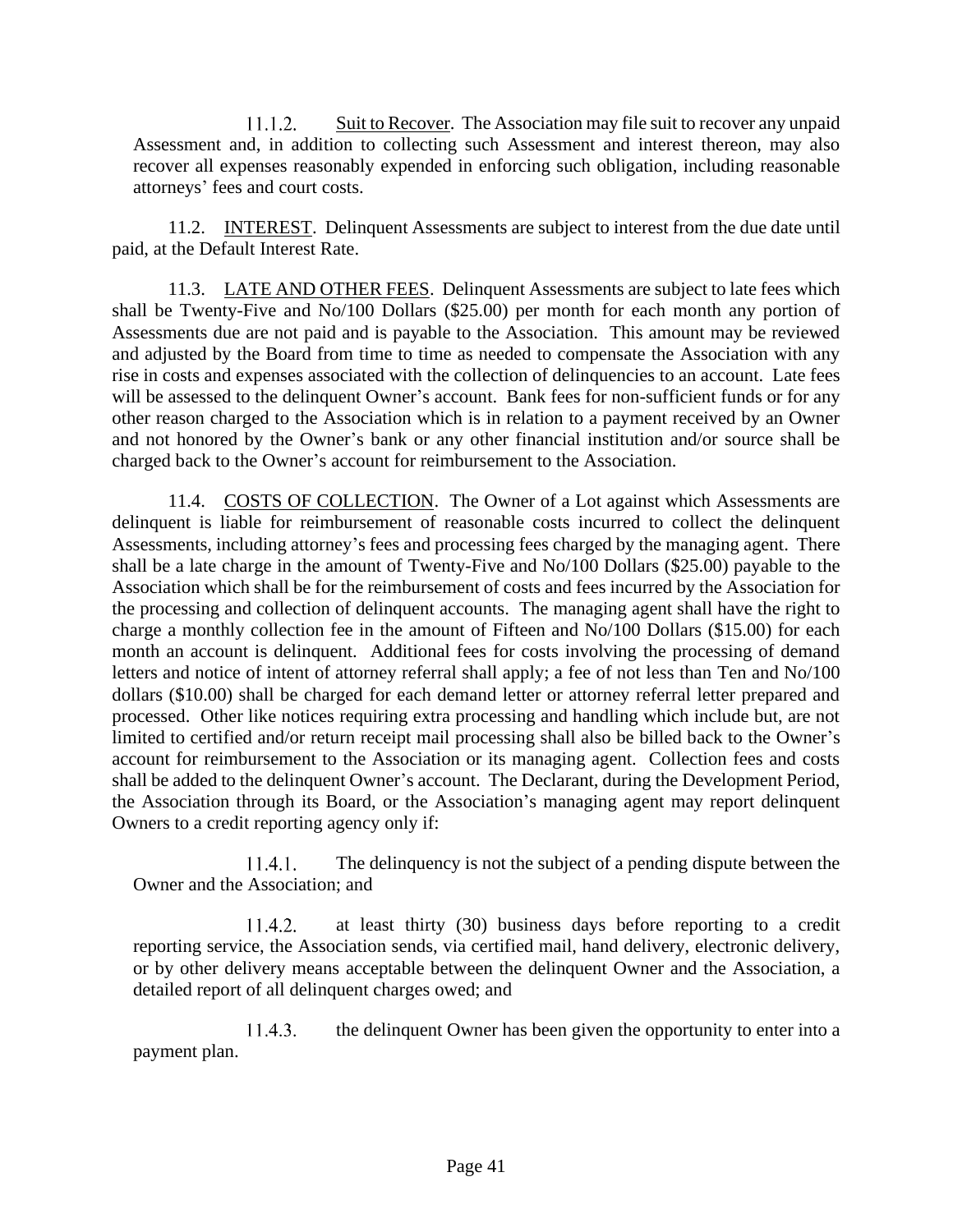11.1.2. Suit to Recover. The Association may file suit to recover any unpaid Assessment and, in addition to collecting such Assessment and interest thereon, may also recover all expenses reasonably expended in enforcing such obligation, including reasonable attorneys' fees and court costs.

11.2. INTEREST. Delinquent Assessments are subject to interest from the due date until paid, at the Default Interest Rate.

11.3. LATE AND OTHER FEES. Delinquent Assessments are subject to late fees which shall be Twenty-Five and No/100 Dollars ($25.00) per month for each month any portion of Assessments due are not paid and is payable to the Association. This amount may be reviewed and adjusted by the Board from time to time as needed to compensate the Association with any rise in costs and expenses associated with the collection of delinquencies to an account. Late fees will be assessed to the delinquent Owner's account. Bank fees for non-sufficient funds or for any other reason charged to the Association which is in relation to a payment received by an Owner and not honored by the Owner's bank or any other financial institution and/or source shall be charged back to the Owner's account for reimbursement to the Association.

11.4. COSTS OF COLLECTION. The Owner of a Lot against which Assessments are delinquent is liable for reimbursement of reasonable costs incurred to collect the delinquent Assessments, including attorney's fees and processing fees charged by the managing agent. There shall be a late charge in the amount of Twenty-Five and No/100 Dollars ($25.00) payable to the Association which shall be for the reimbursement of costs and fees incurred by the Association for the processing and collection of delinquent accounts. The managing agent shall have the right to charge a monthly collection fee in the amount of Fifteen and No/100 Dollars ($15.00) for each month an account is delinquent. Additional fees for costs involving the processing of demand letters and notice of intent of attorney referral shall apply; a fee of not less than Ten and No/100 dollars ($10.00) shall be charged for each demand letter or attorney referral letter prepared and processed. Other like notices requiring extra processing and handling which include but, are not limited to certified and/or return receipt mail processing shall also be billed back to the Owner's account for reimbursement to the Association or its managing agent. Collection fees and costs shall be added to the delinquent Owner's account. The Declarant, during the Development Period, the Association through its Board, or the Association's managing agent may report delinquent Owners to a credit reporting agency only if:

11.4.1. The delinquency is not the subject of a pending dispute between the Owner and the Association; and

11.4.2. at least thirty (30) business days before reporting to a credit reporting service, the Association sends, via certified mail, hand delivery, electronic delivery, or by other delivery means acceptable between the delinquent Owner and the Association, a detailed report of all delinquent charges owed; and

11.4.3. the delinquent Owner has been given the opportunity to enter into a payment plan.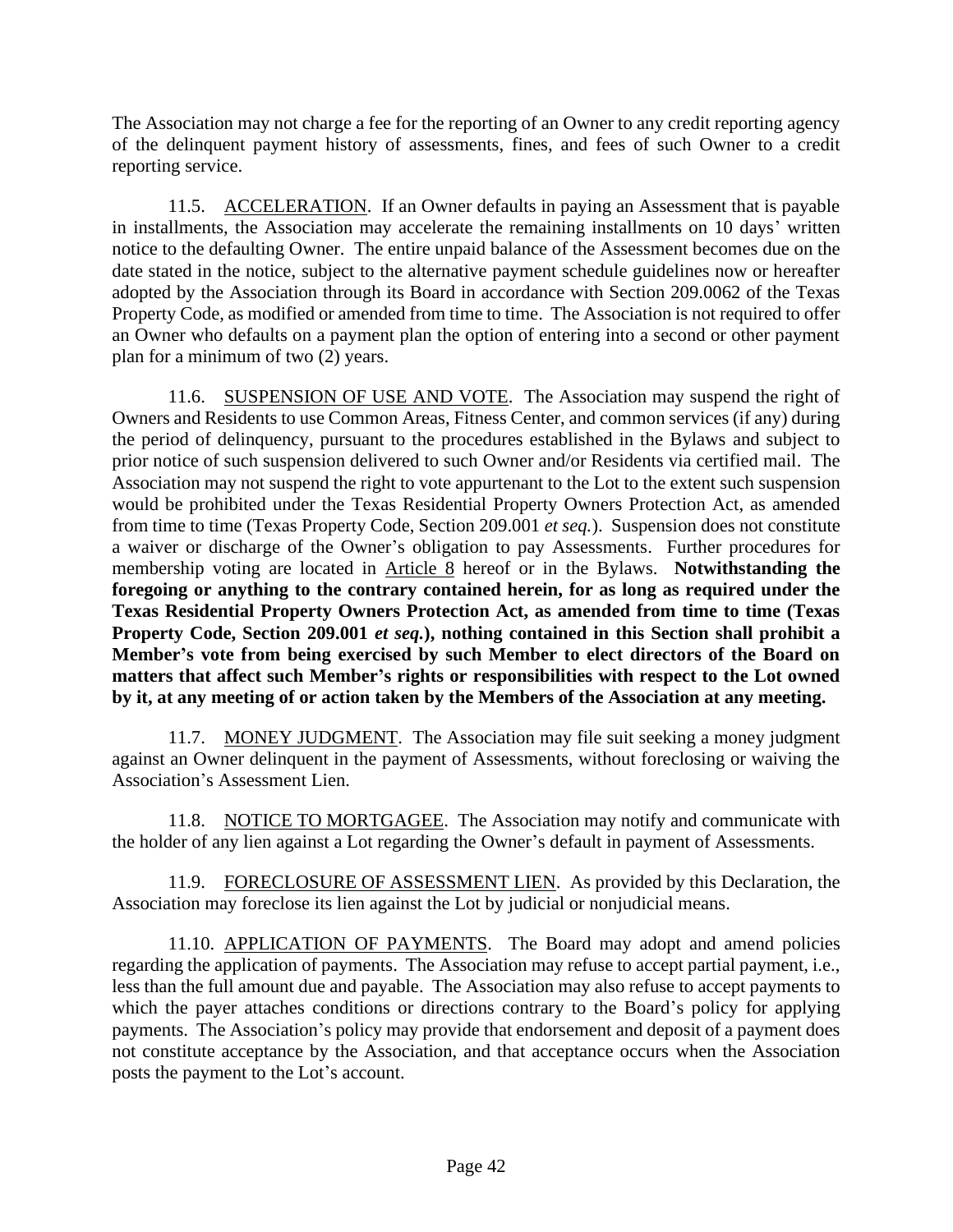The Association may not charge a fee for the reporting of an Owner to any credit reporting agency of the delinquent payment history of assessments, fines, and fees of such Owner to a credit reporting service.

11.5. ACCELERATION. If an Owner defaults in paying an Assessment that is payable in installments, the Association may accelerate the remaining installments on 10 days' written notice to the defaulting Owner. The entire unpaid balance of the Assessment becomes due on the date stated in the notice, subject to the alternative payment schedule guidelines now or hereafter adopted by the Association through its Board in accordance with Section 209.0062 of the Texas Property Code, as modified or amended from time to time. The Association is not required to offer an Owner who defaults on a payment plan the option of entering into a second or other payment plan for a minimum of two (2) years.

11.6. SUSPENSION OF USE AND VOTE. The Association may suspend the right of Owners and Residents to use Common Areas, Fitness Center, and common services (if any) during the period of delinquency, pursuant to the procedures established in the Bylaws and subject to prior notice of such suspension delivered to such Owner and/or Residents via certified mail. The Association may not suspend the right to vote appurtenant to the Lot to the extent such suspension would be prohibited under the Texas Residential Property Owners Protection Act, as amended from time to time (Texas Property Code, Section 209.001 *et seq.*). Suspension does not constitute a waiver or discharge of the Owner's obligation to pay Assessments. Further procedures for membership voting are located in Article 8 hereof or in the Bylaws. **Notwithstanding the foregoing or anything to the contrary contained herein, for as long as required under the Texas Residential Property Owners Protection Act, as amended from time to time (Texas Property Code, Section 209.001 *et seq.*), nothing contained in this Section shall prohibit a Member's vote from being exercised by such Member to elect directors of the Board on matters that affect such Member's rights or responsibilities with respect to the Lot owned by it, at any meeting of or action taken by the Members of the Association at any meeting.**

11.7. MONEY JUDGMENT. The Association may file suit seeking a money judgment against an Owner delinquent in the payment of Assessments, without foreclosing or waiving the Association's Assessment Lien.

11.8. NOTICE TO MORTGAGEE. The Association may notify and communicate with the holder of any lien against a Lot regarding the Owner's default in payment of Assessments.

11.9. FORECLOSURE OF ASSESSMENT LIEN. As provided by this Declaration, the Association may foreclose its lien against the Lot by judicial or nonjudicial means.

11.10. APPLICATION OF PAYMENTS. The Board may adopt and amend policies regarding the application of payments. The Association may refuse to accept partial payment, i.e., less than the full amount due and payable. The Association may also refuse to accept payments to which the payer attaches conditions or directions contrary to the Board's policy for applying payments. The Association's policy may provide that endorsement and deposit of a payment does not constitute acceptance by the Association, and that acceptance occurs when the Association posts the payment to the Lot's account.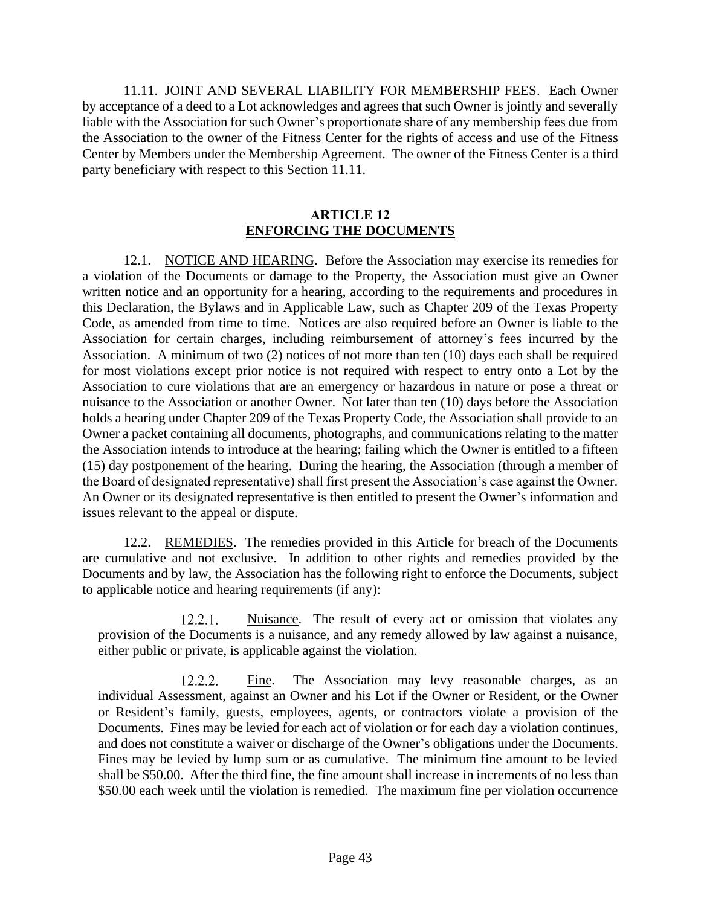11.11. JOINT AND SEVERAL LIABILITY FOR MEMBERSHIP FEES. Each Owner by acceptance of a deed to a Lot acknowledges and agrees that such Owner is jointly and severally liable with the Association for such Owner's proportionate share of any membership fees due from the Association to the owner of the Fitness Center for the rights of access and use of the Fitness Center by Members under the Membership Agreement. The owner of the Fitness Center is a third party beneficiary with respect to this Section 11.11.

## ARTICLE 12
## ENFORCING THE DOCUMENTS

12.1. NOTICE AND HEARING. Before the Association may exercise its remedies for a violation of the Documents or damage to the Property, the Association must give an Owner written notice and an opportunity for a hearing, according to the requirements and procedures in this Declaration, the Bylaws and in Applicable Law, such as Chapter 209 of the Texas Property Code, as amended from time to time. Notices are also required before an Owner is liable to the Association for certain charges, including reimbursement of attorney's fees incurred by the Association. A minimum of two (2) notices of not more than ten (10) days each shall be required for most violations except prior notice is not required with respect to entry onto a Lot by the Association to cure violations that are an emergency or hazardous in nature or pose a threat or nuisance to the Association or another Owner. Not later than ten (10) days before the Association holds a hearing under Chapter 209 of the Texas Property Code, the Association shall provide to an Owner a packet containing all documents, photographs, and communications relating to the matter the Association intends to introduce at the hearing; failing which the Owner is entitled to a fifteen (15) day postponement of the hearing. During the hearing, the Association (through a member of the Board of designated representative) shall first present the Association's case against the Owner. An Owner or its designated representative is then entitled to present the Owner's information and issues relevant to the appeal or dispute.

12.2. REMEDIES. The remedies provided in this Article for breach of the Documents are cumulative and not exclusive. In addition to other rights and remedies provided by the Documents and by law, the Association has the following right to enforce the Documents, subject to applicable notice and hearing requirements (if any):

12.2.1. Nuisance. The result of every act or omission that violates any provision of the Documents is a nuisance, and any remedy allowed by law against a nuisance, either public or private, is applicable against the violation.

12.2.2. Fine. The Association may levy reasonable charges, as an individual Assessment, against an Owner and his Lot if the Owner or Resident, or the Owner or Resident's family, guests, employees, agents, or contractors violate a provision of the Documents. Fines may be levied for each act of violation or for each day a violation continues, and does not constitute a waiver or discharge of the Owner's obligations under the Documents. Fines may be levied by lump sum or as cumulative. The minimum fine amount to be levied shall be $50.00. After the third fine, the fine amount shall increase in increments of no less than $50.00 each week until the violation is remedied. The maximum fine per violation occurrence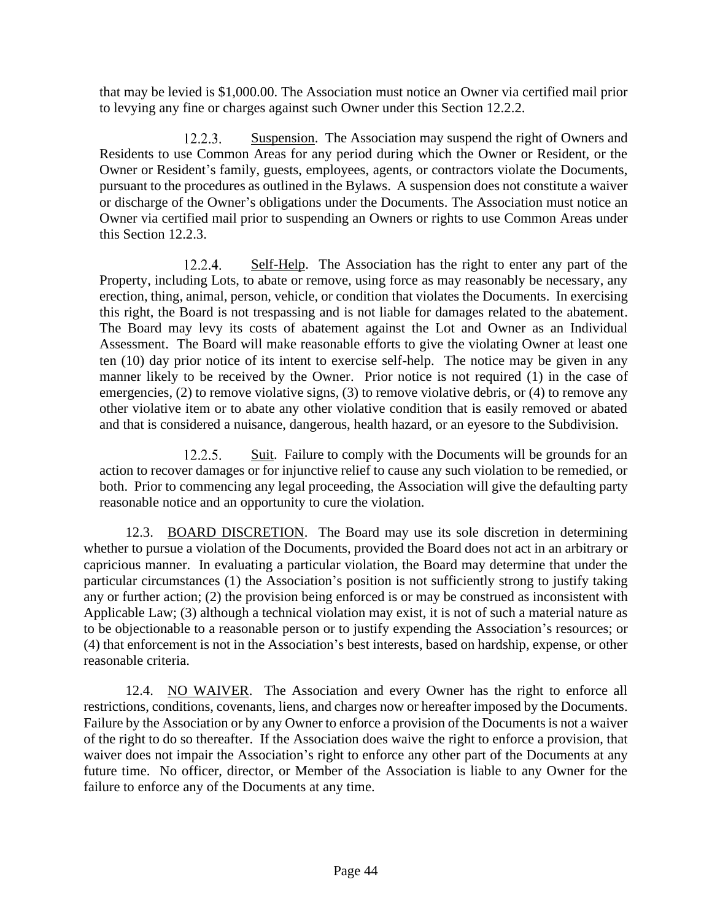that may be levied is $1,000.00. The Association must notice an Owner via certified mail prior to levying any fine or charges against such Owner under this Section 12.2.2.

12.2.3. <u>Suspension</u>. The Association may suspend the right of Owners and Residents to use Common Areas for any period during which the Owner or Resident, or the Owner or Resident's family, guests, employees, agents, or contractors violate the Documents, pursuant to the procedures as outlined in the Bylaws. A suspension does not constitute a waiver or discharge of the Owner's obligations under the Documents. The Association must notice an Owner via certified mail prior to suspending an Owners or rights to use Common Areas under this Section 12.2.3.

12.2.4. <u>Self-Help</u>. The Association has the right to enter any part of the Property, including Lots, to abate or remove, using force as may reasonably be necessary, any erection, thing, animal, person, vehicle, or condition that violates the Documents. In exercising this right, the Board is not trespassing and is not liable for damages related to the abatement. The Board may levy its costs of abatement against the Lot and Owner as an Individual Assessment. The Board will make reasonable efforts to give the violating Owner at least one ten (10) day prior notice of its intent to exercise self-help. The notice may be given in any manner likely to be received by the Owner. Prior notice is not required (1) in the case of emergencies, (2) to remove violative signs, (3) to remove violative debris, or (4) to remove any other violative item or to abate any other violative condition that is easily removed or abated and that is considered a nuisance, dangerous, health hazard, or an eyesore to the Subdivision.

12.2.5. <u>Suit</u>. Failure to comply with the Documents will be grounds for an action to recover damages or for injunctive relief to cause any such violation to be remedied, or both. Prior to commencing any legal proceeding, the Association will give the defaulting party reasonable notice and an opportunity to cure the violation.

12.3. <u>BOARD DISCRETION</u>. The Board may use its sole discretion in determining whether to pursue a violation of the Documents, provided the Board does not act in an arbitrary or capricious manner. In evaluating a particular violation, the Board may determine that under the particular circumstances (1) the Association's position is not sufficiently strong to justify taking any or further action; (2) the provision being enforced is or may be construed as inconsistent with Applicable Law; (3) although a technical violation may exist, it is not of such a material nature as to be objectionable to a reasonable person or to justify expending the Association's resources; or (4) that enforcement is not in the Association's best interests, based on hardship, expense, or other reasonable criteria.

12.4. <u>NO WAIVER</u>. The Association and every Owner has the right to enforce all restrictions, conditions, covenants, liens, and charges now or hereafter imposed by the Documents. Failure by the Association or by any Owner to enforce a provision of the Documents is not a waiver of the right to do so thereafter. If the Association does waive the right to enforce a provision, that waiver does not impair the Association's right to enforce any other part of the Documents at any future time. No officer, director, or Member of the Association is liable to any Owner for the failure to enforce any of the Documents at any time.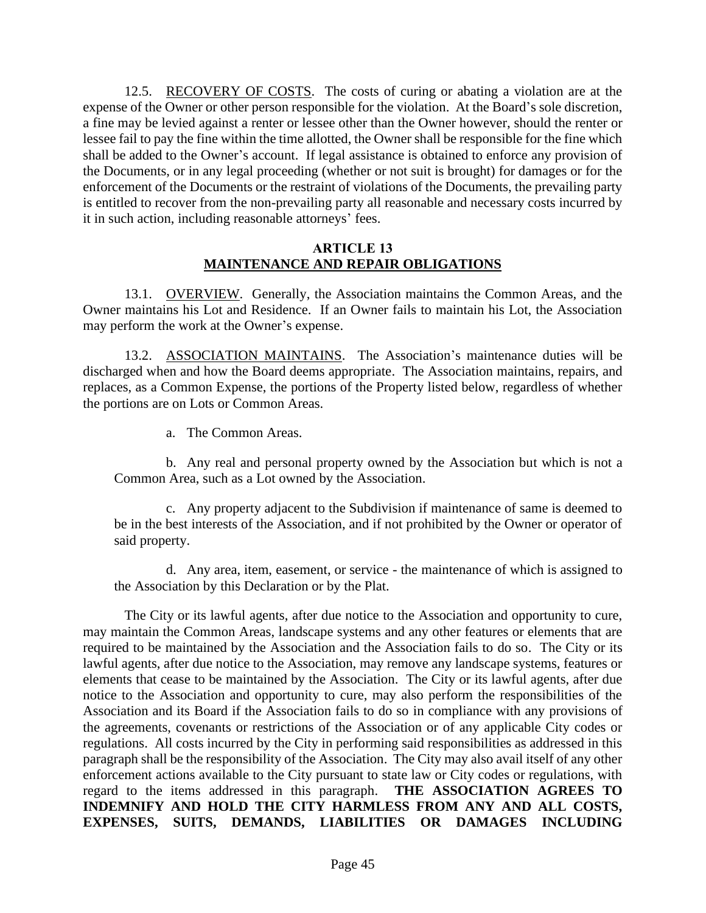12.5. RECOVERY OF COSTS. The costs of curing or abating a violation are at the expense of the Owner or other person responsible for the violation. At the Board's sole discretion, a fine may be levied against a renter or lessee other than the Owner however, should the renter or lessee fail to pay the fine within the time allotted, the Owner shall be responsible for the fine which shall be added to the Owner's account. If legal assistance is obtained to enforce any provision of the Documents, or in any legal proceeding (whether or not suit is brought) for damages or for the enforcement of the Documents or the restraint of violations of the Documents, the prevailing party is entitled to recover from the non-prevailing party all reasonable and necessary costs incurred by it in such action, including reasonable attorneys' fees.

## ARTICLE 13
## MAINTENANCE AND REPAIR OBLIGATIONS

13.1. OVERVIEW. Generally, the Association maintains the Common Areas, and the Owner maintains his Lot and Residence. If an Owner fails to maintain his Lot, the Association may perform the work at the Owner's expense.

13.2. ASSOCIATION MAINTAINS. The Association's maintenance duties will be discharged when and how the Board deems appropriate. The Association maintains, repairs, and replaces, as a Common Expense, the portions of the Property listed below, regardless of whether the portions are on Lots or Common Areas.

a. The Common Areas.

b. Any real and personal property owned by the Association but which is not a Common Area, such as a Lot owned by the Association.

c. Any property adjacent to the Subdivision if maintenance of same is deemed to be in the best interests of the Association, and if not prohibited by the Owner or operator of said property.

d. Any area, item, easement, or service - the maintenance of which is assigned to the Association by this Declaration or by the Plat.

The City or its lawful agents, after due notice to the Association and opportunity to cure, may maintain the Common Areas, landscape systems and any other features or elements that are required to be maintained by the Association and the Association fails to do so. The City or its lawful agents, after due notice to the Association, may remove any landscape systems, features or elements that cease to be maintained by the Association. The City or its lawful agents, after due notice to the Association and opportunity to cure, may also perform the responsibilities of the Association and its Board if the Association fails to do so in compliance with any provisions of the agreements, covenants or restrictions of the Association or of any applicable City codes or regulations. All costs incurred by the City in performing said responsibilities as addressed in this paragraph shall be the responsibility of the Association. The City may also avail itself of any other enforcement actions available to the City pursuant to state law or City codes or regulations, with regard to the items addressed in this paragraph. **THE ASSOCIATION AGREES TO INDEMNIFY AND HOLD THE CITY HARMLESS FROM ANY AND ALL COSTS, EXPENSES, SUITS, DEMANDS, LIABILITIES OR DAMAGES INCLUDING**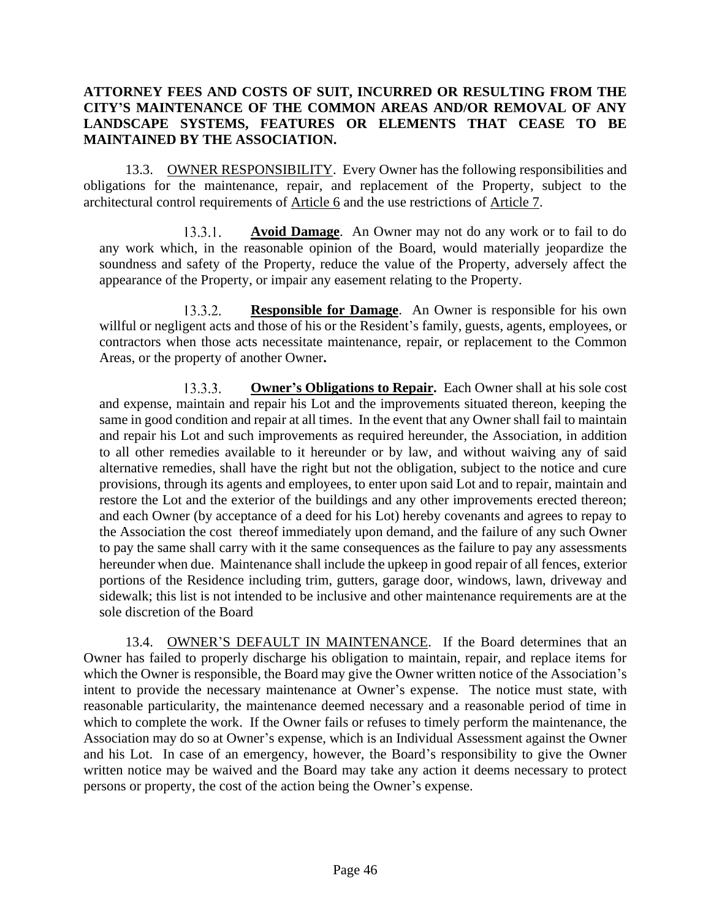**ATTORNEY FEES AND COSTS OF SUIT, INCURRED OR RESULTING FROM THE CITY'S MAINTENANCE OF THE COMMON AREAS AND/OR REMOVAL OF ANY LANDSCAPE SYSTEMS, FEATURES OR ELEMENTS THAT CEASE TO BE MAINTAINED BY THE ASSOCIATION.**

13.3. <u>OWNER RESPONSIBILITY</u>. Every Owner has the following responsibilities and obligations for the maintenance, repair, and replacement of the Property, subject to the architectural control requirements of <u>Article 6</u> and the use restrictions of <u>Article 7</u>.

13.3.1. **<u>Avoid Damage</u>**. An Owner may not do any work or to fail to do any work which, in the reasonable opinion of the Board, would materially jeopardize the soundness and safety of the Property, reduce the value of the Property, adversely affect the appearance of the Property, or impair any easement relating to the Property.

13.3.2. **<u>Responsible for Damage</u>**. An Owner is responsible for his own willful or negligent acts and those of his or the Resident's family, guests, agents, employees, or contractors when those acts necessitate maintenance, repair, or replacement to the Common Areas, or the property of another Owner**.**

13.3.3. **<u>Owner's Obligations to Repair</u>.** Each Owner shall at his sole cost and expense, maintain and repair his Lot and the improvements situated thereon, keeping the same in good condition and repair at all times. In the event that any Owner shall fail to maintain and repair his Lot and such improvements as required hereunder, the Association, in addition to all other remedies available to it hereunder or by law, and without waiving any of said alternative remedies, shall have the right but not the obligation, subject to the notice and cure provisions, through its agents and employees, to enter upon said Lot and to repair, maintain and restore the Lot and the exterior of the buildings and any other improvements erected thereon; and each Owner (by acceptance of a deed for his Lot) hereby covenants and agrees to repay to the Association the cost thereof immediately upon demand, and the failure of any such Owner to pay the same shall carry with it the same consequences as the failure to pay any assessments hereunder when due. Maintenance shall include the upkeep in good repair of all fences, exterior portions of the Residence including trim, gutters, garage door, windows, lawn, driveway and sidewalk; this list is not intended to be inclusive and other maintenance requirements are at the sole discretion of the Board

13.4. <u>OWNER'S DEFAULT IN MAINTENANCE</u>. If the Board determines that an Owner has failed to properly discharge his obligation to maintain, repair, and replace items for which the Owner is responsible, the Board may give the Owner written notice of the Association's intent to provide the necessary maintenance at Owner's expense. The notice must state, with reasonable particularity, the maintenance deemed necessary and a reasonable period of time in which to complete the work. If the Owner fails or refuses to timely perform the maintenance, the Association may do so at Owner's expense, which is an Individual Assessment against the Owner and his Lot. In case of an emergency, however, the Board's responsibility to give the Owner written notice may be waived and the Board may take any action it deems necessary to protect persons or property, the cost of the action being the Owner's expense.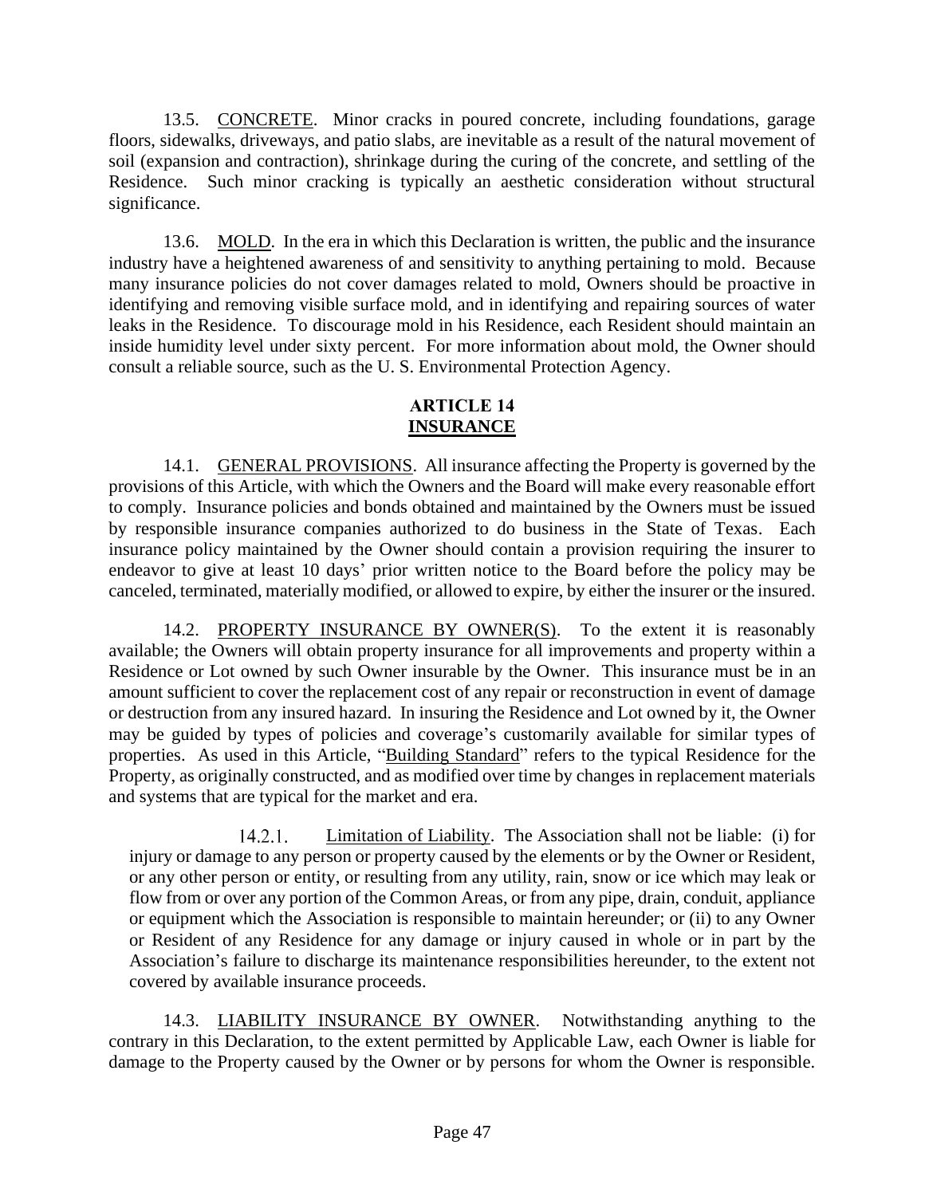13.5. CONCRETE. Minor cracks in poured concrete, including foundations, garage floors, sidewalks, driveways, and patio slabs, are inevitable as a result of the natural movement of soil (expansion and contraction), shrinkage during the curing of the concrete, and settling of the Residence. Such minor cracking is typically an aesthetic consideration without structural significance.

13.6. MOLD. In the era in which this Declaration is written, the public and the insurance industry have a heightened awareness of and sensitivity to anything pertaining to mold. Because many insurance policies do not cover damages related to mold, Owners should be proactive in identifying and removing visible surface mold, and in identifying and repairing sources of water leaks in the Residence. To discourage mold in his Residence, each Resident should maintain an inside humidity level under sixty percent. For more information about mold, the Owner should consult a reliable source, such as the U. S. Environmental Protection Agency.

## ARTICLE 14
## INSURANCE

14.1. GENERAL PROVISIONS. All insurance affecting the Property is governed by the provisions of this Article, with which the Owners and the Board will make every reasonable effort to comply. Insurance policies and bonds obtained and maintained by the Owners must be issued by responsible insurance companies authorized to do business in the State of Texas. Each insurance policy maintained by the Owner should contain a provision requiring the insurer to endeavor to give at least 10 days' prior written notice to the Board before the policy may be canceled, terminated, materially modified, or allowed to expire, by either the insurer or the insured.

14.2. PROPERTY INSURANCE BY OWNER(S). To the extent it is reasonably available; the Owners will obtain property insurance for all improvements and property within a Residence or Lot owned by such Owner insurable by the Owner. This insurance must be in an amount sufficient to cover the replacement cost of any repair or reconstruction in event of damage or destruction from any insured hazard. In insuring the Residence and Lot owned by it, the Owner may be guided by types of policies and coverage's customarily available for similar types of properties. As used in this Article, "Building Standard" refers to the typical Residence for the Property, as originally constructed, and as modified over time by changes in replacement materials and systems that are typical for the market and era.

14.2.1. Limitation of Liability. The Association shall not be liable: (i) for injury or damage to any person or property caused by the elements or by the Owner or Resident, or any other person or entity, or resulting from any utility, rain, snow or ice which may leak or flow from or over any portion of the Common Areas, or from any pipe, drain, conduit, appliance or equipment which the Association is responsible to maintain hereunder; or (ii) to any Owner or Resident of any Residence for any damage or injury caused in whole or in part by the Association's failure to discharge its maintenance responsibilities hereunder, to the extent not covered by available insurance proceeds.

14.3. LIABILITY INSURANCE BY OWNER. Notwithstanding anything to the contrary in this Declaration, to the extent permitted by Applicable Law, each Owner is liable for damage to the Property caused by the Owner or by persons for whom the Owner is responsible.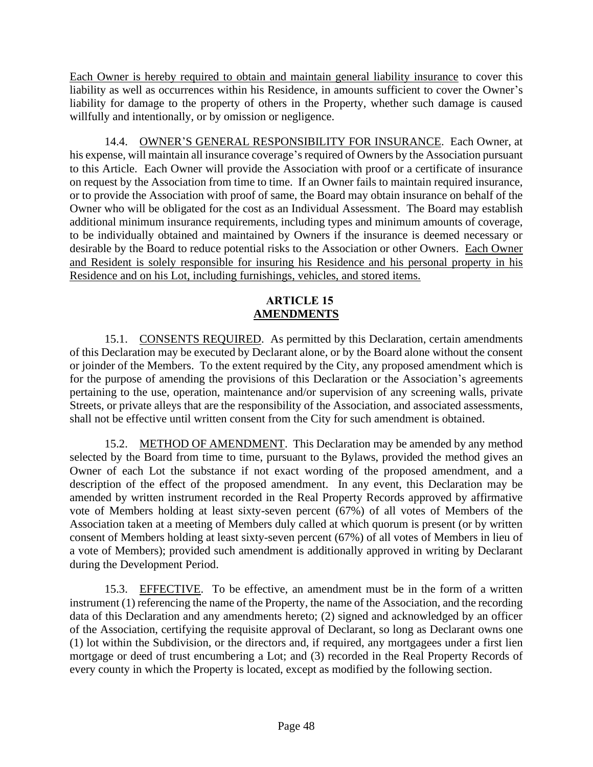<u>Each Owner is hereby required to obtain and maintain general liability insurance</u> to cover this liability as well as occurrences within his Residence, in amounts sufficient to cover the Owner's liability for damage to the property of others in the Property, whether such damage is caused willfully and intentionally, or by omission or negligence.

14.4. <u>OWNER'S GENERAL RESPONSIBILITY FOR INSURANCE</u>. Each Owner, at his expense, will maintain all insurance coverage's required of Owners by the Association pursuant to this Article. Each Owner will provide the Association with proof or a certificate of insurance on request by the Association from time to time. If an Owner fails to maintain required insurance, or to provide the Association with proof of same, the Board may obtain insurance on behalf of the Owner who will be obligated for the cost as an Individual Assessment. The Board may establish additional minimum insurance requirements, including types and minimum amounts of coverage, to be individually obtained and maintained by Owners if the insurance is deemed necessary or desirable by the Board to reduce potential risks to the Association or other Owners. <u>Each Owner and Resident is solely responsible for insuring his Residence and his personal property in his Residence and on his Lot, including furnishings, vehicles, and stored items.</u>

## ARTICLE 15
## AMENDMENTS

15.1. <u>CONSENTS REQUIRED</u>. As permitted by this Declaration, certain amendments of this Declaration may be executed by Declarant alone, or by the Board alone without the consent or joinder of the Members. To the extent required by the City, any proposed amendment which is for the purpose of amending the provisions of this Declaration or the Association's agreements pertaining to the use, operation, maintenance and/or supervision of any screening walls, private Streets, or private alleys that are the responsibility of the Association, and associated assessments, shall not be effective until written consent from the City for such amendment is obtained.

15.2. <u>METHOD OF AMENDMENT</u>. This Declaration may be amended by any method selected by the Board from time to time, pursuant to the Bylaws, provided the method gives an Owner of each Lot the substance if not exact wording of the proposed amendment, and a description of the effect of the proposed amendment. In any event, this Declaration may be amended by written instrument recorded in the Real Property Records approved by affirmative vote of Members holding at least sixty-seven percent (67%) of all votes of Members of the Association taken at a meeting of Members duly called at which quorum is present (or by written consent of Members holding at least sixty-seven percent (67%) of all votes of Members in lieu of a vote of Members); provided such amendment is additionally approved in writing by Declarant during the Development Period.

15.3. <u>EFFECTIVE</u>. To be effective, an amendment must be in the form of a written instrument (1) referencing the name of the Property, the name of the Association, and the recording data of this Declaration and any amendments hereto; (2) signed and acknowledged by an officer of the Association, certifying the requisite approval of Declarant, so long as Declarant owns one (1) lot within the Subdivision, or the directors and, if required, any mortgagees under a first lien mortgage or deed of trust encumbering a Lot; and (3) recorded in the Real Property Records of every county in which the Property is located, except as modified by the following section.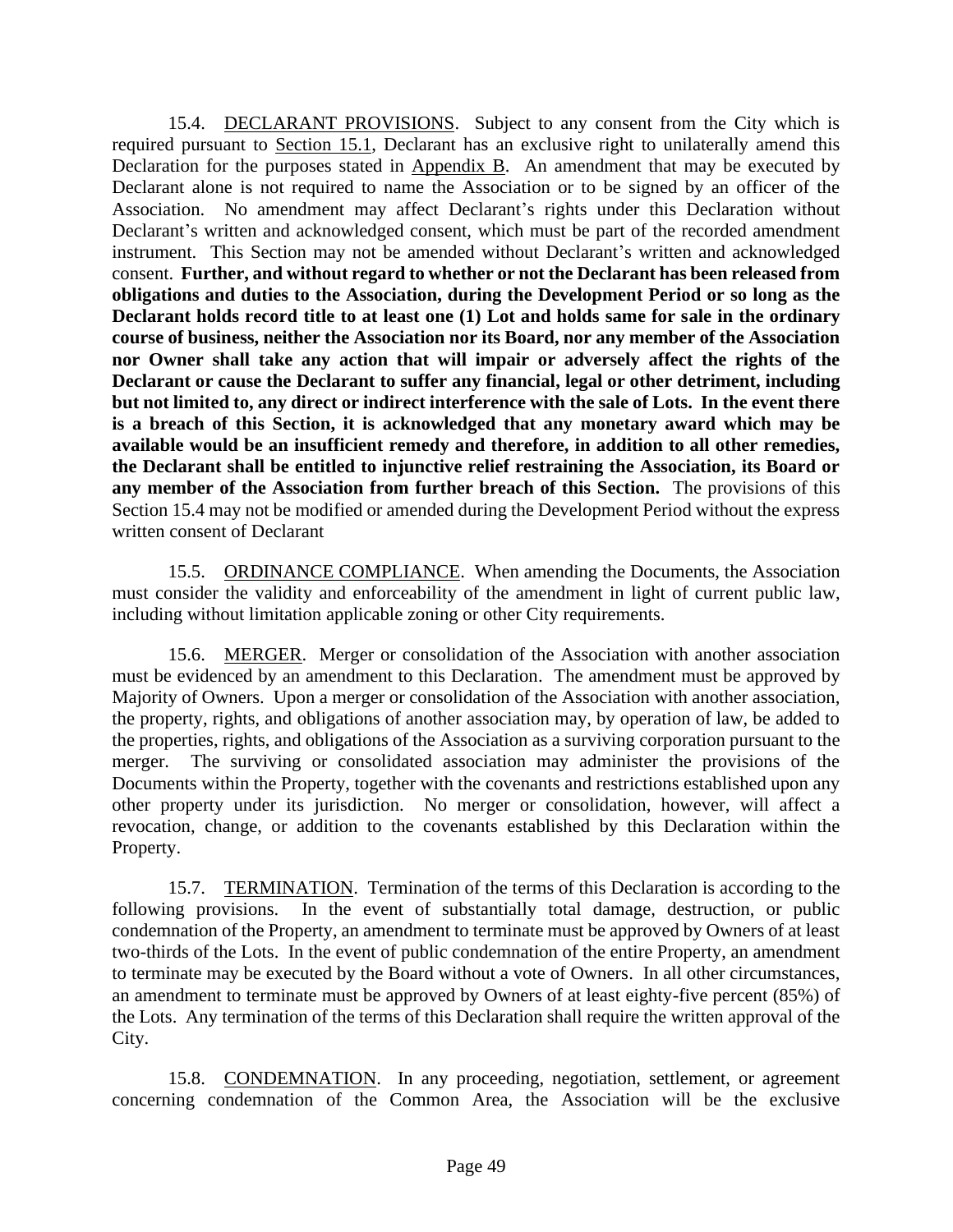15.4. DECLARANT PROVISIONS. Subject to any consent from the City which is required pursuant to Section 15.1, Declarant has an exclusive right to unilaterally amend this Declaration for the purposes stated in Appendix B. An amendment that may be executed by Declarant alone is not required to name the Association or to be signed by an officer of the Association. No amendment may affect Declarant's rights under this Declaration without Declarant's written and acknowledged consent, which must be part of the recorded amendment instrument. This Section may not be amended without Declarant's written and acknowledged consent. **Further, and without regard to whether or not the Declarant has been released from obligations and duties to the Association, during the Development Period or so long as the Declarant holds record title to at least one (1) Lot and holds same for sale in the ordinary course of business, neither the Association nor its Board, nor any member of the Association nor Owner shall take any action that will impair or adversely affect the rights of the Declarant or cause the Declarant to suffer any financial, legal or other detriment, including but not limited to, any direct or indirect interference with the sale of Lots. In the event there is a breach of this Section, it is acknowledged that any monetary award which may be available would be an insufficient remedy and therefore, in addition to all other remedies, the Declarant shall be entitled to injunctive relief restraining the Association, its Board or any member of the Association from further breach of this Section.** The provisions of this Section 15.4 may not be modified or amended during the Development Period without the express written consent of Declarant

15.5. ORDINANCE COMPLIANCE. When amending the Documents, the Association must consider the validity and enforceability of the amendment in light of current public law, including without limitation applicable zoning or other City requirements.

15.6. MERGER. Merger or consolidation of the Association with another association must be evidenced by an amendment to this Declaration. The amendment must be approved by Majority of Owners. Upon a merger or consolidation of the Association with another association, the property, rights, and obligations of another association may, by operation of law, be added to the properties, rights, and obligations of the Association as a surviving corporation pursuant to the merger. The surviving or consolidated association may administer the provisions of the Documents within the Property, together with the covenants and restrictions established upon any other property under its jurisdiction. No merger or consolidation, however, will affect a revocation, change, or addition to the covenants established by this Declaration within the Property.

15.7. TERMINATION. Termination of the terms of this Declaration is according to the following provisions. In the event of substantially total damage, destruction, or public condemnation of the Property, an amendment to terminate must be approved by Owners of at least two-thirds of the Lots. In the event of public condemnation of the entire Property, an amendment to terminate may be executed by the Board without a vote of Owners. In all other circumstances, an amendment to terminate must be approved by Owners of at least eighty-five percent (85%) of the Lots. Any termination of the terms of this Declaration shall require the written approval of the City.

15.8. CONDEMNATION. In any proceeding, negotiation, settlement, or agreement concerning condemnation of the Common Area, the Association will be the exclusive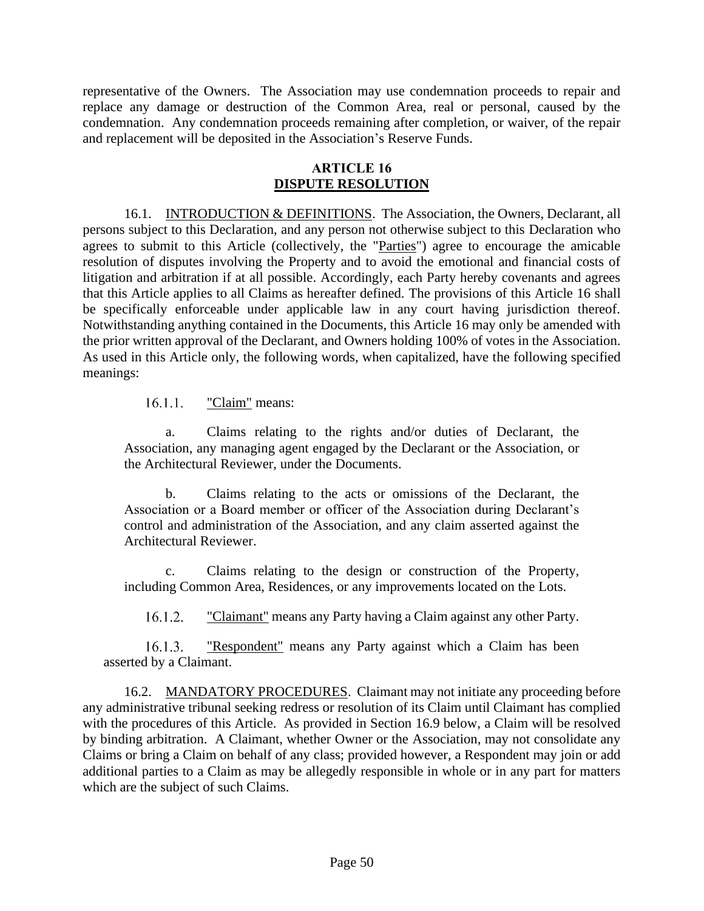representative of the Owners. The Association may use condemnation proceeds to repair and replace any damage or destruction of the Common Area, real or personal, caused by the condemnation. Any condemnation proceeds remaining after completion, or waiver, of the repair and replacement will be deposited in the Association's Reserve Funds.

## ARTICLE 16
## DISPUTE RESOLUTION

16.1. INTRODUCTION & DEFINITIONS. The Association, the Owners, Declarant, all persons subject to this Declaration, and any person not otherwise subject to this Declaration who agrees to submit to this Article (collectively, the "Parties") agree to encourage the amicable resolution of disputes involving the Property and to avoid the emotional and financial costs of litigation and arbitration if at all possible. Accordingly, each Party hereby covenants and agrees that this Article applies to all Claims as hereafter defined. The provisions of this Article 16 shall be specifically enforceable under applicable law in any court having jurisdiction thereof. Notwithstanding anything contained in the Documents, this Article 16 may only be amended with the prior written approval of the Declarant, and Owners holding 100% of votes in the Association. As used in this Article only, the following words, when capitalized, have the following specified meanings:

16.1.1. "Claim" means:

a. Claims relating to the rights and/or duties of Declarant, the Association, any managing agent engaged by the Declarant or the Association, or the Architectural Reviewer, under the Documents.

b. Claims relating to the acts or omissions of the Declarant, the Association or a Board member or officer of the Association during Declarant's control and administration of the Association, and any claim asserted against the Architectural Reviewer.

c. Claims relating to the design or construction of the Property, including Common Area, Residences, or any improvements located on the Lots.

16.1.2. "Claimant" means any Party having a Claim against any other Party.

16.1.3. "Respondent" means any Party against which a Claim has been asserted by a Claimant.

16.2. MANDATORY PROCEDURES. Claimant may not initiate any proceeding before any administrative tribunal seeking redress or resolution of its Claim until Claimant has complied with the procedures of this Article. As provided in Section 16.9 below, a Claim will be resolved by binding arbitration. A Claimant, whether Owner or the Association, may not consolidate any Claims or bring a Claim on behalf of any class; provided however, a Respondent may join or add additional parties to a Claim as may be allegedly responsible in whole or in any part for matters which are the subject of such Claims.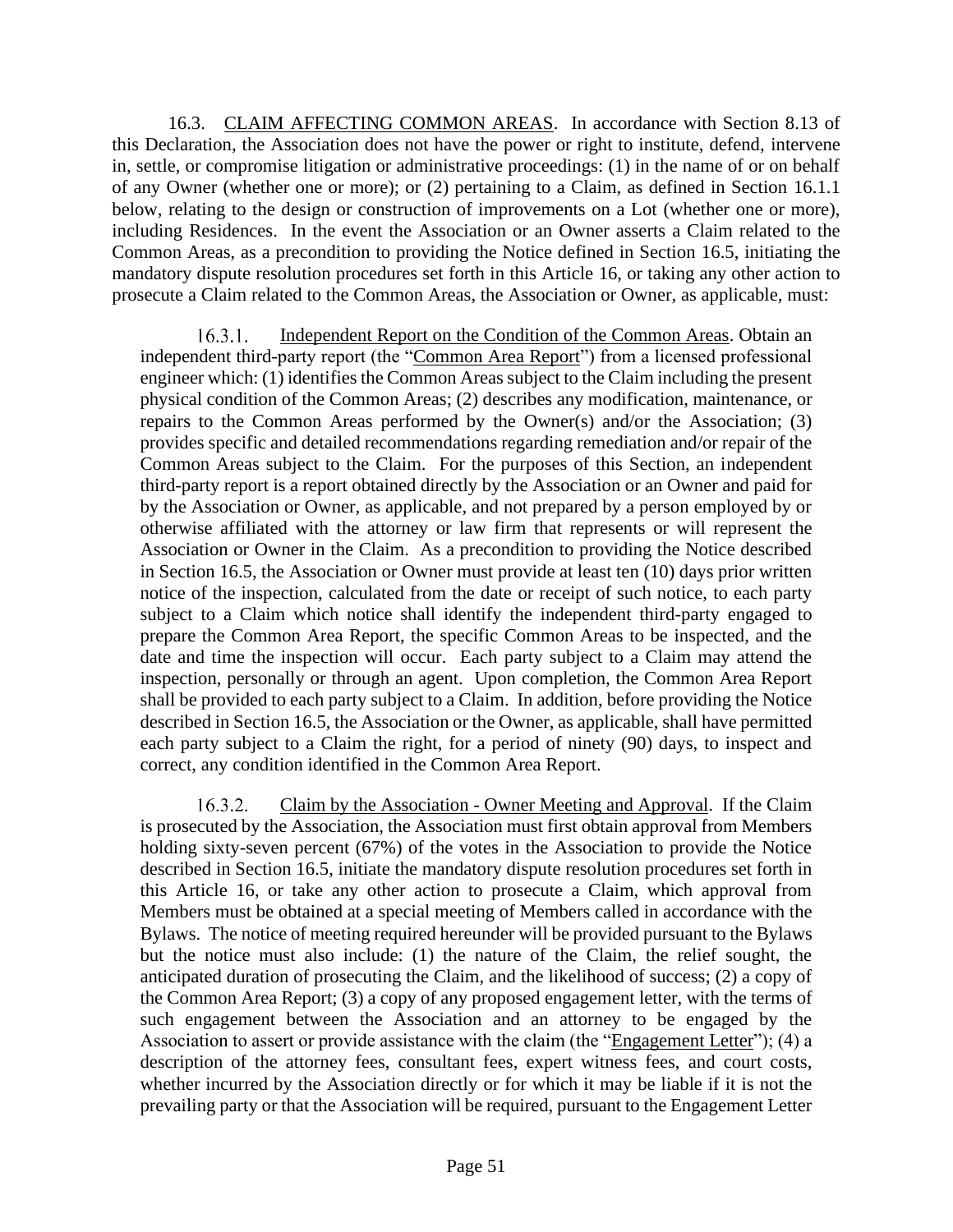16.3. CLAIM AFFECTING COMMON AREAS. In accordance with Section 8.13 of this Declaration, the Association does not have the power or right to institute, defend, intervene in, settle, or compromise litigation or administrative proceedings: (1) in the name of or on behalf of any Owner (whether one or more); or (2) pertaining to a Claim, as defined in Section 16.1.1 below, relating to the design or construction of improvements on a Lot (whether one or more), including Residences. In the event the Association or an Owner asserts a Claim related to the Common Areas, as a precondition to providing the Notice defined in Section 16.5, initiating the mandatory dispute resolution procedures set forth in this Article 16, or taking any other action to prosecute a Claim related to the Common Areas, the Association or Owner, as applicable, must:

16.3.1. Independent Report on the Condition of the Common Areas. Obtain an independent third-party report (the "Common Area Report") from a licensed professional engineer which: (1) identifies the Common Areas subject to the Claim including the present physical condition of the Common Areas; (2) describes any modification, maintenance, or repairs to the Common Areas performed by the Owner(s) and/or the Association; (3) provides specific and detailed recommendations regarding remediation and/or repair of the Common Areas subject to the Claim. For the purposes of this Section, an independent third-party report is a report obtained directly by the Association or an Owner and paid for by the Association or Owner, as applicable, and not prepared by a person employed by or otherwise affiliated with the attorney or law firm that represents or will represent the Association or Owner in the Claim. As a precondition to providing the Notice described in Section 16.5, the Association or Owner must provide at least ten (10) days prior written notice of the inspection, calculated from the date or receipt of such notice, to each party subject to a Claim which notice shall identify the independent third-party engaged to prepare the Common Area Report, the specific Common Areas to be inspected, and the date and time the inspection will occur. Each party subject to a Claim may attend the inspection, personally or through an agent. Upon completion, the Common Area Report shall be provided to each party subject to a Claim. In addition, before providing the Notice described in Section 16.5, the Association or the Owner, as applicable, shall have permitted each party subject to a Claim the right, for a period of ninety (90) days, to inspect and correct, any condition identified in the Common Area Report.

16.3.2. Claim by the Association - Owner Meeting and Approval. If the Claim is prosecuted by the Association, the Association must first obtain approval from Members holding sixty-seven percent (67%) of the votes in the Association to provide the Notice described in Section 16.5, initiate the mandatory dispute resolution procedures set forth in this Article 16, or take any other action to prosecute a Claim, which approval from Members must be obtained at a special meeting of Members called in accordance with the Bylaws. The notice of meeting required hereunder will be provided pursuant to the Bylaws but the notice must also include: (1) the nature of the Claim, the relief sought, the anticipated duration of prosecuting the Claim, and the likelihood of success; (2) a copy of the Common Area Report; (3) a copy of any proposed engagement letter, with the terms of such engagement between the Association and an attorney to be engaged by the Association to assert or provide assistance with the claim (the "Engagement Letter"); (4) a description of the attorney fees, consultant fees, expert witness fees, and court costs, whether incurred by the Association directly or for which it may be liable if it is not the prevailing party or that the Association will be required, pursuant to the Engagement Letter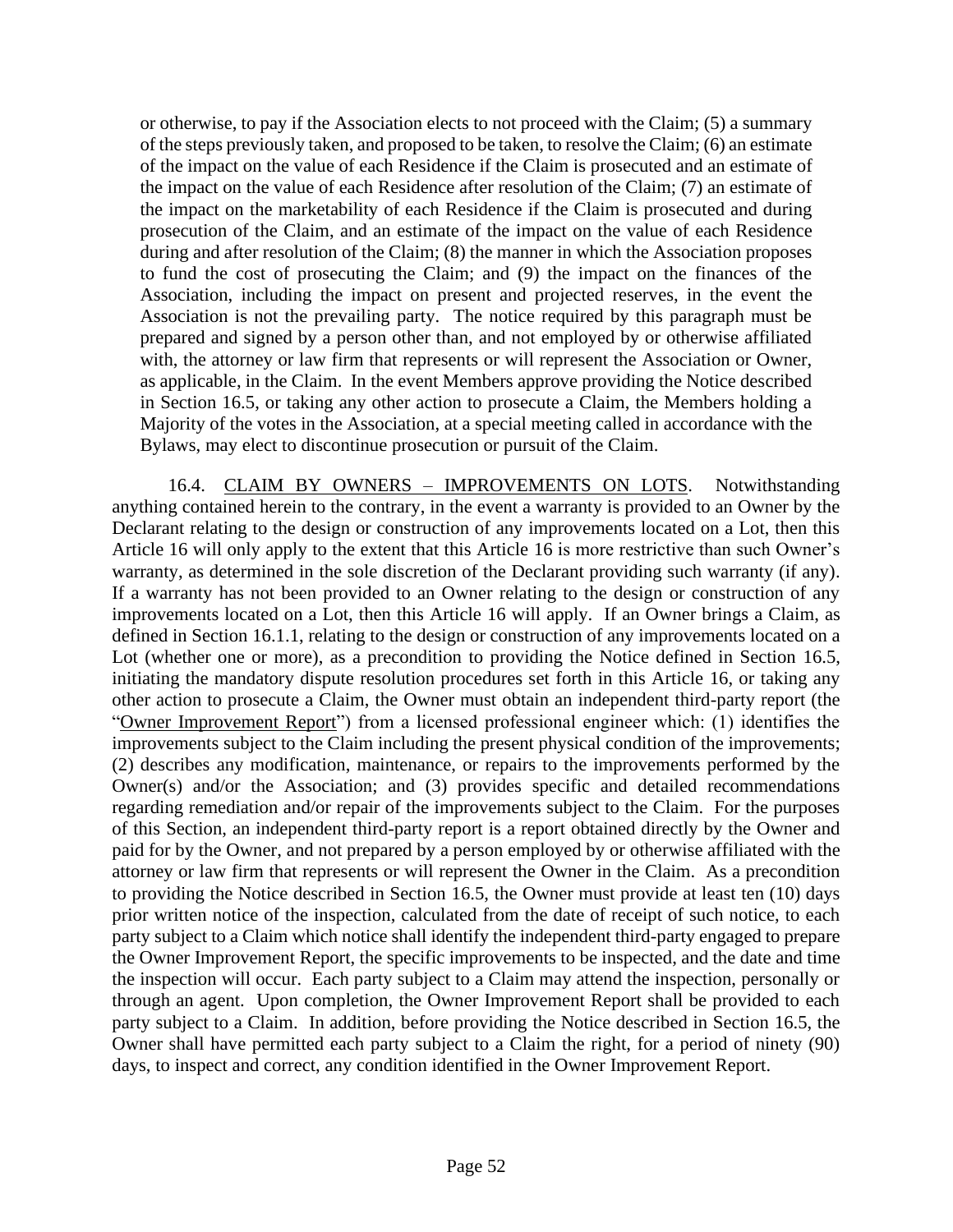or otherwise, to pay if the Association elects to not proceed with the Claim; (5) a summary of the steps previously taken, and proposed to be taken, to resolve the Claim; (6) an estimate of the impact on the value of each Residence if the Claim is prosecuted and an estimate of the impact on the value of each Residence after resolution of the Claim; (7) an estimate of the impact on the marketability of each Residence if the Claim is prosecuted and during prosecution of the Claim, and an estimate of the impact on the value of each Residence during and after resolution of the Claim; (8) the manner in which the Association proposes to fund the cost of prosecuting the Claim; and (9) the impact on the finances of the Association, including the impact on present and projected reserves, in the event the Association is not the prevailing party. The notice required by this paragraph must be prepared and signed by a person other than, and not employed by or otherwise affiliated with, the attorney or law firm that represents or will represent the Association or Owner, as applicable, in the Claim. In the event Members approve providing the Notice described in Section 16.5, or taking any other action to prosecute a Claim, the Members holding a Majority of the votes in the Association, at a special meeting called in accordance with the Bylaws, may elect to discontinue prosecution or pursuit of the Claim.

16.4. CLAIM BY OWNERS – IMPROVEMENTS ON LOTS. Notwithstanding anything contained herein to the contrary, in the event a warranty is provided to an Owner by the Declarant relating to the design or construction of any improvements located on a Lot, then this Article 16 will only apply to the extent that this Article 16 is more restrictive than such Owner's warranty, as determined in the sole discretion of the Declarant providing such warranty (if any). If a warranty has not been provided to an Owner relating to the design or construction of any improvements located on a Lot, then this Article 16 will apply. If an Owner brings a Claim, as defined in Section 16.1.1, relating to the design or construction of any improvements located on a Lot (whether one or more), as a precondition to providing the Notice defined in Section 16.5, initiating the mandatory dispute resolution procedures set forth in this Article 16, or taking any other action to prosecute a Claim, the Owner must obtain an independent third-party report (the "Owner Improvement Report") from a licensed professional engineer which: (1) identifies the improvements subject to the Claim including the present physical condition of the improvements; (2) describes any modification, maintenance, or repairs to the improvements performed by the Owner(s) and/or the Association; and (3) provides specific and detailed recommendations regarding remediation and/or repair of the improvements subject to the Claim. For the purposes of this Section, an independent third-party report is a report obtained directly by the Owner and paid for by the Owner, and not prepared by a person employed by or otherwise affiliated with the attorney or law firm that represents or will represent the Owner in the Claim. As a precondition to providing the Notice described in Section 16.5, the Owner must provide at least ten (10) days prior written notice of the inspection, calculated from the date of receipt of such notice, to each party subject to a Claim which notice shall identify the independent third-party engaged to prepare the Owner Improvement Report, the specific improvements to be inspected, and the date and time the inspection will occur. Each party subject to a Claim may attend the inspection, personally or through an agent. Upon completion, the Owner Improvement Report shall be provided to each party subject to a Claim. In addition, before providing the Notice described in Section 16.5, the Owner shall have permitted each party subject to a Claim the right, for a period of ninety (90) days, to inspect and correct, any condition identified in the Owner Improvement Report.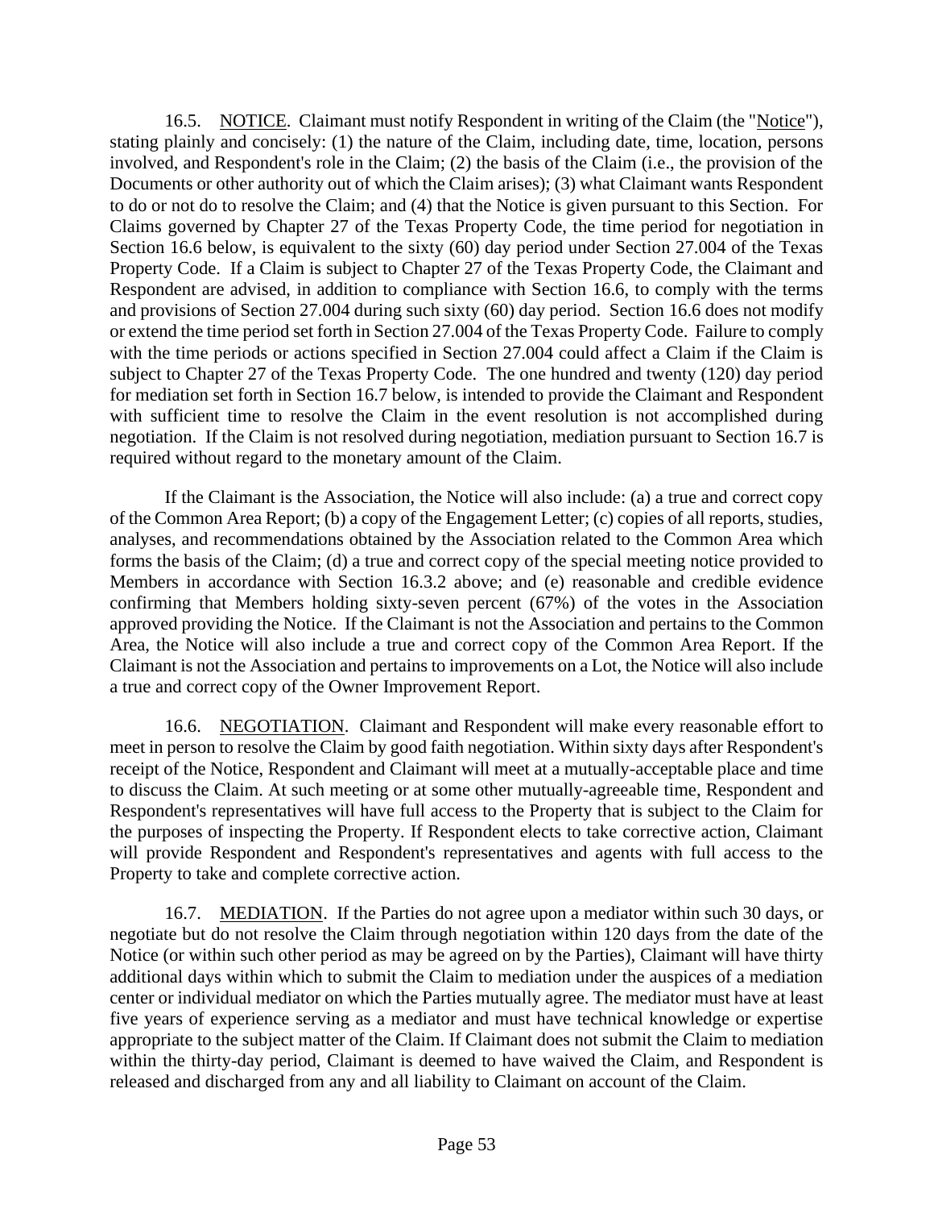16.5. <u>NOTICE</u>. Claimant must notify Respondent in writing of the Claim (the "<u>Notice</u>"), stating plainly and concisely: (1) the nature of the Claim, including date, time, location, persons involved, and Respondent's role in the Claim; (2) the basis of the Claim (i.e., the provision of the Documents or other authority out of which the Claim arises); (3) what Claimant wants Respondent to do or not do to resolve the Claim; and (4) that the Notice is given pursuant to this Section. For Claims governed by Chapter 27 of the Texas Property Code, the time period for negotiation in Section 16.6 below, is equivalent to the sixty (60) day period under Section 27.004 of the Texas Property Code. If a Claim is subject to Chapter 27 of the Texas Property Code, the Claimant and Respondent are advised, in addition to compliance with Section 16.6, to comply with the terms and provisions of Section 27.004 during such sixty (60) day period. Section 16.6 does not modify or extend the time period set forth in Section 27.004 of the Texas Property Code. Failure to comply with the time periods or actions specified in Section 27.004 could affect a Claim if the Claim is subject to Chapter 27 of the Texas Property Code. The one hundred and twenty (120) day period for mediation set forth in Section 16.7 below, is intended to provide the Claimant and Respondent with sufficient time to resolve the Claim in the event resolution is not accomplished during negotiation. If the Claim is not resolved during negotiation, mediation pursuant to Section 16.7 is required without regard to the monetary amount of the Claim.

If the Claimant is the Association, the Notice will also include: (a) a true and correct copy of the Common Area Report; (b) a copy of the Engagement Letter; (c) copies of all reports, studies, analyses, and recommendations obtained by the Association related to the Common Area which forms the basis of the Claim; (d) a true and correct copy of the special meeting notice provided to Members in accordance with Section 16.3.2 above; and (e) reasonable and credible evidence confirming that Members holding sixty-seven percent (67%) of the votes in the Association approved providing the Notice. If the Claimant is not the Association and pertains to the Common Area, the Notice will also include a true and correct copy of the Common Area Report. If the Claimant is not the Association and pertains to improvements on a Lot, the Notice will also include a true and correct copy of the Owner Improvement Report.

16.6. <u>NEGOTIATION</u>. Claimant and Respondent will make every reasonable effort to meet in person to resolve the Claim by good faith negotiation. Within sixty days after Respondent's receipt of the Notice, Respondent and Claimant will meet at a mutually-acceptable place and time to discuss the Claim. At such meeting or at some other mutually-agreeable time, Respondent and Respondent's representatives will have full access to the Property that is subject to the Claim for the purposes of inspecting the Property. If Respondent elects to take corrective action, Claimant will provide Respondent and Respondent's representatives and agents with full access to the Property to take and complete corrective action.

16.7. <u>MEDIATION</u>. If the Parties do not agree upon a mediator within such 30 days, or negotiate but do not resolve the Claim through negotiation within 120 days from the date of the Notice (or within such other period as may be agreed on by the Parties), Claimant will have thirty additional days within which to submit the Claim to mediation under the auspices of a mediation center or individual mediator on which the Parties mutually agree. The mediator must have at least five years of experience serving as a mediator and must have technical knowledge or expertise appropriate to the subject matter of the Claim. If Claimant does not submit the Claim to mediation within the thirty-day period, Claimant is deemed to have waived the Claim, and Respondent is released and discharged from any and all liability to Claimant on account of the Claim.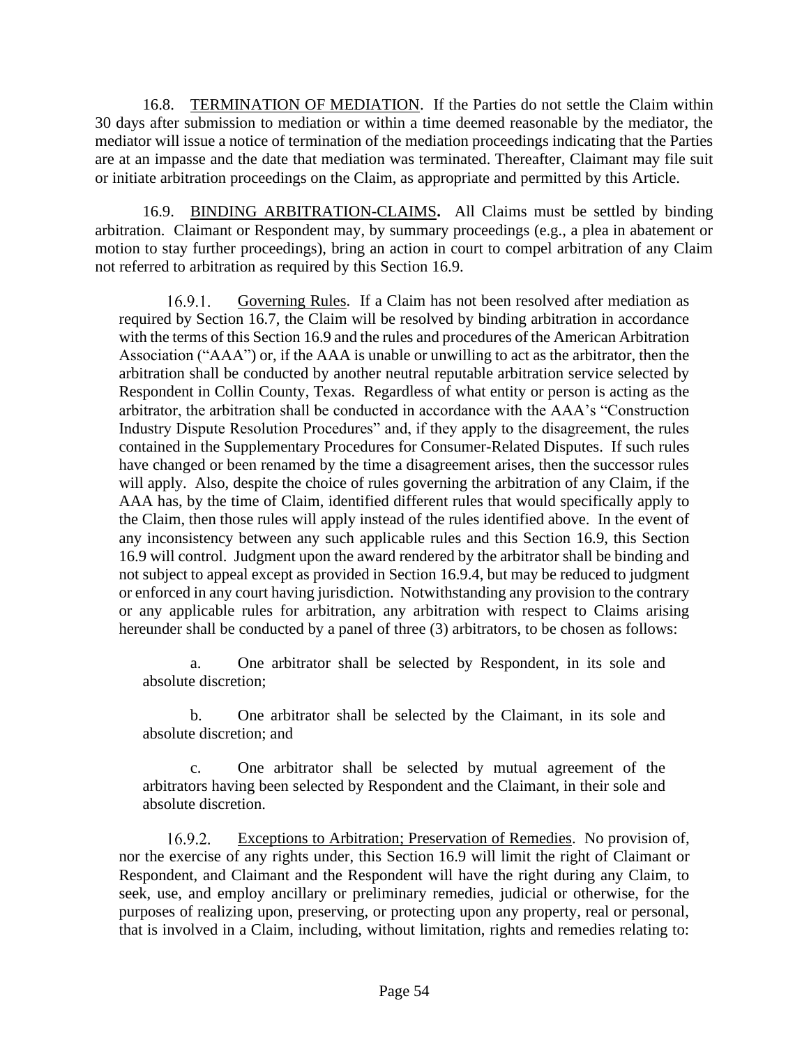16.8. <u>TERMINATION OF MEDIATION</u>. If the Parties do not settle the Claim within 30 days after submission to mediation or within a time deemed reasonable by the mediator, the mediator will issue a notice of termination of the mediation proceedings indicating that the Parties are at an impasse and the date that mediation was terminated. Thereafter, Claimant may file suit or initiate arbitration proceedings on the Claim, as appropriate and permitted by this Article.

16.9. <u>BINDING ARBITRATION-CLAIMS</u>**.** All Claims must be settled by binding arbitration. Claimant or Respondent may, by summary proceedings (e.g., a plea in abatement or motion to stay further proceedings), bring an action in court to compel arbitration of any Claim not referred to arbitration as required by this Section 16.9.

16.9.1. <u>Governing Rules</u>. If a Claim has not been resolved after mediation as required by Section 16.7, the Claim will be resolved by binding arbitration in accordance with the terms of this Section 16.9 and the rules and procedures of the American Arbitration Association ("AAA") or, if the AAA is unable or unwilling to act as the arbitrator, then the arbitration shall be conducted by another neutral reputable arbitration service selected by Respondent in Collin County, Texas. Regardless of what entity or person is acting as the arbitrator, the arbitration shall be conducted in accordance with the AAA's "Construction Industry Dispute Resolution Procedures" and, if they apply to the disagreement, the rules contained in the Supplementary Procedures for Consumer-Related Disputes. If such rules have changed or been renamed by the time a disagreement arises, then the successor rules will apply. Also, despite the choice of rules governing the arbitration of any Claim, if the AAA has, by the time of Claim, identified different rules that would specifically apply to the Claim, then those rules will apply instead of the rules identified above. In the event of any inconsistency between any such applicable rules and this Section 16.9, this Section 16.9 will control. Judgment upon the award rendered by the arbitrator shall be binding and not subject to appeal except as provided in Section 16.9.4, but may be reduced to judgment or enforced in any court having jurisdiction. Notwithstanding any provision to the contrary or any applicable rules for arbitration, any arbitration with respect to Claims arising hereunder shall be conducted by a panel of three (3) arbitrators, to be chosen as follows:

a. One arbitrator shall be selected by Respondent, in its sole and absolute discretion;

b. One arbitrator shall be selected by the Claimant, in its sole and absolute discretion; and

c. One arbitrator shall be selected by mutual agreement of the arbitrators having been selected by Respondent and the Claimant, in their sole and absolute discretion.

16.9.2. <u>Exceptions to Arbitration; Preservation of Remedies</u>. No provision of, nor the exercise of any rights under, this Section 16.9 will limit the right of Claimant or Respondent, and Claimant and the Respondent will have the right during any Claim, to seek, use, and employ ancillary or preliminary remedies, judicial or otherwise, for the purposes of realizing upon, preserving, or protecting upon any property, real or personal, that is involved in a Claim, including, without limitation, rights and remedies relating to: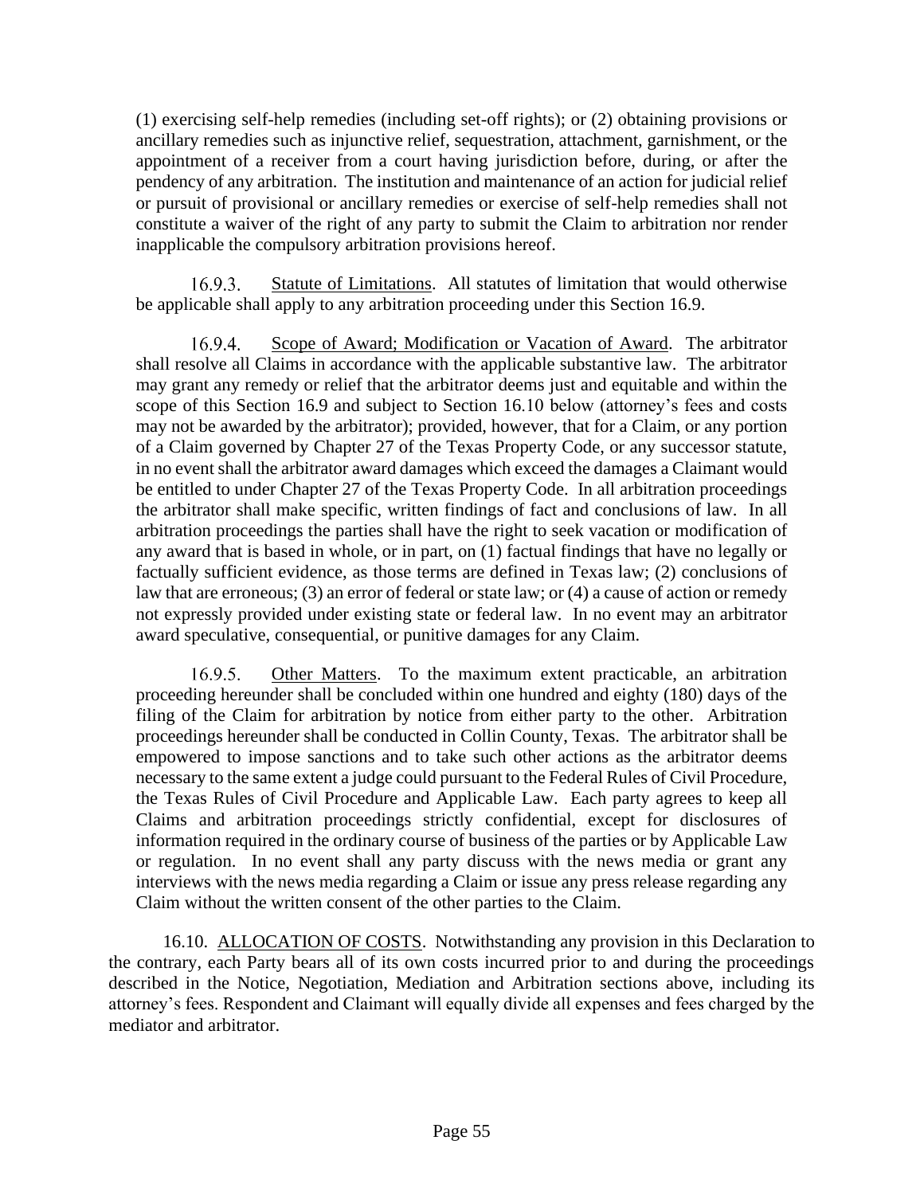(1) exercising self-help remedies (including set-off rights); or (2) obtaining provisions or ancillary remedies such as injunctive relief, sequestration, attachment, garnishment, or the appointment of a receiver from a court having jurisdiction before, during, or after the pendency of any arbitration. The institution and maintenance of an action for judicial relief or pursuit of provisional or ancillary remedies or exercise of self-help remedies shall not constitute a waiver of the right of any party to submit the Claim to arbitration nor render inapplicable the compulsory arbitration provisions hereof.

16.9.3. Statute of Limitations. All statutes of limitation that would otherwise be applicable shall apply to any arbitration proceeding under this Section 16.9.

16.9.4. Scope of Award; Modification or Vacation of Award. The arbitrator shall resolve all Claims in accordance with the applicable substantive law. The arbitrator may grant any remedy or relief that the arbitrator deems just and equitable and within the scope of this Section 16.9 and subject to Section 16.10 below (attorney's fees and costs may not be awarded by the arbitrator); provided, however, that for a Claim, or any portion of a Claim governed by Chapter 27 of the Texas Property Code, or any successor statute, in no event shall the arbitrator award damages which exceed the damages a Claimant would be entitled to under Chapter 27 of the Texas Property Code. In all arbitration proceedings the arbitrator shall make specific, written findings of fact and conclusions of law. In all arbitration proceedings the parties shall have the right to seek vacation or modification of any award that is based in whole, or in part, on (1) factual findings that have no legally or factually sufficient evidence, as those terms are defined in Texas law; (2) conclusions of law that are erroneous; (3) an error of federal or state law; or (4) a cause of action or remedy not expressly provided under existing state or federal law. In no event may an arbitrator award speculative, consequential, or punitive damages for any Claim.

16.9.5. Other Matters. To the maximum extent practicable, an arbitration proceeding hereunder shall be concluded within one hundred and eighty (180) days of the filing of the Claim for arbitration by notice from either party to the other. Arbitration proceedings hereunder shall be conducted in Collin County, Texas. The arbitrator shall be empowered to impose sanctions and to take such other actions as the arbitrator deems necessary to the same extent a judge could pursuant to the Federal Rules of Civil Procedure, the Texas Rules of Civil Procedure and Applicable Law. Each party agrees to keep all Claims and arbitration proceedings strictly confidential, except for disclosures of information required in the ordinary course of business of the parties or by Applicable Law or regulation. In no event shall any party discuss with the news media or grant any interviews with the news media regarding a Claim or issue any press release regarding any Claim without the written consent of the other parties to the Claim.

16.10. ALLOCATION OF COSTS. Notwithstanding any provision in this Declaration to the contrary, each Party bears all of its own costs incurred prior to and during the proceedings described in the Notice, Negotiation, Mediation and Arbitration sections above, including its attorney's fees. Respondent and Claimant will equally divide all expenses and fees charged by the mediator and arbitrator.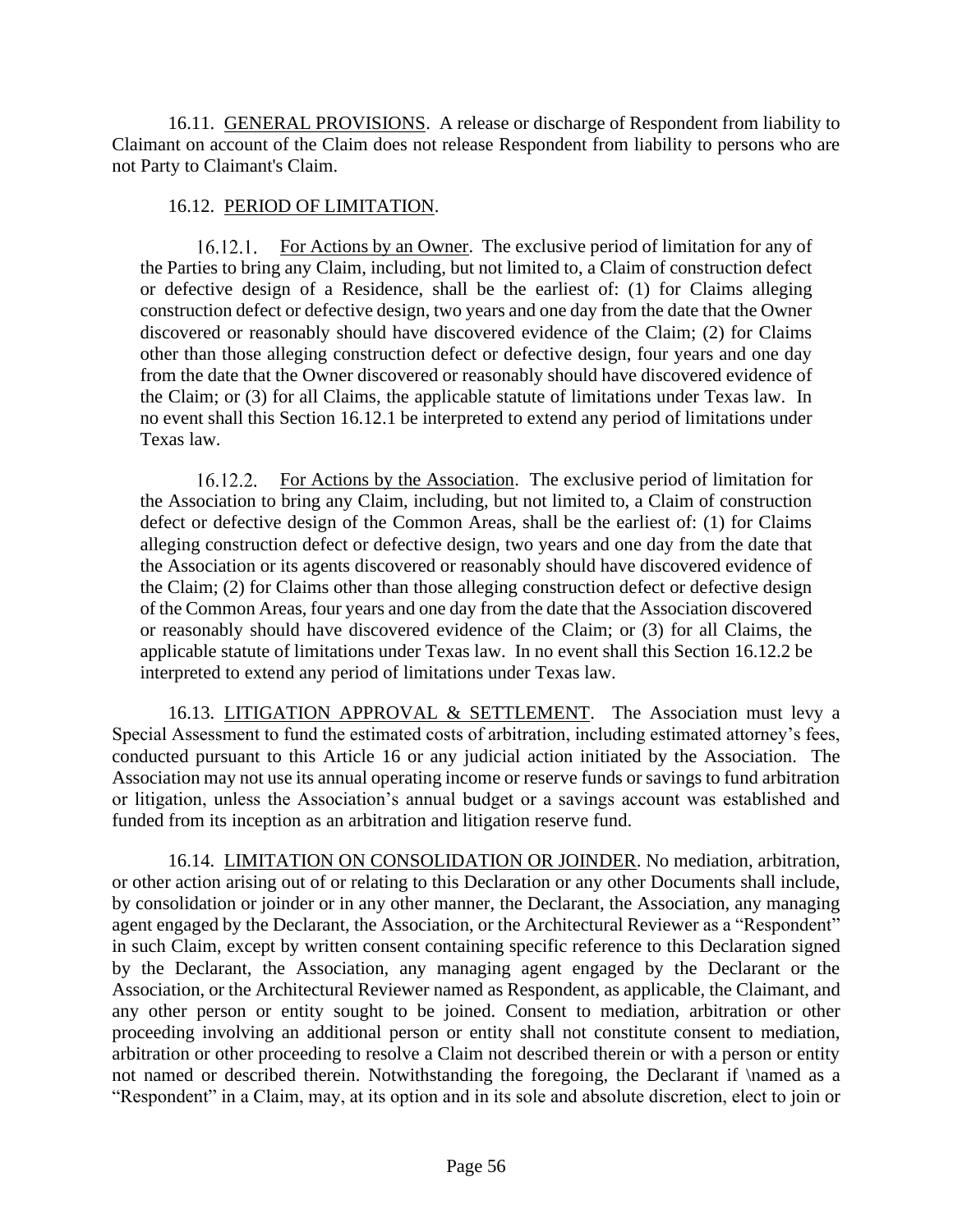16.11. GENERAL PROVISIONS. A release or discharge of Respondent from liability to Claimant on account of the Claim does not release Respondent from liability to persons who are not Party to Claimant's Claim.

16.12. PERIOD OF LIMITATION.

16.12.1. For Actions by an Owner. The exclusive period of limitation for any of the Parties to bring any Claim, including, but not limited to, a Claim of construction defect or defective design of a Residence, shall be the earliest of: (1) for Claims alleging construction defect or defective design, two years and one day from the date that the Owner discovered or reasonably should have discovered evidence of the Claim; (2) for Claims other than those alleging construction defect or defective design, four years and one day from the date that the Owner discovered or reasonably should have discovered evidence of the Claim; or (3) for all Claims, the applicable statute of limitations under Texas law. In no event shall this Section 16.12.1 be interpreted to extend any period of limitations under Texas law.

16.12.2. For Actions by the Association. The exclusive period of limitation for the Association to bring any Claim, including, but not limited to, a Claim of construction defect or defective design of the Common Areas, shall be the earliest of: (1) for Claims alleging construction defect or defective design, two years and one day from the date that the Association or its agents discovered or reasonably should have discovered evidence of the Claim; (2) for Claims other than those alleging construction defect or defective design of the Common Areas, four years and one day from the date that the Association discovered or reasonably should have discovered evidence of the Claim; or (3) for all Claims, the applicable statute of limitations under Texas law. In no event shall this Section 16.12.2 be interpreted to extend any period of limitations under Texas law.

16.13. LITIGATION APPROVAL & SETTLEMENT. The Association must levy a Special Assessment to fund the estimated costs of arbitration, including estimated attorney's fees, conducted pursuant to this Article 16 or any judicial action initiated by the Association. The Association may not use its annual operating income or reserve funds or savings to fund arbitration or litigation, unless the Association's annual budget or a savings account was established and funded from its inception as an arbitration and litigation reserve fund.

16.14. LIMITATION ON CONSOLIDATION OR JOINDER. No mediation, arbitration, or other action arising out of or relating to this Declaration or any other Documents shall include, by consolidation or joinder or in any other manner, the Declarant, the Association, any managing agent engaged by the Declarant, the Association, or the Architectural Reviewer as a "Respondent" in such Claim, except by written consent containing specific reference to this Declaration signed by the Declarant, the Association, any managing agent engaged by the Declarant or the Association, or the Architectural Reviewer named as Respondent, as applicable, the Claimant, and any other person or entity sought to be joined. Consent to mediation, arbitration or other proceeding involving an additional person or entity shall not constitute consent to mediation, arbitration or other proceeding to resolve a Claim not described therein or with a person or entity not named or described therein. Notwithstanding the foregoing, the Declarant if \named as a "Respondent" in a Claim, may, at its option and in its sole and absolute discretion, elect to join or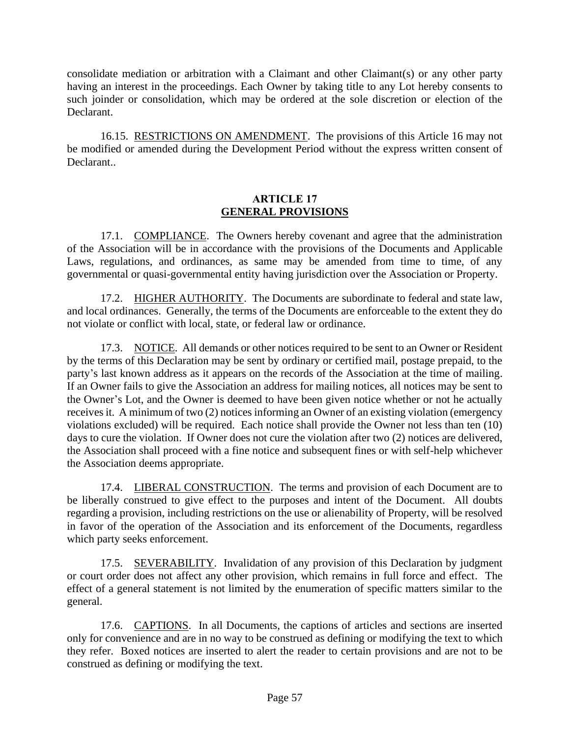consolidate mediation or arbitration with a Claimant and other Claimant(s) or any other party having an interest in the proceedings. Each Owner by taking title to any Lot hereby consents to such joinder or consolidation, which may be ordered at the sole discretion or election of the Declarant.

16.15. RESTRICTIONS ON AMENDMENT. The provisions of this Article 16 may not be modified or amended during the Development Period without the express written consent of Declarant..

## ARTICLE 17
## GENERAL PROVISIONS

17.1. COMPLIANCE. The Owners hereby covenant and agree that the administration of the Association will be in accordance with the provisions of the Documents and Applicable Laws, regulations, and ordinances, as same may be amended from time to time, of any governmental or quasi-governmental entity having jurisdiction over the Association or Property.

17.2. HIGHER AUTHORITY. The Documents are subordinate to federal and state law, and local ordinances. Generally, the terms of the Documents are enforceable to the extent they do not violate or conflict with local, state, or federal law or ordinance.

17.3. NOTICE. All demands or other notices required to be sent to an Owner or Resident by the terms of this Declaration may be sent by ordinary or certified mail, postage prepaid, to the party's last known address as it appears on the records of the Association at the time of mailing. If an Owner fails to give the Association an address for mailing notices, all notices may be sent to the Owner's Lot, and the Owner is deemed to have been given notice whether or not he actually receives it. A minimum of two (2) notices informing an Owner of an existing violation (emergency violations excluded) will be required. Each notice shall provide the Owner not less than ten (10) days to cure the violation. If Owner does not cure the violation after two (2) notices are delivered, the Association shall proceed with a fine notice and subsequent fines or with self-help whichever the Association deems appropriate.

17.4. LIBERAL CONSTRUCTION. The terms and provision of each Document are to be liberally construed to give effect to the purposes and intent of the Document. All doubts regarding a provision, including restrictions on the use or alienability of Property, will be resolved in favor of the operation of the Association and its enforcement of the Documents, regardless which party seeks enforcement.

17.5. SEVERABILITY. Invalidation of any provision of this Declaration by judgment or court order does not affect any other provision, which remains in full force and effect. The effect of a general statement is not limited by the enumeration of specific matters similar to the general.

17.6. CAPTIONS. In all Documents, the captions of articles and sections are inserted only for convenience and are in no way to be construed as defining or modifying the text to which they refer. Boxed notices are inserted to alert the reader to certain provisions and are not to be construed as defining or modifying the text.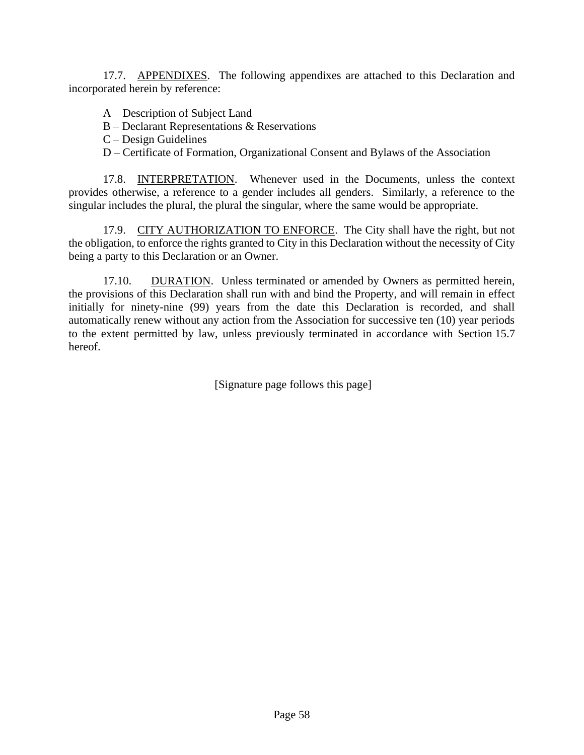17.7. <u>APPENDIXES</u>. The following appendixes are attached to this Declaration and incorporated herein by reference:

A – Description of Subject Land
B – Declarant Representations & Reservations
C – Design Guidelines
D – Certificate of Formation, Organizational Consent and Bylaws of the Association

17.8. <u>INTERPRETATION</u>. Whenever used in the Documents, unless the context provides otherwise, a reference to a gender includes all genders. Similarly, a reference to the singular includes the plural, the plural the singular, where the same would be appropriate.

17.9. <u>CITY AUTHORIZATION TO ENFORCE</u>. The City shall have the right, but not the obligation, to enforce the rights granted to City in this Declaration without the necessity of City being a party to this Declaration or an Owner.

17.10. <u>DURATION</u>. Unless terminated or amended by Owners as permitted herein, the provisions of this Declaration shall run with and bind the Property, and will remain in effect initially for ninety-nine (99) years from the date this Declaration is recorded, and shall automatically renew without any action from the Association for successive ten (10) year periods to the extent permitted by law, unless previously terminated in accordance with <u>Section 15.7</u> hereof.

[Signature page follows this page]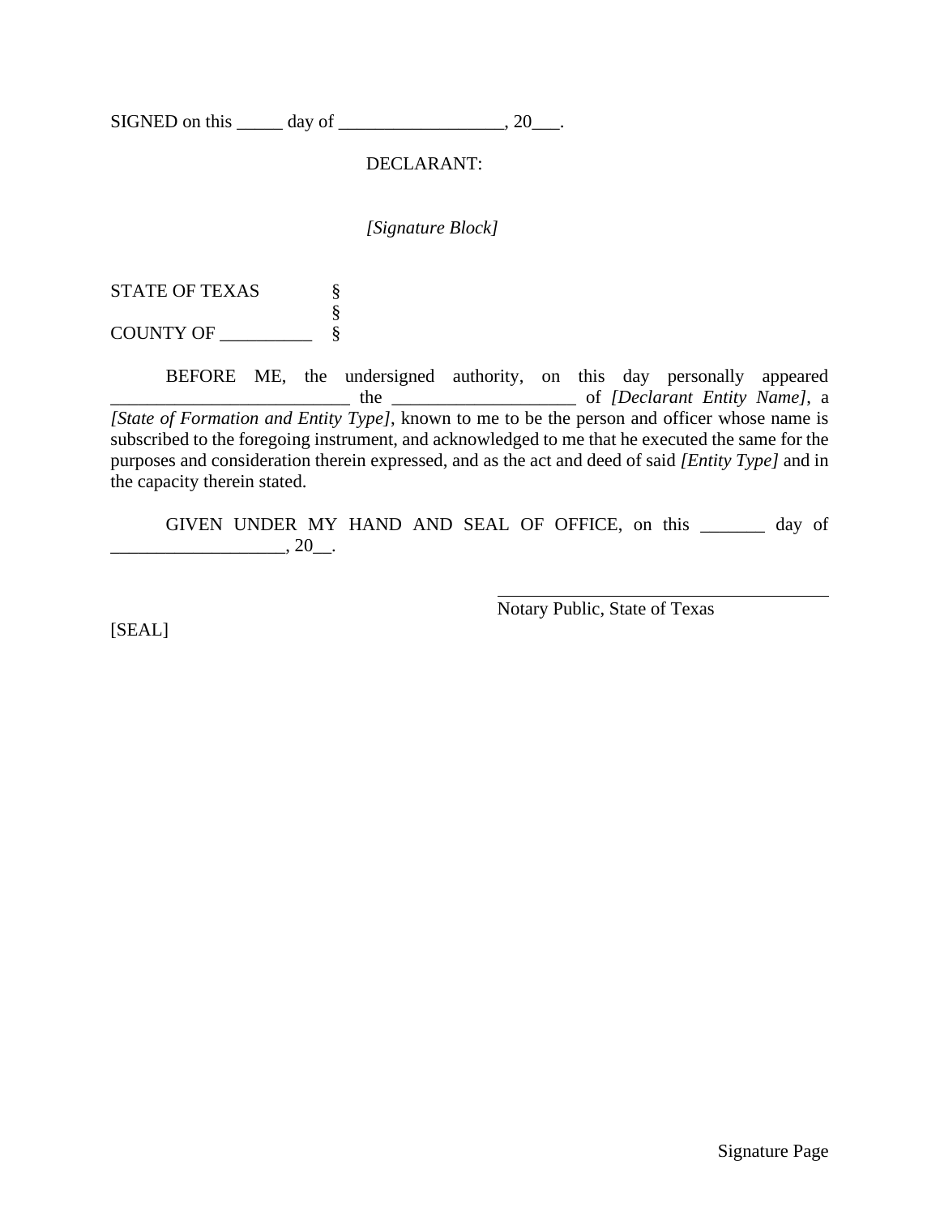SIGNED on this _____ day of __________________, 20___.

DECLARANT:

*[Signature Block]*

STATE OF TEXAS §
§
COUNTY OF __________ §

BEFORE ME, the undersigned authority, on this day personally appeared __________________________ the ____________________ of *[Declarant Entity Name]*, a *[State of Formation and Entity Type]*, known to me to be the person and officer whose name is subscribed to the foregoing instrument, and acknowledged to me that he executed the same for the purposes and consideration therein expressed, and as the act and deed of said *[Entity Type]* and in the capacity therein stated.

GIVEN UNDER MY HAND AND SEAL OF OFFICE, on this _______ day of ___________________, 20__.

_____________________________________
Notary Public, State of Texas

[SEAL]

Signature Page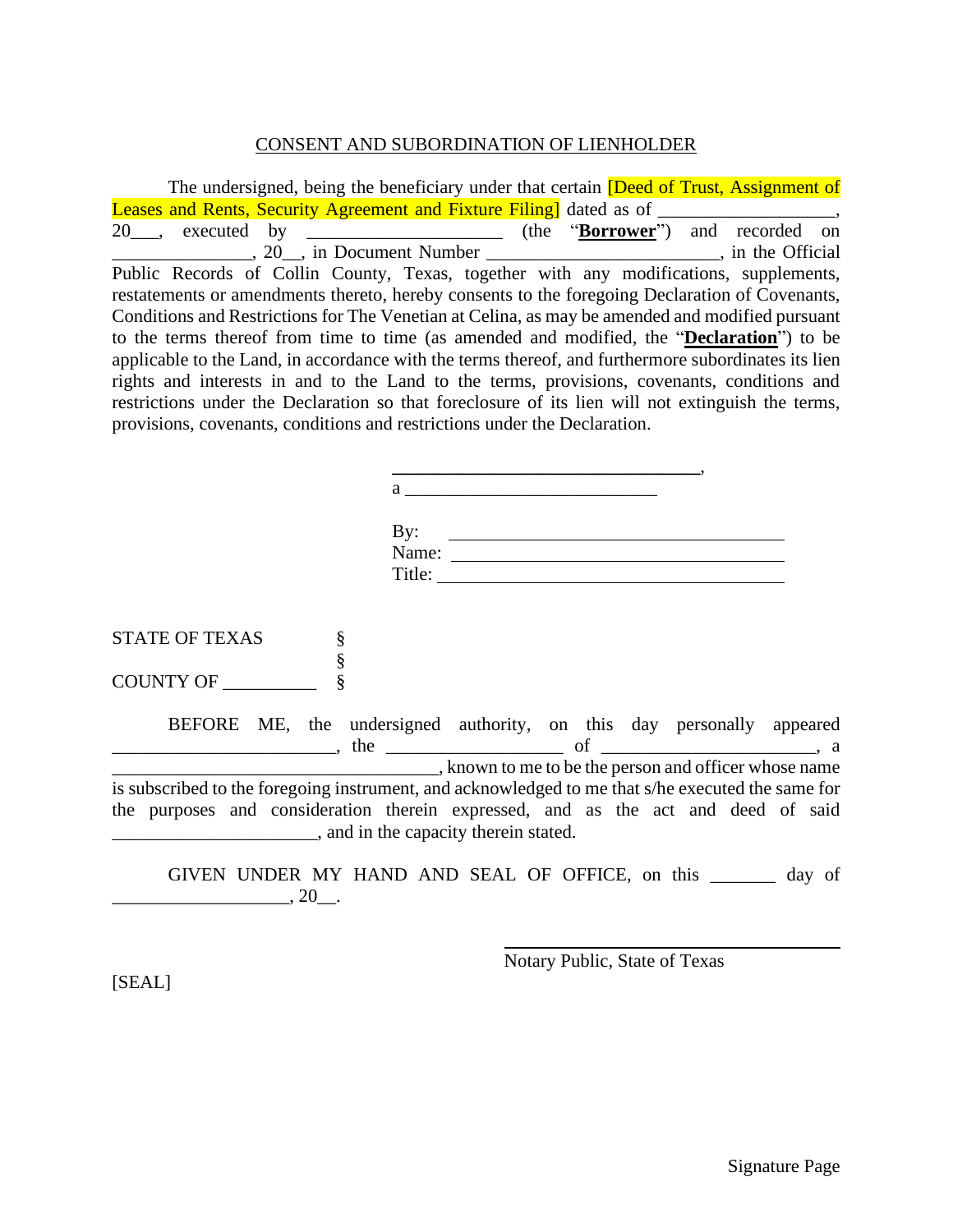CONSENT AND SUBORDINATION OF LIENHOLDER

The undersigned, being the beneficiary under that certain [Deed of Trust, Assignment of Leases and Rents, Security Agreement and Fixture Filing] dated as of __________________, 20___, executed by ____________________ (the "**Borrower**") and recorded on _______________, 20__, in Document Number _________________________, in the Official Public Records of Collin County, Texas, together with any modifications, supplements, restatements or amendments thereto, hereby consents to the foregoing Declaration of Covenants, Conditions and Restrictions for The Venetian at Celina, as may be amended and modified pursuant to the terms thereof from time to time (as amended and modified, the "**Declaration**") to be applicable to the Land, in accordance with the terms thereof, and furthermore subordinates its lien rights and interests in and to the Land to the terms, provisions, covenants, conditions and restrictions under the Declaration so that foreclosure of its lien will not extinguish the terms, provisions, covenants, conditions and restrictions under the Declaration.

________________________________,
a ___________________________

By: ___________________________________
Name: _________________________________
Title: __________________________________

STATE OF TEXAS §
§
COUNTY OF __________ §

BEFORE ME, the undersigned authority, on this day personally appeared _______________________, the __________________ of ______________________, a ___________________________________, known to me to be the person and officer whose name is subscribed to the foregoing instrument, and acknowledged to me that s/he executed the same for the purposes and consideration therein expressed, and as the act and deed of said ______________________, and in the capacity therein stated.

GIVEN UNDER MY HAND AND SEAL OF OFFICE, on this _______ day of ___________________, 20__.

______________________________
Notary Public, State of Texas

[SEAL]

Signature Page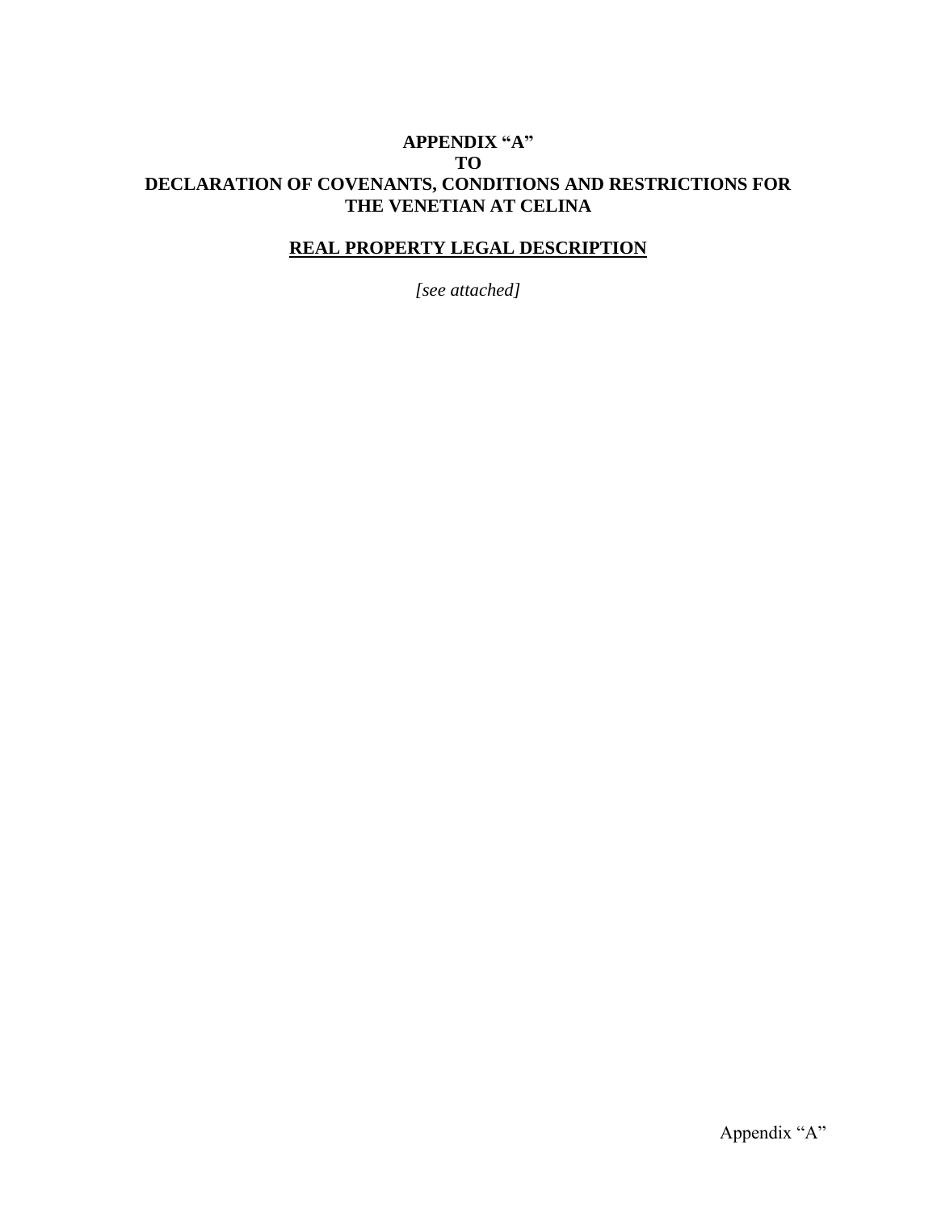**APPENDIX "A"**
**TO**
**DECLARATION OF COVENANTS, CONDITIONS AND RESTRICTIONS FOR THE VENETIAN AT CELINA**

**REAL PROPERTY LEGAL DESCRIPTION**

*[see attached]*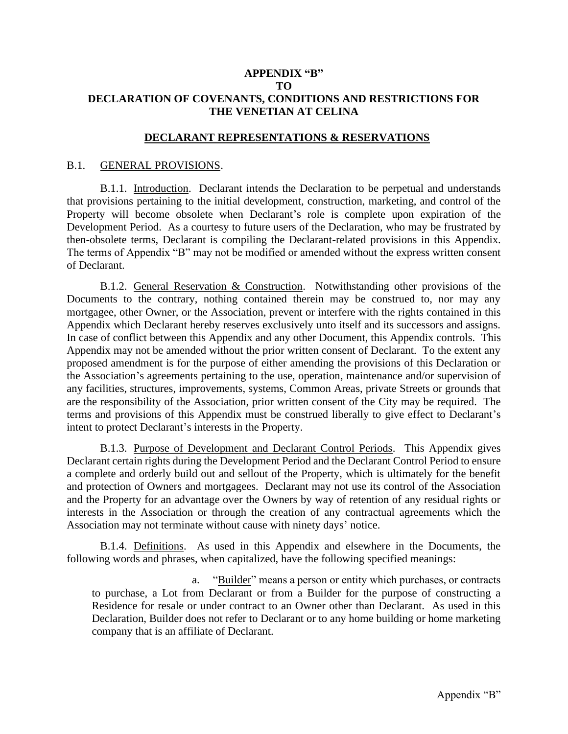# APPENDIX "B"
# TO
# DECLARATION OF COVENANTS, CONDITIONS AND RESTRICTIONS FOR THE VENETIAN AT CELINA

## DECLARANT REPRESENTATIONS & RESERVATIONS

### B.1. GENERAL PROVISIONS.

B.1.1. Introduction. Declarant intends the Declaration to be perpetual and understands that provisions pertaining to the initial development, construction, marketing, and control of the Property will become obsolete when Declarant's role is complete upon expiration of the Development Period. As a courtesy to future users of the Declaration, who may be frustrated by then-obsolete terms, Declarant is compiling the Declarant-related provisions in this Appendix. The terms of Appendix "B" may not be modified or amended without the express written consent of Declarant.

B.1.2. General Reservation & Construction. Notwithstanding other provisions of the Documents to the contrary, nothing contained therein may be construed to, nor may any mortgagee, other Owner, or the Association, prevent or interfere with the rights contained in this Appendix which Declarant hereby reserves exclusively unto itself and its successors and assigns. In case of conflict between this Appendix and any other Document, this Appendix controls. This Appendix may not be amended without the prior written consent of Declarant. To the extent any proposed amendment is for the purpose of either amending the provisions of this Declaration or the Association's agreements pertaining to the use, operation, maintenance and/or supervision of any facilities, structures, improvements, systems, Common Areas, private Streets or grounds that are the responsibility of the Association, prior written consent of the City may be required. The terms and provisions of this Appendix must be construed liberally to give effect to Declarant's intent to protect Declarant's interests in the Property.

B.1.3. Purpose of Development and Declarant Control Periods. This Appendix gives Declarant certain rights during the Development Period and the Declarant Control Period to ensure a complete and orderly build out and sellout of the Property, which is ultimately for the benefit and protection of Owners and mortgagees. Declarant may not use its control of the Association and the Property for an advantage over the Owners by way of retention of any residual rights or interests in the Association or through the creation of any contractual agreements which the Association may not terminate without cause with ninety days' notice.

B.1.4. Definitions. As used in this Appendix and elsewhere in the Documents, the following words and phrases, when capitalized, have the following specified meanings:

a. "Builder" means a person or entity which purchases, or contracts to purchase, a Lot from Declarant or from a Builder for the purpose of constructing a Residence for resale or under contract to an Owner other than Declarant. As used in this Declaration, Builder does not refer to Declarant or to any home building or home marketing company that is an affiliate of Declarant.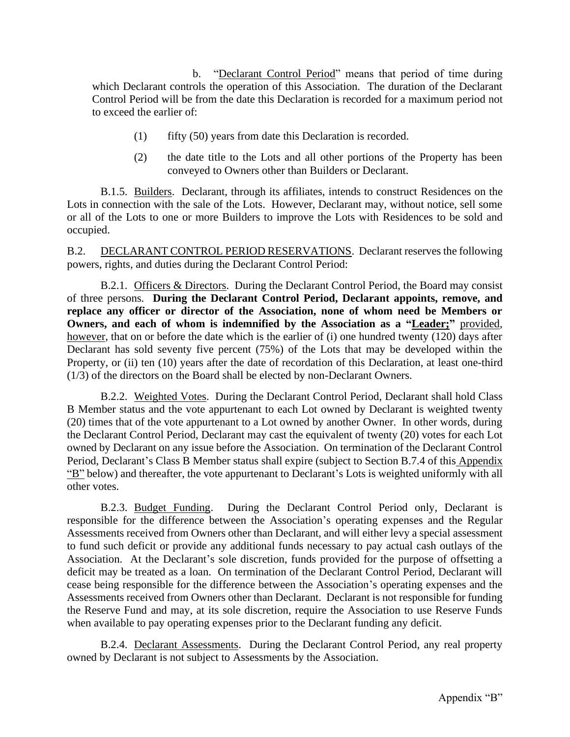b. "<u>Declarant Control Period</u>" means that period of time during which Declarant controls the operation of this Association. The duration of the Declarant Control Period will be from the date this Declaration is recorded for a maximum period not to exceed the earlier of:

(1) fifty (50) years from date this Declaration is recorded.

(2) the date title to the Lots and all other portions of the Property has been conveyed to Owners other than Builders or Declarant.

B.1.5. <u>Builders</u>. Declarant, through its affiliates, intends to construct Residences on the Lots in connection with the sale of the Lots. However, Declarant may, without notice, sell some or all of the Lots to one or more Builders to improve the Lots with Residences to be sold and occupied.

B.2. <u>DECLARANT CONTROL PERIOD RESERVATIONS</u>. Declarant reserves the following powers, rights, and duties during the Declarant Control Period:

B.2.1. <u>Officers & Directors</u>. During the Declarant Control Period, the Board may consist of three persons. **During the Declarant Control Period, Declarant appoints, remove, and replace any officer or director of the Association, none of whom need be Members or Owners, and each of whom is indemnified by the Association as a "<u>Leader;</u>"** <u>provided</u>, <u>however</u>, that on or before the date which is the earlier of (i) one hundred twenty (120) days after Declarant has sold seventy five percent (75%) of the Lots that may be developed within the Property, or (ii) ten (10) years after the date of recordation of this Declaration, at least one-third (1/3) of the directors on the Board shall be elected by non-Declarant Owners.

B.2.2. <u>Weighted Votes</u>. During the Declarant Control Period, Declarant shall hold Class B Member status and the vote appurtenant to each Lot owned by Declarant is weighted twenty (20) times that of the vote appurtenant to a Lot owned by another Owner. In other words, during the Declarant Control Period, Declarant may cast the equivalent of twenty (20) votes for each Lot owned by Declarant on any issue before the Association. On termination of the Declarant Control Period, Declarant's Class B Member status shall expire (subject to Section B.7.4 of this <u>Appendix "B"</u> below) and thereafter, the vote appurtenant to Declarant's Lots is weighted uniformly with all other votes.

B.2.3. <u>Budget Funding</u>. During the Declarant Control Period only, Declarant is responsible for the difference between the Association's operating expenses and the Regular Assessments received from Owners other than Declarant, and will either levy a special assessment to fund such deficit or provide any additional funds necessary to pay actual cash outlays of the Association. At the Declarant's sole discretion, funds provided for the purpose of offsetting a deficit may be treated as a loan. On termination of the Declarant Control Period, Declarant will cease being responsible for the difference between the Association's operating expenses and the Assessments received from Owners other than Declarant. Declarant is not responsible for funding the Reserve Fund and may, at its sole discretion, require the Association to use Reserve Funds when available to pay operating expenses prior to the Declarant funding any deficit.

B.2.4. <u>Declarant Assessments</u>. During the Declarant Control Period, any real property owned by Declarant is not subject to Assessments by the Association.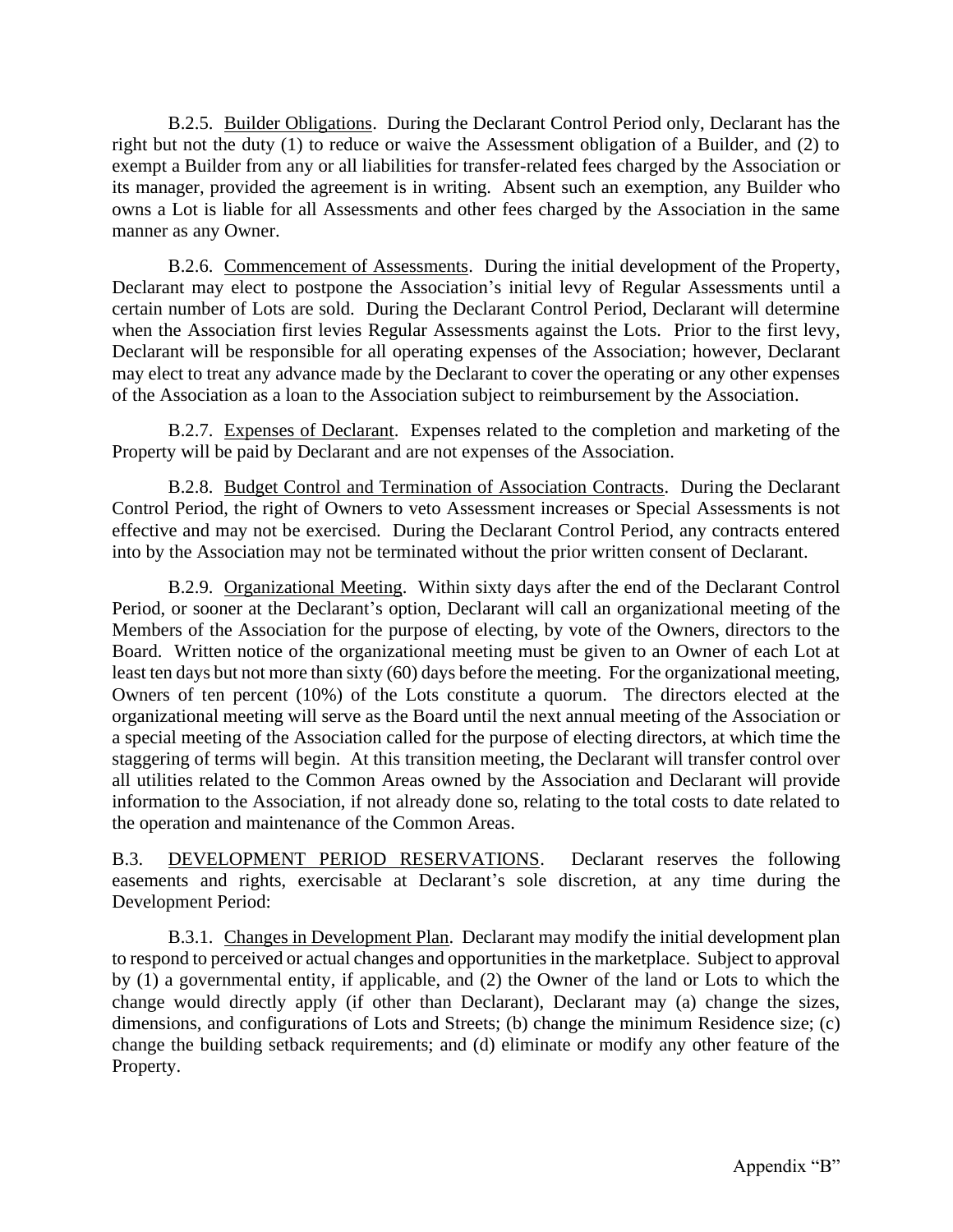B.2.5. Builder Obligations. During the Declarant Control Period only, Declarant has the right but not the duty (1) to reduce or waive the Assessment obligation of a Builder, and (2) to exempt a Builder from any or all liabilities for transfer-related fees charged by the Association or its manager, provided the agreement is in writing. Absent such an exemption, any Builder who owns a Lot is liable for all Assessments and other fees charged by the Association in the same manner as any Owner.

B.2.6. Commencement of Assessments. During the initial development of the Property, Declarant may elect to postpone the Association's initial levy of Regular Assessments until a certain number of Lots are sold. During the Declarant Control Period, Declarant will determine when the Association first levies Regular Assessments against the Lots. Prior to the first levy, Declarant will be responsible for all operating expenses of the Association; however, Declarant may elect to treat any advance made by the Declarant to cover the operating or any other expenses of the Association as a loan to the Association subject to reimbursement by the Association.

B.2.7. Expenses of Declarant. Expenses related to the completion and marketing of the Property will be paid by Declarant and are not expenses of the Association.

B.2.8. Budget Control and Termination of Association Contracts. During the Declarant Control Period, the right of Owners to veto Assessment increases or Special Assessments is not effective and may not be exercised. During the Declarant Control Period, any contracts entered into by the Association may not be terminated without the prior written consent of Declarant.

B.2.9. Organizational Meeting. Within sixty days after the end of the Declarant Control Period, or sooner at the Declarant's option, Declarant will call an organizational meeting of the Members of the Association for the purpose of electing, by vote of the Owners, directors to the Board. Written notice of the organizational meeting must be given to an Owner of each Lot at least ten days but not more than sixty (60) days before the meeting. For the organizational meeting, Owners of ten percent (10%) of the Lots constitute a quorum. The directors elected at the organizational meeting will serve as the Board until the next annual meeting of the Association or a special meeting of the Association called for the purpose of electing directors, at which time the staggering of terms will begin. At this transition meeting, the Declarant will transfer control over all utilities related to the Common Areas owned by the Association and Declarant will provide information to the Association, if not already done so, relating to the total costs to date related to the operation and maintenance of the Common Areas.

B.3. DEVELOPMENT PERIOD RESERVATIONS. Declarant reserves the following easements and rights, exercisable at Declarant's sole discretion, at any time during the Development Period:

B.3.1. Changes in Development Plan. Declarant may modify the initial development plan to respond to perceived or actual changes and opportunities in the marketplace. Subject to approval by (1) a governmental entity, if applicable, and (2) the Owner of the land or Lots to which the change would directly apply (if other than Declarant), Declarant may (a) change the sizes, dimensions, and configurations of Lots and Streets; (b) change the minimum Residence size; (c) change the building setback requirements; and (d) eliminate or modify any other feature of the Property.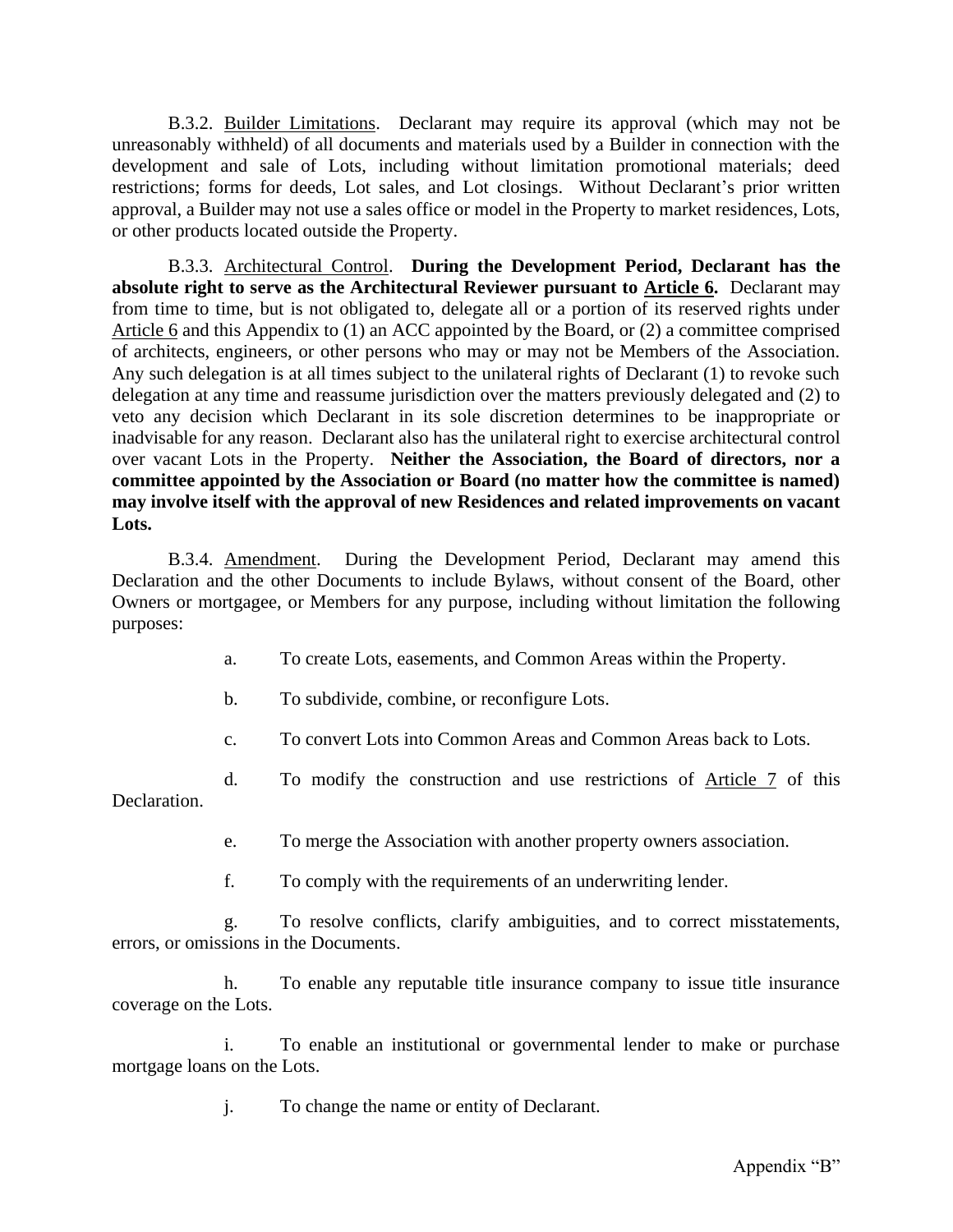B.3.2. Builder Limitations. Declarant may require its approval (which may not be unreasonably withheld) of all documents and materials used by a Builder in connection with the development and sale of Lots, including without limitation promotional materials; deed restrictions; forms for deeds, Lot sales, and Lot closings. Without Declarant's prior written approval, a Builder may not use a sales office or model in the Property to market residences, Lots, or other products located outside the Property.

B.3.3. Architectural Control. **During the Development Period, Declarant has the absolute right to serve as the Architectural Reviewer pursuant to Article 6.** Declarant may from time to time, but is not obligated to, delegate all or a portion of its reserved rights under Article 6 and this Appendix to (1) an ACC appointed by the Board, or (2) a committee comprised of architects, engineers, or other persons who may or may not be Members of the Association. Any such delegation is at all times subject to the unilateral rights of Declarant (1) to revoke such delegation at any time and reassume jurisdiction over the matters previously delegated and (2) to veto any decision which Declarant in its sole discretion determines to be inappropriate or inadvisable for any reason. Declarant also has the unilateral right to exercise architectural control over vacant Lots in the Property. **Neither the Association, the Board of directors, nor a committee appointed by the Association or Board (no matter how the committee is named) may involve itself with the approval of new Residences and related improvements on vacant Lots.**

B.3.4. Amendment. During the Development Period, Declarant may amend this Declaration and the other Documents to include Bylaws, without consent of the Board, other Owners or mortgagee, or Members for any purpose, including without limitation the following purposes:

a. To create Lots, easements, and Common Areas within the Property.

b. To subdivide, combine, or reconfigure Lots.

c. To convert Lots into Common Areas and Common Areas back to Lots.

d. To modify the construction and use restrictions of Article 7 of this Declaration.

e. To merge the Association with another property owners association.

f. To comply with the requirements of an underwriting lender.

g. To resolve conflicts, clarify ambiguities, and to correct misstatements, errors, or omissions in the Documents.

h. To enable any reputable title insurance company to issue title insurance coverage on the Lots.

i. To enable an institutional or governmental lender to make or purchase mortgage loans on the Lots.

j. To change the name or entity of Declarant.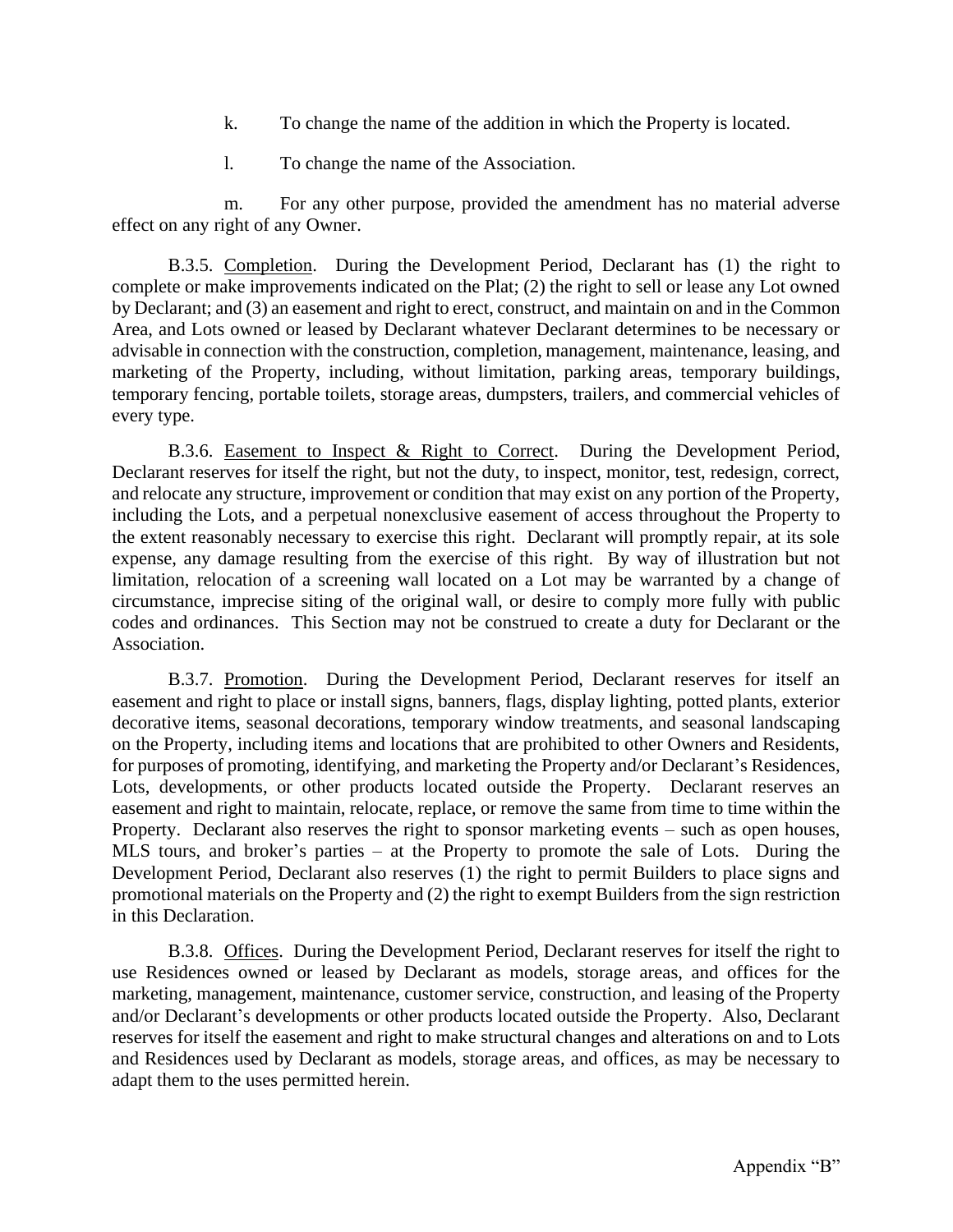k. To change the name of the addition in which the Property is located.

l. To change the name of the Association.

m. For any other purpose, provided the amendment has no material adverse effect on any right of any Owner.

B.3.5. Completion. During the Development Period, Declarant has (1) the right to complete or make improvements indicated on the Plat; (2) the right to sell or lease any Lot owned by Declarant; and (3) an easement and right to erect, construct, and maintain on and in the Common Area, and Lots owned or leased by Declarant whatever Declarant determines to be necessary or advisable in connection with the construction, completion, management, maintenance, leasing, and marketing of the Property, including, without limitation, parking areas, temporary buildings, temporary fencing, portable toilets, storage areas, dumpsters, trailers, and commercial vehicles of every type.

B.3.6. Easement to Inspect & Right to Correct. During the Development Period, Declarant reserves for itself the right, but not the duty, to inspect, monitor, test, redesign, correct, and relocate any structure, improvement or condition that may exist on any portion of the Property, including the Lots, and a perpetual nonexclusive easement of access throughout the Property to the extent reasonably necessary to exercise this right. Declarant will promptly repair, at its sole expense, any damage resulting from the exercise of this right. By way of illustration but not limitation, relocation of a screening wall located on a Lot may be warranted by a change of circumstance, imprecise siting of the original wall, or desire to comply more fully with public codes and ordinances. This Section may not be construed to create a duty for Declarant or the Association.

B.3.7. Promotion. During the Development Period, Declarant reserves for itself an easement and right to place or install signs, banners, flags, display lighting, potted plants, exterior decorative items, seasonal decorations, temporary window treatments, and seasonal landscaping on the Property, including items and locations that are prohibited to other Owners and Residents, for purposes of promoting, identifying, and marketing the Property and/or Declarant's Residences, Lots, developments, or other products located outside the Property. Declarant reserves an easement and right to maintain, relocate, replace, or remove the same from time to time within the Property. Declarant also reserves the right to sponsor marketing events – such as open houses, MLS tours, and broker's parties – at the Property to promote the sale of Lots. During the Development Period, Declarant also reserves (1) the right to permit Builders to place signs and promotional materials on the Property and (2) the right to exempt Builders from the sign restriction in this Declaration.

B.3.8. Offices. During the Development Period, Declarant reserves for itself the right to use Residences owned or leased by Declarant as models, storage areas, and offices for the marketing, management, maintenance, customer service, construction, and leasing of the Property and/or Declarant's developments or other products located outside the Property. Also, Declarant reserves for itself the easement and right to make structural changes and alterations on and to Lots and Residences used by Declarant as models, storage areas, and offices, as may be necessary to adapt them to the uses permitted herein.

Appendix "B"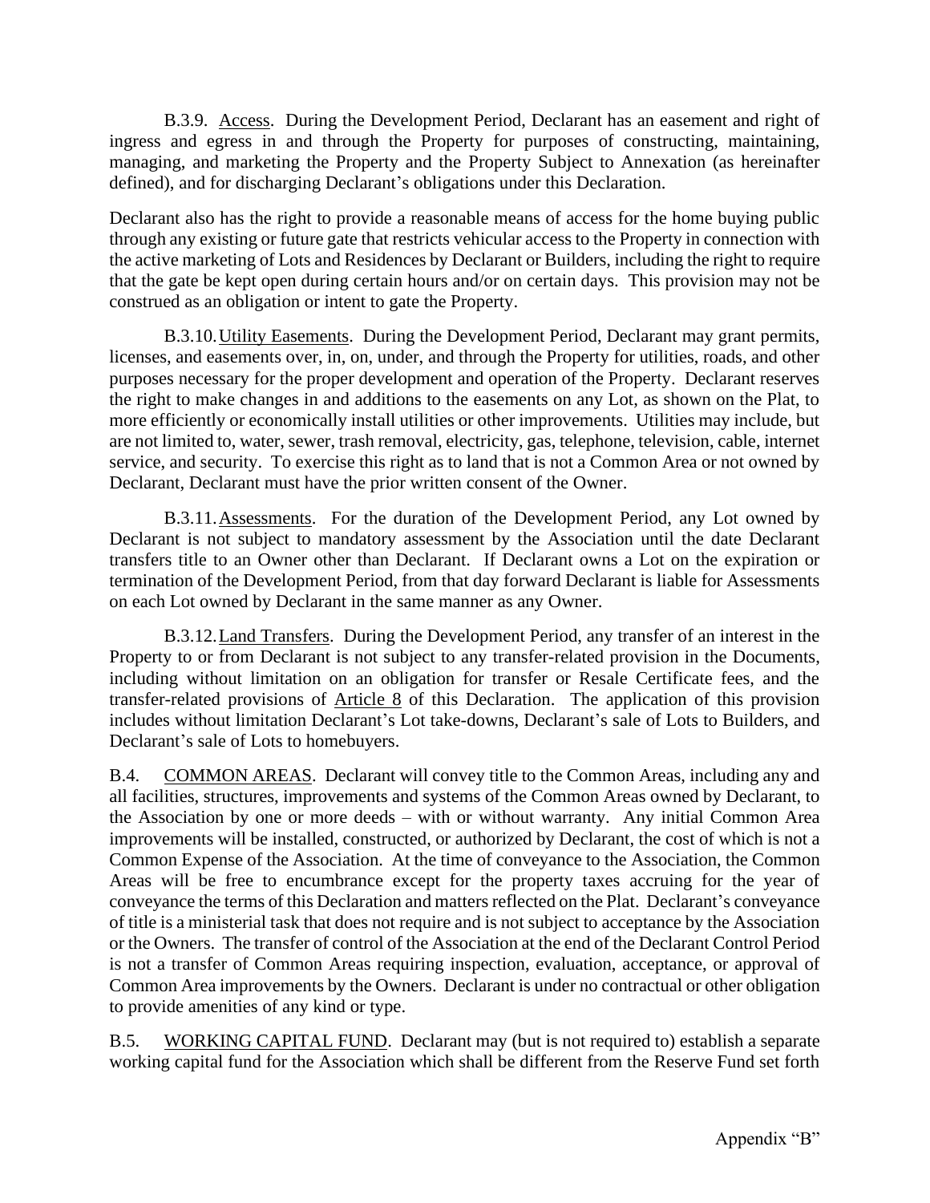B.3.9. Access. During the Development Period, Declarant has an easement and right of ingress and egress in and through the Property for purposes of constructing, maintaining, managing, and marketing the Property and the Property Subject to Annexation (as hereinafter defined), and for discharging Declarant's obligations under this Declaration.

Declarant also has the right to provide a reasonable means of access for the home buying public through any existing or future gate that restricts vehicular access to the Property in connection with the active marketing of Lots and Residences by Declarant or Builders, including the right to require that the gate be kept open during certain hours and/or on certain days. This provision may not be construed as an obligation or intent to gate the Property.

B.3.10. Utility Easements. During the Development Period, Declarant may grant permits, licenses, and easements over, in, on, under, and through the Property for utilities, roads, and other purposes necessary for the proper development and operation of the Property. Declarant reserves the right to make changes in and additions to the easements on any Lot, as shown on the Plat, to more efficiently or economically install utilities or other improvements. Utilities may include, but are not limited to, water, sewer, trash removal, electricity, gas, telephone, television, cable, internet service, and security. To exercise this right as to land that is not a Common Area or not owned by Declarant, Declarant must have the prior written consent of the Owner.

B.3.11. Assessments. For the duration of the Development Period, any Lot owned by Declarant is not subject to mandatory assessment by the Association until the date Declarant transfers title to an Owner other than Declarant. If Declarant owns a Lot on the expiration or termination of the Development Period, from that day forward Declarant is liable for Assessments on each Lot owned by Declarant in the same manner as any Owner.

B.3.12. Land Transfers. During the Development Period, any transfer of an interest in the Property to or from Declarant is not subject to any transfer-related provision in the Documents, including without limitation on an obligation for transfer or Resale Certificate fees, and the transfer-related provisions of Article 8 of this Declaration. The application of this provision includes without limitation Declarant's Lot take-downs, Declarant's sale of Lots to Builders, and Declarant's sale of Lots to homebuyers.

B.4. COMMON AREAS. Declarant will convey title to the Common Areas, including any and all facilities, structures, improvements and systems of the Common Areas owned by Declarant, to the Association by one or more deeds – with or without warranty. Any initial Common Area improvements will be installed, constructed, or authorized by Declarant, the cost of which is not a Common Expense of the Association. At the time of conveyance to the Association, the Common Areas will be free to encumbrance except for the property taxes accruing for the year of conveyance the terms of this Declaration and matters reflected on the Plat. Declarant's conveyance of title is a ministerial task that does not require and is not subject to acceptance by the Association or the Owners. The transfer of control of the Association at the end of the Declarant Control Period is not a transfer of Common Areas requiring inspection, evaluation, acceptance, or approval of Common Area improvements by the Owners. Declarant is under no contractual or other obligation to provide amenities of any kind or type.

B.5. WORKING CAPITAL FUND. Declarant may (but is not required to) establish a separate working capital fund for the Association which shall be different from the Reserve Fund set forth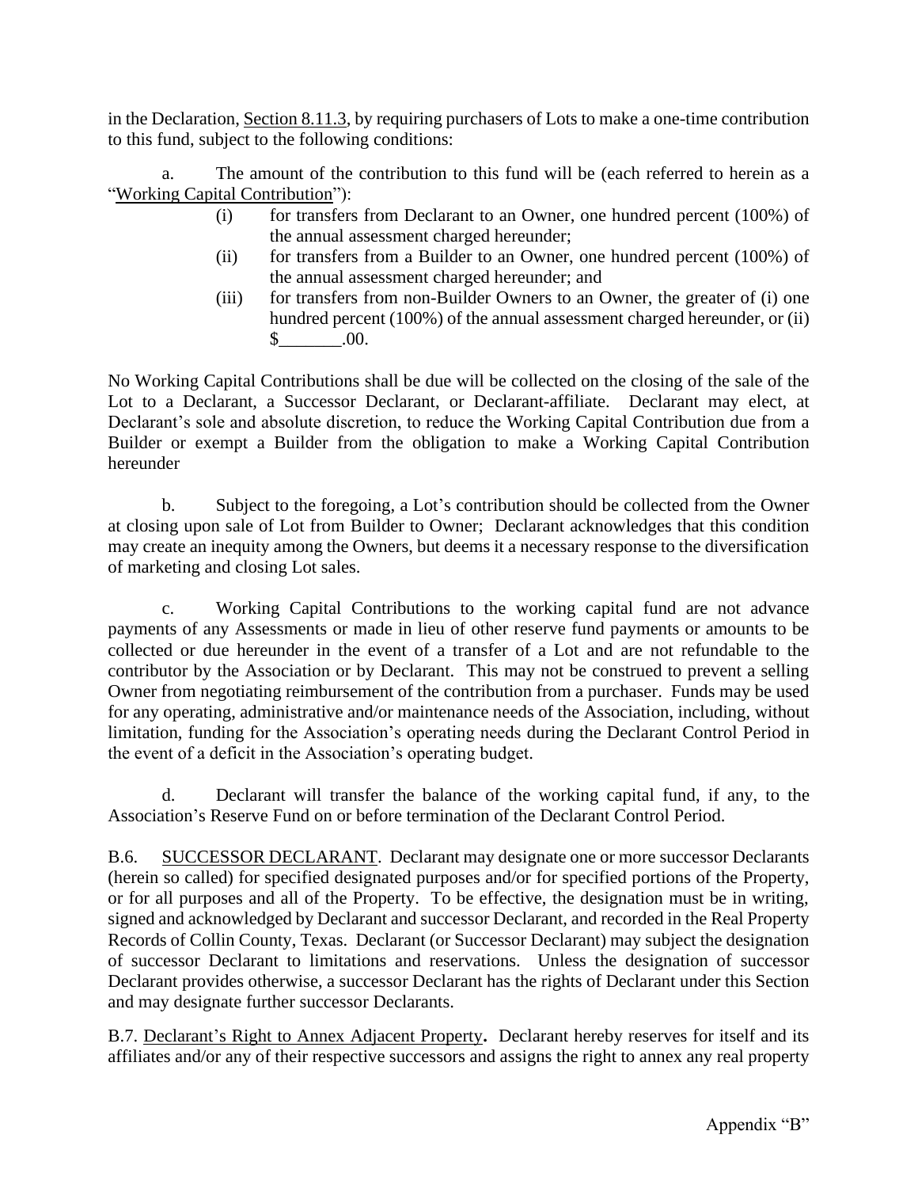in the Declaration, Section 8.11.3, by requiring purchasers of Lots to make a one-time contribution to this fund, subject to the following conditions:

a. The amount of the contribution to this fund will be (each referred to herein as a "Working Capital Contribution"):

- (i) for transfers from Declarant to an Owner, one hundred percent (100%) of the annual assessment charged hereunder;
- (ii) for transfers from a Builder to an Owner, one hundred percent (100%) of the annual assessment charged hereunder; and
- (iii) for transfers from non-Builder Owners to an Owner, the greater of (i) one hundred percent (100%) of the annual assessment charged hereunder, or (ii) $_______.00.

No Working Capital Contributions shall be due will be collected on the closing of the sale of the Lot to a Declarant, a Successor Declarant, or Declarant-affiliate. Declarant may elect, at Declarant's sole and absolute discretion, to reduce the Working Capital Contribution due from a Builder or exempt a Builder from the obligation to make a Working Capital Contribution hereunder

b. Subject to the foregoing, a Lot's contribution should be collected from the Owner at closing upon sale of Lot from Builder to Owner; Declarant acknowledges that this condition may create an inequity among the Owners, but deems it a necessary response to the diversification of marketing and closing Lot sales.

c. Working Capital Contributions to the working capital fund are not advance payments of any Assessments or made in lieu of other reserve fund payments or amounts to be collected or due hereunder in the event of a transfer of a Lot and are not refundable to the contributor by the Association or by Declarant. This may not be construed to prevent a selling Owner from negotiating reimbursement of the contribution from a purchaser. Funds may be used for any operating, administrative and/or maintenance needs of the Association, including, without limitation, funding for the Association's operating needs during the Declarant Control Period in the event of a deficit in the Association's operating budget.

d. Declarant will transfer the balance of the working capital fund, if any, to the Association's Reserve Fund on or before termination of the Declarant Control Period.

B.6. SUCCESSOR DECLARANT. Declarant may designate one or more successor Declarants (herein so called) for specified designated purposes and/or for specified portions of the Property, or for all purposes and all of the Property. To be effective, the designation must be in writing, signed and acknowledged by Declarant and successor Declarant, and recorded in the Real Property Records of Collin County, Texas. Declarant (or Successor Declarant) may subject the designation of successor Declarant to limitations and reservations. Unless the designation of successor Declarant provides otherwise, a successor Declarant has the rights of Declarant under this Section and may designate further successor Declarants.

B.7. **Declarant's Right to Annex Adjacent Property.** Declarant hereby reserves for itself and its affiliates and/or any of their respective successors and assigns the right to annex any real property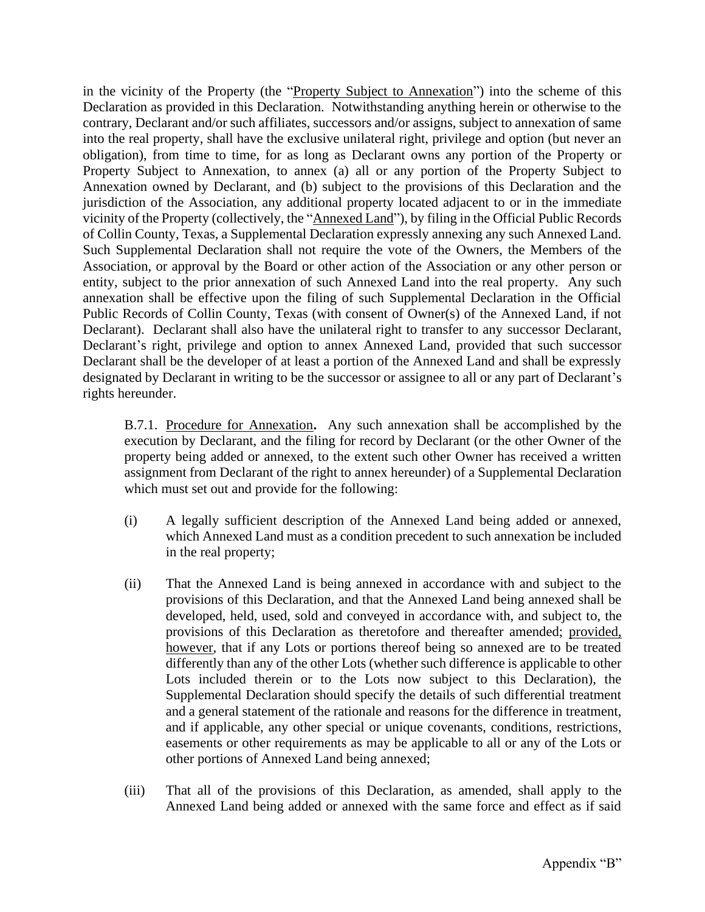in the vicinity of the Property (the "Property Subject to Annexation") into the scheme of this Declaration as provided in this Declaration. Notwithstanding anything herein or otherwise to the contrary, Declarant and/or such affiliates, successors and/or assigns, subject to annexation of same into the real property, shall have the exclusive unilateral right, privilege and option (but never an obligation), from time to time, for as long as Declarant owns any portion of the Property or Property Subject to Annexation, to annex (a) all or any portion of the Property Subject to Annexation owned by Declarant, and (b) subject to the provisions of this Declaration and the jurisdiction of the Association, any additional property located adjacent to or in the immediate vicinity of the Property (collectively, the "Annexed Land"), by filing in the Official Public Records of Collin County, Texas, a Supplemental Declaration expressly annexing any such Annexed Land. Such Supplemental Declaration shall not require the vote of the Owners, the Members of the Association, or approval by the Board or other action of the Association or any other person or entity, subject to the prior annexation of such Annexed Land into the real property. Any such annexation shall be effective upon the filing of such Supplemental Declaration in the Official Public Records of Collin County, Texas (with consent of Owner(s) of the Annexed Land, if not Declarant). Declarant shall also have the unilateral right to transfer to any successor Declarant, Declarant's right, privilege and option to annex Annexed Land, provided that such successor Declarant shall be the developer of at least a portion of the Annexed Land and shall be expressly designated by Declarant in writing to be the successor or assignee to all or any part of Declarant's rights hereunder.

B.7.1. Procedure for Annexation**.** Any such annexation shall be accomplished by the execution by Declarant, and the filing for record by Declarant (or the other Owner of the property being added or annexed, to the extent such other Owner has received a written assignment from Declarant of the right to annex hereunder) of a Supplemental Declaration which must set out and provide for the following:

(i) A legally sufficient description of the Annexed Land being added or annexed, which Annexed Land must as a condition precedent to such annexation be included in the real property;

(ii) That the Annexed Land is being annexed in accordance with and subject to the provisions of this Declaration, and that the Annexed Land being annexed shall be developed, held, used, sold and conveyed in accordance with, and subject to, the provisions of this Declaration as theretofore and thereafter amended; provided, however, that if any Lots or portions thereof being so annexed are to be treated differently than any of the other Lots (whether such difference is applicable to other Lots included therein or to the Lots now subject to this Declaration), the Supplemental Declaration should specify the details of such differential treatment and a general statement of the rationale and reasons for the difference in treatment, and if applicable, any other special or unique covenants, conditions, restrictions, easements or other requirements as may be applicable to all or any of the Lots or other portions of Annexed Land being annexed;

(iii) That all of the provisions of this Declaration, as amended, shall apply to the Annexed Land being added or annexed with the same force and effect as if said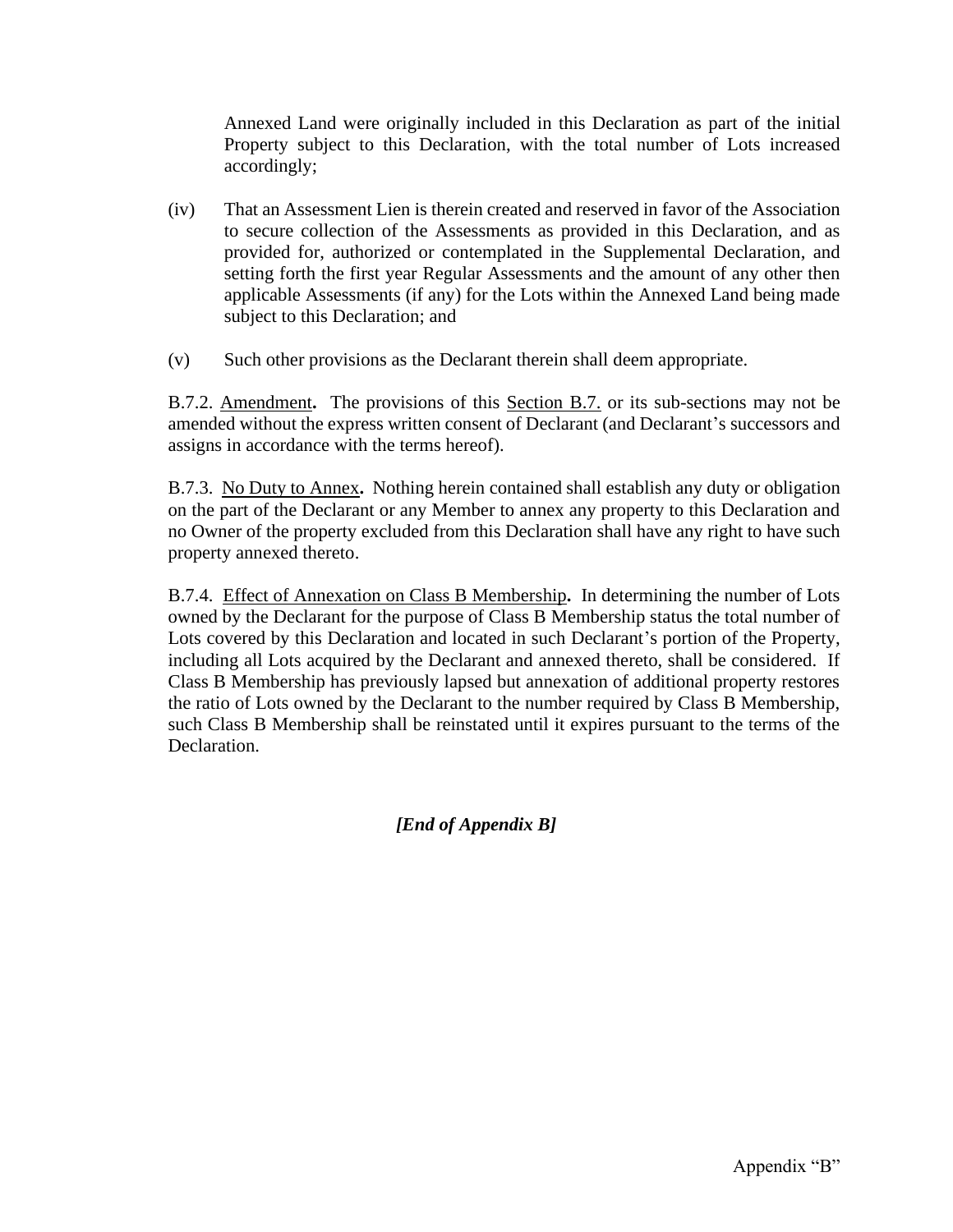Annexed Land were originally included in this Declaration as part of the initial Property subject to this Declaration, with the total number of Lots increased accordingly;

(iv) That an Assessment Lien is therein created and reserved in favor of the Association to secure collection of the Assessments as provided in this Declaration, and as provided for, authorized or contemplated in the Supplemental Declaration, and setting forth the first year Regular Assessments and the amount of any other then applicable Assessments (if any) for the Lots within the Annexed Land being made subject to this Declaration; and

(v) Such other provisions as the Declarant therein shall deem appropriate.

B.7.2. <u>Amendment</u>**.** The provisions of this <u>Section B.7.</u> or its sub-sections may not be amended without the express written consent of Declarant (and Declarant's successors and assigns in accordance with the terms hereof).

B.7.3. <u>No Duty to Annex</u>**.** Nothing herein contained shall establish any duty or obligation on the part of the Declarant or any Member to annex any property to this Declaration and no Owner of the property excluded from this Declaration shall have any right to have such property annexed thereto.

B.7.4. <u>Effect of Annexation on Class B Membership</u>**.** In determining the number of Lots owned by the Declarant for the purpose of Class B Membership status the total number of Lots covered by this Declaration and located in such Declarant's portion of the Property, including all Lots acquired by the Declarant and annexed thereto, shall be considered. If Class B Membership has previously lapsed but annexation of additional property restores the ratio of Lots owned by the Declarant to the number required by Class B Membership, such Class B Membership shall be reinstated until it expires pursuant to the terms of the Declaration.

***[End of Appendix B]***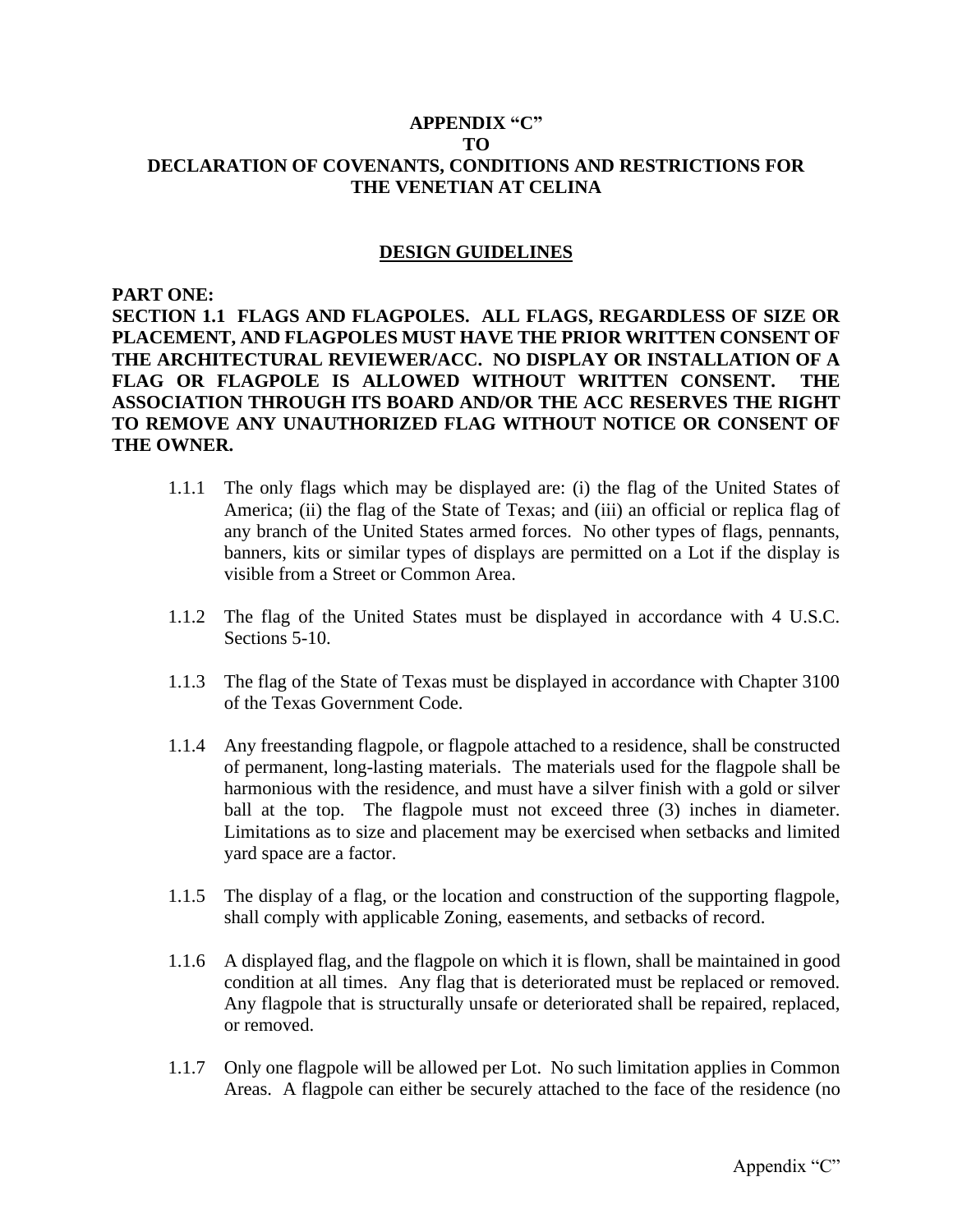**APPENDIX "C"**
**TO**
**DECLARATION OF COVENANTS, CONDITIONS AND RESTRICTIONS FOR THE VENETIAN AT CELINA**

**DESIGN GUIDELINES**

**PART ONE:**
**SECTION 1.1 FLAGS AND FLAGPOLES. ALL FLAGS, REGARDLESS OF SIZE OR PLACEMENT, AND FLAGPOLES MUST HAVE THE PRIOR WRITTEN CONSENT OF THE ARCHITECTURAL REVIEWER/ACC. NO DISPLAY OR INSTALLATION OF A FLAG OR FLAGPOLE IS ALLOWED WITHOUT WRITTEN CONSENT. THE ASSOCIATION THROUGH ITS BOARD AND/OR THE ACC RESERVES THE RIGHT TO REMOVE ANY UNAUTHORIZED FLAG WITHOUT NOTICE OR CONSENT OF THE OWNER.**

1.1.1 The only flags which may be displayed are: (i) the flag of the United States of America; (ii) the flag of the State of Texas; and (iii) an official or replica flag of any branch of the United States armed forces. No other types of flags, pennants, banners, kits or similar types of displays are permitted on a Lot if the display is visible from a Street or Common Area.

1.1.2 The flag of the United States must be displayed in accordance with 4 U.S.C. Sections 5-10.

1.1.3 The flag of the State of Texas must be displayed in accordance with Chapter 3100 of the Texas Government Code.

1.1.4 Any freestanding flagpole, or flagpole attached to a residence, shall be constructed of permanent, long-lasting materials. The materials used for the flagpole shall be harmonious with the residence, and must have a silver finish with a gold or silver ball at the top. The flagpole must not exceed three (3) inches in diameter. Limitations as to size and placement may be exercised when setbacks and limited yard space are a factor.

1.1.5 The display of a flag, or the location and construction of the supporting flagpole, shall comply with applicable Zoning, easements, and setbacks of record.

1.1.6 A displayed flag, and the flagpole on which it is flown, shall be maintained in good condition at all times. Any flag that is deteriorated must be replaced or removed. Any flagpole that is structurally unsafe or deteriorated shall be repaired, replaced, or removed.

1.1.7 Only one flagpole will be allowed per Lot. No such limitation applies in Common Areas. A flagpole can either be securely attached to the face of the residence (no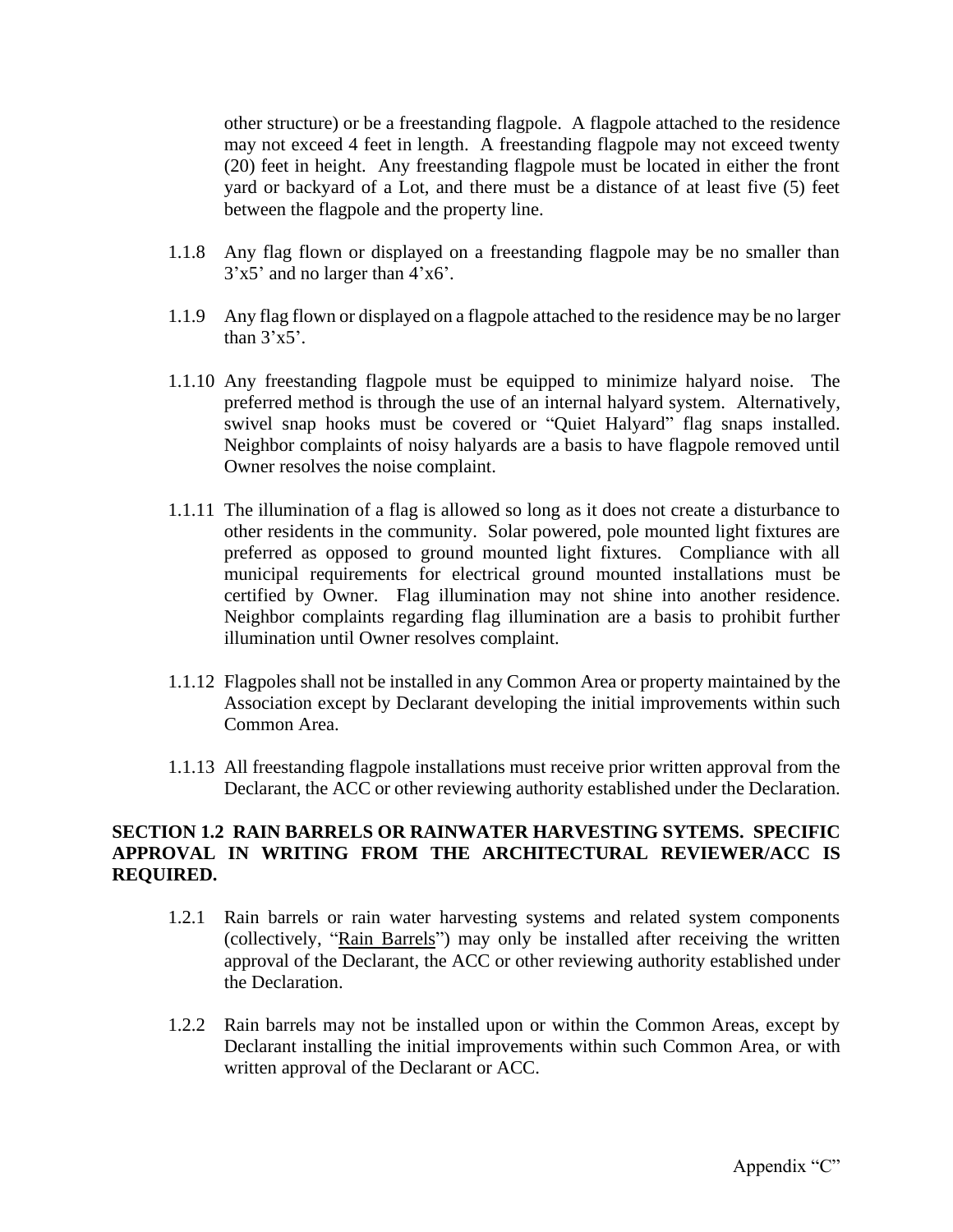other structure) or be a freestanding flagpole. A flagpole attached to the residence may not exceed 4 feet in length. A freestanding flagpole may not exceed twenty (20) feet in height. Any freestanding flagpole must be located in either the front yard or backyard of a Lot, and there must be a distance of at least five (5) feet between the flagpole and the property line.

1.1.8 Any flag flown or displayed on a freestanding flagpole may be no smaller than 3'x5' and no larger than 4'x6'.

1.1.9 Any flag flown or displayed on a flagpole attached to the residence may be no larger than 3'x5'.

1.1.10 Any freestanding flagpole must be equipped to minimize halyard noise. The preferred method is through the use of an internal halyard system. Alternatively, swivel snap hooks must be covered or "Quiet Halyard" flag snaps installed. Neighbor complaints of noisy halyards are a basis to have flagpole removed until Owner resolves the noise complaint.

1.1.11 The illumination of a flag is allowed so long as it does not create a disturbance to other residents in the community. Solar powered, pole mounted light fixtures are preferred as opposed to ground mounted light fixtures. Compliance with all municipal requirements for electrical ground mounted installations must be certified by Owner. Flag illumination may not shine into another residence. Neighbor complaints regarding flag illumination are a basis to prohibit further illumination until Owner resolves complaint.

1.1.12 Flagpoles shall not be installed in any Common Area or property maintained by the Association except by Declarant developing the initial improvements within such Common Area.

1.1.13 All freestanding flagpole installations must receive prior written approval from the Declarant, the ACC or other reviewing authority established under the Declaration.

**SECTION 1.2 RAIN BARRELS OR RAINWATER HARVESTING SYTEMS. SPECIFIC APPROVAL IN WRITING FROM THE ARCHITECTURAL REVIEWER/ACC IS REQUIRED.**

1.2.1 Rain barrels or rain water harvesting systems and related system components (collectively, "Rain Barrels") may only be installed after receiving the written approval of the Declarant, the ACC or other reviewing authority established under the Declaration.

1.2.2 Rain barrels may not be installed upon or within the Common Areas, except by Declarant installing the initial improvements within such Common Area, or with written approval of the Declarant or ACC.

Appendix "C"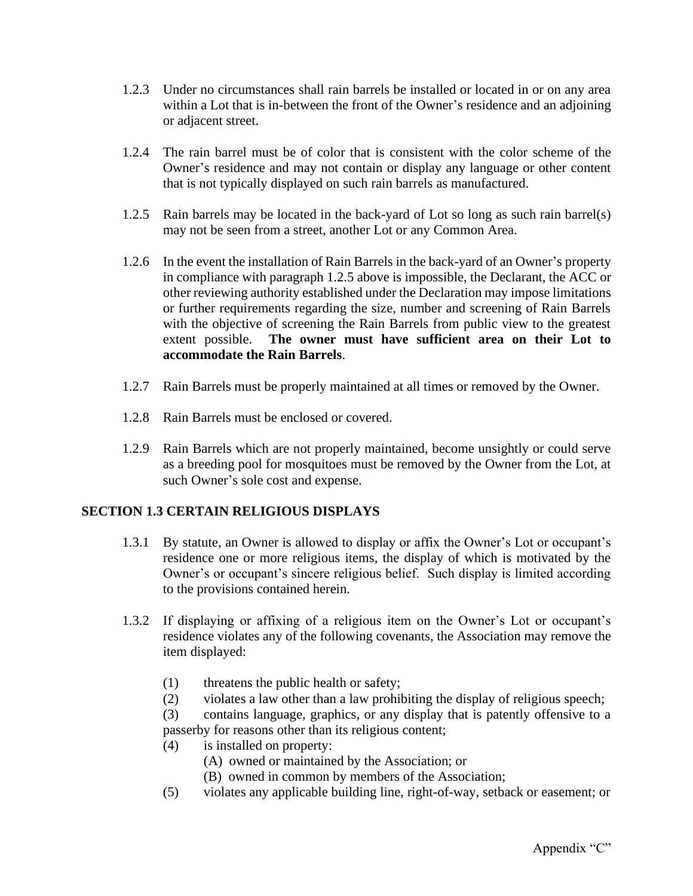1.2.3 Under no circumstances shall rain barrels be installed or located in or on any area within a Lot that is in-between the front of the Owner's residence and an adjoining or adjacent street.

1.2.4 The rain barrel must be of color that is consistent with the color scheme of the Owner's residence and may not contain or display any language or other content that is not typically displayed on such rain barrels as manufactured.

1.2.5 Rain barrels may be located in the back-yard of Lot so long as such rain barrel(s) may not be seen from a street, another Lot or any Common Area.

1.2.6 In the event the installation of Rain Barrels in the back-yard of an Owner's property in compliance with paragraph 1.2.5 above is impossible, the Declarant, the ACC or other reviewing authority established under the Declaration may impose limitations or further requirements regarding the size, number and screening of Rain Barrels with the objective of screening the Rain Barrels from public view to the greatest extent possible. **The owner must have sufficient area on their Lot to accommodate the Rain Barrels**.

1.2.7 Rain Barrels must be properly maintained at all times or removed by the Owner.

1.2.8 Rain Barrels must be enclosed or covered.

1.2.9 Rain Barrels which are not properly maintained, become unsightly or could serve as a breeding pool for mosquitoes must be removed by the Owner from the Lot, at such Owner's sole cost and expense.

## SECTION 1.3 CERTAIN RELIGIOUS DISPLAYS

1.3.1 By statute, an Owner is allowed to display or affix the Owner's Lot or occupant's residence one or more religious items, the display of which is motivated by the Owner's or occupant's sincere religious belief. Such display is limited according to the provisions contained herein.

1.3.2 If displaying or affixing of a religious item on the Owner's Lot or occupant's residence violates any of the following covenants, the Association may remove the item displayed:

(1) threatens the public health or safety;
(2) violates a law other than a law prohibiting the display of religious speech;
(3) contains language, graphics, or any display that is patently offensive to a passerby for reasons other than its religious content;
(4) is installed on property:
  (A) owned or maintained by the Association; or
  (B) owned in common by members of the Association;
(5) violates any applicable building line, right-of-way, setback or easement; or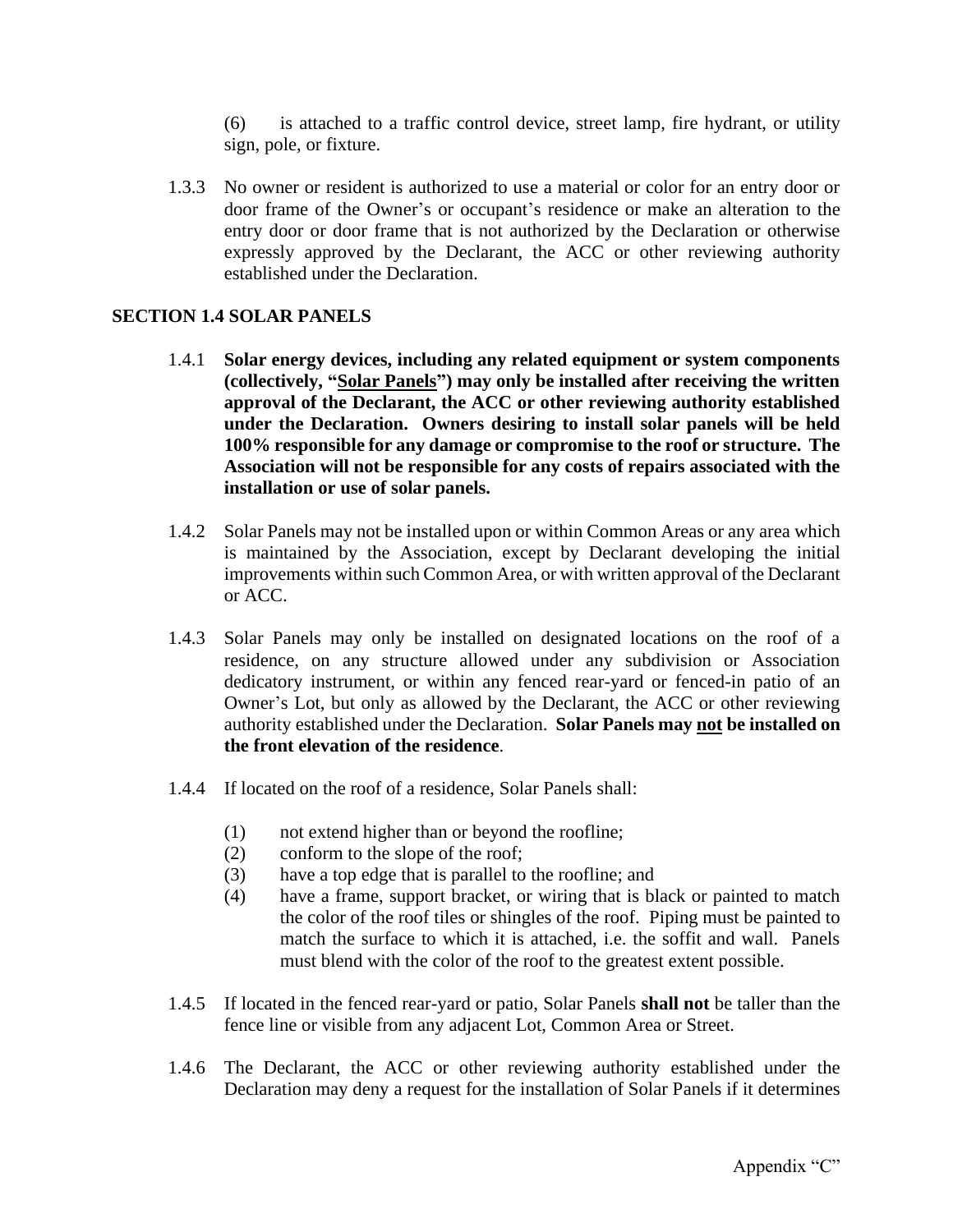(6) is attached to a traffic control device, street lamp, fire hydrant, or utility sign, pole, or fixture.

1.3.3 No owner or resident is authorized to use a material or color for an entry door or door frame of the Owner's or occupant's residence or make an alteration to the entry door or door frame that is not authorized by the Declaration or otherwise expressly approved by the Declarant, the ACC or other reviewing authority established under the Declaration.

## SECTION 1.4 SOLAR PANELS

1.4.1 **Solar energy devices, including any related equipment or system components (collectively, "<u>Solar Panels</u>") may only be installed after receiving the written approval of the Declarant, the ACC or other reviewing authority established under the Declaration. Owners desiring to install solar panels will be held 100% responsible for any damage or compromise to the roof or structure. The Association will not be responsible for any costs of repairs associated with the installation or use of solar panels.**

1.4.2 Solar Panels may not be installed upon or within Common Areas or any area which is maintained by the Association, except by Declarant developing the initial improvements within such Common Area, or with written approval of the Declarant or ACC.

1.4.3 Solar Panels may only be installed on designated locations on the roof of a residence, on any structure allowed under any subdivision or Association dedicatory instrument, or within any fenced rear-yard or fenced-in patio of an Owner's Lot, but only as allowed by the Declarant, the ACC or other reviewing authority established under the Declaration. **Solar Panels may <u>not</u> be installed on the front elevation of the residence**.

1.4.4 If located on the roof of a residence, Solar Panels shall:

(1) not extend higher than or beyond the roofline;
(2) conform to the slope of the roof;
(3) have a top edge that is parallel to the roofline; and
(4) have a frame, support bracket, or wiring that is black or painted to match the color of the roof tiles or shingles of the roof. Piping must be painted to match the surface to which it is attached, i.e. the soffit and wall. Panels must blend with the color of the roof to the greatest extent possible.

1.4.5 If located in the fenced rear-yard or patio, Solar Panels **shall not** be taller than the fence line or visible from any adjacent Lot, Common Area or Street.

1.4.6 The Declarant, the ACC or other reviewing authority established under the Declaration may deny a request for the installation of Solar Panels if it determines

Appendix "C"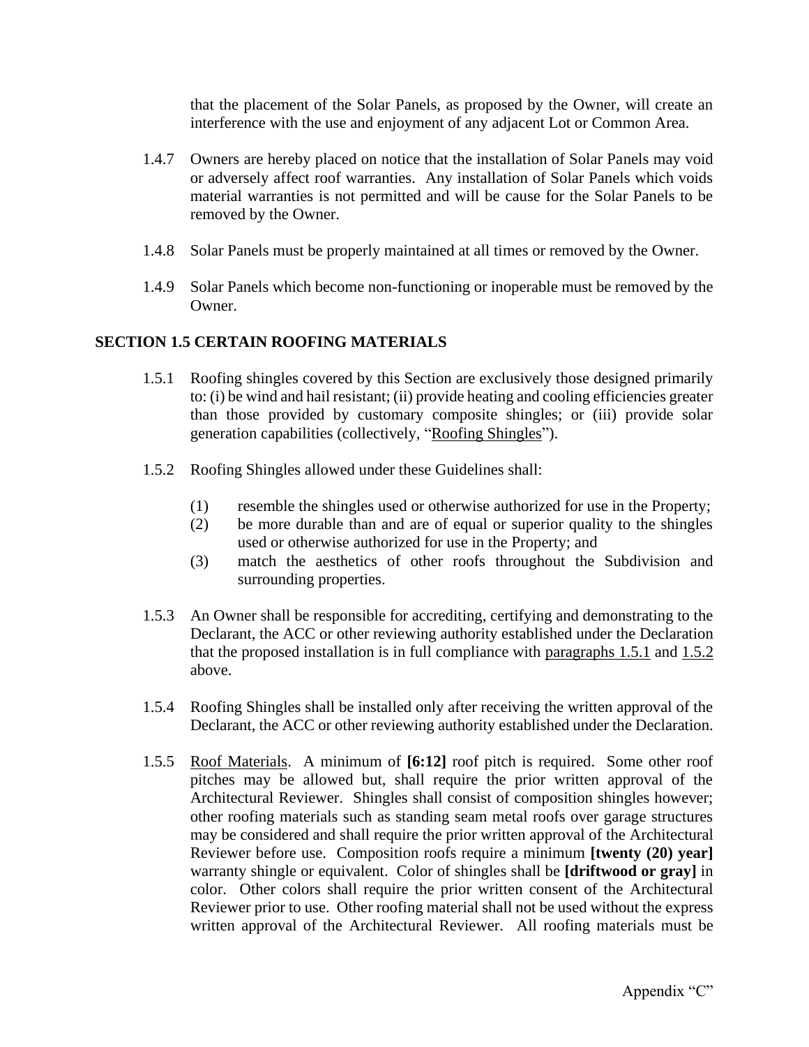that the placement of the Solar Panels, as proposed by the Owner, will create an interference with the use and enjoyment of any adjacent Lot or Common Area.

1.4.7 Owners are hereby placed on notice that the installation of Solar Panels may void or adversely affect roof warranties. Any installation of Solar Panels which voids material warranties is not permitted and will be cause for the Solar Panels to be removed by the Owner.

1.4.8 Solar Panels must be properly maintained at all times or removed by the Owner.

1.4.9 Solar Panels which become non-functioning or inoperable must be removed by the Owner.

## SECTION 1.5 CERTAIN ROOFING MATERIALS

1.5.1 Roofing shingles covered by this Section are exclusively those designed primarily to: (i) be wind and hail resistant; (ii) provide heating and cooling efficiencies greater than those provided by customary composite shingles; or (iii) provide solar generation capabilities (collectively, "Roofing Shingles").

1.5.2 Roofing Shingles allowed under these Guidelines shall:

(1) resemble the shingles used or otherwise authorized for use in the Property;
(2) be more durable than and are of equal or superior quality to the shingles used or otherwise authorized for use in the Property; and
(3) match the aesthetics of other roofs throughout the Subdivision and surrounding properties.

1.5.3 An Owner shall be responsible for accrediting, certifying and demonstrating to the Declarant, the ACC or other reviewing authority established under the Declaration that the proposed installation is in full compliance with paragraphs 1.5.1 and 1.5.2 above.

1.5.4 Roofing Shingles shall be installed only after receiving the written approval of the Declarant, the ACC or other reviewing authority established under the Declaration.

1.5.5 Roof Materials. A minimum of **[6:12]** roof pitch is required. Some other roof pitches may be allowed but, shall require the prior written approval of the Architectural Reviewer. Shingles shall consist of composition shingles however; other roofing materials such as standing seam metal roofs over garage structures may be considered and shall require the prior written approval of the Architectural Reviewer before use. Composition roofs require a minimum **[twenty (20) year]** warranty shingle or equivalent. Color of shingles shall be **[driftwood or gray]** in color. Other colors shall require the prior written consent of the Architectural Reviewer prior to use. Other roofing material shall not be used without the express written approval of the Architectural Reviewer. All roofing materials must be

Appendix "C"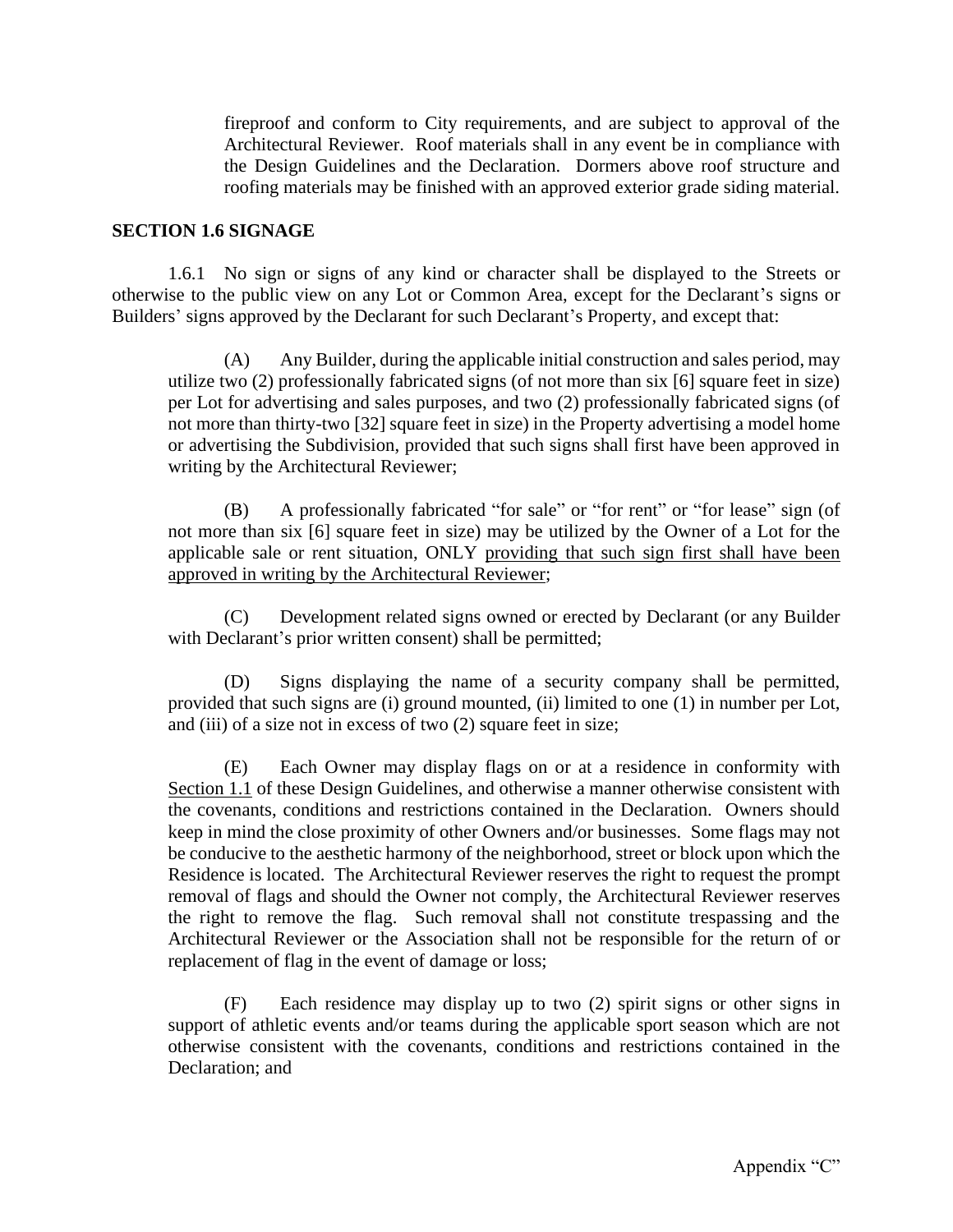fireproof and conform to City requirements, and are subject to approval of the Architectural Reviewer. Roof materials shall in any event be in compliance with the Design Guidelines and the Declaration. Dormers above roof structure and roofing materials may be finished with an approved exterior grade siding material.

**SECTION 1.6 SIGNAGE**

1.6.1 No sign or signs of any kind or character shall be displayed to the Streets or otherwise to the public view on any Lot or Common Area, except for the Declarant's signs or Builders' signs approved by the Declarant for such Declarant's Property, and except that:

(A) Any Builder, during the applicable initial construction and sales period, may utilize two (2) professionally fabricated signs (of not more than six [6] square feet in size) per Lot for advertising and sales purposes, and two (2) professionally fabricated signs (of not more than thirty-two [32] square feet in size) in the Property advertising a model home or advertising the Subdivision, provided that such signs shall first have been approved in writing by the Architectural Reviewer;

(B) A professionally fabricated "for sale" or "for rent" or "for lease" sign (of not more than six [6] square feet in size) may be utilized by the Owner of a Lot for the applicable sale or rent situation, ONLY <u>providing that such sign first shall have been approved in writing by the Architectural Reviewer</u>;

(C) Development related signs owned or erected by Declarant (or any Builder with Declarant's prior written consent) shall be permitted;

(D) Signs displaying the name of a security company shall be permitted, provided that such signs are (i) ground mounted, (ii) limited to one (1) in number per Lot, and (iii) of a size not in excess of two (2) square feet in size;

(E) Each Owner may display flags on or at a residence in conformity with <u>Section 1.1</u> of these Design Guidelines, and otherwise a manner otherwise consistent with the covenants, conditions and restrictions contained in the Declaration. Owners should keep in mind the close proximity of other Owners and/or businesses. Some flags may not be conducive to the aesthetic harmony of the neighborhood, street or block upon which the Residence is located. The Architectural Reviewer reserves the right to request the prompt removal of flags and should the Owner not comply, the Architectural Reviewer reserves the right to remove the flag. Such removal shall not constitute trespassing and the Architectural Reviewer or the Association shall not be responsible for the return of or replacement of flag in the event of damage or loss;

(F) Each residence may display up to two (2) spirit signs or other signs in support of athletic events and/or teams during the applicable sport season which are not otherwise consistent with the covenants, conditions and restrictions contained in the Declaration; and

Appendix "C"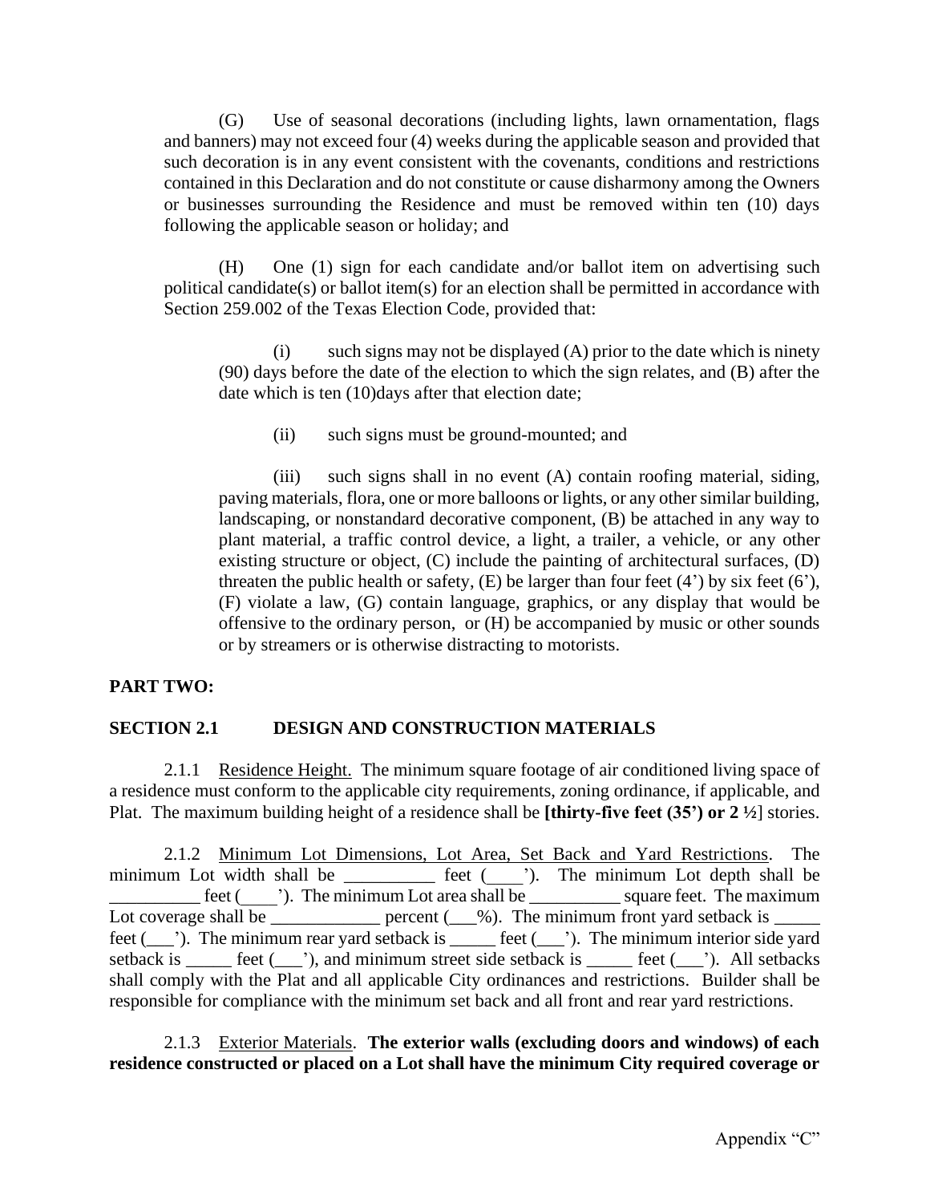(G) Use of seasonal decorations (including lights, lawn ornamentation, flags and banners) may not exceed four (4) weeks during the applicable season and provided that such decoration is in any event consistent with the covenants, conditions and restrictions contained in this Declaration and do not constitute or cause disharmony among the Owners or businesses surrounding the Residence and must be removed within ten (10) days following the applicable season or holiday; and

(H) One (1) sign for each candidate and/or ballot item on advertising such political candidate(s) or ballot item(s) for an election shall be permitted in accordance with Section 259.002 of the Texas Election Code, provided that:

(i) such signs may not be displayed (A) prior to the date which is ninety (90) days before the date of the election to which the sign relates, and (B) after the date which is ten (10)days after that election date;

(ii) such signs must be ground-mounted; and

(iii) such signs shall in no event (A) contain roofing material, siding, paving materials, flora, one or more balloons or lights, or any other similar building, landscaping, or nonstandard decorative component, (B) be attached in any way to plant material, a traffic control device, a light, a trailer, a vehicle, or any other existing structure or object, (C) include the painting of architectural surfaces, (D) threaten the public health or safety, (E) be larger than four feet (4') by six feet (6'), (F) violate a law, (G) contain language, graphics, or any display that would be offensive to the ordinary person, or (H) be accompanied by music or other sounds or by streamers or is otherwise distracting to motorists.

**PART TWO:**

**SECTION 2.1 DESIGN AND CONSTRUCTION MATERIALS**

2.1.1 Residence Height. The minimum square footage of air conditioned living space of a residence must conform to the applicable city requirements, zoning ordinance, if applicable, and Plat. The maximum building height of a residence shall be **[thirty-five feet (35') or 2 ½**] stories.

2.1.2 Minimum Lot Dimensions, Lot Area, Set Back and Yard Restrictions. The minimum Lot width shall be __________ feet (____'). The minimum Lot depth shall be __________ feet (____'). The minimum Lot area shall be __________ square feet. The maximum Lot coverage shall be ____________ percent (___%). The minimum front yard setback is _____ feet (___'). The minimum rear yard setback is _____ feet (___'). The minimum interior side yard setback is _____ feet (___'), and minimum street side setback is _____ feet (___'). All setbacks shall comply with the Plat and all applicable City ordinances and restrictions. Builder shall be responsible for compliance with the minimum set back and all front and rear yard restrictions.

2.1.3 Exterior Materials. **The exterior walls (excluding doors and windows) of each residence constructed or placed on a Lot shall have the minimum City required coverage or**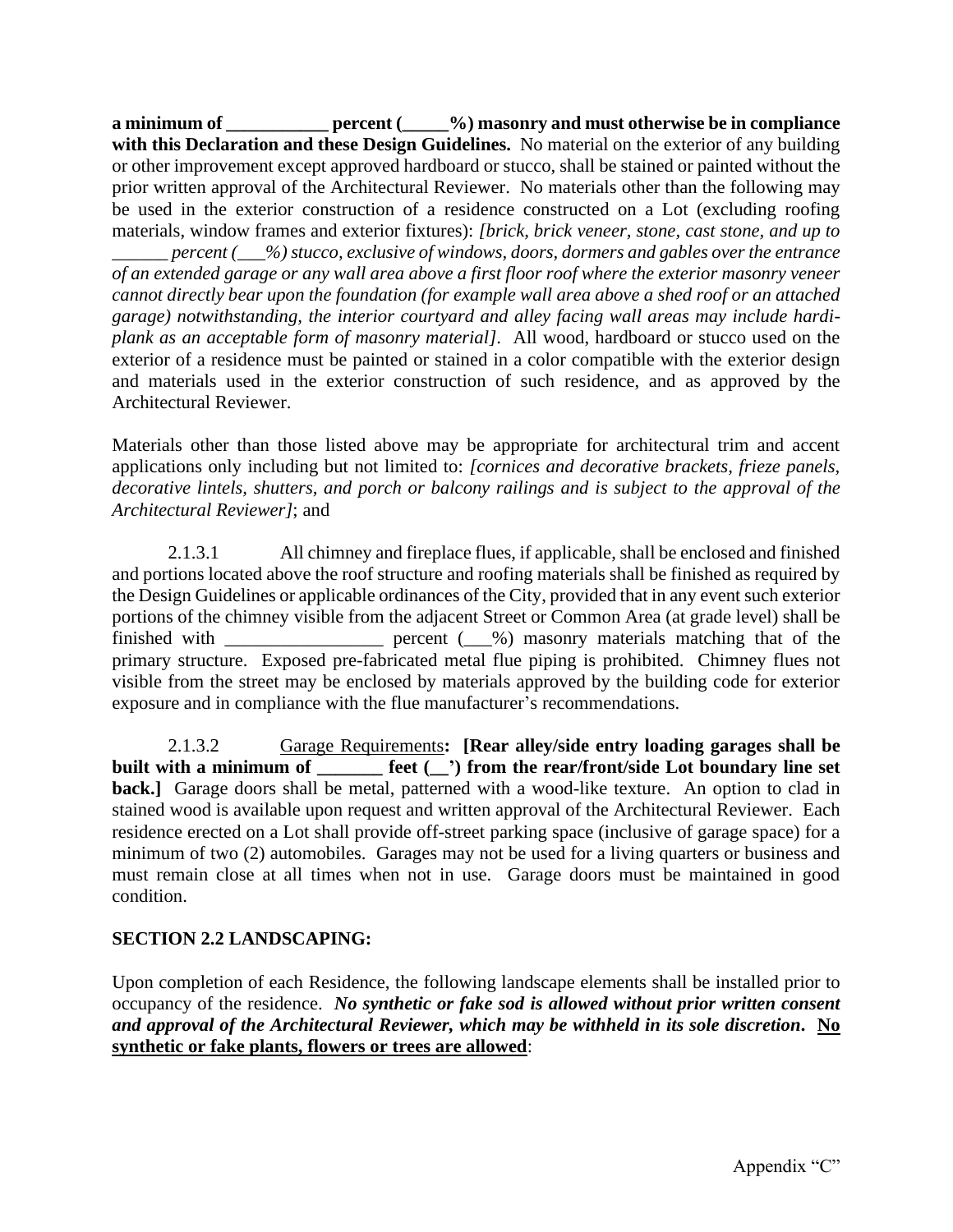**a minimum of ___________ percent (_____%) masonry and must otherwise be in compliance with this Declaration and these Design Guidelines.** No material on the exterior of any building or other improvement except approved hardboard or stucco, shall be stained or painted without the prior written approval of the Architectural Reviewer. No materials other than the following may be used in the exterior construction of a residence constructed on a Lot (excluding roofing materials, window frames and exterior fixtures): *[brick, brick veneer, stone, cast stone, and up to ______ percent (___%) stucco, exclusive of windows, doors, dormers and gables over the entrance of an extended garage or any wall area above a first floor roof where the exterior masonry veneer cannot directly bear upon the foundation (for example wall area above a shed roof or an attached garage) notwithstanding, the interior courtyard and alley facing wall areas may include hardi-plank as an acceptable form of masonry material]*. All wood, hardboard or stucco used on the exterior of a residence must be painted or stained in a color compatible with the exterior design and materials used in the exterior construction of such residence, and as approved by the Architectural Reviewer.

Materials other than those listed above may be appropriate for architectural trim and accent applications only including but not limited to: *[cornices and decorative brackets, frieze panels, decorative lintels, shutters, and porch or balcony railings and is subject to the approval of the Architectural Reviewer]*; and

2.1.3.1 All chimney and fireplace flues, if applicable, shall be enclosed and finished and portions located above the roof structure and roofing materials shall be finished as required by the Design Guidelines or applicable ordinances of the City, provided that in any event such exterior portions of the chimney visible from the adjacent Street or Common Area (at grade level) shall be finished with _________________ percent (___%) masonry materials matching that of the primary structure. Exposed pre-fabricated metal flue piping is prohibited. Chimney flues not visible from the street may be enclosed by materials approved by the building code for exterior exposure and in compliance with the flue manufacturer's recommendations.

2.1.3.2 Garage Requirements**: [Rear alley/side entry loading garages shall be built with a minimum of _______ feet (__') from the rear/front/side Lot boundary line set back.]** Garage doors shall be metal, patterned with a wood-like texture. An option to clad in stained wood is available upon request and written approval of the Architectural Reviewer. Each residence erected on a Lot shall provide off-street parking space (inclusive of garage space) for a minimum of two (2) automobiles. Garages may not be used for a living quarters or business and must remain close at all times when not in use. Garage doors must be maintained in good condition.

**SECTION 2.2 LANDSCAPING:**

Upon completion of each Residence, the following landscape elements shall be installed prior to occupancy of the residence. ***No synthetic or fake sod is allowed without prior written consent and approval of the Architectural Reviewer, which may be withheld in its sole discretion***. **No synthetic or fake plants, flowers or trees are allowed**: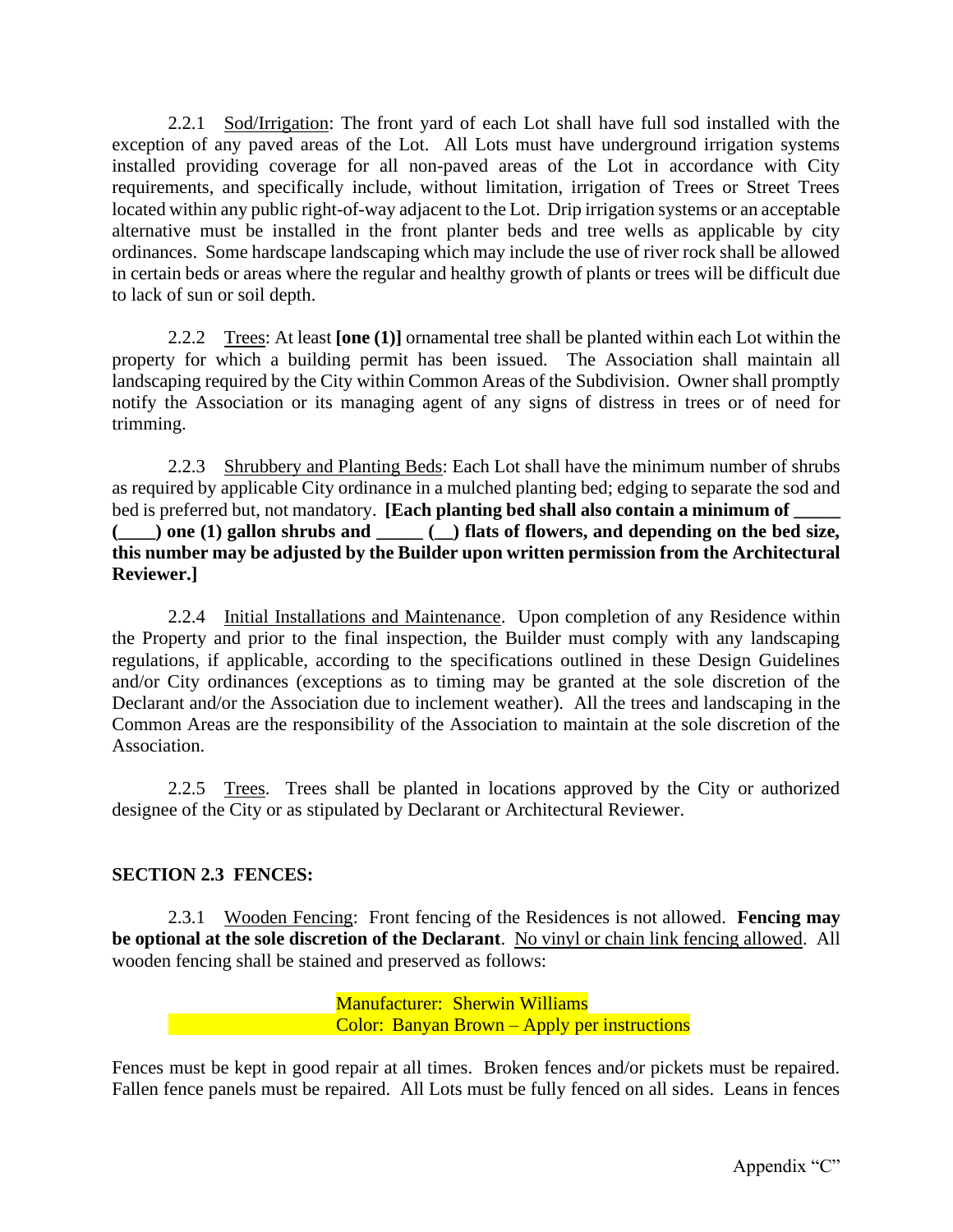2.2.1 Sod/Irrigation: The front yard of each Lot shall have full sod installed with the exception of any paved areas of the Lot. All Lots must have underground irrigation systems installed providing coverage for all non-paved areas of the Lot in accordance with City requirements, and specifically include, without limitation, irrigation of Trees or Street Trees located within any public right-of-way adjacent to the Lot. Drip irrigation systems or an acceptable alternative must be installed in the front planter beds and tree wells as applicable by city ordinances. Some hardscape landscaping which may include the use of river rock shall be allowed in certain beds or areas where the regular and healthy growth of plants or trees will be difficult due to lack of sun or soil depth.

2.2.2 Trees: At least **[one (1)]** ornamental tree shall be planted within each Lot within the property for which a building permit has been issued. The Association shall maintain all landscaping required by the City within Common Areas of the Subdivision. Owner shall promptly notify the Association or its managing agent of any signs of distress in trees or of need for trimming.

2.2.3 Shrubbery and Planting Beds: Each Lot shall have the minimum number of shrubs as required by applicable City ordinance in a mulched planting bed; edging to separate the sod and bed is preferred but, not mandatory. **[Each planting bed shall also contain a minimum of _____ (____) one (1) gallon shrubs and _____ (__) flats of flowers, and depending on the bed size, this number may be adjusted by the Builder upon written permission from the Architectural Reviewer.]**

2.2.4 Initial Installations and Maintenance. Upon completion of any Residence within the Property and prior to the final inspection, the Builder must comply with any landscaping regulations, if applicable, according to the specifications outlined in these Design Guidelines and/or City ordinances (exceptions as to timing may be granted at the sole discretion of the Declarant and/or the Association due to inclement weather). All the trees and landscaping in the Common Areas are the responsibility of the Association to maintain at the sole discretion of the Association.

2.2.5 Trees. Trees shall be planted in locations approved by the City or authorized designee of the City or as stipulated by Declarant or Architectural Reviewer.

### SECTION 2.3 FENCES:

2.3.1 Wooden Fencing: Front fencing of the Residences is not allowed. **Fencing may be optional at the sole discretion of the Declarant**. No vinyl or chain link fencing allowed. All wooden fencing shall be stained and preserved as follows:

Manufacturer: Sherwin Williams
Color: Banyan Brown – Apply per instructions

Fences must be kept in good repair at all times. Broken fences and/or pickets must be repaired. Fallen fence panels must be repaired. All Lots must be fully fenced on all sides. Leans in fences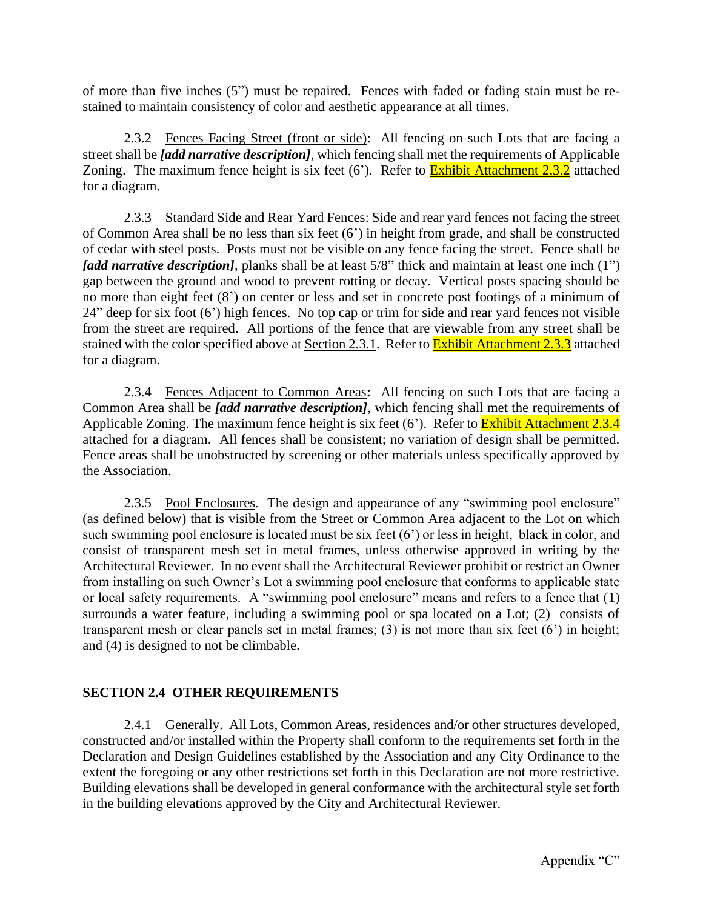of more than five inches (5") must be repaired. Fences with faded or fading stain must be re-stained to maintain consistency of color and aesthetic appearance at all times.

2.3.2 Fences Facing Street (front or side): All fencing on such Lots that are facing a street shall be ***[add narrative description]***, which fencing shall met the requirements of Applicable Zoning. The maximum fence height is six feet (6'). Refer to Exhibit Attachment 2.3.2 attached for a diagram.

2.3.3 Standard Side and Rear Yard Fences: Side and rear yard fences not facing the street of Common Area shall be no less than six feet (6') in height from grade, and shall be constructed of cedar with steel posts. Posts must not be visible on any fence facing the street. Fence shall be ***[add narrative description]***, planks shall be at least 5/8" thick and maintain at least one inch (1") gap between the ground and wood to prevent rotting or decay. Vertical posts spacing should be no more than eight feet (8') on center or less and set in concrete post footings of a minimum of 24" deep for six foot (6') high fences. No top cap or trim for side and rear yard fences not visible from the street are required. All portions of the fence that are viewable from any street shall be stained with the color specified above at Section 2.3.1. Refer to Exhibit Attachment 2.3.3 attached for a diagram.

2.3.4 Fences Adjacent to Common Areas**:** All fencing on such Lots that are facing a Common Area shall be ***[add narrative description]***, which fencing shall met the requirements of Applicable Zoning. The maximum fence height is six feet (6'). Refer to Exhibit Attachment 2.3.4 attached for a diagram. All fences shall be consistent; no variation of design shall be permitted. Fence areas shall be unobstructed by screening or other materials unless specifically approved by the Association.

2.3.5 Pool Enclosures. The design and appearance of any "swimming pool enclosure" (as defined below) that is visible from the Street or Common Area adjacent to the Lot on which such swimming pool enclosure is located must be six feet (6') or less in height, black in color, and consist of transparent mesh set in metal frames, unless otherwise approved in writing by the Architectural Reviewer. In no event shall the Architectural Reviewer prohibit or restrict an Owner from installing on such Owner's Lot a swimming pool enclosure that conforms to applicable state or local safety requirements. A "swimming pool enclosure" means and refers to a fence that (1) surrounds a water feature, including a swimming pool or spa located on a Lot; (2) consists of transparent mesh or clear panels set in metal frames; (3) is not more than six feet (6') in height; and (4) is designed to not be climbable.

**SECTION 2.4 OTHER REQUIREMENTS**

2.4.1 Generally. All Lots, Common Areas, residences and/or other structures developed, constructed and/or installed within the Property shall conform to the requirements set forth in the Declaration and Design Guidelines established by the Association and any City Ordinance to the extent the foregoing or any other restrictions set forth in this Declaration are not more restrictive. Building elevations shall be developed in general conformance with the architectural style set forth in the building elevations approved by the City and Architectural Reviewer.

Appendix "C"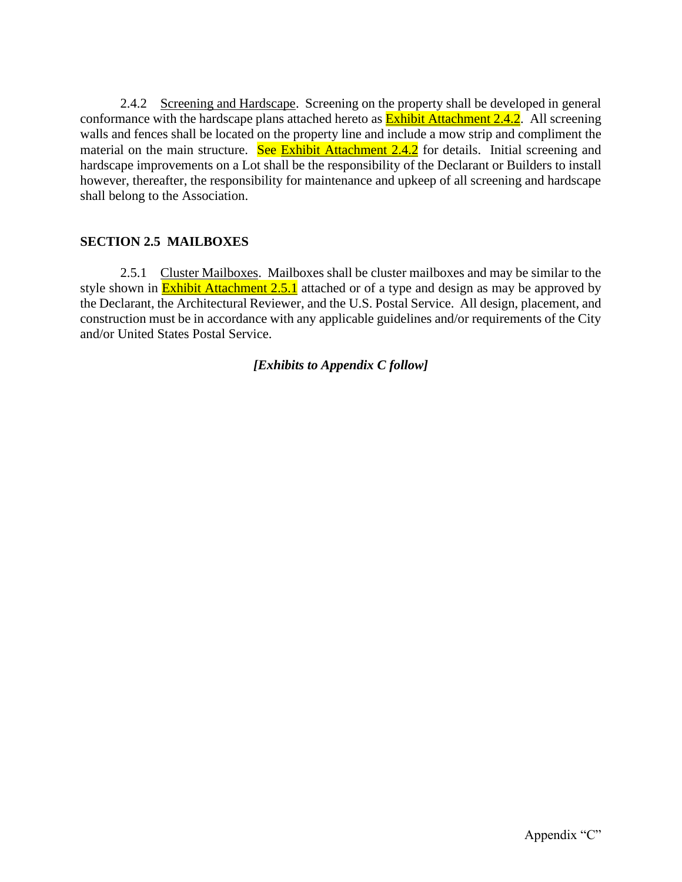2.4.2 Screening and Hardscape. Screening on the property shall be developed in general conformance with the hardscape plans attached hereto as Exhibit Attachment 2.4.2. All screening walls and fences shall be located on the property line and include a mow strip and compliment the material on the main structure. See Exhibit Attachment 2.4.2 for details. Initial screening and hardscape improvements on a Lot shall be the responsibility of the Declarant or Builders to install however, thereafter, the responsibility for maintenance and upkeep of all screening and hardscape shall belong to the Association.

**SECTION 2.5 MAILBOXES**

2.5.1 Cluster Mailboxes. Mailboxes shall be cluster mailboxes and may be similar to the style shown in Exhibit Attachment 2.5.1 attached or of a type and design as may be approved by the Declarant, the Architectural Reviewer, and the U.S. Postal Service. All design, placement, and construction must be in accordance with any applicable guidelines and/or requirements of the City and/or United States Postal Service.

***[Exhibits to Appendix C follow]***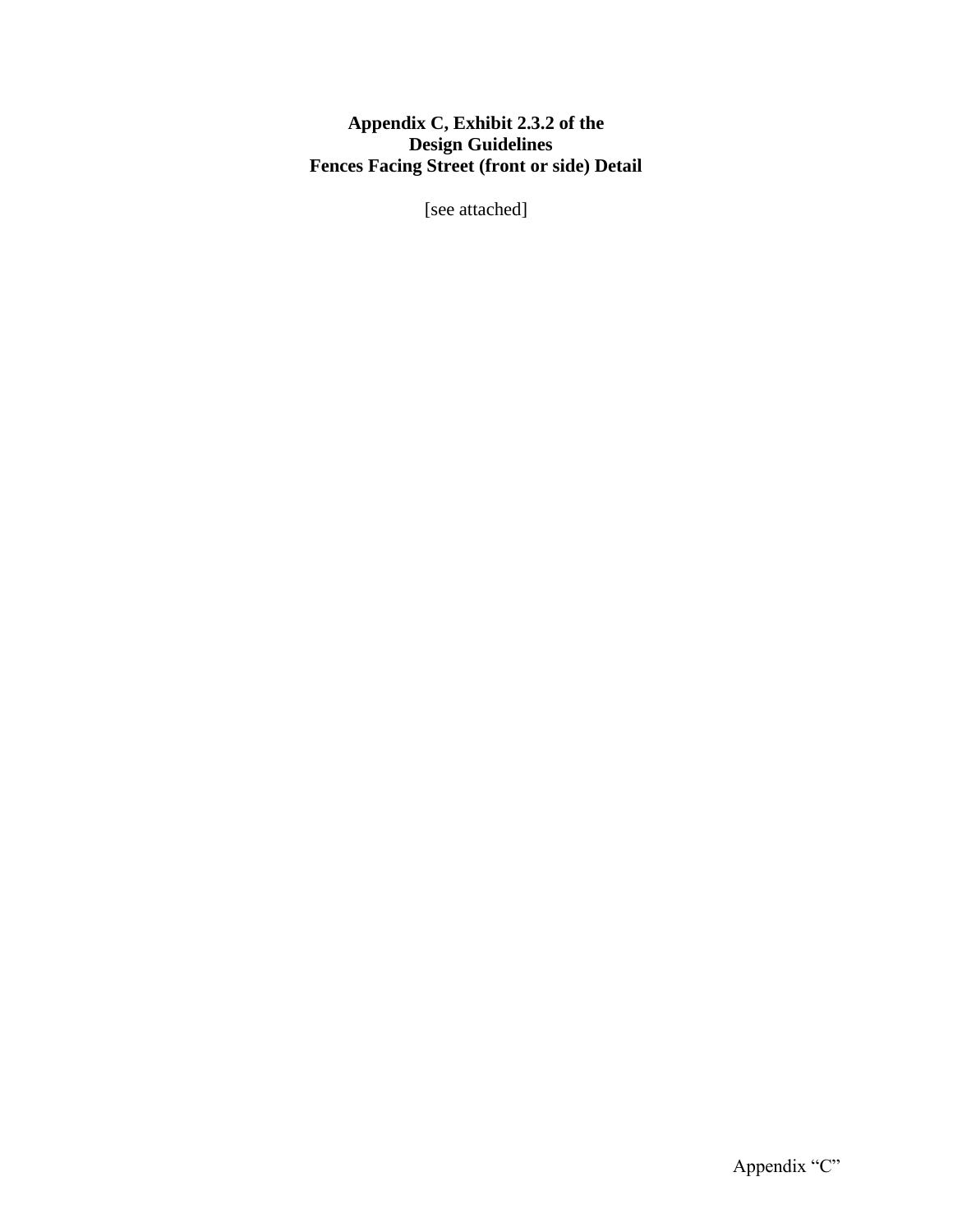**Appendix C, Exhibit 2.3.2 of the**
**Design Guidelines**
**Fences Facing Street (front or side) Detail**

[see attached]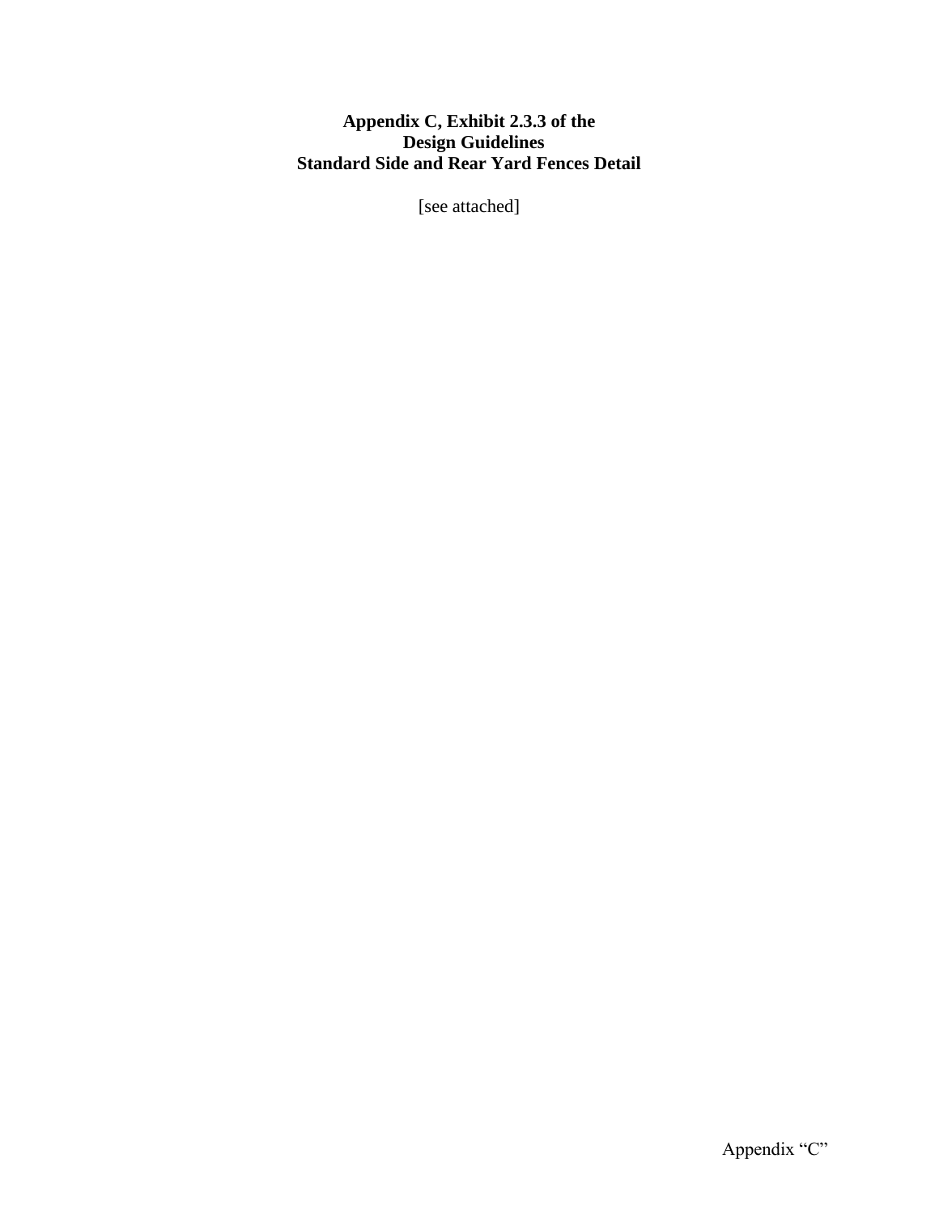**Appendix C, Exhibit 2.3.3 of the Design Guidelines Standard Side and Rear Yard Fences Detail**

[see attached]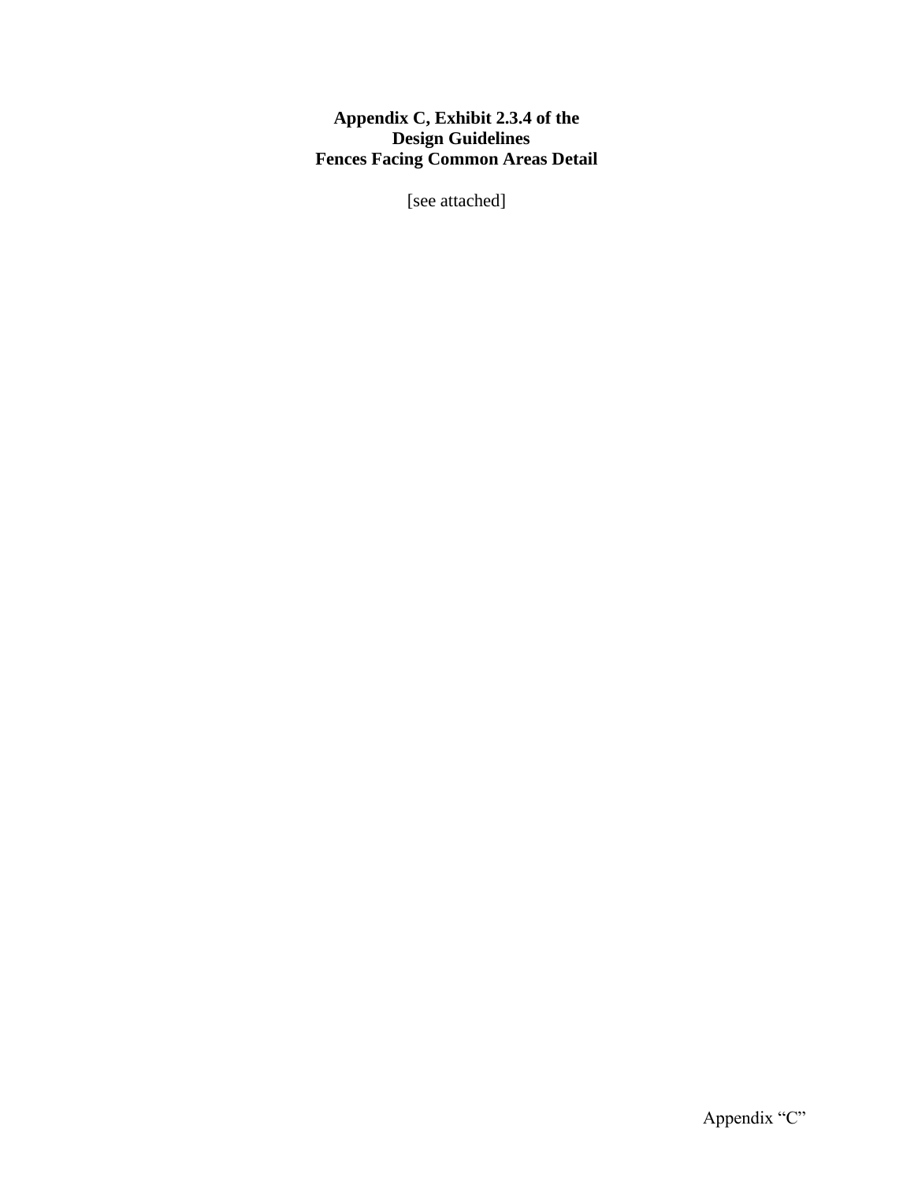**Appendix C, Exhibit 2.3.4 of the**
**Design Guidelines**
**Fences Facing Common Areas Detail**

[see attached]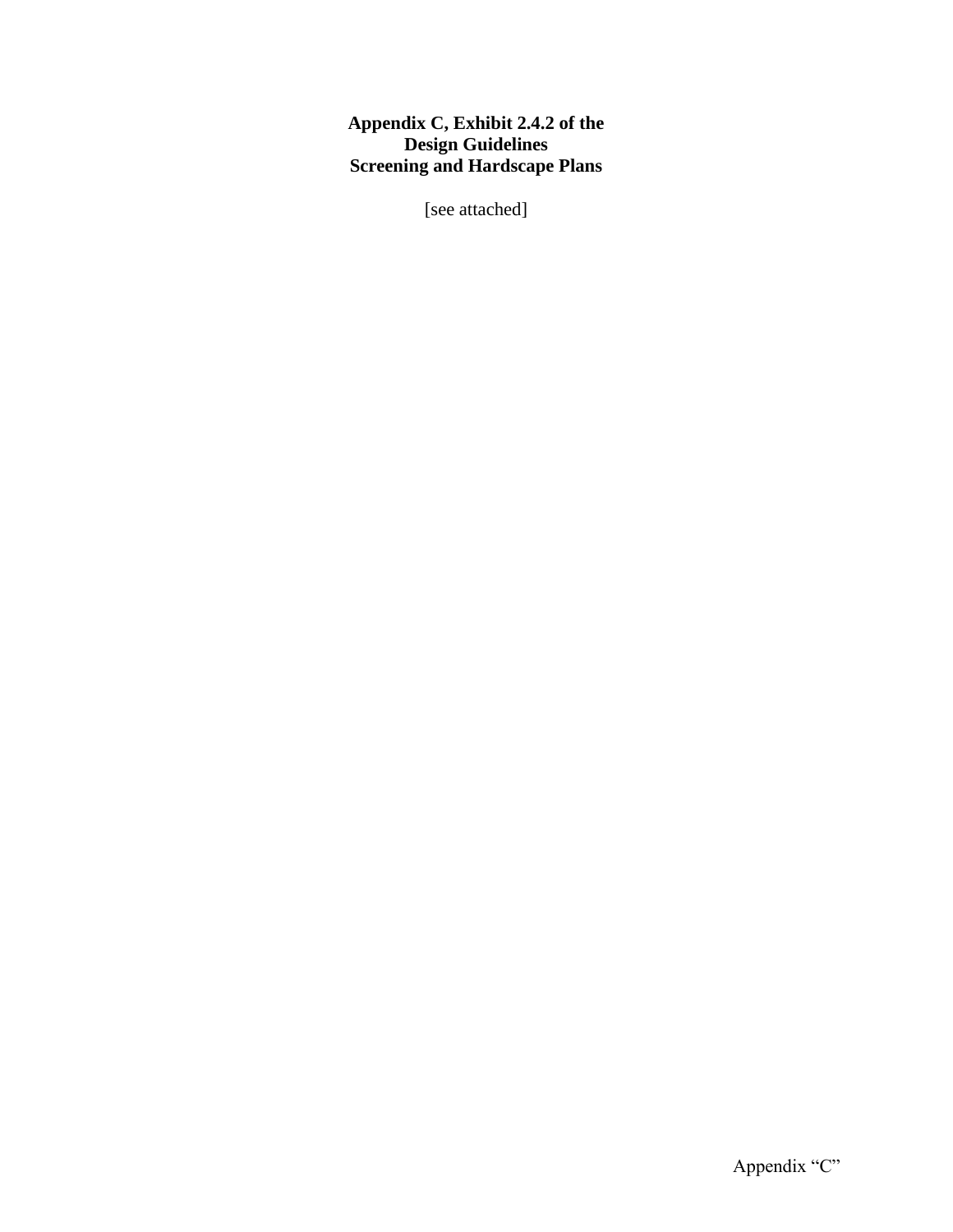**Appendix C, Exhibit 2.4.2 of the Design Guidelines Screening and Hardscape Plans**

[see attached]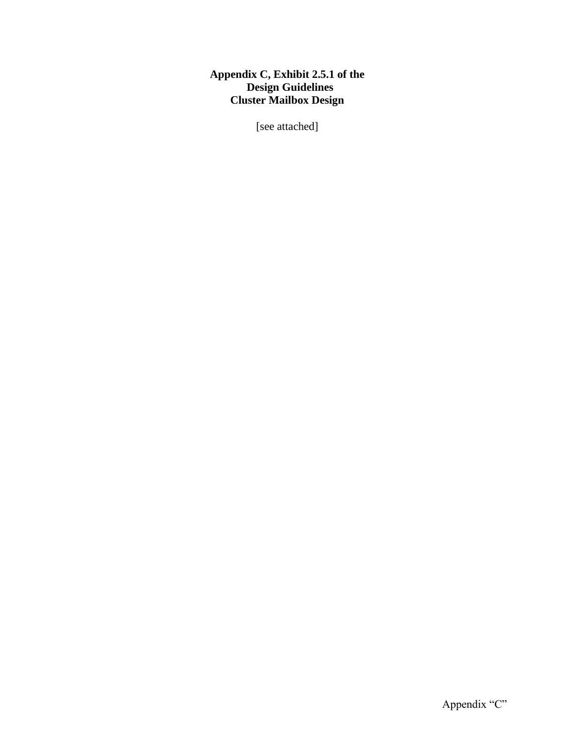**Appendix C, Exhibit 2.5.1 of the Design Guidelines Cluster Mailbox Design**

[see attached]

Appendix “C”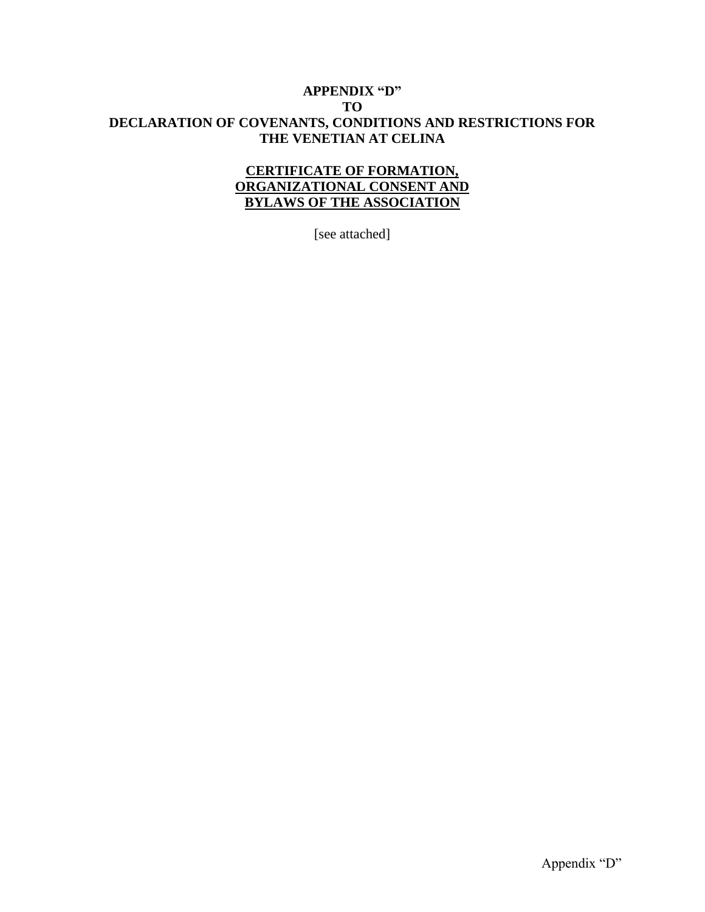# APPENDIX "D"
# TO
# DECLARATION OF COVENANTS, CONDITIONS AND RESTRICTIONS FOR THE VENETIAN AT CELINA

## CERTIFICATE OF FORMATION, ORGANIZATIONAL CONSENT AND BYLAWS OF THE ASSOCIATION

[see attached]